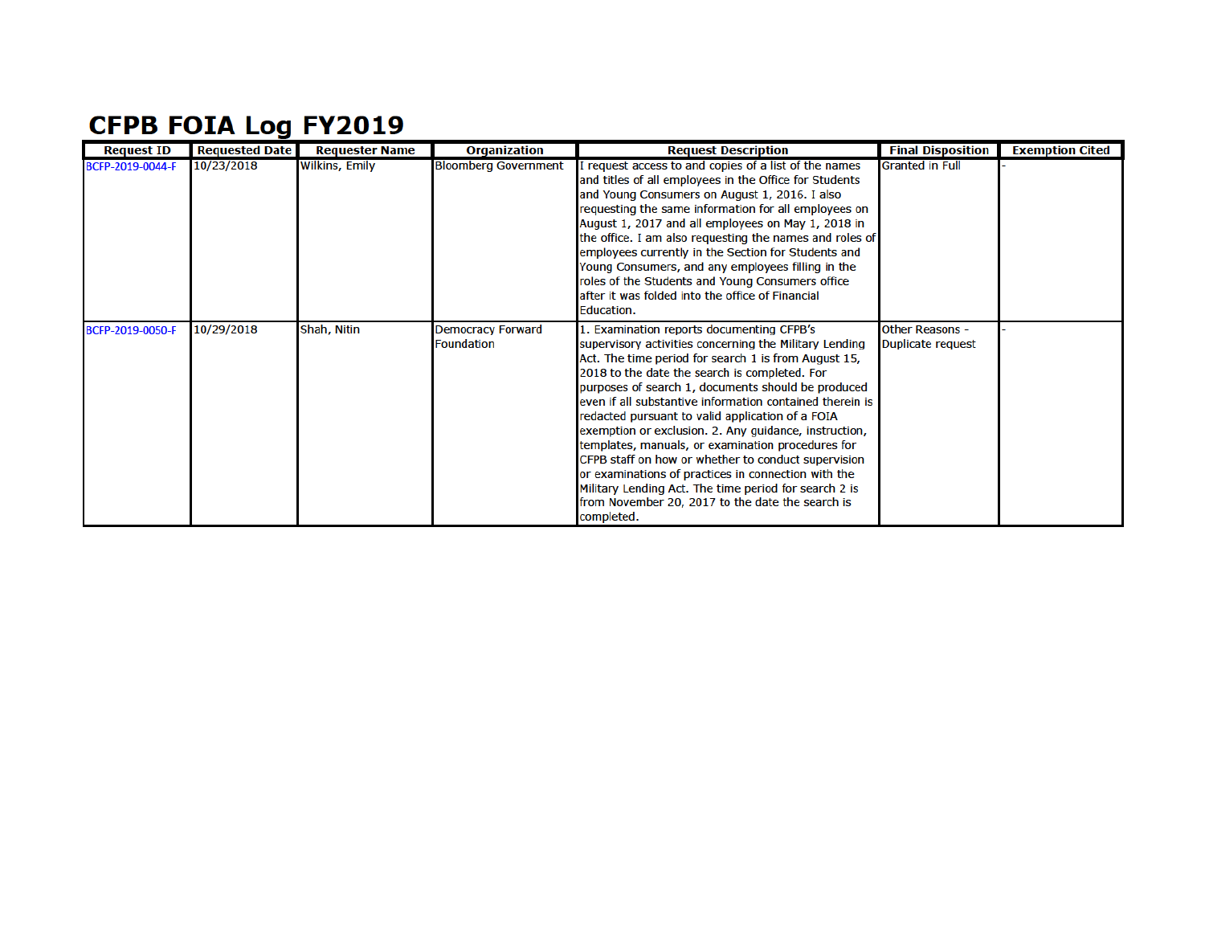# CFPB FOIA Log FY2019

| Request ID | Requested Date | Requester Name | Organization | Request Description | Final Disposition | Exemption Cited |
|---|---|---|---|---|---|---|
| BCFP-2019-0044-F | 10/23/2018 | Wilkins, Emily | Bloomberg Government | I request access to and copies of a list of the names and titles of all employees in the Office for Students and Young Consumers on August 1, 2016. I also requesting the same information for all employees on August 1, 2017 and all employees on May 1, 2018 in the office. I am also requesting the names and roles of employees currently in the Section for Students and Young Consumers, and any employees filling in the roles of the Students and Young Consumers office after it was folded into the office of Financial Education. | Granted in Full | - |
| BCFP-2019-0050-F | 10/29/2018 | Shah, Nitin | Democracy Forward Foundation | 1. Examination reports documenting CFPB's supervisory activities concerning the Military Lending Act. The time period for search 1 is from August 15, 2018 to the date the search is completed. For purposes of search 1, documents should be produced even if all substantive information contained therein is redacted pursuant to valid application of a FOIA exemption or exclusion. 2. Any guidance, instruction, templates, manuals, or examination procedures for CFPB staff on how or whether to conduct supervision or examinations of practices in connection with the Military Lending Act. The time period for search 2 is from November 20, 2017 to the date the search is completed. | Other Reasons - Duplicate request | - |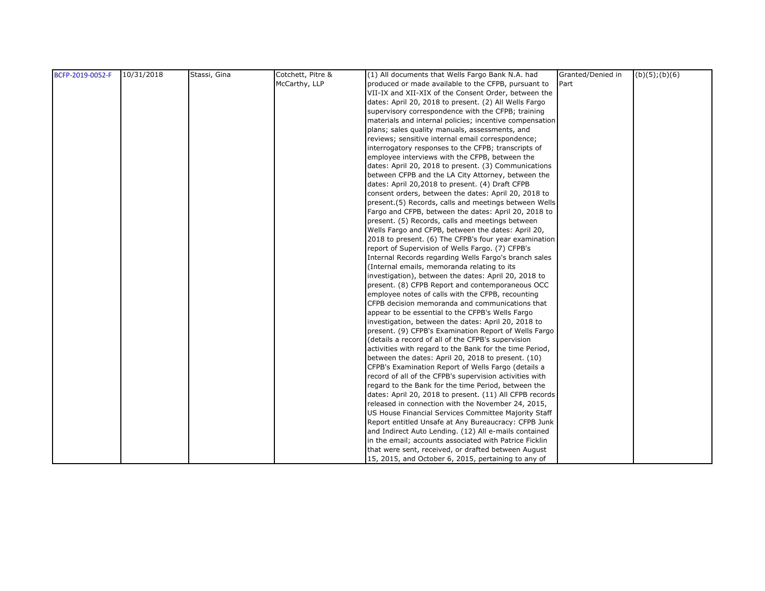| BCFP-2019-0052-F | 10/31/2018 | Stassi, Gina | Cotchett, Pitre & McCarthy, LLP | (1) All documents that Wells Fargo Bank N.A. had produced or made available to the CFPB, pursuant to VII-IX and XII-XIX of the Consent Order, between the dates: April 20, 2018 to present. (2) All Wells Fargo supervisory correspondence with the CFPB; training materials and internal policies; incentive compensation plans; sales quality manuals, assessments, and reviews; sensitive internal email correspondence; interrogatory responses to the CFPB; transcripts of employee interviews with the CFPB, between the dates: April 20, 2018 to present. (3) Communications between CFPB and the LA City Attorney, between the dates: April 20,2018 to present. (4) Draft CFPB consent orders, between the dates: April 20, 2018 to present.(5) Records, calls and meetings between Wells Fargo and CFPB, between the dates: April 20, 2018 to present. (5) Records, calls and meetings between Wells Fargo and CFPB, between the dates: April 20, 2018 to present. (6) The CFPB's four year examination report of Supervision of Wells Fargo. (7) CFPB's Internal Records regarding Wells Fargo's branch sales (Internal emails, memoranda relating to its investigation), between the dates: April 20, 2018 to present. (8) CFPB Report and contemporaneous OCC employee notes of calls with the CFPB, recounting CFPB decision memoranda and communications that appear to be essential to the CFPB's Wells Fargo investigation, between the dates: April 20, 2018 to present. (9) CFPB's Examination Report of Wells Fargo (details a record of all of the CFPB's supervision activities with regard to the Bank for the time Period, between the dates: April 20, 2018 to present. (10) CFPB's Examination Report of Wells Fargo (details a record of all of the CFPB's supervision activities with regard to the Bank for the time Period, between the dates: April 20, 2018 to present. (11) All CFPB records released in connection with the November 24, 2015, US House Financial Services Committee Majority Staff Report entitled Unsafe at Any Bureaucracy: CFPB Junk and Indirect Auto Lending. (12) All e-mails contained in the email; accounts associated with Patrice Ficklin that were sent, received, or drafted between August 15, 2015, and October 6, 2015, pertaining to any of | Granted/Denied in Part | (b)(5);(b)(6) |
|---|---|---|---|---|---|---|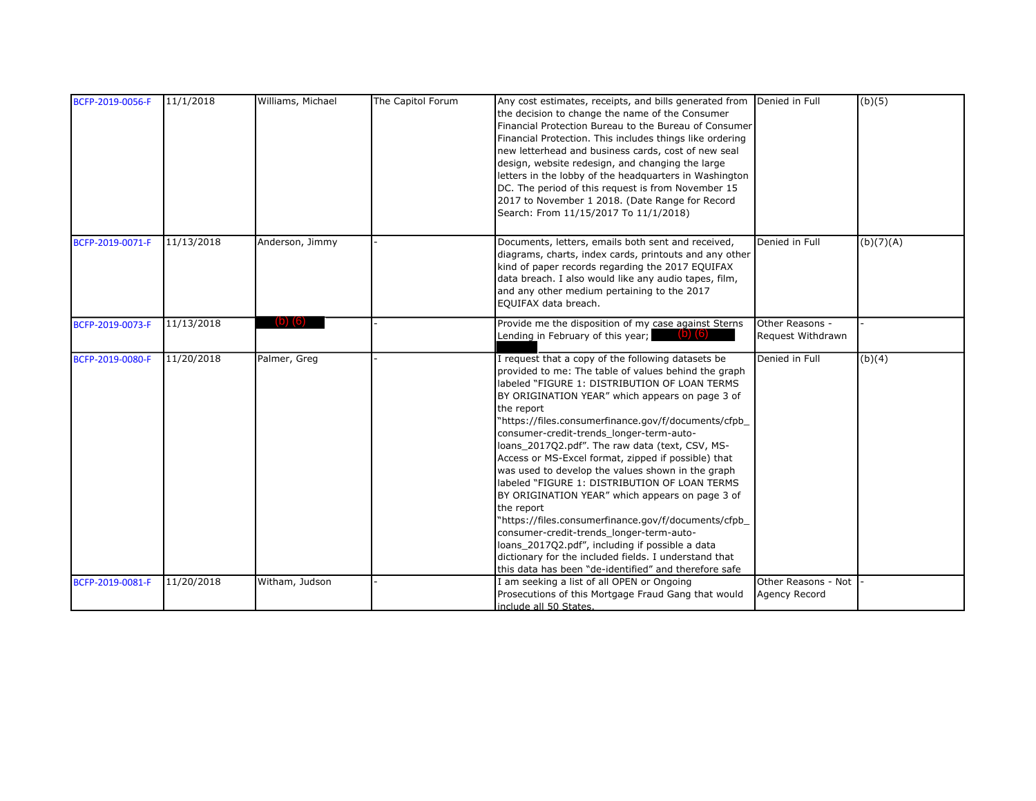| | | | | | | |
|---|---|---|---|---|---|---|
| BCFP-2019-0056-F | 11/1/2018 | Williams, Michael | The Capitol Forum | Any cost estimates, receipts, and bills generated from the decision to change the name of the Consumer Financial Protection Bureau to the Bureau of Consumer Financial Protection. This includes things like ordering new letterhead and business cards, cost of new seal design, website redesign, and changing the large letters in the lobby of the headquarters in Washington DC. The period of this request is from November 15 2017 to November 1 2018. (Date Range for Record Search: From 11/15/2017 To 11/1/2018) | Denied in Full | (b)(5) |
| BCFP-2019-0071-F | 11/13/2018 | Anderson, Jimmy | - | Documents, letters, emails both sent and received, diagrams, charts, index cards, printouts and any other kind of paper records regarding the 2017 EQUIFAX data breach. I also would like any audio tapes, film, and any other medium pertaining to the 2017 EQUIFAX data breach. | Denied in Full | (b)(7)(A) |
| BCFP-2019-0073-F | 11/13/2018 | (b) (6) | - | Provide me the disposition of my case against Sterns Lending in February of this year; (b) (6) | Other Reasons - Request Withdrawn | - |
| BCFP-2019-0080-F | 11/20/2018 | Palmer, Greg | - | I request that a copy of the following datasets be provided to me: The table of values behind the graph labeled "FIGURE 1: DISTRIBUTION OF LOAN TERMS BY ORIGINATION YEAR" which appears on page 3 of the report "https://files.consumerfinance.gov/f/documents/cfpb_consumer-credit-trends_longer-term-auto-loans_2017Q2.pdf". The raw data (text, CSV, MS-Access or MS-Excel format, zipped if possible) that was used to develop the values shown in the graph labeled "FIGURE 1: DISTRIBUTION OF LOAN TERMS BY ORIGINATION YEAR" which appears on page 3 of the report "https://files.consumerfinance.gov/f/documents/cfpb_consumer-credit-trends_longer-term-auto-loans_2017Q2.pdf", including if possible a data dictionary for the included fields. I understand that this data has been "de-identified" and therefore safe | Denied in Full | (b)(4) |
| BCFP-2019-0081-F | 11/20/2018 | Witham, Judson | - | I am seeking a list of all OPEN or Ongoing Prosecutions of this Mortgage Fraud Gang that would include all 50 States. | Other Reasons - Not Agency Record | - |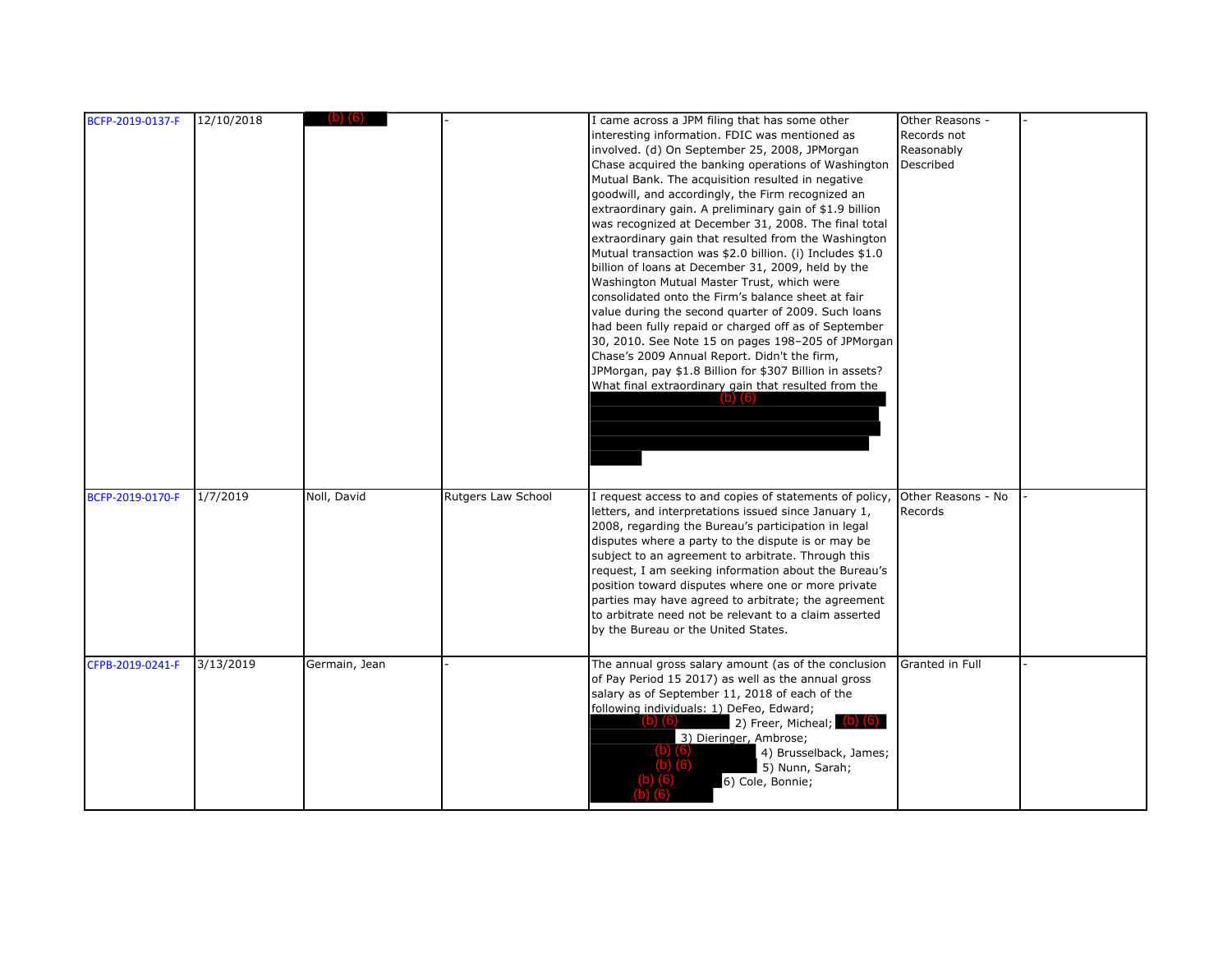| | | | | | | |
|---|---|---|---|---|---|---|
| BCFP-2019-0137-F | 12/10/2018 | (b) (6) | - | I came across a JPM filing that has some other interesting information. FDIC was mentioned as involved. (d) On September 25, 2008, JPMorgan Chase acquired the banking operations of Washington Mutual Bank. The acquisition resulted in negative goodwill, and accordingly, the Firm recognized an extraordinary gain. A preliminary gain of $1.9 billion was recognized at December 31, 2008. The final total extraordinary gain that resulted from the Washington Mutual transaction was $2.0 billion. (i) Includes $1.0 billion of loans at December 31, 2009, held by the Washington Mutual Master Trust, which were consolidated onto the Firm's balance sheet at fair value during the second quarter of 2009. Such loans had been fully repaid or charged off as of September 30, 2010. See Note 15 on pages 198–205 of JPMorgan Chase's 2009 Annual Report. Didn't the firm, JPMorgan, pay $1.8 Billion for $307 Billion in assets? What final extraordinary gain that resulted from the (b) (6) | Other Reasons - Records not Reasonably Described | - |
| BCFP-2019-0170-F | 1/7/2019 | Noll, David | Rutgers Law School | I request access to and copies of statements of policy, letters, and interpretations issued since January 1, 2008, regarding the Bureau's participation in legal disputes where a party to the dispute is or may be subject to an agreement to arbitrate. Through this request, I am seeking information about the Bureau's position toward disputes where one or more private parties may have agreed to arbitrate; the agreement to arbitrate need not be relevant to a claim asserted by the Bureau or the United States. | Other Reasons - No Records | - |
| CFPB-2019-0241-F | 3/13/2019 | Germain, Jean | - | The annual gross salary amount (as of the conclusion of Pay Period 15 2017) as well as the annual gross salary as of September 11, 2018 of each of the following individuals: 1) DeFeo, Edward; (b) (6) 2) Freer, Micheal; (b) (6) 3) Dieringer, Ambrose; (b) (6) 4) Brusselback, James; (b) (6) 5) Nunn, Sarah; (b) (6) 6) Cole, Bonnie; (b) (6) | Granted in Full | - |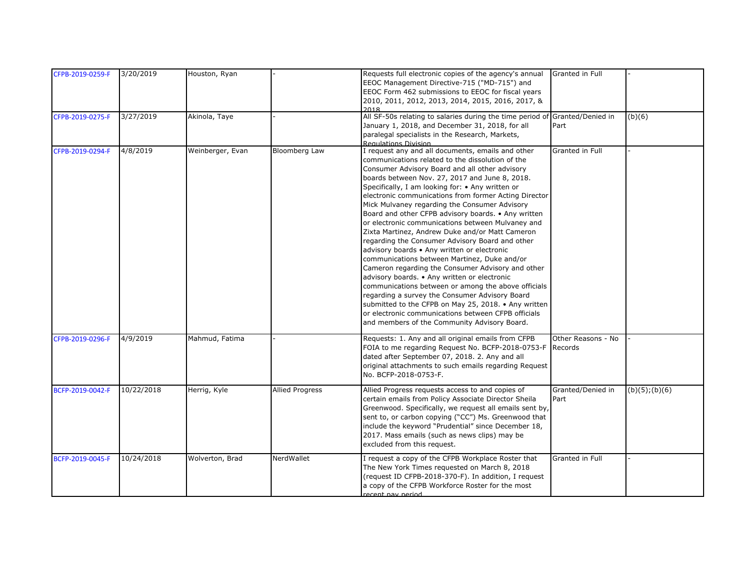| | | | | | | |
|---|---|---|---|---|---|---|
| CFPB-2019-0259-F | 3/20/2019 | Houston, Ryan | - | Requests full electronic copies of the agency's annual EEOC Management Directive-715 ("MD-715") and EEOC Form 462 submissions to EEOC for fiscal years 2010, 2011, 2012, 2013, 2014, 2015, 2016, 2017, & 2018 | Granted in Full | - |
| CFPB-2019-0275-F | 3/27/2019 | Akinola, Taye | - | All SF-50s relating to salaries during the time period of January 1, 2018, and December 31, 2018, for all paralegal specialists in the Research, Markets, Regulations Division | Granted/Denied in Part | (b)(6) |
| CFPB-2019-0294-F | 4/8/2019 | Weinberger, Evan | Bloomberg Law | I request any and all documents, emails and other communications related to the dissolution of the Consumer Advisory Board and all other advisory boards between Nov. 27, 2017 and June 8, 2018. Specifically, I am looking for: • Any written or electronic communications from former Acting Director Mick Mulvaney regarding the Consumer Advisory Board and other CFPB advisory boards. • Any written or electronic communications between Mulvaney and Zixta Martinez, Andrew Duke and/or Matt Cameron regarding the Consumer Advisory Board and other advisory boards • Any written or electronic communications between Martinez, Duke and/or Cameron regarding the Consumer Advisory and other advisory boards. • Any written or electronic communications between or among the above officials regarding a survey the Consumer Advisory Board submitted to the CFPB on May 25, 2018. • Any written or electronic communications between CFPB officials and members of the Community Advisory Board. | Granted in Full | - |
| CFPB-2019-0296-F | 4/9/2019 | Mahmud, Fatima | - | Requests: 1. Any and all original emails from CFPB FOIA to me regarding Request No. BCFP-2018-0753-F dated after September 07, 2018. 2. Any and all original attachments to such emails regarding Request No. BCFP-2018-0753-F. | Other Reasons - No Records | - |
| BCFP-2019-0042-F | 10/22/2018 | Herrig, Kyle | Allied Progress | Allied Progress requests access to and copies of certain emails from Policy Associate Director Sheila Greenwood. Specifically, we request all emails sent by, sent to, or carbon copying ("CC") Ms. Greenwood that include the keyword "Prudential" since December 18, 2017. Mass emails (such as news clips) may be excluded from this request. | Granted/Denied in Part | (b)(5);(b)(6) |
| BCFP-2019-0045-F | 10/24/2018 | Wolverton, Brad | NerdWallet | I request a copy of the CFPB Workplace Roster that The New York Times requested on March 8, 2018 (request ID CFPB-2018-370-F). In addition, I request a copy of the CFPB Workforce Roster for the most recent pay period | Granted in Full | - |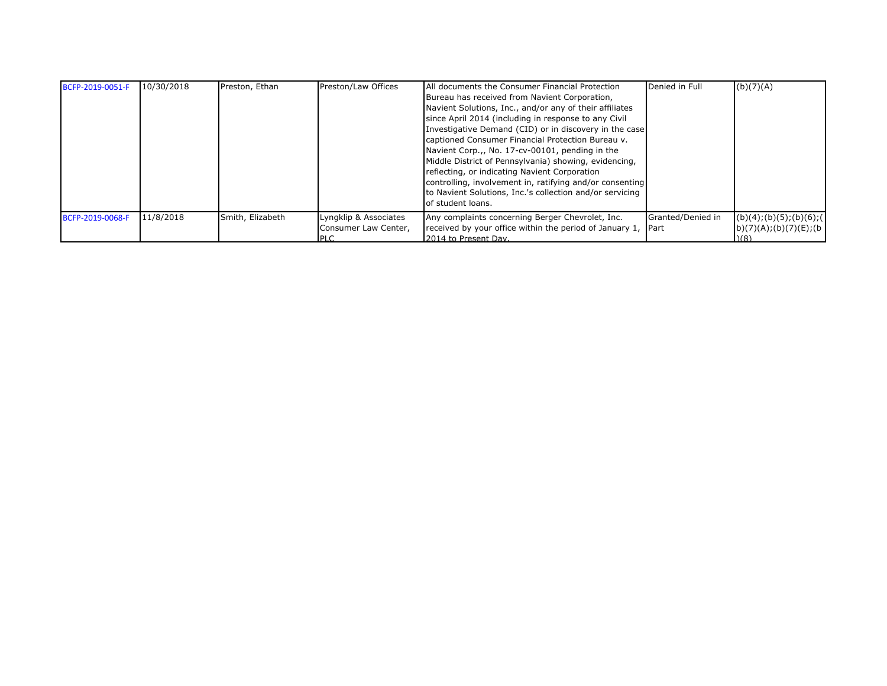| | | | | | | |
|---|---|---|---|---|---|---|
| BCFP-2019-0051-F | 10/30/2018 | Preston, Ethan | Preston/Law Offices | All documents the Consumer Financial Protection Bureau has received from Navient Corporation, Navient Solutions, Inc., and/or any of their affiliates since April 2014 (including in response to any Civil Investigative Demand (CID) or in discovery in the case captioned Consumer Financial Protection Bureau v. Navient Corp.,, No. 17-cv-00101, pending in the Middle District of Pennsylvania) showing, evidencing, reflecting, or indicating Navient Corporation controlling, involvement in, ratifying and/or consenting to Navient Solutions, Inc.'s collection and/or servicing of student loans. | Denied in Full | (b)(7)(A) |
| BCFP-2019-0068-F | 11/8/2018 | Smith, Elizabeth | Lyngklip & Associates Consumer Law Center, PLC | Any complaints concerning Berger Chevrolet, Inc. received by your office within the period of January 1, 2014 to Present Day. | Granted/Denied in Part | (b)(4);(b)(5);(b)(6);(b)(7)(A);(b)(7)(E);(b)(8) |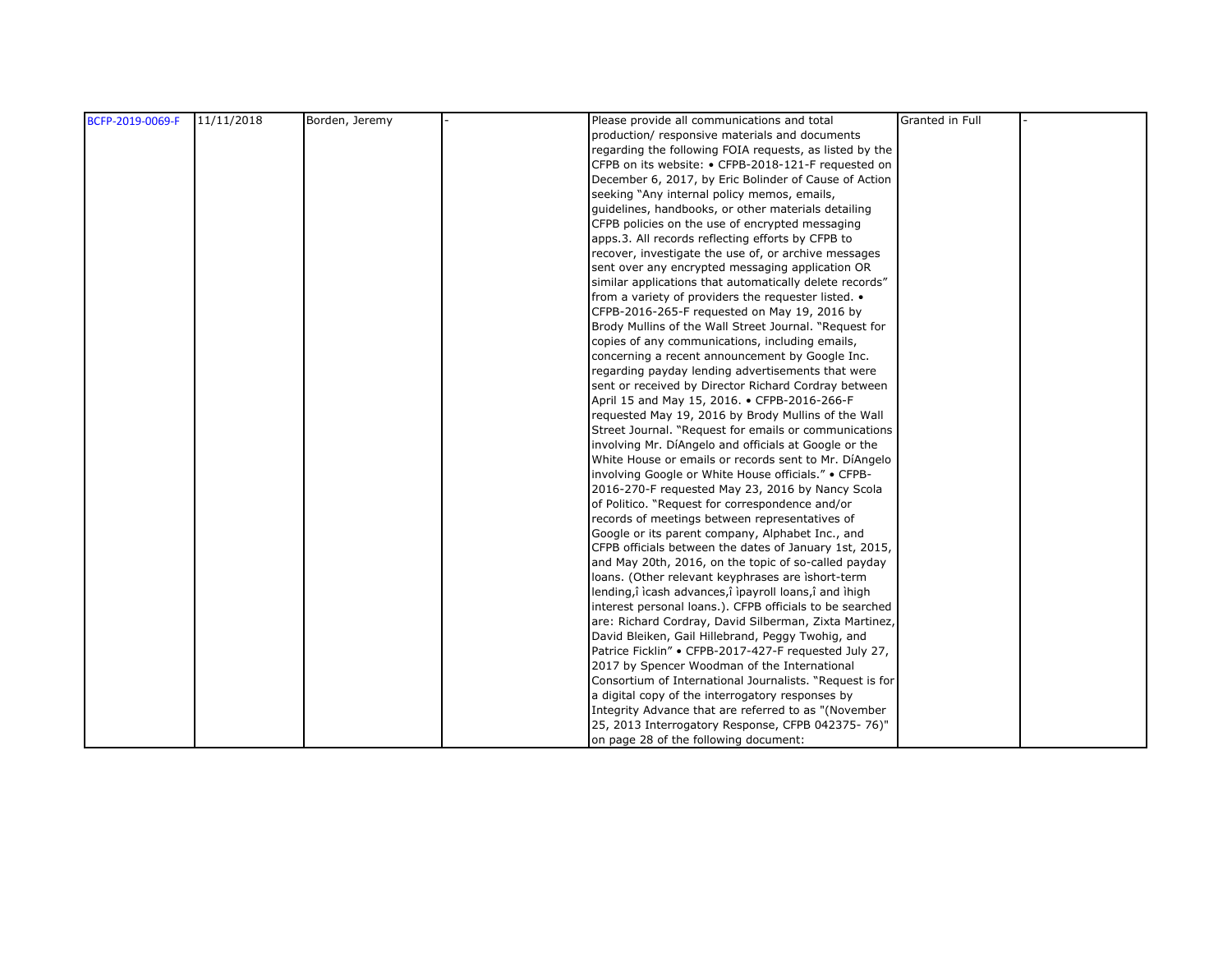| BCFP-2019-0069-F | 11/11/2018 | Borden, Jeremy | - | Please provide all communications and total production/ responsive materials and documents regarding the following FOIA requests, as listed by the CFPB on its website: • CFPB-2018-121-F requested on December 6, 2017, by Eric Bolinder of Cause of Action seeking "Any internal policy memos, emails, guidelines, handbooks, or other materials detailing CFPB policies on the use of encrypted messaging apps.3. All records reflecting efforts by CFPB to recover, investigate the use of, or archive messages sent over any encrypted messaging application OR similar applications that automatically delete records" from a variety of providers the requester listed. • CFPB-2016-265-F requested on May 19, 2016 by Brody Mullins of the Wall Street Journal. "Request for copies of any communications, including emails, concerning a recent announcement by Google Inc. regarding payday lending advertisements that were sent or received by Director Richard Cordray between April 15 and May 15, 2016. • CFPB-2016-266-F requested May 19, 2016 by Brody Mullins of the Wall Street Journal. "Request for emails or communications involving Mr. DíAngelo and officials at Google or the White House or emails or records sent to Mr. DíAngelo involving Google or White House officials." • CFPB-2016-270-F requested May 23, 2016 by Nancy Scola of Politico. "Request for correspondence and/or records of meetings between representatives of Google or its parent company, Alphabet Inc., and CFPB officials between the dates of January 1st, 2015, and May 20th, 2016, on the topic of so-called payday loans. (Other relevant keyphrases are ìshort-term lending,î ìcash advances,î ìpayroll loans,î and ìhigh interest personal loans.). CFPB officials to be searched are: Richard Cordray, David Silberman, Zixta Martinez, David Bleiken, Gail Hillebrand, Peggy Twohig, and Patrice Ficklin" • CFPB-2017-427-F requested July 27, 2017 by Spencer Woodman of the International Consortium of International Journalists. "Request is for a digital copy of the interrogatory responses by Integrity Advance that are referred to as "(November 25, 2013 Interrogatory Response, CFPB 042375- 76)" on page 28 of the following document: | Granted in Full | - |
|---|---|---|---|---|---|---|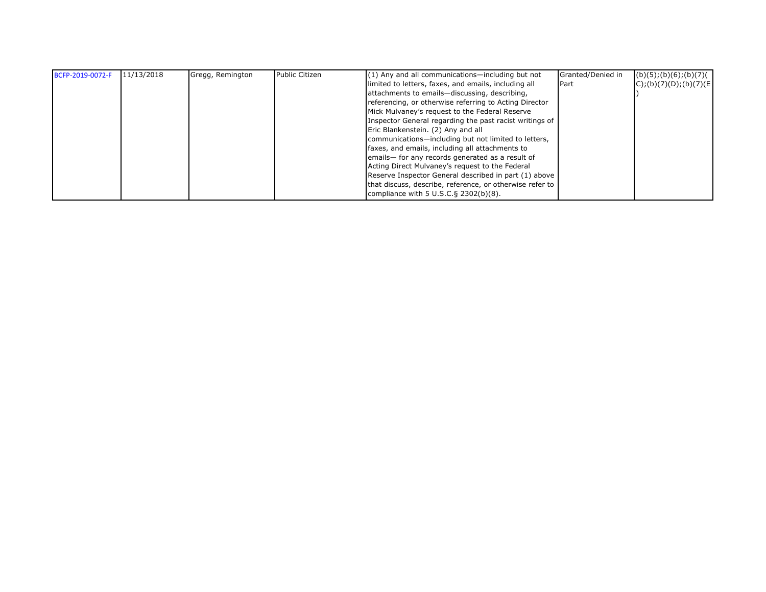| BCFP-2019-0072-F | 11/13/2018 | Gregg, Remington | Public Citizen | (1) Any and all communications—including but not limited to letters, faxes, and emails, including all attachments to emails—discussing, describing, referencing, or otherwise referring to Acting Director Mick Mulvaney's request to the Federal Reserve Inspector General regarding the past racist writings of Eric Blankenstein. (2) Any and all communications—including but not limited to letters, faxes, and emails, including all attachments to emails— for any records generated as a result of Acting Direct Mulvaney's request to the Federal Reserve Inspector General described in part (1) above that discuss, describe, reference, or otherwise refer to compliance with 5 U.S.C.§ 2302(b)(8). | Granted/Denied in Part | (b)(5);(b)(6);(b)(7)(C);(b)(7)(D);(b)(7)(E) |
|---|---|---|---|---|---|---|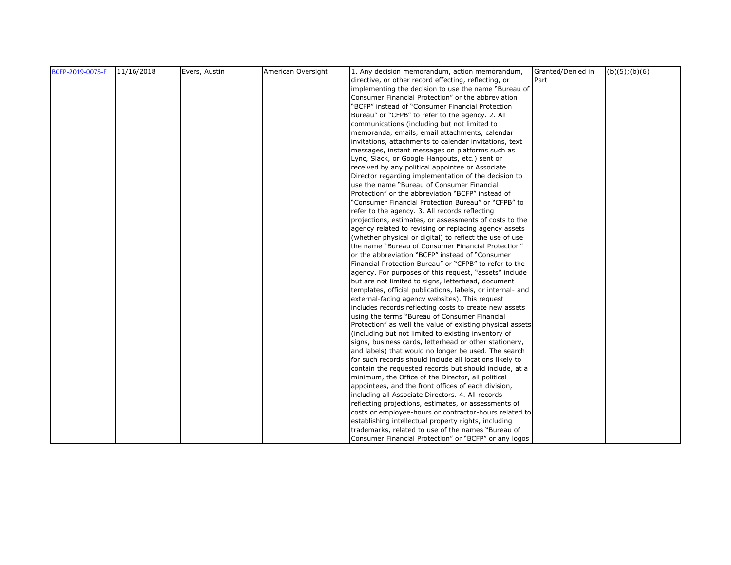| BCFP-2019-0075-F | 11/16/2018 | Evers, Austin | American Oversight | 1. Any decision memorandum, action memorandum, directive, or other record effecting, reflecting, or implementing the decision to use the name "Bureau of Consumer Financial Protection" or the abbreviation "BCFP" instead of "Consumer Financial Protection Bureau" or "CFPB" to refer to the agency. 2. All communications (including but not limited to memoranda, emails, email attachments, calendar invitations, attachments to calendar invitations, text messages, instant messages on platforms such as Lync, Slack, or Google Hangouts, etc.) sent or received by any political appointee or Associate Director regarding implementation of the decision to use the name "Bureau of Consumer Financial Protection" or the abbreviation "BCFP" instead of "Consumer Financial Protection Bureau" or "CFPB" to refer to the agency. 3. All records reflecting projections, estimates, or assessments of costs to the agency related to revising or replacing agency assets (whether physical or digital) to reflect the use of use the name "Bureau of Consumer Financial Protection" or the abbreviation "BCFP" instead of "Consumer Financial Protection Bureau" or "CFPB" to refer to the agency. For purposes of this request, "assets" include but are not limited to signs, letterhead, document templates, official publications, labels, or internal- and external-facing agency websites). This request includes records reflecting costs to create new assets using the terms "Bureau of Consumer Financial Protection" as well the value of existing physical assets (including but not limited to existing inventory of signs, business cards, letterhead or other stationery, and labels) that would no longer be used. The search for such records should include all locations likely to contain the requested records but should include, at a minimum, the Office of the Director, all political appointees, and the front offices of each division, including all Associate Directors. 4. All records reflecting projections, estimates, or assessments of costs or employee-hours or contractor-hours related to establishing intellectual property rights, including trademarks, related to use of the names "Bureau of Consumer Financial Protection" or "BCFP" or any logos | Granted/Denied in Part | (b)(5);(b)(6) |
|---|---|---|---|---|---|---|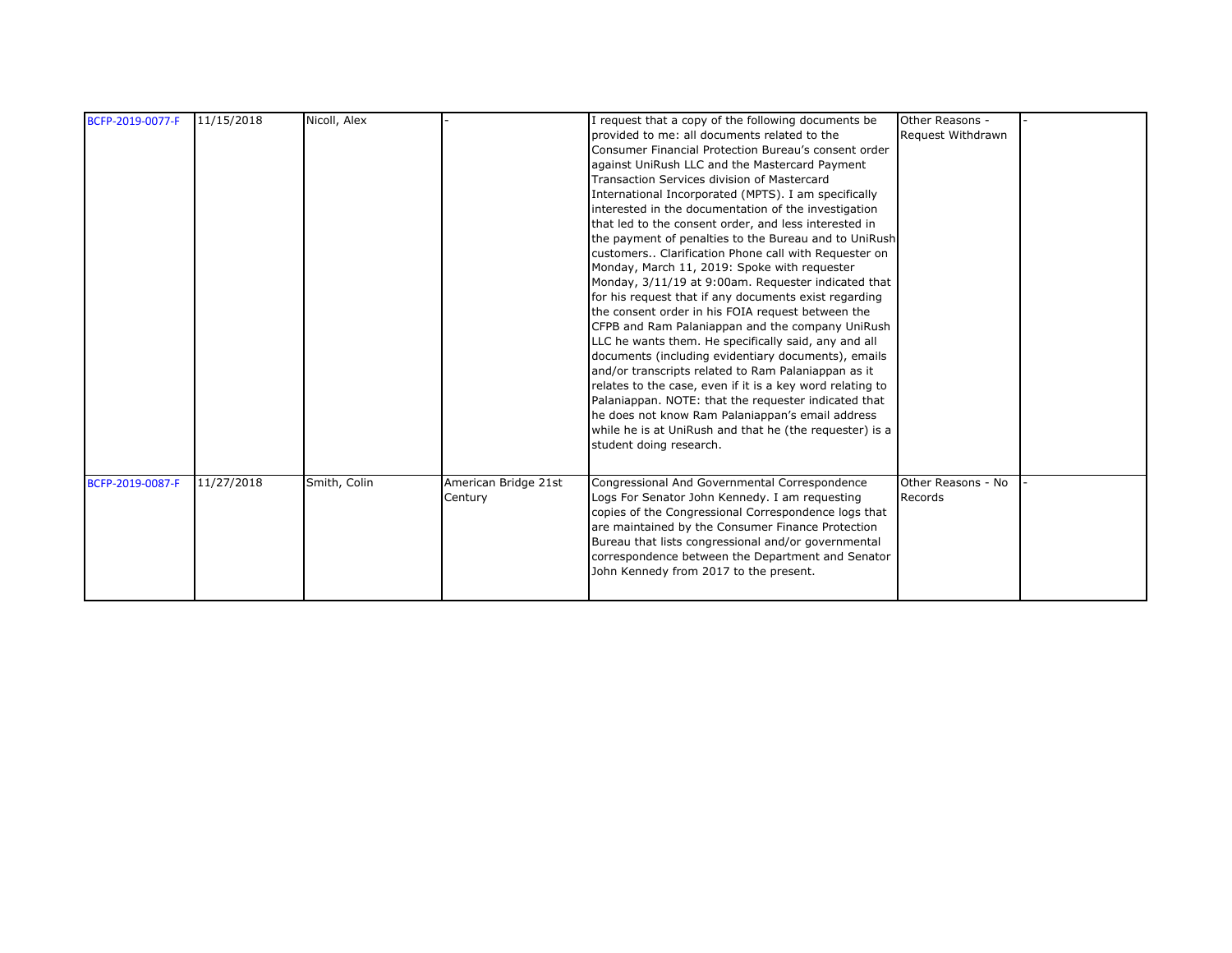| | | | | | | |
|---|---|---|---|---|---|---|
| BCFP-2019-0077-F | 11/15/2018 | Nicoll, Alex | - | I request that a copy of the following documents be provided to me: all documents related to the Consumer Financial Protection Bureau's consent order against UniRush LLC and the Mastercard Payment Transaction Services division of Mastercard International Incorporated (MPTS). I am specifically interested in the documentation of the investigation that led to the consent order, and less interested in the payment of penalties to the Bureau and to UniRush customers.. Clarification Phone call with Requester on Monday, March 11, 2019: Spoke with requester Monday, 3/11/19 at 9:00am. Requester indicated that for his request that if any documents exist regarding the consent order in his FOIA request between the CFPB and Ram Palaniappan and the company UniRush LLC he wants them. He specifically said, any and all documents (including evidentiary documents), emails and/or transcripts related to Ram Palaniappan as it relates to the case, even if it is a key word relating to Palaniappan. NOTE: that the requester indicated that he does not know Ram Palaniappan's email address while he is at UniRush and that he (the requester) is a student doing research. | Other Reasons - Request Withdrawn | - |
| BCFP-2019-0087-F | 11/27/2018 | Smith, Colin | American Bridge 21st Century | Congressional And Governmental Correspondence Logs For Senator John Kennedy. I am requesting copies of the Congressional Correspondence logs that are maintained by the Consumer Finance Protection Bureau that lists congressional and/or governmental correspondence between the Department and Senator John Kennedy from 2017 to the present. | Other Reasons - No Records | - |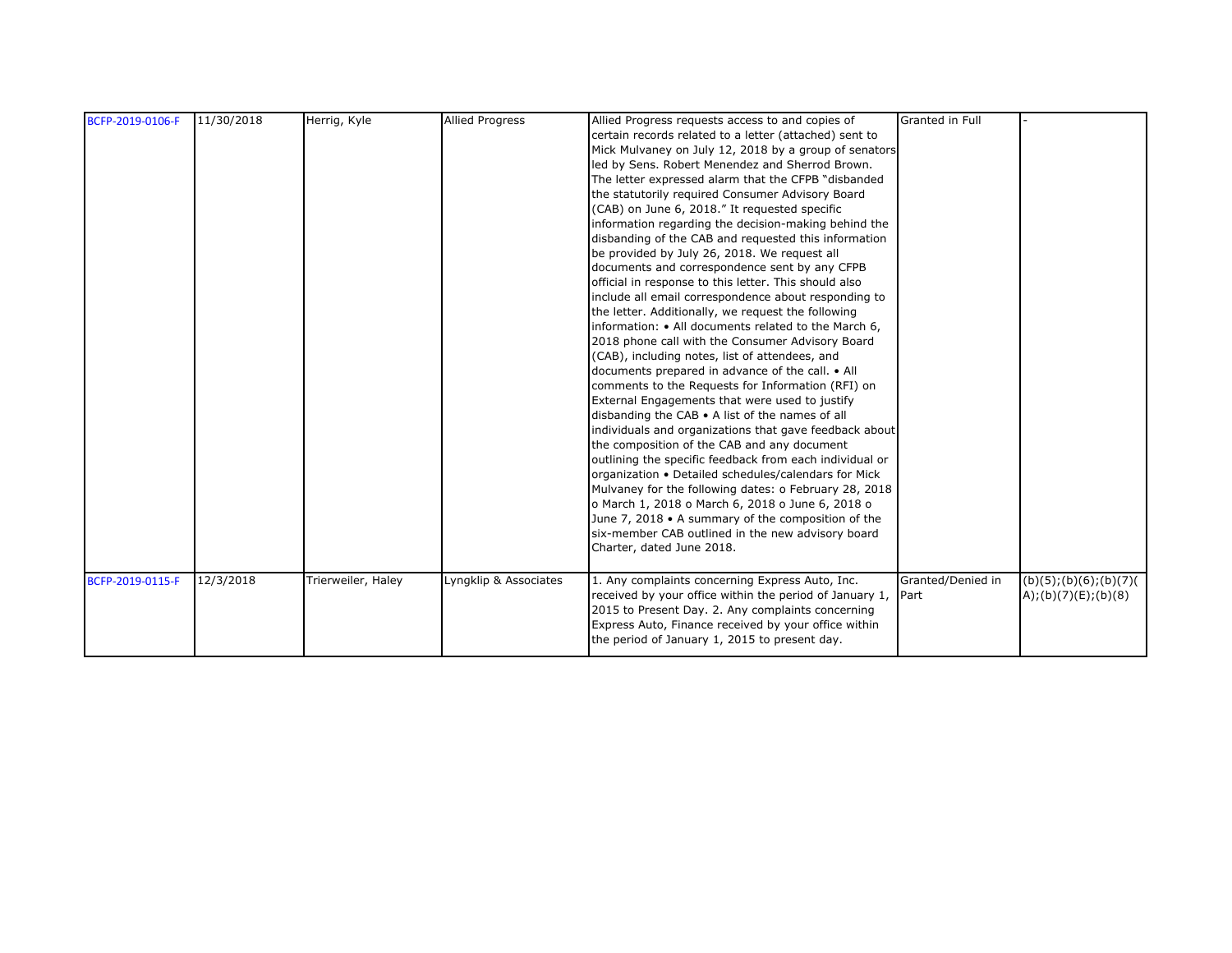| | | | | | | |
|---|---|---|---|---|---|---|
| BCFP-2019-0106-F | 11/30/2018 | Herrig, Kyle | Allied Progress | Allied Progress requests access to and copies of certain records related to a letter (attached) sent to Mick Mulvaney on July 12, 2018 by a group of senators led by Sens. Robert Menendez and Sherrod Brown. The letter expressed alarm that the CFPB "disbanded the statutorily required Consumer Advisory Board (CAB) on June 6, 2018." It requested specific information regarding the decision-making behind the disbanding of the CAB and requested this information be provided by July 26, 2018. We request all documents and correspondence sent by any CFPB official in response to this letter. This should also include all email correspondence about responding to the letter. Additionally, we request the following information: • All documents related to the March 6, 2018 phone call with the Consumer Advisory Board (CAB), including notes, list of attendees, and documents prepared in advance of the call. • All comments to the Requests for Information (RFI) on External Engagements that were used to justify disbanding the CAB • A list of the names of all individuals and organizations that gave feedback about the composition of the CAB and any document outlining the specific feedback from each individual or organization • Detailed schedules/calendars for Mick Mulvaney for the following dates: o February 28, 2018 o March 1, 2018 o March 6, 2018 o June 6, 2018 o June 7, 2018 • A summary of the composition of the six-member CAB outlined in the new advisory board Charter, dated June 2018. | Granted in Full | - |
| BCFP-2019-0115-F | 12/3/2018 | Trierweiler, Haley | Lyngklip & Associates | 1. Any complaints concerning Express Auto, Inc. received by your office within the period of January 1, 2015 to Present Day. 2. Any complaints concerning Express Auto, Finance received by your office within the period of January 1, 2015 to present day. | Granted/Denied in Part | (b)(5);(b)(6);(b)(7)(A);(b)(7)(E);(b)(8) |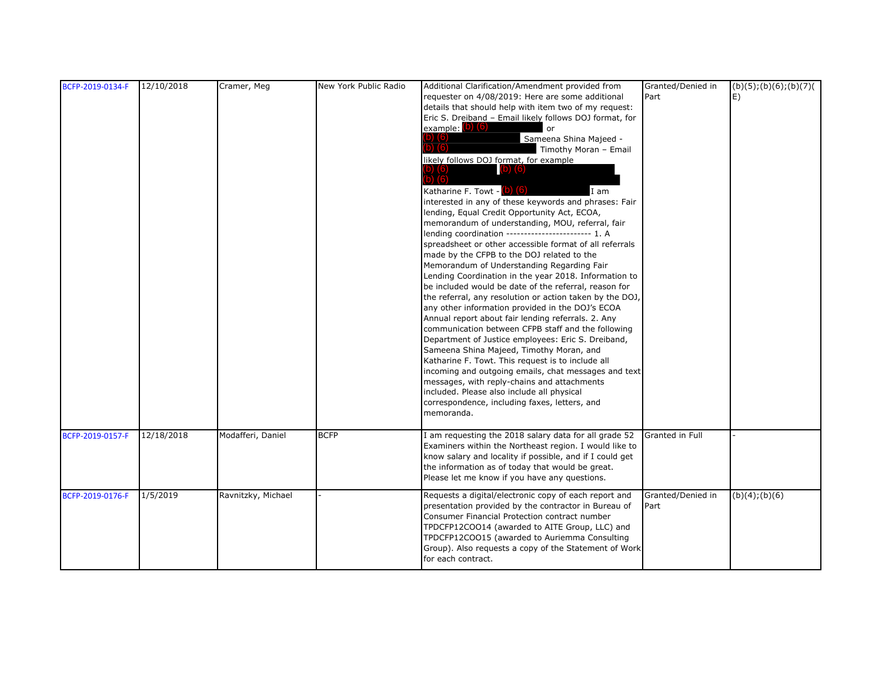| BCFP-2019-0134-F | 12/10/2018 | Cramer, Meg | New York Public Radio | Additional Clarification/Amendment provided from requester on 4/08/2019: Here are some additional details that should help with item two of my request: Eric S. Dreiband – Email likely follows DOJ format, for example: (b) (6) or (b) (6) Sameena Shina Majeed - (b) (6) Timothy Moran – Email likely follows DOJ format, for example (b) (6) (b) (6) (b) (6) Katharine F. Towt - (b) (6) I am interested in any of these keywords and phrases: Fair lending, Equal Credit Opportunity Act, ECOA, memorandum of understanding, MOU, referral, fair lending coordination ------------------------ 1. A spreadsheet or other accessible format of all referrals made by the CFPB to the DOJ related to the Memorandum of Understanding Regarding Fair Lending Coordination in the year 2018. Information to be included would be date of the referral, reason for the referral, any resolution or action taken by the DOJ, any other information provided in the DOJ's ECOA Annual report about fair lending referrals. 2. Any communication between CFPB staff and the following Department of Justice employees: Eric S. Dreiband, Sameena Shina Majeed, Timothy Moran, and Katharine F. Towt. This request is to include all incoming and outgoing emails, chat messages and text messages, with reply-chains and attachments included. Please also include all physical correspondence, including faxes, letters, and memoranda. | Granted/Denied in Part | (b)(5);(b)(6);(b)(7)(E) |
|---|---|---|---|---|---|---|
| BCFP-2019-0157-F | 12/18/2018 | Modafferi, Daniel | BCFP | I am requesting the 2018 salary data for all grade 52 Examiners within the Northeast region. I would like to know salary and locality if possible, and if I could get the information as of today that would be great. Please let me know if you have any questions. | Granted in Full | - |
| BCFP-2019-0176-F | 1/5/2019 | Ravnitzky, Michael | - | Requests a digital/electronic copy of each report and presentation provided by the contractor in Bureau of Consumer Financial Protection contract number TPDCFP12COO14 (awarded to AITE Group, LLC) and TPDCFP12COO15 (awarded to Auriemma Consulting Group). Also requests a copy of the Statement of Work for each contract. | Granted/Denied in Part | (b)(4);(b)(6) |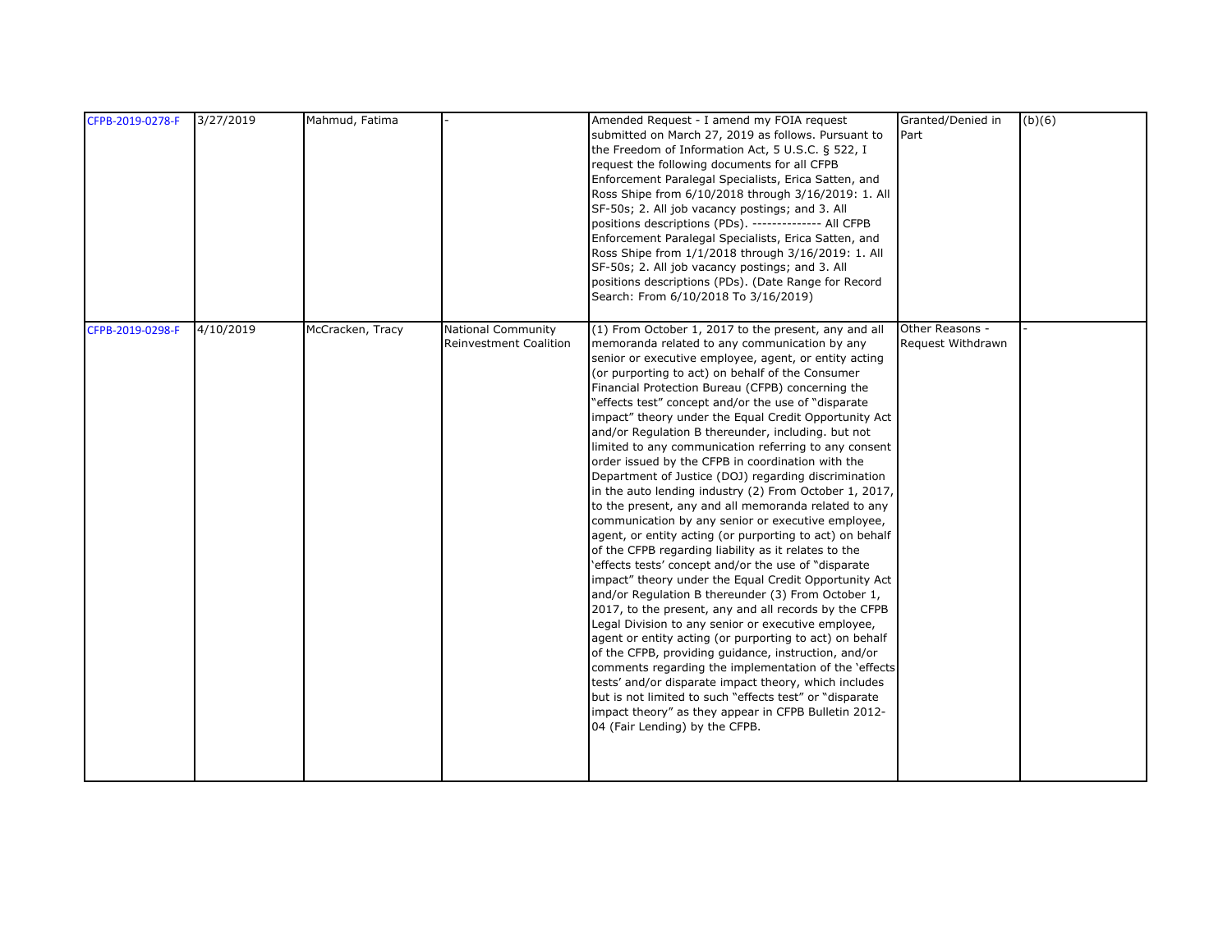| | | | | | | |
|---|---|---|---|---|---|---|
| CFPB-2019-0278-F | 3/27/2019 | Mahmud, Fatima | - | Amended Request - I amend my FOIA request submitted on March 27, 2019 as follows. Pursuant to the Freedom of Information Act, 5 U.S.C. § 522, I request the following documents for all CFPB Enforcement Paralegal Specialists, Erica Satten, and Ross Shipe from 6/10/2018 through 3/16/2019: 1. All SF-50s; 2. All job vacancy postings; and 3. All positions descriptions (PDs). -------------- All CFPB Enforcement Paralegal Specialists, Erica Satten, and Ross Shipe from 1/1/2018 through 3/16/2019: 1. All SF-50s; 2. All job vacancy postings; and 3. All positions descriptions (PDs). (Date Range for Record Search: From 6/10/2018 To 3/16/2019) | Granted/Denied in Part | (b)(6) |
| CFPB-2019-0298-F | 4/10/2019 | McCracken, Tracy | National Community Reinvestment Coalition | (1) From October 1, 2017 to the present, any and all memoranda related to any communication by any senior or executive employee, agent, or entity acting (or purporting to act) on behalf of the Consumer Financial Protection Bureau (CFPB) concerning the "effects test" concept and/or the use of "disparate impact" theory under the Equal Credit Opportunity Act and/or Regulation B thereunder, including. but not limited to any communication referring to any consent order issued by the CFPB in coordination with the Department of Justice (DOJ) regarding discrimination in the auto lending industry (2) From October 1, 2017, to the present, any and all memoranda related to any communication by any senior or executive employee, agent, or entity acting (or purporting to act) on behalf of the CFPB regarding liability as it relates to the 'effects tests' concept and/or the use of "disparate impact" theory under the Equal Credit Opportunity Act and/or Regulation B thereunder (3) From October 1, 2017, to the present, any and all records by the CFPB Legal Division to any senior or executive employee, agent or entity acting (or purporting to act) on behalf of the CFPB, providing guidance, instruction, and/or comments regarding the implementation of the 'effects tests' and/or disparate impact theory, which includes but is not limited to such "effects test" or "disparate impact theory" as they appear in CFPB Bulletin 2012-04 (Fair Lending) by the CFPB. | Other Reasons - Request Withdrawn | - |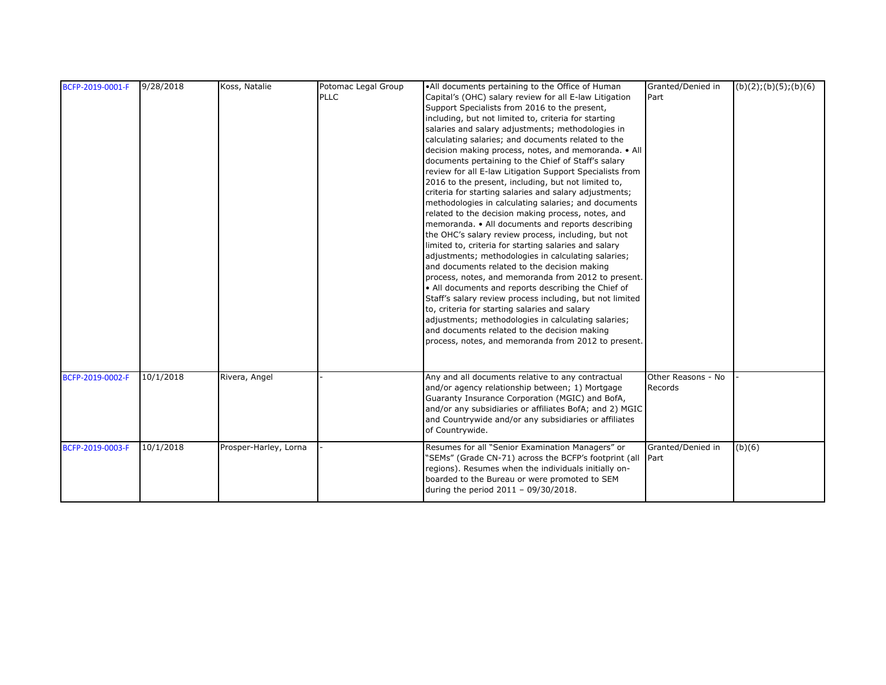| | | | | | | |
|---|---|---|---|---|---|---|
| BCFP-2019-0001-F | 9/28/2018 | Koss, Natalie | Potomac Legal Group PLLC | •All documents pertaining to the Office of Human Capital's (OHC) salary review for all E-law Litigation Support Specialists from 2016 to the present, including, but not limited to, criteria for starting salaries and salary adjustments; methodologies in calculating salaries; and documents related to the decision making process, notes, and memoranda. • All documents pertaining to the Chief of Staff's salary review for all E-law Litigation Support Specialists from 2016 to the present, including, but not limited to, criteria for starting salaries and salary adjustments; methodologies in calculating salaries; and documents related to the decision making process, notes, and memoranda. • All documents and reports describing the OHC's salary review process, including, but not limited to, criteria for starting salaries and salary adjustments; methodologies in calculating salaries; and documents related to the decision making process, notes, and memoranda from 2012 to present. • All documents and reports describing the Chief of Staff's salary review process including, but not limited to, criteria for starting salaries and salary adjustments; methodologies in calculating salaries; and documents related to the decision making process, notes, and memoranda from 2012 to present. | Granted/Denied in Part | (b)(2);(b)(5);(b)(6) |
| BCFP-2019-0002-F | 10/1/2018 | Rivera, Angel | - | Any and all documents relative to any contractual and/or agency relationship between; 1) Mortgage Guaranty Insurance Corporation (MGIC) and BofA, and/or any subsidiaries or affiliates BofA; and 2) MGIC and Countrywide and/or any subsidiaries or affiliates of Countrywide. | Other Reasons - No Records | - |
| BCFP-2019-0003-F | 10/1/2018 | Prosper-Harley, Lorna | - | Resumes for all "Senior Examination Managers" or "SEMs" (Grade CN-71) across the BCFP's footprint (all regions). Resumes when the individuals initially on-boarded to the Bureau or were promoted to SEM during the period 2011 – 09/30/2018. | Granted/Denied in Part | (b)(6) |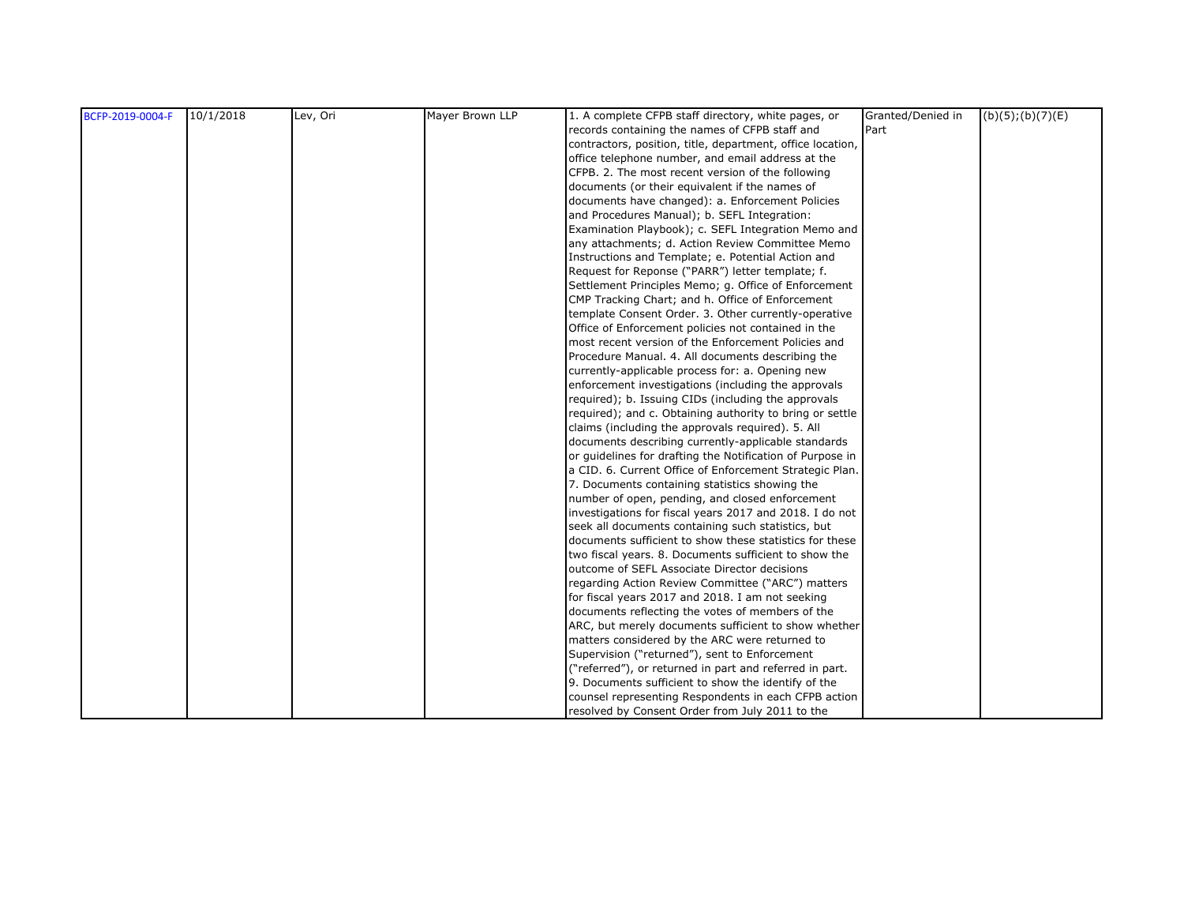| BCFP-2019-0004-F | 10/1/2018 | Lev, Ori | Mayer Brown LLP | 1. A complete CFPB staff directory, white pages, or records containing the names of CFPB staff and contractors, position, title, department, office location, office telephone number, and email address at the CFPB. 2. The most recent version of the following documents (or their equivalent if the names of documents have changed): a. Enforcement Policies and Procedures Manual); b. SEFL Integration: Examination Playbook); c. SEFL Integration Memo and any attachments; d. Action Review Committee Memo Instructions and Template; e. Potential Action and Request for Reponse ("PARR") letter template; f. Settlement Principles Memo; g. Office of Enforcement CMP Tracking Chart; and h. Office of Enforcement template Consent Order. 3. Other currently-operative Office of Enforcement policies not contained in the most recent version of the Enforcement Policies and Procedure Manual. 4. All documents describing the currently-applicable process for: a. Opening new enforcement investigations (including the approvals required); b. Issuing CIDs (including the approvals required); and c. Obtaining authority to bring or settle claims (including the approvals required). 5. All documents describing currently-applicable standards or guidelines for drafting the Notification of Purpose in a CID. 6. Current Office of Enforcement Strategic Plan. 7. Documents containing statistics showing the number of open, pending, and closed enforcement investigations for fiscal years 2017 and 2018. I do not seek all documents containing such statistics, but documents sufficient to show these statistics for these two fiscal years. 8. Documents sufficient to show the outcome of SEFL Associate Director decisions regarding Action Review Committee ("ARC") matters for fiscal years 2017 and 2018. I am not seeking documents reflecting the votes of members of the ARC, but merely documents sufficient to show whether matters considered by the ARC were returned to Supervision ("returned"), sent to Enforcement ("referred"), or returned in part and referred in part. 9. Documents sufficient to show the identify of the counsel representing Respondents in each CFPB action resolved by Consent Order from July 2011 to the | Granted/Denied in Part | (b)(5);(b)(7)(E) |
|---|---|---|---|---|---|---|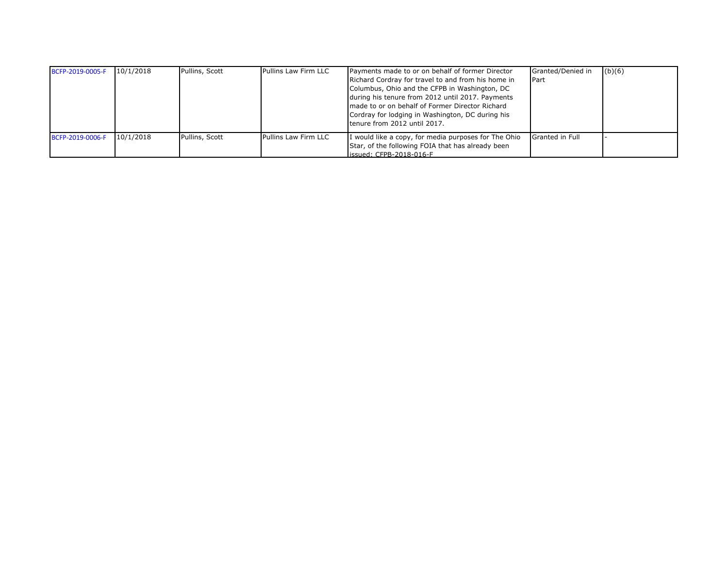| | | | | | | |
|---|---|---|---|---|---|---|
| BCFP-2019-0005-F | 10/1/2018 | Pullins, Scott | Pullins Law Firm LLC | Payments made to or on behalf of former Director Richard Cordray for travel to and from his home in Columbus, Ohio and the CFPB in Washington, DC during his tenure from 2012 until 2017. Payments made to or on behalf of Former Director Richard Cordray for lodging in Washington, DC during his tenure from 2012 until 2017. | Granted/Denied in Part | (b)(6) |
| BCFP-2019-0006-F | 10/1/2018 | Pullins, Scott | Pullins Law Firm LLC | I would like a copy, for media purposes for The Ohio Star, of the following FOIA that has already been issued: CFPB-2018-016-F | Granted in Full | - |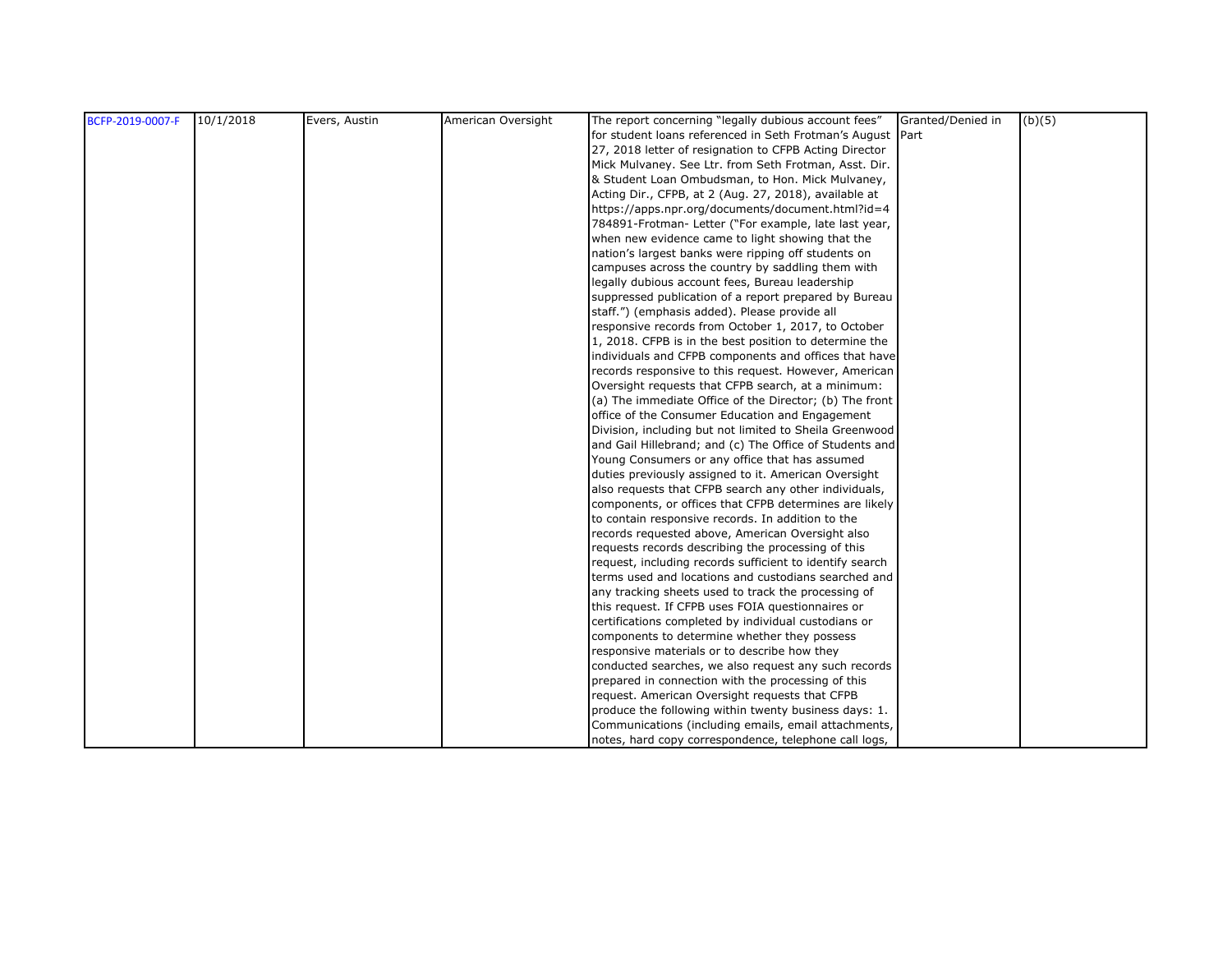| BCFP-2019-0007-F | 10/1/2018 | Evers, Austin | American Oversight | The report concerning "legally dubious account fees" for student loans referenced in Seth Frotman's August 27, 2018 letter of resignation to CFPB Acting Director Mick Mulvaney. See Ltr. from Seth Frotman, Asst. Dir. & Student Loan Ombudsman, to Hon. Mick Mulvaney, Acting Dir., CFPB, at 2 (Aug. 27, 2018), available at https://apps.npr.org/documents/document.html?id=4784891-Frotman- Letter ("For example, late last year, when new evidence came to light showing that the nation's largest banks were ripping off students on campuses across the country by saddling them with legally dubious account fees, Bureau leadership suppressed publication of a report prepared by Bureau staff.") (emphasis added). Please provide all responsive records from October 1, 2017, to October 1, 2018. CFPB is in the best position to determine the individuals and CFPB components and offices that have records responsive to this request. However, American Oversight requests that CFPB search, at a minimum: (a) The immediate Office of the Director; (b) The front office of the Consumer Education and Engagement Division, including but not limited to Sheila Greenwood and Gail Hillebrand; and (c) The Office of Students and Young Consumers or any office that has assumed duties previously assigned to it. American Oversight also requests that CFPB search any other individuals, components, or offices that CFPB determines are likely to contain responsive records. In addition to the records requested above, American Oversight also requests records describing the processing of this request, including records sufficient to identify search terms used and locations and custodians searched and any tracking sheets used to track the processing of this request. If CFPB uses FOIA questionnaires or certifications completed by individual custodians or components to determine whether they possess responsive materials or to describe how they conducted searches, we also request any such records prepared in connection with the processing of this request. American Oversight requests that CFPB produce the following within twenty business days: 1. Communications (including emails, email attachments, notes, hard copy correspondence, telephone call logs, | Granted/Denied in Part | (b)(5) |
|---|---|---|---|---|---|---|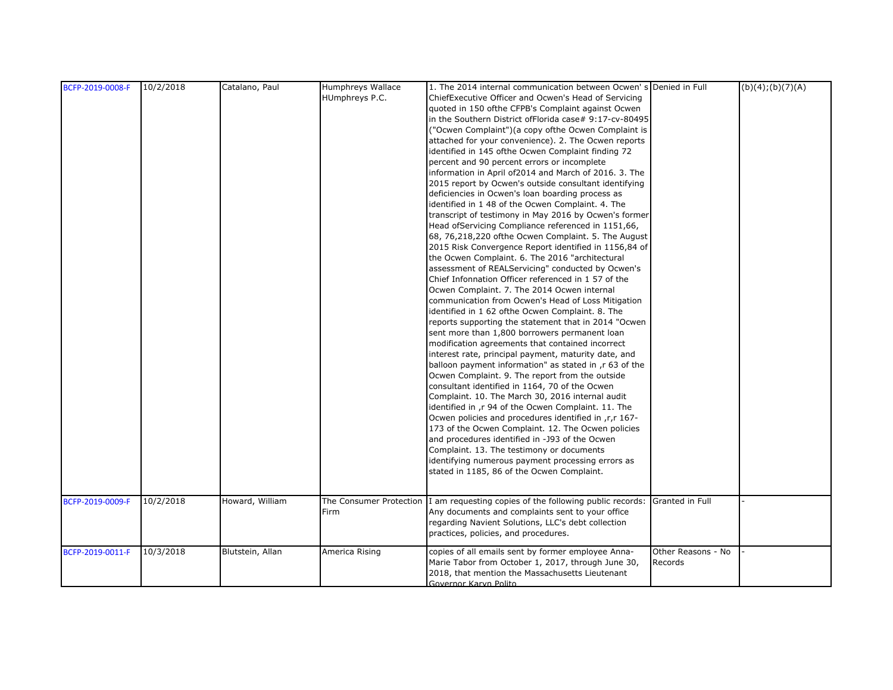| BCFP-2019-0008-F | 10/2/2018 | Catalano, Paul | Humphreys Wallace HUmphreys P.C. | 1. The 2014 internal communication between Ocwen' s ChiefExecutive Officer and Ocwen's Head of Servicing quoted in 150 ofthe CFPB's Complaint against Ocwen in the Southern District ofFlorida case# 9:17-cv-80495 ("Ocwen Complaint")(a copy ofthe Ocwen Complaint is attached for your convenience). 2. The Ocwen reports identified in 145 ofthe Ocwen Complaint finding 72 percent and 90 percent errors or incomplete information in April of2014 and March of 2016. 3. The 2015 report by Ocwen's outside consultant identifying deficiencies in Ocwen's loan boarding process as identified in 1 48 of the Ocwen Complaint. 4. The transcript of testimony in May 2016 by Ocwen's former Head ofServicing Compliance referenced in 1151,66, 68, 76,218,220 ofthe Ocwen Complaint. 5. The August 2015 Risk Convergence Report identified in 1156,84 of the Ocwen Complaint. 6. The 2016 "architectural assessment of REALServicing" conducted by Ocwen's Chief Infonnation Officer referenced in 1 57 of the Ocwen Complaint. 7. The 2014 Ocwen internal communication from Ocwen's Head of Loss Mitigation identified in 1 62 ofthe Ocwen Complaint. 8. The reports supporting the statement that in 2014 "Ocwen sent more than 1,800 borrowers permanent loan modification agreements that contained incorrect interest rate, principal payment, maturity date, and balloon payment information" as stated in ,r 63 of the Ocwen Complaint. 9. The report from the outside consultant identified in 1164, 70 of the Ocwen Complaint. 10. The March 30, 2016 internal audit identified in ,r 94 of the Ocwen Complaint. 11. The Ocwen policies and procedures identified in ,r,r 167-173 of the Ocwen Complaint. 12. The Ocwen policies and procedures identified in -J93 of the Ocwen Complaint. 13. The testimony or documents identifying numerous payment processing errors as stated in 1185, 86 of the Ocwen Complaint. | Denied in Full | (b)(4);(b)(7)(A) |
|---|---|---|---|---|---|---|
| BCFP-2019-0009-F | 10/2/2018 | Howard, William | The Consumer Protection Firm | I am requesting copies of the following public records: Any documents and complaints sent to your office regarding Navient Solutions, LLC's debt collection practices, policies, and procedures. | Granted in Full | - |
| BCFP-2019-0011-F | 10/3/2018 | Blutstein, Allan | America Rising | copies of all emails sent by former employee Anna-Marie Tabor from October 1, 2017, through June 30, 2018, that mention the Massachusetts Lieutenant Governor Karyn Polito | Other Reasons - No Records | - |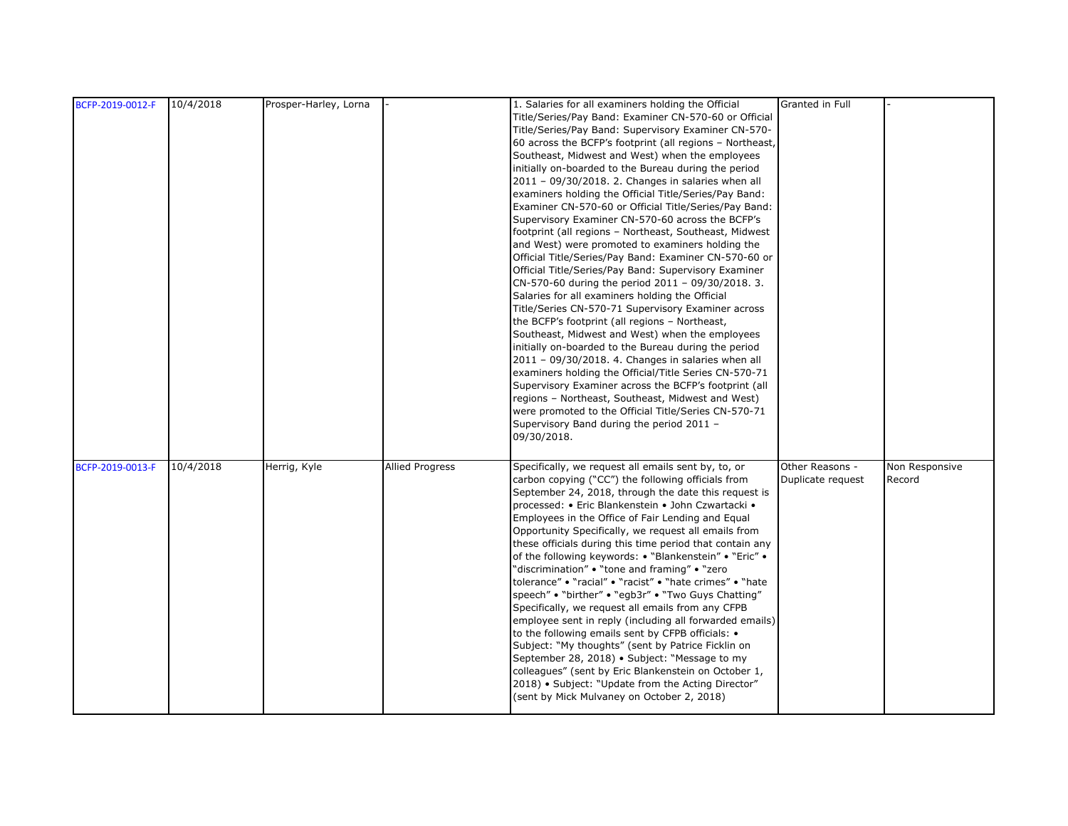| | | | | | | |
|---|---|---|---|---|---|---|
| BCFP-2019-0012-F | 10/4/2018 | Prosper-Harley, Lorna | - | 1. Salaries for all examiners holding the Official Title/Series/Pay Band: Examiner CN-570-60 or Official Title/Series/Pay Band: Supervisory Examiner CN-570-60 across the BCFP's footprint (all regions – Northeast, Southeast, Midwest and West) when the employees initially on-boarded to the Bureau during the period 2011 – 09/30/2018. 2. Changes in salaries when all examiners holding the Official Title/Series/Pay Band: Examiner CN-570-60 or Official Title/Series/Pay Band: Supervisory Examiner CN-570-60 across the BCFP's footprint (all regions – Northeast, Southeast, Midwest and West) were promoted to examiners holding the Official Title/Series/Pay Band: Examiner CN-570-60 or Official Title/Series/Pay Band: Supervisory Examiner CN-570-60 during the period 2011 – 09/30/2018. 3. Salaries for all examiners holding the Official Title/Series CN-570-71 Supervisory Examiner across the BCFP's footprint (all regions – Northeast, Southeast, Midwest and West) when the employees initially on-boarded to the Bureau during the period 2011 – 09/30/2018. 4. Changes in salaries when all examiners holding the Official/Title Series CN-570-71 Supervisory Examiner across the BCFP's footprint (all regions – Northeast, Southeast, Midwest and West) were promoted to the Official Title/Series CN-570-71 Supervisory Band during the period 2011 – 09/30/2018. | Granted in Full | - |
| BCFP-2019-0013-F | 10/4/2018 | Herrig, Kyle | Allied Progress | Specifically, we request all emails sent by, to, or carbon copying ("CC") the following officials from September 24, 2018, through the date this request is processed: • Eric Blankenstein • John Czwartacki • Employees in the Office of Fair Lending and Equal Opportunity Specifically, we request all emails from these officials during this time period that contain any of the following keywords: • "Blankenstein" • "Eric" • "discrimination" • "tone and framing" • "zero tolerance" • "racial" • "racist" • "hate crimes" • "hate speech" • "birther" • "egb3r" • "Two Guys Chatting" Specifically, we request all emails from any CFPB employee sent in reply (including all forwarded emails) to the following emails sent by CFPB officials: • Subject: "My thoughts" (sent by Patrice Ficklin on September 28, 2018) • Subject: "Message to my colleagues" (sent by Eric Blankenstein on October 1, 2018) • Subject: "Update from the Acting Director" (sent by Mick Mulvaney on October 2, 2018) | Other Reasons - Duplicate request | Non Responsive Record |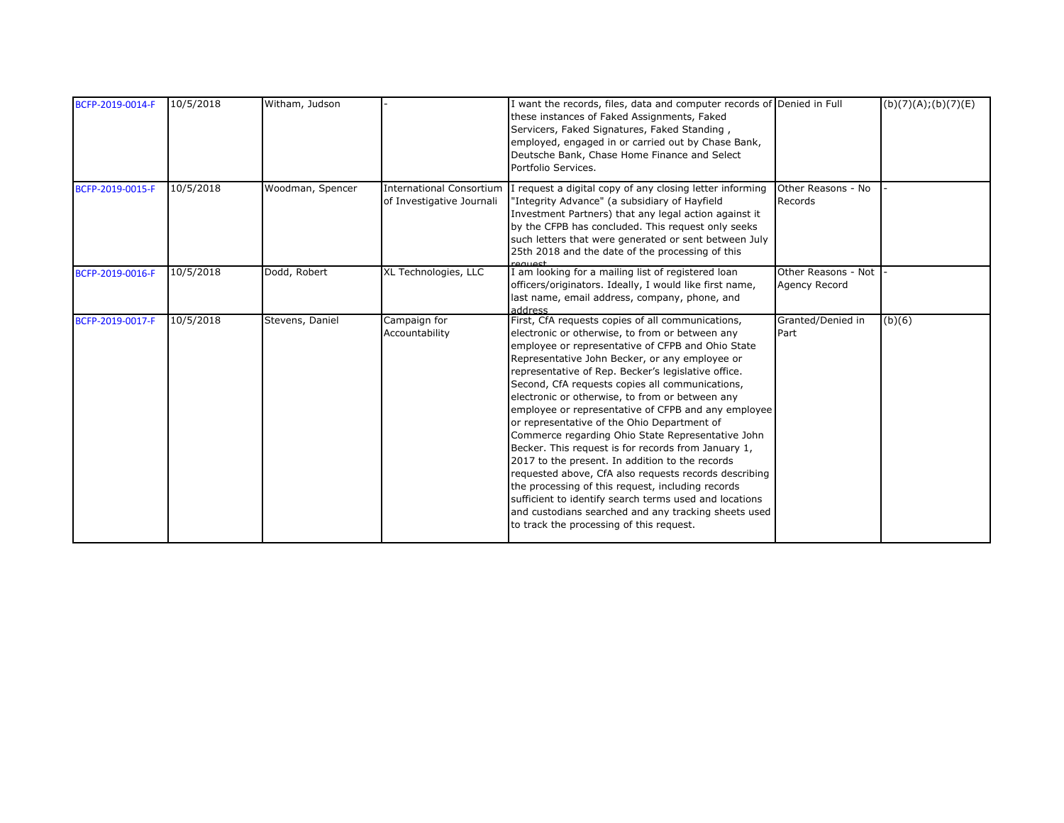| BCFP-2019-0014-F | 10/5/2018 | Witham, Judson | - | I want the records, files, data and computer records of these instances of Faked Assignments, Faked Servicers, Faked Signatures, Faked Standing , employed, engaged in or carried out by Chase Bank, Deutsche Bank, Chase Home Finance and Select Portfolio Services. | Denied in Full | (b)(7)(A);(b)(7)(E) |
|---|---|---|---|---|---|---|
| BCFP-2019-0015-F | 10/5/2018 | Woodman, Spencer | International Consortium of Investigative Journali | I request a digital copy of any closing letter informing "Integrity Advance" (a subsidiary of Hayfield Investment Partners) that any legal action against it by the CFPB has concluded. This request only seeks such letters that were generated or sent between July 25th 2018 and the date of the processing of this request | Other Reasons - No Records | - |
| BCFP-2019-0016-F | 10/5/2018 | Dodd, Robert | XL Technologies, LLC | I am looking for a mailing list of registered loan officers/originators. Ideally, I would like first name, last name, email address, company, phone, and address | Other Reasons - Not Agency Record | - |
| BCFP-2019-0017-F | 10/5/2018 | Stevens, Daniel | Campaign for Accountability | First, CfA requests copies of all communications, electronic or otherwise, to from or between any employee or representative of CFPB and Ohio State Representative John Becker, or any employee or representative of Rep. Becker's legislative office. Second, CfA requests copies all communications, electronic or otherwise, to from or between any employee or representative of CFPB and any employee or representative of the Ohio Department of Commerce regarding Ohio State Representative John Becker. This request is for records from January 1, 2017 to the present. In addition to the records requested above, CfA also requests records describing the processing of this request, including records sufficient to identify search terms used and locations and custodians searched and any tracking sheets used to track the processing of this request. | Granted/Denied in Part | (b)(6) |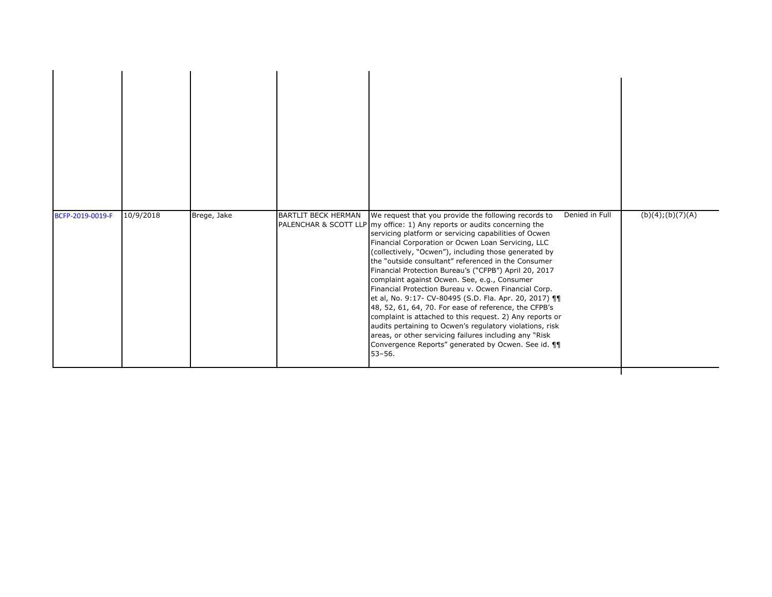| | | | | | | |
|---|---|---|---|---|---|---|
| | | | | | | |
| BCFP-2019-0019-F | 10/9/2018 | Brege, Jake | BARTLIT BECK HERMAN PALENCHAR & SCOTT LLP | We request that you provide the following records to my office: 1) Any reports or audits concerning the servicing platform or servicing capabilities of Ocwen Financial Corporation or Ocwen Loan Servicing, LLC (collectively, "Ocwen"), including those generated by the "outside consultant" referenced in the Consumer Financial Protection Bureau's ("CFPB") April 20, 2017 complaint against Ocwen. See, e.g., Consumer Financial Protection Bureau v. Ocwen Financial Corp. et al, No. 9:17- CV-80495 (S.D. Fla. Apr. 20, 2017) ¶¶ 48, 52, 61, 64, 70. For ease of reference, the CFPB's complaint is attached to this request. 2) Any reports or audits pertaining to Ocwen's regulatory violations, risk areas, or other servicing failures including any "Risk Convergence Reports" generated by Ocwen. See id. ¶¶ 53–56. | Denied in Full | (b)(4);(b)(7)(A) |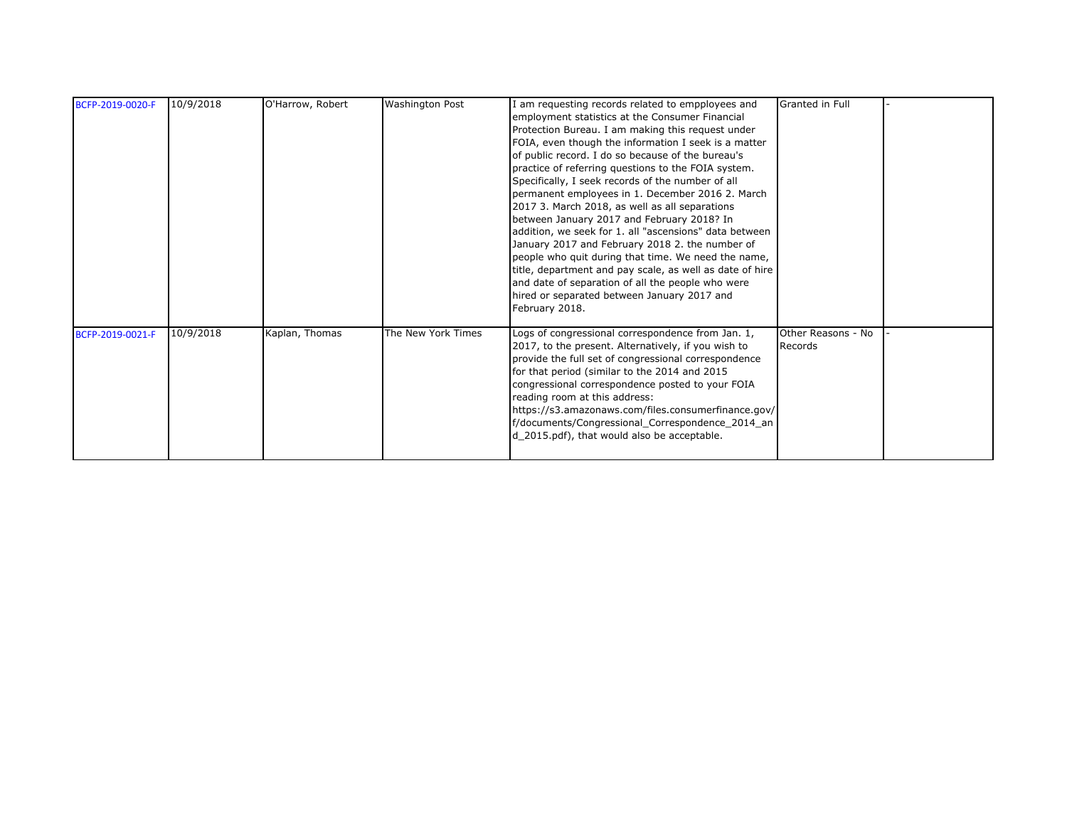| | | | | | | |
|---|---|---|---|---|---|---|
| BCFP-2019-0020-F | 10/9/2018 | O'Harrow, Robert | Washington Post | I am requesting records related to empployees and employment statistics at the Consumer Financial Protection Bureau. I am making this request under FOIA, even though the information I seek is a matter of public record. I do so because of the bureau's practice of referring questions to the FOIA system. Specifically, I seek records of the number of all permanent employees in 1. December 2016 2. March 2017 3. March 2018, as well as all separations between January 2017 and February 2018? In addition, we seek for 1. all "ascensions" data between January 2017 and February 2018 2. the number of people who quit during that time. We need the name, title, department and pay scale, as well as date of hire and date of separation of all the people who were hired or separated between January 2017 and February 2018. | Granted in Full | - |
| BCFP-2019-0021-F | 10/9/2018 | Kaplan, Thomas | The New York Times | Logs of congressional correspondence from Jan. 1, 2017, to the present. Alternatively, if you wish to provide the full set of congressional correspondence for that period (similar to the 2014 and 2015 congressional correspondence posted to your FOIA reading room at this address: https://s3.amazonaws.com/files.consumerfinance.gov/f/documents/Congressional_Correspondence_2014_and_2015.pdf), that would also be acceptable. | Other Reasons - No Records | - |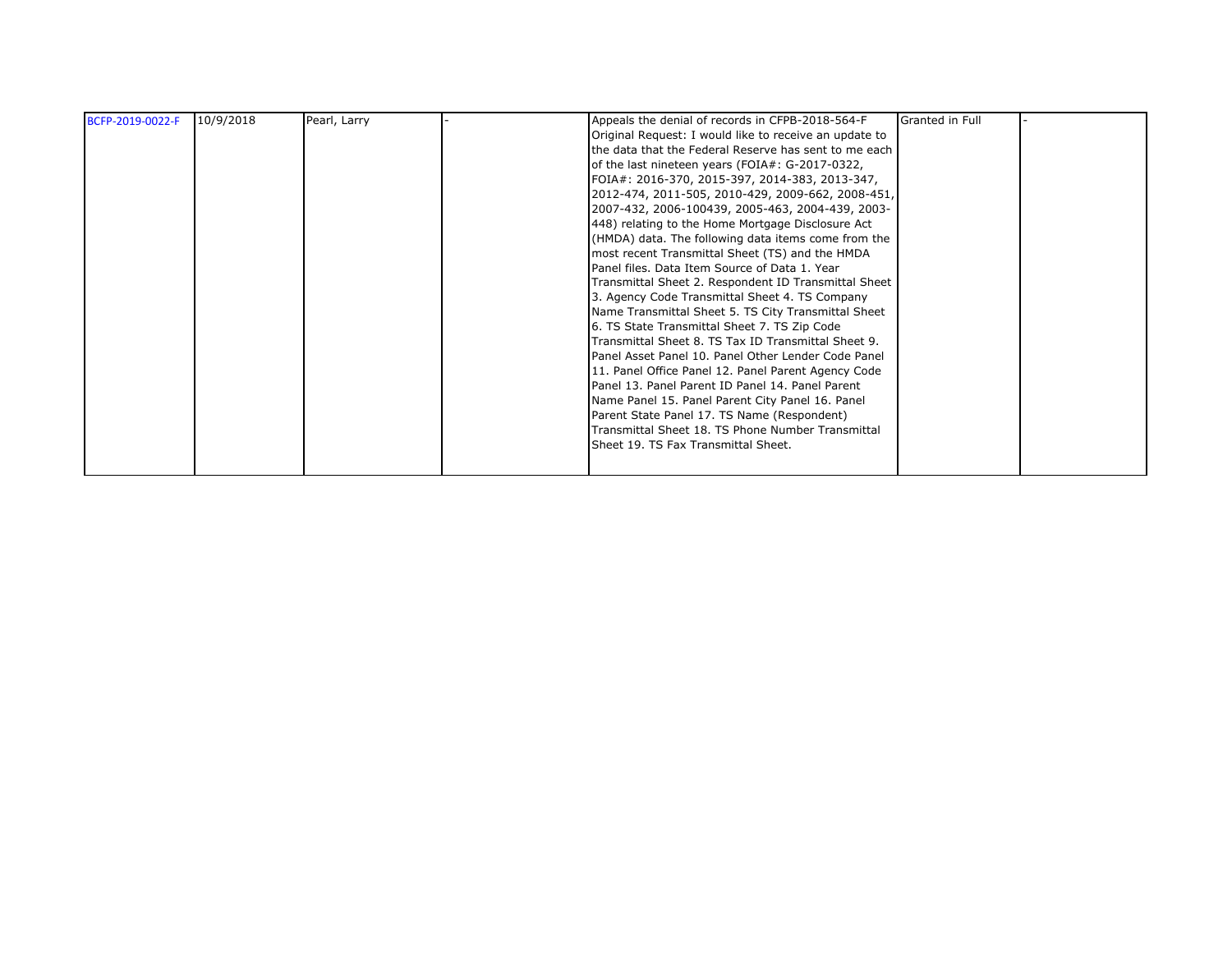| | | | | | | |
|---|---|---|---|---|---|---|
| BCFP-2019-0022-F | 10/9/2018 | Pearl, Larry | - | Appeals the denial of records in CFPB-2018-564-F Original Request: I would like to receive an update to the data that the Federal Reserve has sent to me each of the last nineteen years (FOIA#: G-2017-0322, FOIA#: 2016-370, 2015-397, 2014-383, 2013-347, 2012-474, 2011-505, 2010-429, 2009-662, 2008-451, 2007-432, 2006-100439, 2005-463, 2004-439, 2003-448) relating to the Home Mortgage Disclosure Act (HMDA) data. The following data items come from the most recent Transmittal Sheet (TS) and the HMDA Panel files. Data Item Source of Data 1. Year Transmittal Sheet 2. Respondent ID Transmittal Sheet 3. Agency Code Transmittal Sheet 4. TS Company Name Transmittal Sheet 5. TS City Transmittal Sheet 6. TS State Transmittal Sheet 7. TS Zip Code Transmittal Sheet 8. TS Tax ID Transmittal Sheet 9. Panel Asset Panel 10. Panel Other Lender Code Panel 11. Panel Office Panel 12. Panel Parent Agency Code Panel 13. Panel Parent ID Panel 14. Panel Parent Name Panel 15. Panel Parent City Panel 16. Panel Parent State Panel 17. TS Name (Respondent) Transmittal Sheet 18. TS Phone Number Transmittal Sheet 19. TS Fax Transmittal Sheet. | Granted in Full | - |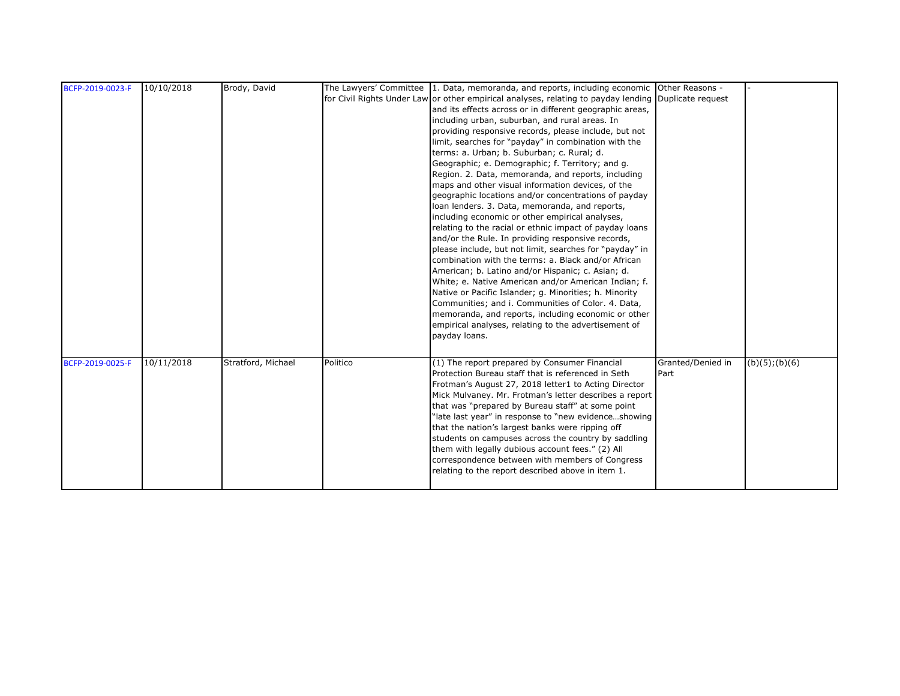| BCFP-2019-0023-F | 10/10/2018 | Brody, David | The Lawyers' Committee for Civil Rights Under Law | 1. Data, memoranda, and reports, including economic or other empirical analyses, relating to payday lending and its effects across or in different geographic areas, including urban, suburban, and rural areas. In providing responsive records, please include, but not limit, searches for "payday" in combination with the terms: a. Urban; b. Suburban; c. Rural; d. Geographic; e. Demographic; f. Territory; and g. Region. 2. Data, memoranda, and reports, including maps and other visual information devices, of the geographic locations and/or concentrations of payday loan lenders. 3. Data, memoranda, and reports, including economic or other empirical analyses, relating to the racial or ethnic impact of payday loans and/or the Rule. In providing responsive records, please include, but not limit, searches for "payday" in combination with the terms: a. Black and/or African American; b. Latino and/or Hispanic; c. Asian; d. White; e. Native American and/or American Indian; f. Native or Pacific Islander; g. Minorities; h. Minority Communities; and i. Communities of Color. 4. Data, memoranda, and reports, including economic or other empirical analyses, relating to the advertisement of payday loans. | Other Reasons - Duplicate request | - |
|---|---|---|---|---|---|---|
| BCFP-2019-0025-F | 10/11/2018 | Stratford, Michael | Politico | (1) The report prepared by Consumer Financial Protection Bureau staff that is referenced in Seth Frotman's August 27, 2018 letter1 to Acting Director Mick Mulvaney. Mr. Frotman's letter describes a report that was "prepared by Bureau staff" at some point "late last year" in response to "new evidence…showing that the nation's largest banks were ripping off students on campuses across the country by saddling them with legally dubious account fees." (2) All correspondence between with members of Congress relating to the report described above in item 1. | Granted/Denied in Part | (b)(5);(b)(6) |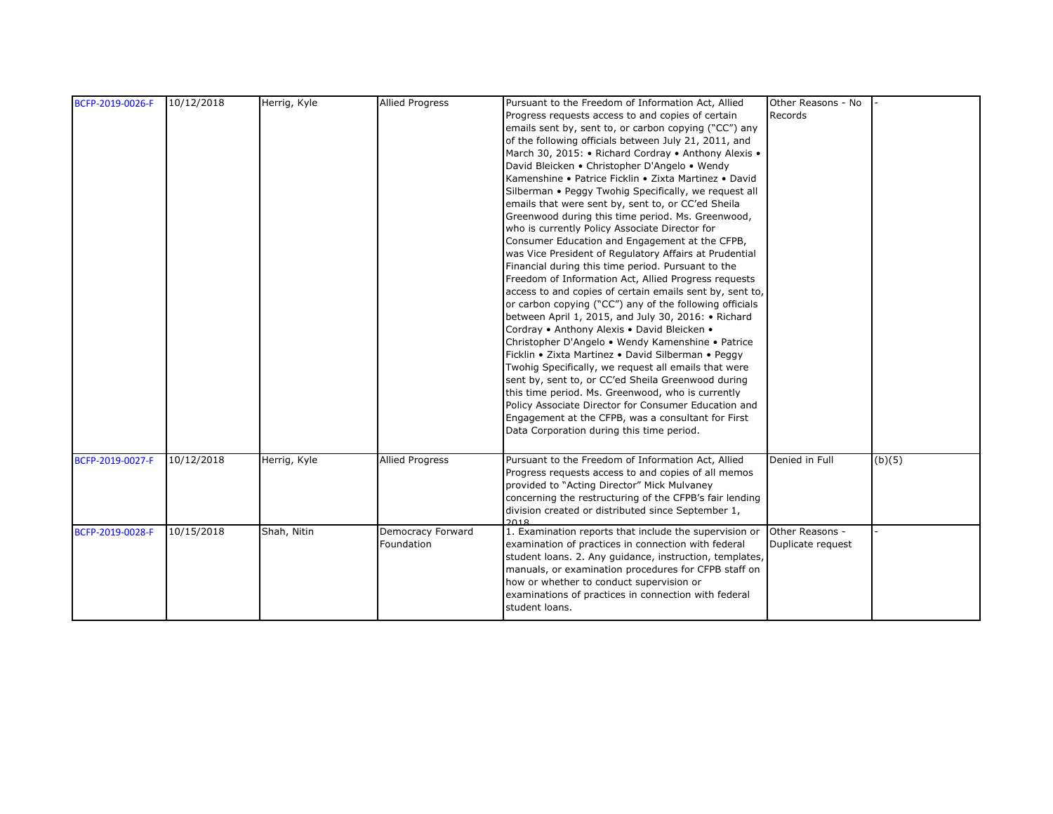| | | | | | | |
|---|---|---|---|---|---|---|
| BCFP-2019-0026-F | 10/12/2018 | Herrig, Kyle | Allied Progress | Pursuant to the Freedom of Information Act, Allied Progress requests access to and copies of certain emails sent by, sent to, or carbon copying ("CC") any of the following officials between July 21, 2011, and March 30, 2015: • Richard Cordray • Anthony Alexis • David Bleicken • Christopher D'Angelo • Wendy Kamenshine • Patrice Ficklin • Zixta Martinez • David Silberman • Peggy Twohig Specifically, we request all emails that were sent by, sent to, or CC'ed Sheila Greenwood during this time period. Ms. Greenwood, who is currently Policy Associate Director for Consumer Education and Engagement at the CFPB, was Vice President of Regulatory Affairs at Prudential Financial during this time period. Pursuant to the Freedom of Information Act, Allied Progress requests access to and copies of certain emails sent by, sent to, or carbon copying ("CC") any of the following officials between April 1, 2015, and July 30, 2016: • Richard Cordray • Anthony Alexis • David Bleicken • Christopher D'Angelo • Wendy Kamenshine • Patrice Ficklin • Zixta Martinez • David Silberman • Peggy Twohig Specifically, we request all emails that were sent by, sent to, or CC'ed Sheila Greenwood during this time period. Ms. Greenwood, who is currently Policy Associate Director for Consumer Education and Engagement at the CFPB, was a consultant for First Data Corporation during this time period. | Other Reasons - No Records | - |
| BCFP-2019-0027-F | 10/12/2018 | Herrig, Kyle | Allied Progress | Pursuant to the Freedom of Information Act, Allied Progress requests access to and copies of all memos provided to "Acting Director" Mick Mulvaney concerning the restructuring of the CFPB's fair lending division created or distributed since September 1, 2018 | Denied in Full | (b)(5) |
| BCFP-2019-0028-F | 10/15/2018 | Shah, Nitin | Democracy Forward Foundation | 1. Examination reports that include the supervision or examination of practices in connection with federal student loans. 2. Any guidance, instruction, templates, manuals, or examination procedures for CFPB staff on how or whether to conduct supervision or examinations of practices in connection with federal student loans. | Other Reasons - Duplicate request | - |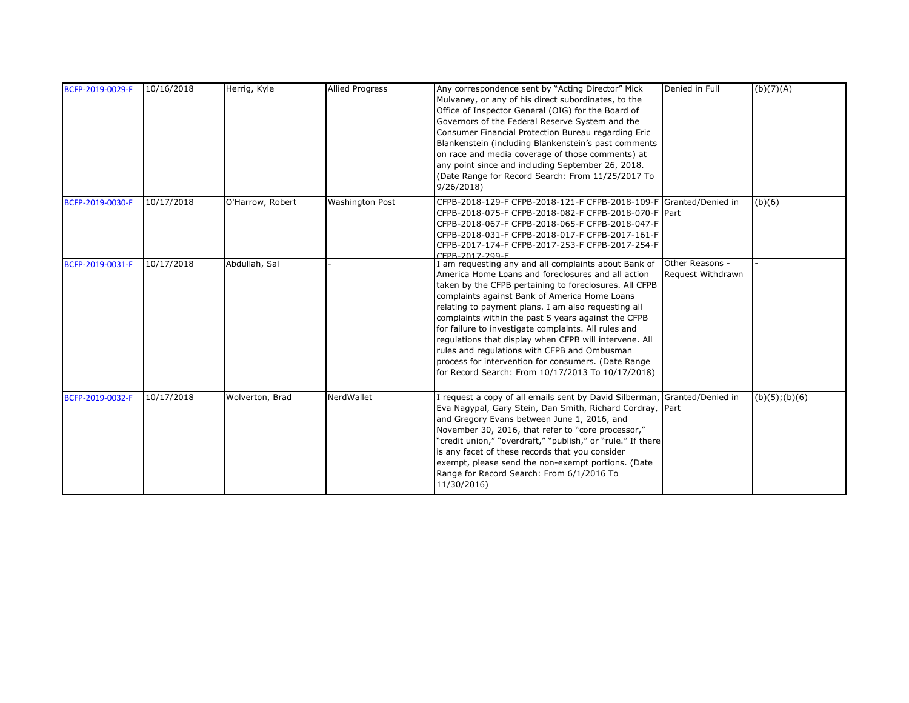| | | | | | | |
|---|---|---|---|---|---|---|
| BCFP-2019-0029-F | 10/16/2018 | Herrig, Kyle | Allied Progress | Any correspondence sent by "Acting Director" Mick Mulvaney, or any of his direct subordinates, to the Office of Inspector General (OIG) for the Board of Governors of the Federal Reserve System and the Consumer Financial Protection Bureau regarding Eric Blankenstein (including Blankenstein's past comments on race and media coverage of those comments) at any point since and including September 26, 2018. (Date Range for Record Search: From 11/25/2017 To 9/26/2018) | Denied in Full | (b)(7)(A) |
| BCFP-2019-0030-F | 10/17/2018 | O'Harrow, Robert | Washington Post | CFPB-2018-129-F CFPB-2018-121-F CFPB-2018-109-F CFPB-2018-075-F CFPB-2018-082-F CFPB-2018-070-F CFPB-2018-067-F CFPB-2018-065-F CFPB-2018-047-F CFPB-2018-031-F CFPB-2018-017-F CFPB-2017-161-F CFPB-2017-174-F CFPB-2017-253-F CFPB-2017-254-F CFPB-2017-299-F | Granted/Denied in Part | (b)(6) |
| BCFP-2019-0031-F | 10/17/2018 | Abdullah, Sal | - | I am requesting any and all complaints about Bank of America Home Loans and foreclosures and all action taken by the CFPB pertaining to foreclosures. All CFPB complaints against Bank of America Home Loans relating to payment plans. I am also requesting all complaints within the past 5 years against the CFPB for failure to investigate complaints. All rules and regulations that display when CFPB will intervene. All rules and regulations with CFPB and Ombusman process for intervention for consumers. (Date Range for Record Search: From 10/17/2013 To 10/17/2018) | Other Reasons - Request Withdrawn | - |
| BCFP-2019-0032-F | 10/17/2018 | Wolverton, Brad | NerdWallet | I request a copy of all emails sent by David Silberman, Eva Nagypal, Gary Stein, Dan Smith, Richard Cordray, and Gregory Evans between June 1, 2016, and November 30, 2016, that refer to "core processor," "credit union," "overdraft," "publish," or "rule." If there is any facet of these records that you consider exempt, please send the non-exempt portions. (Date Range for Record Search: From 6/1/2016 To 11/30/2016) | Granted/Denied in Part | (b)(5);(b)(6) |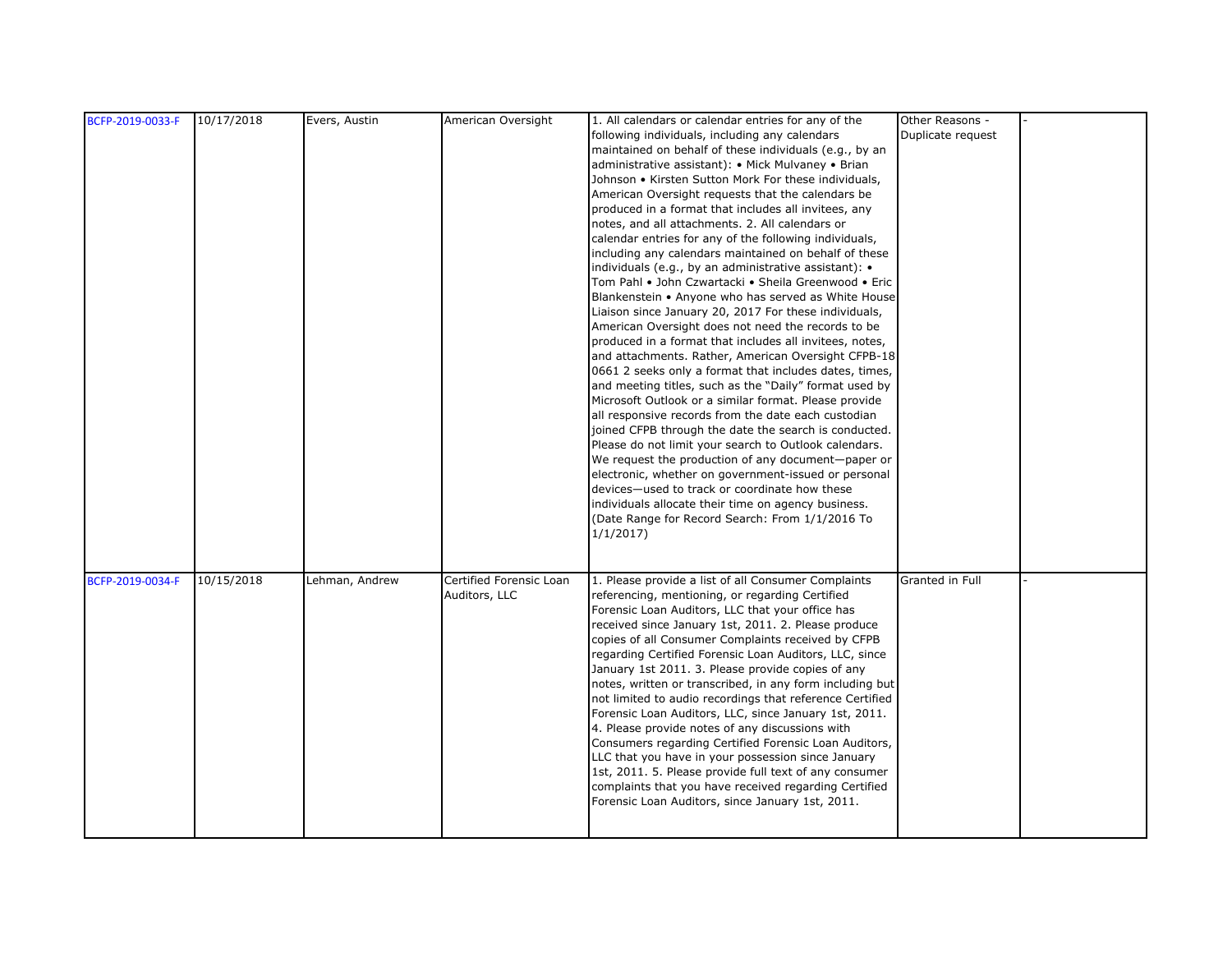| | | | | | | |
|---|---|---|---|---|---|---|
| BCFP-2019-0033-F | 10/17/2018 | Evers, Austin | American Oversight | 1. All calendars or calendar entries for any of the following individuals, including any calendars maintained on behalf of these individuals (e.g., by an administrative assistant): • Mick Mulvaney • Brian Johnson • Kirsten Sutton Mork For these individuals, American Oversight requests that the calendars be produced in a format that includes all invitees, any notes, and all attachments. 2. All calendars or calendar entries for any of the following individuals, including any calendars maintained on behalf of these individuals (e.g., by an administrative assistant): • Tom Pahl • John Czwartacki • Sheila Greenwood • Eric Blankenstein • Anyone who has served as White House Liaison since January 20, 2017 For these individuals, American Oversight does not need the records to be produced in a format that includes all invitees, notes, and attachments. Rather, American Oversight CFPB-18 0661 2 seeks only a format that includes dates, times, and meeting titles, such as the "Daily" format used by Microsoft Outlook or a similar format. Please provide all responsive records from the date each custodian joined CFPB through the date the search is conducted. Please do not limit your search to Outlook calendars. We request the production of any document—paper or electronic, whether on government-issued or personal devices—used to track or coordinate how these individuals allocate their time on agency business. (Date Range for Record Search: From 1/1/2016 To 1/1/2017) | Other Reasons - Duplicate request | - |
| BCFP-2019-0034-F | 10/15/2018 | Lehman, Andrew | Certified Forensic Loan Auditors, LLC | 1. Please provide a list of all Consumer Complaints referencing, mentioning, or regarding Certified Forensic Loan Auditors, LLC that your office has received since January 1st, 2011. 2. Please produce copies of all Consumer Complaints received by CFPB regarding Certified Forensic Loan Auditors, LLC, since January 1st 2011. 3. Please provide copies of any notes, written or transcribed, in any form including but not limited to audio recordings that reference Certified Forensic Loan Auditors, LLC, since January 1st, 2011. 4. Please provide notes of any discussions with Consumers regarding Certified Forensic Loan Auditors, LLC that you have in your possession since January 1st, 2011. 5. Please provide full text of any consumer complaints that you have received regarding Certified Forensic Loan Auditors, since January 1st, 2011. | Granted in Full | - |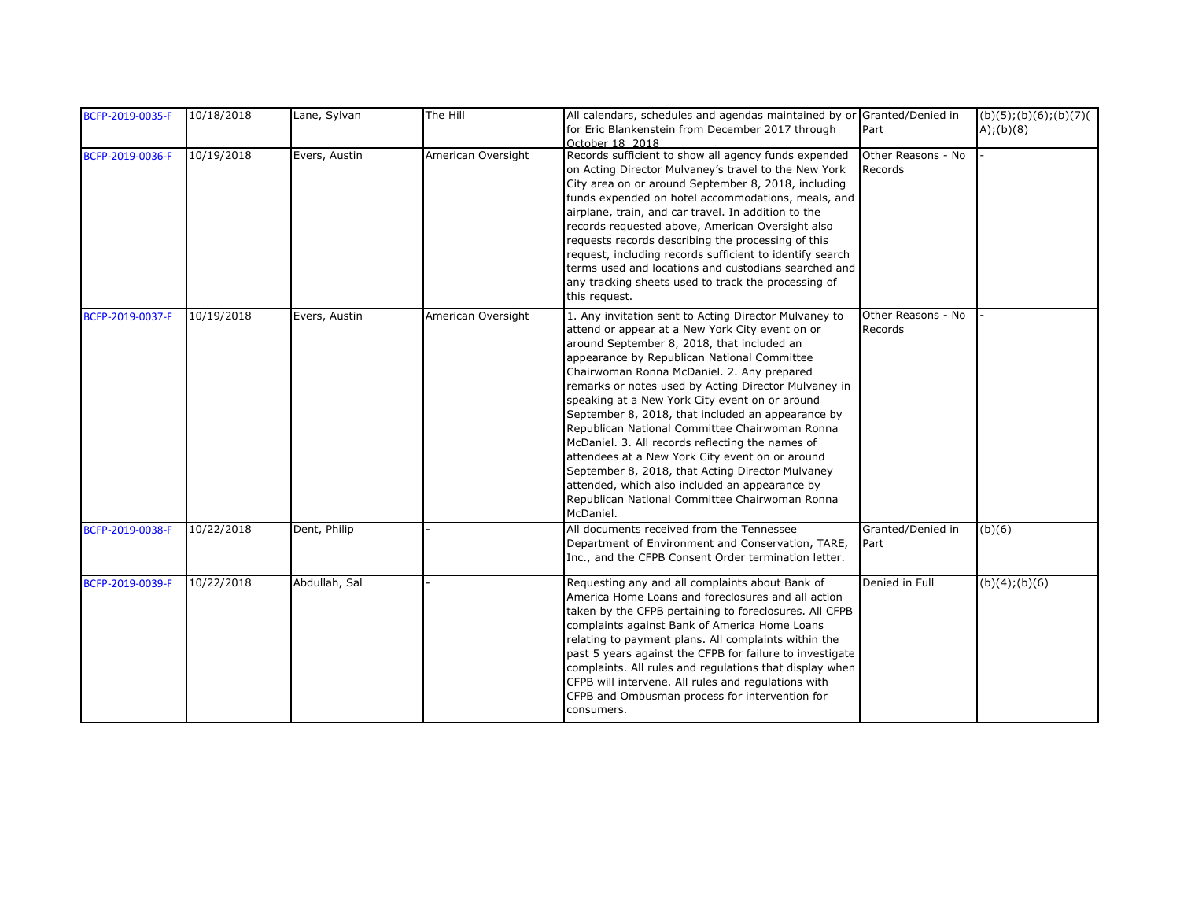| BCFP-2019-0035-F | 10/18/2018 | Lane, Sylvan | The Hill | All calendars, schedules and agendas maintained by or for Eric Blankenstein from December 2017 through October 18, 2018 | Granted/Denied in Part | (b)(5);(b)(6);(b)(7)(A);(b)(8) |
|---|---|---|---|---|---|---|
| BCFP-2019-0036-F | 10/19/2018 | Evers, Austin | American Oversight | Records sufficient to show all agency funds expended on Acting Director Mulvaney's travel to the New York City area on or around September 8, 2018, including funds expended on hotel accommodations, meals, and airplane, train, and car travel. In addition to the records requested above, American Oversight also requests records describing the processing of this request, including records sufficient to identify search terms used and locations and custodians searched and any tracking sheets used to track the processing of this request. | Other Reasons - No Records | - |
| BCFP-2019-0037-F | 10/19/2018 | Evers, Austin | American Oversight | 1. Any invitation sent to Acting Director Mulvaney to attend or appear at a New York City event on or around September 8, 2018, that included an appearance by Republican National Committee Chairwoman Ronna McDaniel. 2. Any prepared remarks or notes used by Acting Director Mulvaney in speaking at a New York City event on or around September 8, 2018, that included an appearance by Republican National Committee Chairwoman Ronna McDaniel. 3. All records reflecting the names of attendees at a New York City event on or around September 8, 2018, that Acting Director Mulvaney attended, which also included an appearance by Republican National Committee Chairwoman Ronna McDaniel. | Other Reasons - No Records | - |
| BCFP-2019-0038-F | 10/22/2018 | Dent, Philip | - | All documents received from the Tennessee Department of Environment and Conservation, TARE, Inc., and the CFPB Consent Order termination letter. | Granted/Denied in Part | (b)(6) |
| BCFP-2019-0039-F | 10/22/2018 | Abdullah, Sal | - | Requesting any and all complaints about Bank of America Home Loans and foreclosures and all action taken by the CFPB pertaining to foreclosures. All CFPB complaints against Bank of America Home Loans relating to payment plans. All complaints within the past 5 years against the CFPB for failure to investigate complaints. All rules and regulations that display when CFPB will intervene. All rules and regulations with CFPB and Ombusman process for intervention for consumers. | Denied in Full | (b)(4);(b)(6) |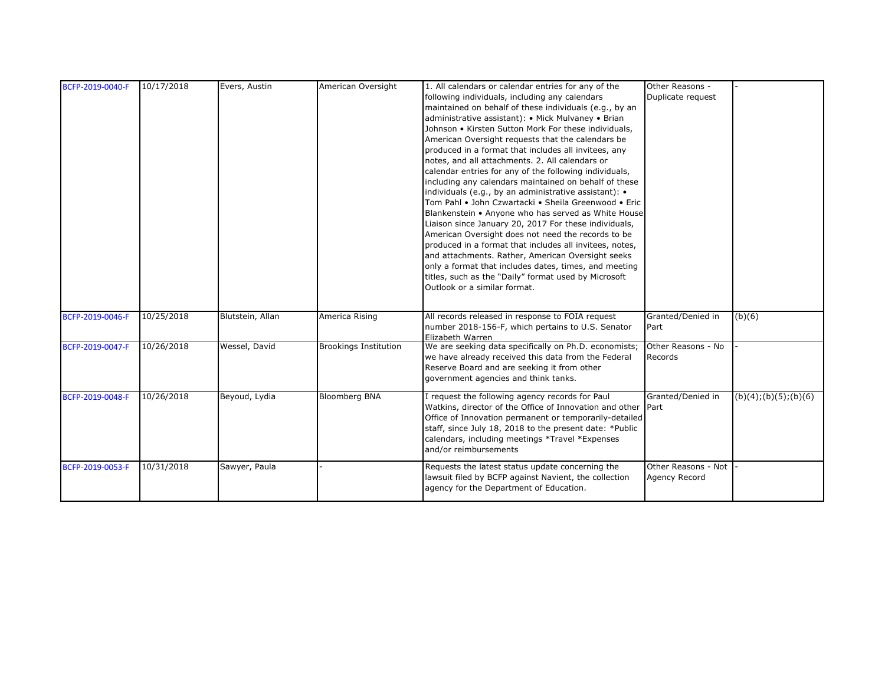| BCFP-2019-0040-F | 10/17/2018 | Evers, Austin | American Oversight | 1. All calendars or calendar entries for any of the following individuals, including any calendars maintained on behalf of these individuals (e.g., by an administrative assistant): • Mick Mulvaney • Brian Johnson • Kirsten Sutton Mork For these individuals, American Oversight requests that the calendars be produced in a format that includes all invitees, any notes, and all attachments. 2. All calendars or calendar entries for any of the following individuals, including any calendars maintained on behalf of these individuals (e.g., by an administrative assistant): • Tom Pahl • John Czwartacki • Sheila Greenwood • Eric Blankenstein • Anyone who has served as White House Liaison since January 20, 2017 For these individuals, American Oversight does not need the records to be produced in a format that includes all invitees, notes, and attachments. Rather, American Oversight seeks only a format that includes dates, times, and meeting titles, such as the "Daily" format used by Microsoft Outlook or a similar format. | Other Reasons - Duplicate request | - |
|---|---|---|---|---|---|---|
| BCFP-2019-0046-F | 10/25/2018 | Blutstein, Allan | America Rising | All records released in response to FOIA request number 2018-156-F, which pertains to U.S. Senator Elizabeth Warren | Granted/Denied in Part | (b)(6) |
| BCFP-2019-0047-F | 10/26/2018 | Wessel, David | Brookings Institution | We are seeking data specifically on Ph.D. economists; we have already received this data from the Federal Reserve Board and are seeking it from other government agencies and think tanks. | Other Reasons - No Records | - |
| BCFP-2019-0048-F | 10/26/2018 | Beyoud, Lydia | Bloomberg BNA | I request the following agency records for Paul Watkins, director of the Office of Innovation and other Office of Innovation permanent or temporarily-detailed staff, since July 18, 2018 to the present date: *Public calendars, including meetings *Travel *Expenses and/or reimbursements | Granted/Denied in Part | (b)(4);(b)(5);(b)(6) |
| BCFP-2019-0053-F | 10/31/2018 | Sawyer, Paula | - | Requests the latest status update concerning the lawsuit filed by BCFP against Navient, the collection agency for the Department of Education. | Other Reasons - Not Agency Record | - |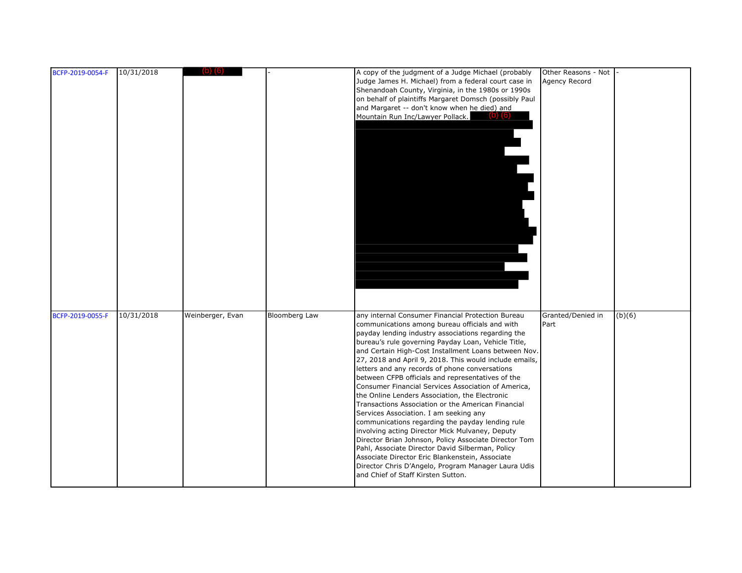| BCFP-2019-0054-F | 10/31/2018 | (b) (6) | - | A copy of the judgment of a Judge Michael (probably Judge James H. Michael) from a federal court case in Shenandoah County, Virginia, in the 1980s or 1990s on behalf of plaintiffs Margaret Domsch (possibly Paul and Margaret -- don't know when he died) and Mountain Run Inc/Lawyer Pollack. (b) (6) | Other Reasons - Not Agency Record | - |
|---|---|---|---|---|---|---|
| BCFP-2019-0055-F | 10/31/2018 | Weinberger, Evan | Bloomberg Law | any internal Consumer Financial Protection Bureau communications among bureau officials and with payday lending industry associations regarding the bureau's rule governing Payday Loan, Vehicle Title, and Certain High-Cost Installment Loans between Nov. 27, 2018 and April 9, 2018. This would include emails, letters and any records of phone conversations between CFPB officials and representatives of the Consumer Financial Services Association of America, the Online Lenders Association, the Electronic Transactions Association or the American Financial Services Association. I am seeking any communications regarding the payday lending rule involving acting Director Mick Mulvaney, Deputy Director Brian Johnson, Policy Associate Director Tom Pahl, Associate Director David Silberman, Policy Associate Director Eric Blankenstein, Associate Director Chris D'Angelo, Program Manager Laura Udis and Chief of Staff Kirsten Sutton. | Granted/Denied in Part | (b)(6) |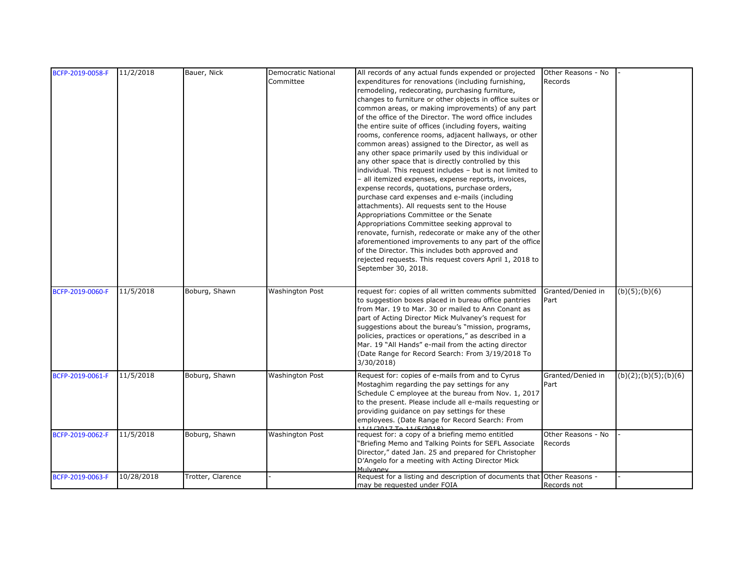| | | | | | | |
|---|---|---|---|---|---|---|
| BCFP-2019-0058-F | 11/2/2018 | Bauer, Nick | Democratic National Committee | All records of any actual funds expended or projected expenditures for renovations (including furnishing, remodeling, redecorating, purchasing furniture, changes to furniture or other objects in office suites or common areas, or making improvements) of any part of the office of the Director. The word office includes the entire suite of offices (including foyers, waiting rooms, conference rooms, adjacent hallways, or other common areas) assigned to the Director, as well as any other space primarily used by this individual or any other space that is directly controlled by this individual. This request includes – but is not limited to – all itemized expenses, expense reports, invoices, expense records, quotations, purchase orders, purchase card expenses and e-mails (including attachments). All requests sent to the House Appropriations Committee or the Senate Appropriations Committee seeking approval to renovate, furnish, redecorate or make any of the other aforementioned improvements to any part of the office of the Director. This includes both approved and rejected requests. This request covers April 1, 2018 to September 30, 2018. | Other Reasons - No Records | - |
| BCFP-2019-0060-F | 11/5/2018 | Boburg, Shawn | Washington Post | request for: copies of all written comments submitted to suggestion boxes placed in bureau office pantries from Mar. 19 to Mar. 30 or mailed to Ann Conant as part of Acting Director Mick Mulvaney's request for suggestions about the bureau's "mission, programs, policies, practices or operations," as described in a Mar. 19 "All Hands" e-mail from the acting director (Date Range for Record Search: From 3/19/2018 To 3/30/2018) | Granted/Denied in Part | (b)(5);(b)(6) |
| BCFP-2019-0061-F | 11/5/2018 | Boburg, Shawn | Washington Post | Request for: copies of e-mails from and to Cyrus Mostaghim regarding the pay settings for any Schedule C employee at the bureau from Nov. 1, 2017 to the present. Please include all e-mails requesting or providing guidance on pay settings for these employees. (Date Range for Record Search: From 11/1/2017 To 11/5/2018) | Granted/Denied in Part | (b)(2);(b)(5);(b)(6) |
| BCFP-2019-0062-F | 11/5/2018 | Boburg, Shawn | Washington Post | request for: a copy of a briefing memo entitled "Briefing Memo and Talking Points for SEFL Associate Director," dated Jan. 25 and prepared for Christopher D'Angelo for a meeting with Acting Director Mick Mulvaney | Other Reasons - No Records | - |
| BCFP-2019-0063-F | 10/28/2018 | Trotter, Clarence | - | Request for a listing and description of documents that may be requested under FOIA | Other Reasons - Records not | - |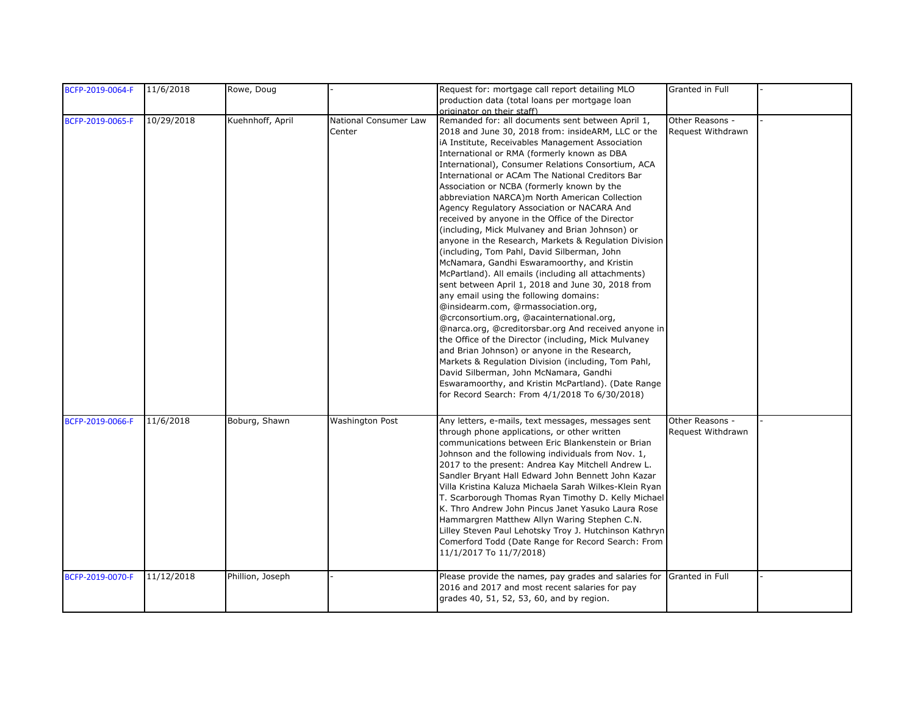| | | | | | | |
|---|---|---|---|---|---|---|
| BCFP-2019-0064-F | 11/6/2018 | Rowe, Doug | - | Request for: mortgage call report detailing MLO production data (total loans per mortgage loan originator on their staff) | Granted in Full | - |
| BCFP-2019-0065-F | 10/29/2018 | Kuehnhoff, April | National Consumer Law Center | Remanded for: all documents sent between April 1, 2018 and June 30, 2018 from: insideARM, LLC or the iA Institute, Receivables Management Association International or RMA (formerly known as DBA International), Consumer Relations Consortium, ACA International or ACAm The National Creditors Bar Association or NCBA (formerly known by the abbreviation NARCA)m North American Collection Agency Regulatory Association or NACARA And received by anyone in the Office of the Director (including, Mick Mulvaney and Brian Johnson) or anyone in the Research, Markets & Regulation Division (including, Tom Pahl, David Silberman, John McNamara, Gandhi Eswaramoorthy, and Kristin McPartland). All emails (including all attachments) sent between April 1, 2018 and June 30, 2018 from any email using the following domains: @insidearm.com, @rmassociation.org, @crconsortium.org, @acainternational.org, @narca.org, @creditorsbar.org And received anyone in the Office of the Director (including, Mick Mulvaney and Brian Johnson) or anyone in the Research, Markets & Regulation Division (including, Tom Pahl, David Silberman, John McNamara, Gandhi Eswaramoorthy, and Kristin McPartland). (Date Range for Record Search: From 4/1/2018 To 6/30/2018) | Other Reasons - Request Withdrawn | - |
| BCFP-2019-0066-F | 11/6/2018 | Boburg, Shawn | Washington Post | Any letters, e-mails, text messages, messages sent through phone applications, or other written communications between Eric Blankenstein or Brian Johnson and the following individuals from Nov. 1, 2017 to the present: Andrea Kay Mitchell Andrew L. Sandler Bryant Hall Edward John Bennett John Kazar Villa Kristina Kaluza Michaela Sarah Wilkes-Klein Ryan T. Scarborough Thomas Ryan Timothy D. Kelly Michael K. Thro Andrew John Pincus Janet Yasuko Laura Rose Hammargren Matthew Allyn Waring Stephen C.N. Lilley Steven Paul Lehotsky Troy J. Hutchinson Kathryn Comerford Todd (Date Range for Record Search: From 11/1/2017 To 11/7/2018) | Other Reasons - Request Withdrawn | - |
| BCFP-2019-0070-F | 11/12/2018 | Phillion, Joseph | - | Please provide the names, pay grades and salaries for 2016 and 2017 and most recent salaries for pay grades 40, 51, 52, 53, 60, and by region. | Granted in Full | - |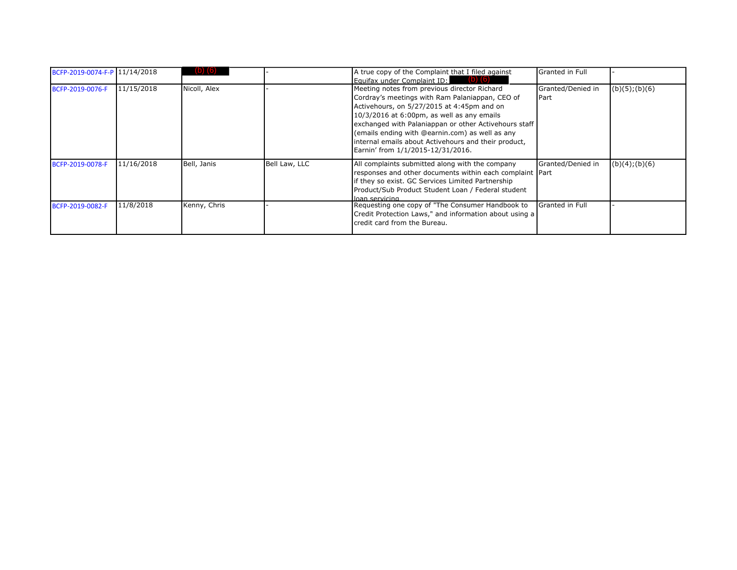| | | | | | | |
|---|---|---|---|---|---|---|
| BCFP-2019-0074-F-P | 11/14/2018 | (b) (6) | - | A true copy of the Complaint that I filed against Equifax under Complaint ID: (b) (6) | Granted in Full | - |
| BCFP-2019-0076-F | 11/15/2018 | Nicoll, Alex | - | Meeting notes from previous director Richard Cordray's meetings with Ram Palaniappan, CEO of Activehours, on 5/27/2015 at 4:45pm and on 10/3/2016 at 6:00pm, as well as any emails exchanged with Palaniappan or other Activehours staff (emails ending with @earnin.com) as well as any internal emails about Activehours and their product, Earnin' from 1/1/2015-12/31/2016. | Granted/Denied in Part | (b)(5);(b)(6) |
| BCFP-2019-0078-F | 11/16/2018 | Bell, Janis | Bell Law, LLC | All complaints submitted along with the company responses and other documents within each complaint if they so exist. GC Services Limited Partnership Product/Sub Product Student Loan / Federal student loan servicing | Granted/Denied in Part | (b)(4);(b)(6) |
| BCFP-2019-0082-F | 11/8/2018 | Kenny, Chris | - | Requesting one copy of "The Consumer Handbook to Credit Protection Laws," and information about using a credit card from the Bureau. | Granted in Full | - |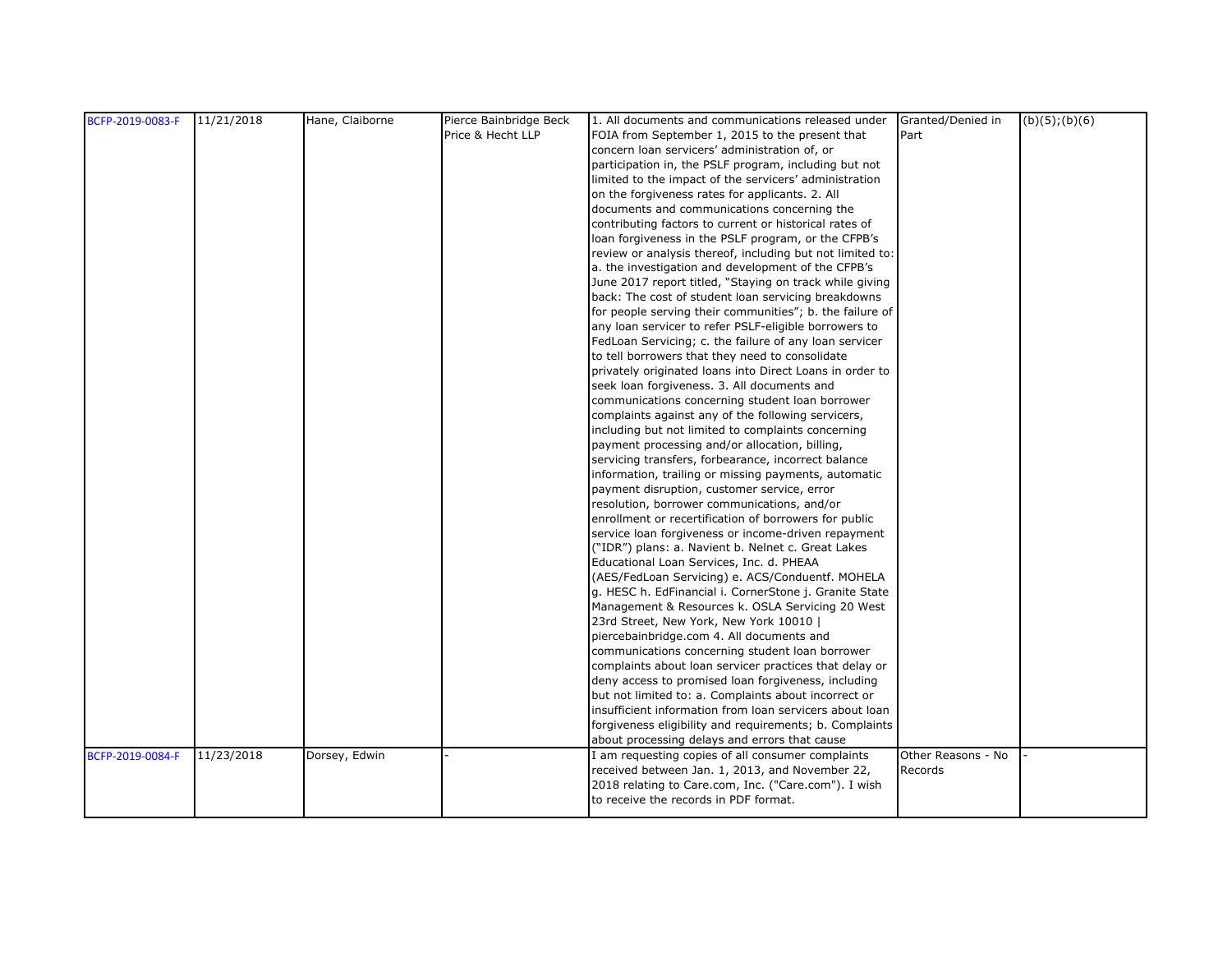| BCFP-2019-0083-F | 11/21/2018 | Hane, Claiborne | Pierce Bainbridge Beck Price & Hecht LLP | 1. All documents and communications released under FOIA from September 1, 2015 to the present that concern loan servicers' administration of, or participation in, the PSLF program, including but not limited to the impact of the servicers' administration on the forgiveness rates for applicants. 2. All documents and communications concerning the contributing factors to current or historical rates of loan forgiveness in the PSLF program, or the CFPB's review or analysis thereof, including but not limited to: a. the investigation and development of the CFPB's June 2017 report titled, "Staying on track while giving back: The cost of student loan servicing breakdowns for people serving their communities"; b. the failure of any loan servicer to refer PSLF-eligible borrowers to FedLoan Servicing; c. the failure of any loan servicer to tell borrowers that they need to consolidate privately originated loans into Direct Loans in order to seek loan forgiveness. 3. All documents and communications concerning student loan borrower complaints against any of the following servicers, including but not limited to complaints concerning payment processing and/or allocation, billing, servicing transfers, forbearance, incorrect balance information, trailing or missing payments, automatic payment disruption, customer service, error resolution, borrower communications, and/or enrollment or recertification of borrowers for public service loan forgiveness or income-driven repayment ("IDR") plans: a. Navient b. Nelnet c. Great Lakes Educational Loan Services, Inc. d. PHEAA (AES/FedLoan Servicing) e. ACS/Conduentf. MOHELA g. HESC h. EdFinancial i. CornerStone j. Granite State Management & Resources k. OSLA Servicing 20 West 23rd Street, New York, New York 10010 \| piercebainbridge.com 4. All documents and communications concerning student loan borrower complaints about loan servicer practices that delay or deny access to promised loan forgiveness, including but not limited to: a. Complaints about incorrect or insufficient information from loan servicers about loan forgiveness eligibility and requirements; b. Complaints about processing delays and errors that cause | Granted/Denied in Part | (b)(5);(b)(6) |
|---|---|---|---|---|---|---|
| BCFP-2019-0084-F | 11/23/2018 | Dorsey, Edwin | - | I am requesting copies of all consumer complaints received between Jan. 1, 2013, and November 22, 2018 relating to Care.com, Inc. ("Care.com"). I wish to receive the records in PDF format. | Other Reasons - No Records | - |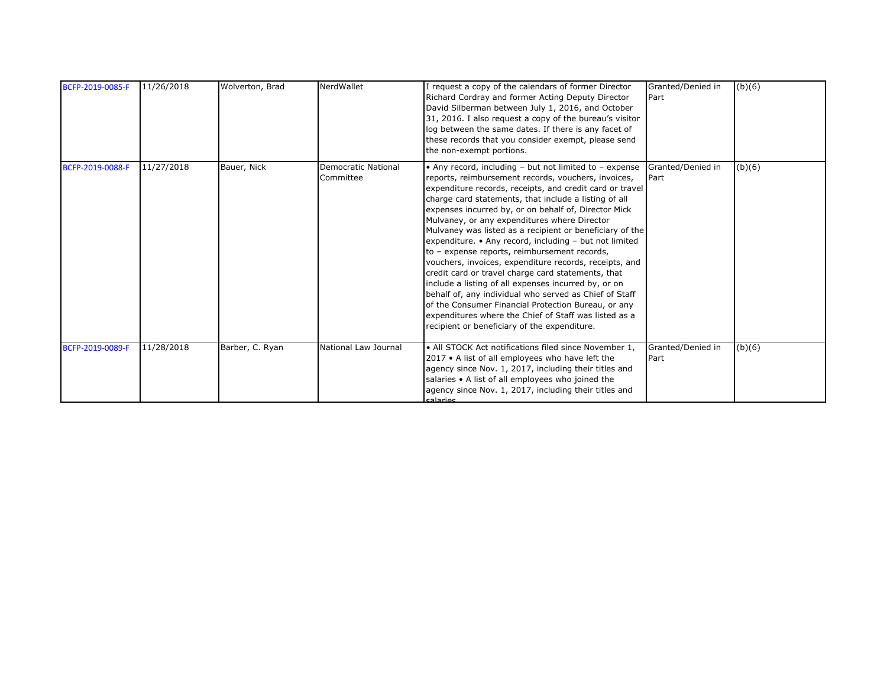| | | | | | | |
|---|---|---|---|---|---|---|
| BCFP-2019-0085-F | 11/26/2018 | Wolverton, Brad | NerdWallet | I request a copy of the calendars of former Director Richard Cordray and former Acting Deputy Director David Silberman between July 1, 2016, and October 31, 2016. I also request a copy of the bureau's visitor log between the same dates. If there is any facet of these records that you consider exempt, please send the non-exempt portions. | Granted/Denied in Part | (b)(6) |
| BCFP-2019-0088-F | 11/27/2018 | Bauer, Nick | Democratic National Committee | • Any record, including – but not limited to – expense reports, reimbursement records, vouchers, invoices, expenditure records, receipts, and credit card or travel charge card statements, that include a listing of all expenses incurred by, or on behalf of, Director Mick Mulvaney, or any expenditures where Director Mulvaney was listed as a recipient or beneficiary of the expenditure. • Any record, including – but not limited to – expense reports, reimbursement records, vouchers, invoices, expenditure records, receipts, and credit card or travel charge card statements, that include a listing of all expenses incurred by, or on behalf of, any individual who served as Chief of Staff of the Consumer Financial Protection Bureau, or any expenditures where the Chief of Staff was listed as a recipient or beneficiary of the expenditure. | Granted/Denied in Part | (b)(6) |
| BCFP-2019-0089-F | 11/28/2018 | Barber, C. Ryan | National Law Journal | • All STOCK Act notifications filed since November 1, 2017 • A list of all employees who have left the agency since Nov. 1, 2017, including their titles and salaries • A list of all employees who joined the agency since Nov. 1, 2017, including their titles and salaries | Granted/Denied in Part | (b)(6) |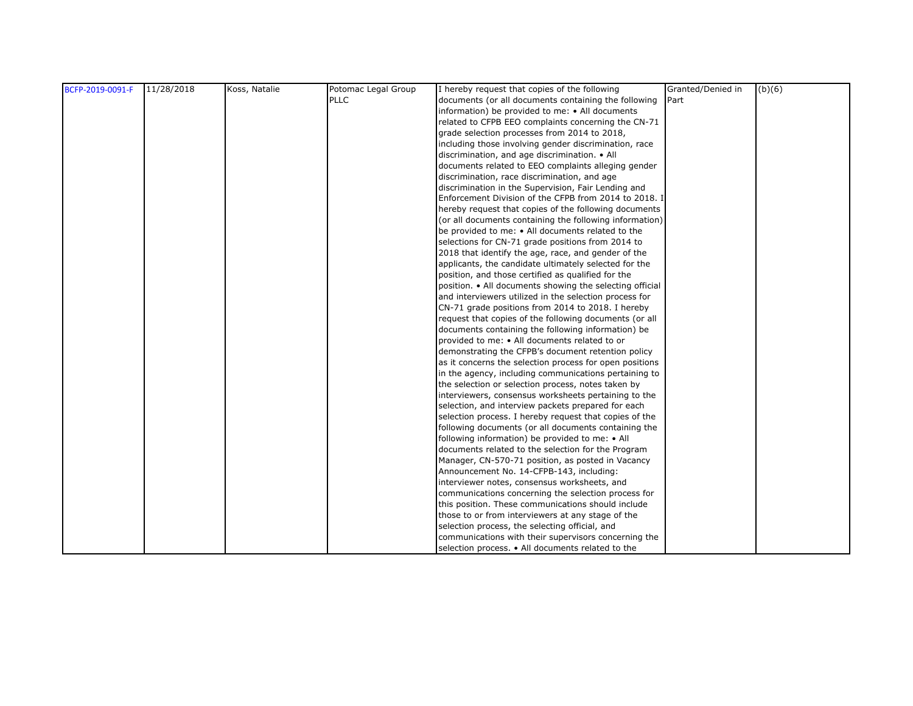| BCFP-2019-0091-F | 11/28/2018 | Koss, Natalie | Potomac Legal Group PLLC | I hereby request that copies of the following documents (or all documents containing the following information) be provided to me: • All documents related to CFPB EEO complaints concerning the CN-71 grade selection processes from 2014 to 2018, including those involving gender discrimination, race discrimination, and age discrimination. • All documents related to EEO complaints alleging gender discrimination, race discrimination, and age discrimination in the Supervision, Fair Lending and Enforcement Division of the CFPB from 2014 to 2018. I hereby request that copies of the following documents (or all documents containing the following information) be provided to me: • All documents related to the selections for CN-71 grade positions from 2014 to 2018 that identify the age, race, and gender of the applicants, the candidate ultimately selected for the position, and those certified as qualified for the position. • All documents showing the selecting official and interviewers utilized in the selection process for CN-71 grade positions from 2014 to 2018. I hereby request that copies of the following documents (or all documents containing the following information) be provided to me: • All documents related to or demonstrating the CFPB's document retention policy as it concerns the selection process for open positions in the agency, including communications pertaining to the selection or selection process, notes taken by interviewers, consensus worksheets pertaining to the selection, and interview packets prepared for each selection process. I hereby request that copies of the following documents (or all documents containing the following information) be provided to me: • All documents related to the selection for the Program Manager, CN-570-71 position, as posted in Vacancy Announcement No. 14-CFPB-143, including: interviewer notes, consensus worksheets, and communications concerning the selection process for this position. These communications should include those to or from interviewers at any stage of the selection process, the selecting official, and communications with their supervisors concerning the selection process. • All documents related to the | Granted/Denied in Part | (b)(6) |
|---|---|---|---|---|---|---|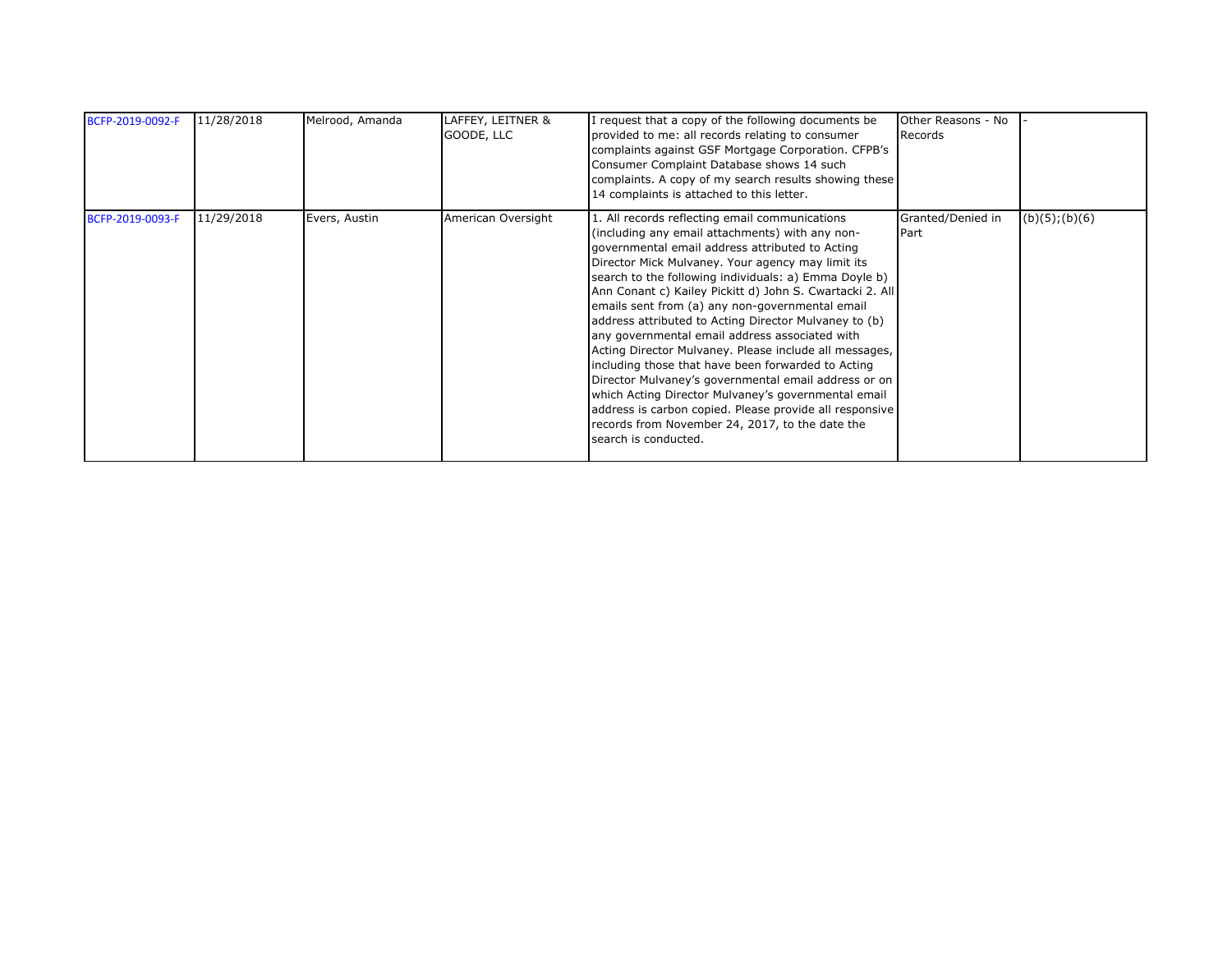| | | | | | | |
|---|---|---|---|---|---|---|
| BCFP-2019-0092-F | 11/28/2018 | Melrood, Amanda | LAFFEY, LEITNER & GOODE, LLC | I request that a copy of the following documents be provided to me: all records relating to consumer complaints against GSF Mortgage Corporation. CFPB's Consumer Complaint Database shows 14 such complaints. A copy of my search results showing these 14 complaints is attached to this letter. | Other Reasons - No Records | - |
| BCFP-2019-0093-F | 11/29/2018 | Evers, Austin | American Oversight | 1. All records reflecting email communications (including any email attachments) with any non-governmental email address attributed to Acting Director Mick Mulvaney. Your agency may limit its search to the following individuals: a) Emma Doyle b) Ann Conant c) Kailey Pickitt d) John S. Cwartacki 2. All emails sent from (a) any non-governmental email address attributed to Acting Director Mulvaney to (b) any governmental email address associated with Acting Director Mulvaney. Please include all messages, including those that have been forwarded to Acting Director Mulvaney's governmental email address or on which Acting Director Mulvaney's governmental email address is carbon copied. Please provide all responsive records from November 24, 2017, to the date the search is conducted. | Granted/Denied in Part | (b)(5);(b)(6) |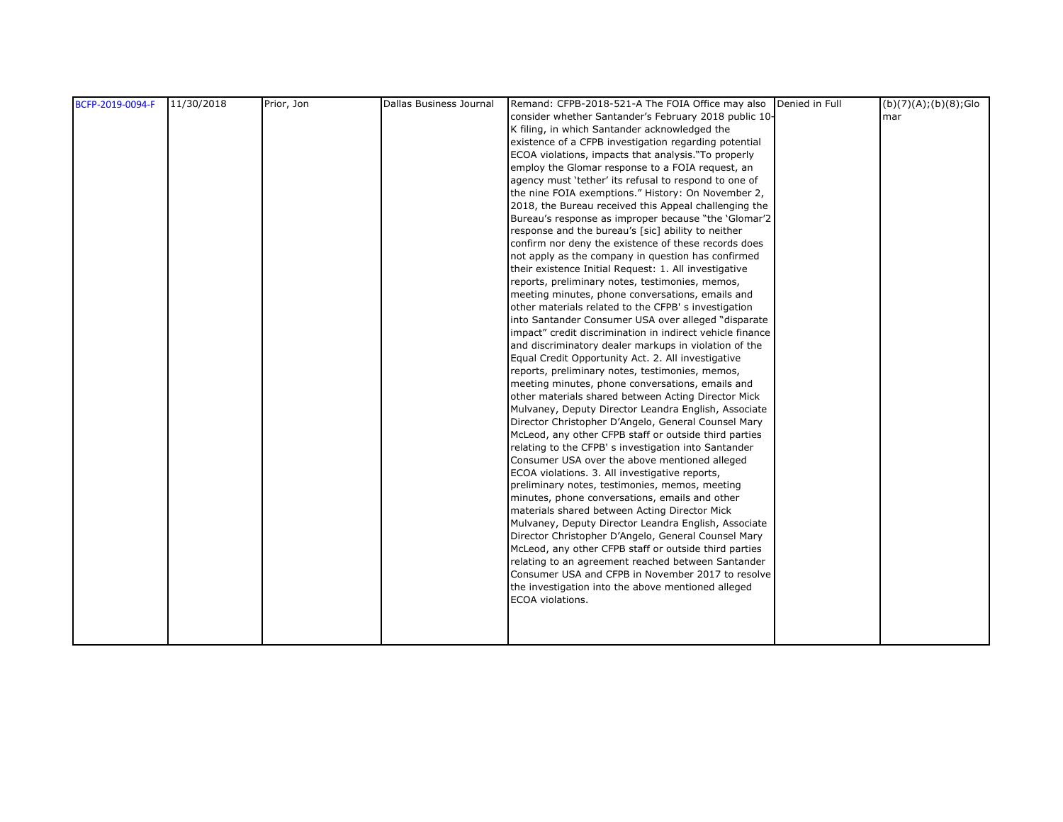| | | | | | | |
|---|---|---|---|---|---|---|
| BCFP-2019-0094-F | 11/30/2018 | Prior, Jon | Dallas Business Journal | Remand: CFPB-2018-521-A The FOIA Office may also consider whether Santander's February 2018 public 10-K filing, in which Santander acknowledged the existence of a CFPB investigation regarding potential ECOA violations, impacts that analysis."To properly employ the Glomar response to a FOIA request, an agency must 'tether' its refusal to respond to one of the nine FOIA exemptions." History: On November 2, 2018, the Bureau received this Appeal challenging the Bureau's response as improper because "the 'Glomar'2 response and the bureau's [sic] ability to neither confirm nor deny the existence of these records does not apply as the company in question has confirmed their existence Initial Request: 1. All investigative reports, preliminary notes, testimonies, memos, meeting minutes, phone conversations, emails and other materials related to the CFPB' s investigation into Santander Consumer USA over alleged "disparate impact" credit discrimination in indirect vehicle finance and discriminatory dealer markups in violation of the Equal Credit Opportunity Act. 2. All investigative reports, preliminary notes, testimonies, memos, meeting minutes, phone conversations, emails and other materials shared between Acting Director Mick Mulvaney, Deputy Director Leandra English, Associate Director Christopher D'Angelo, General Counsel Mary McLeod, any other CFPB staff or outside third parties relating to the CFPB' s investigation into Santander Consumer USA over the above mentioned alleged ECOA violations. 3. All investigative reports, preliminary notes, testimonies, memos, meeting minutes, phone conversations, emails and other materials shared between Acting Director Mick Mulvaney, Deputy Director Leandra English, Associate Director Christopher D'Angelo, General Counsel Mary McLeod, any other CFPB staff or outside third parties relating to an agreement reached between Santander Consumer USA and CFPB in November 2017 to resolve the investigation into the above mentioned alleged ECOA violations. | Denied in Full | (b)(7)(A);(b)(8);Glomar |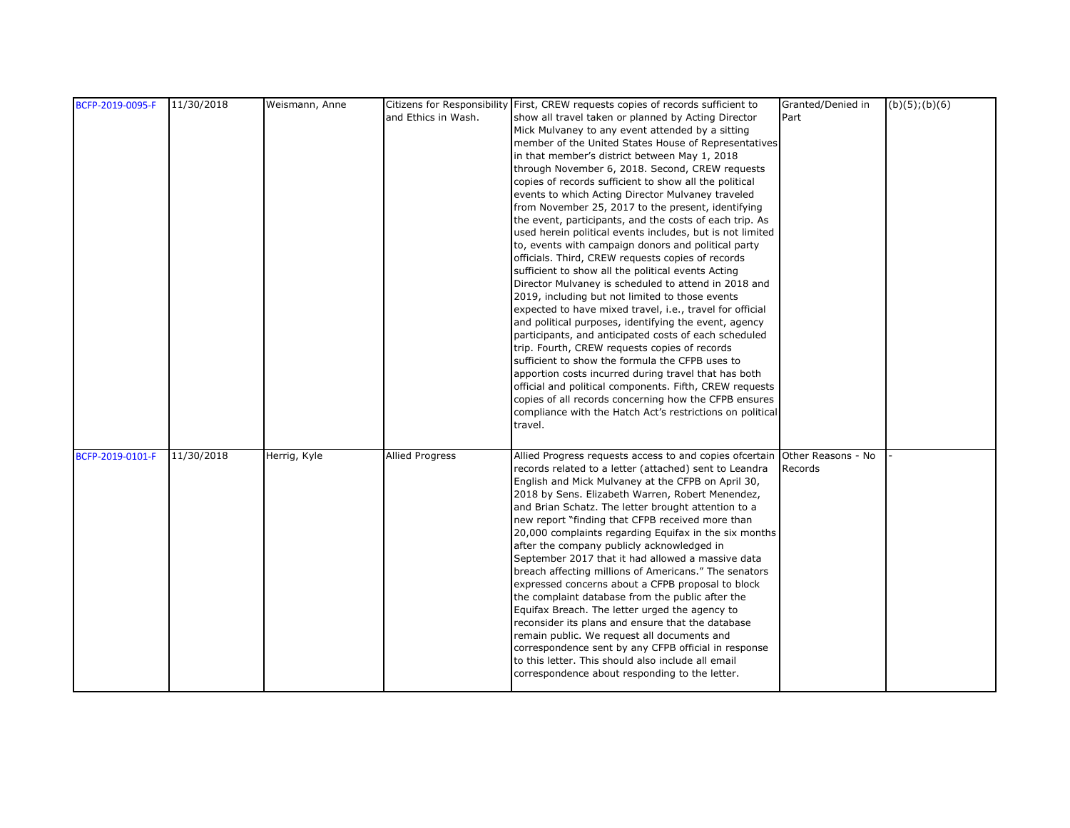| BCFP-2019-0095-F | 11/30/2018 | Weismann, Anne | Citizens for Responsibility and Ethics in Wash. | First, CREW requests copies of records sufficient to show all travel taken or planned by Acting Director Mick Mulvaney to any event attended by a sitting member of the United States House of Representatives in that member's district between May 1, 2018 through November 6, 2018. Second, CREW requests copies of records sufficient to show all the political events to which Acting Director Mulvaney traveled from November 25, 2017 to the present, identifying the event, participants, and the costs of each trip. As used herein political events includes, but is not limited to, events with campaign donors and political party officials. Third, CREW requests copies of records sufficient to show all the political events Acting Director Mulvaney is scheduled to attend in 2018 and 2019, including but not limited to those events expected to have mixed travel, i.e., travel for official and political purposes, identifying the event, agency participants, and anticipated costs of each scheduled trip. Fourth, CREW requests copies of records sufficient to show the formula the CFPB uses to apportion costs incurred during travel that has both official and political components. Fifth, CREW requests copies of all records concerning how the CFPB ensures compliance with the Hatch Act's restrictions on political travel. | Granted/Denied in Part | (b)(5);(b)(6) |
|---|---|---|---|---|---|---|
| BCFP-2019-0101-F | 11/30/2018 | Herrig, Kyle | Allied Progress | Allied Progress requests access to and copies ofcertain records related to a letter (attached) sent to Leandra English and Mick Mulvaney at the CFPB on April 30, 2018 by Sens. Elizabeth Warren, Robert Menendez, and Brian Schatz. The letter brought attention to a new report "finding that CFPB received more than 20,000 complaints regarding Equifax in the six months after the company publicly acknowledged in September 2017 that it had allowed a massive data breach affecting millions of Americans." The senators expressed concerns about a CFPB proposal to block the complaint database from the public after the Equifax Breach. The letter urged the agency to reconsider its plans and ensure that the database remain public. We request all documents and correspondence sent by any CFPB official in response to this letter. This should also include all email correspondence about responding to the letter. | Other Reasons - No Records | - |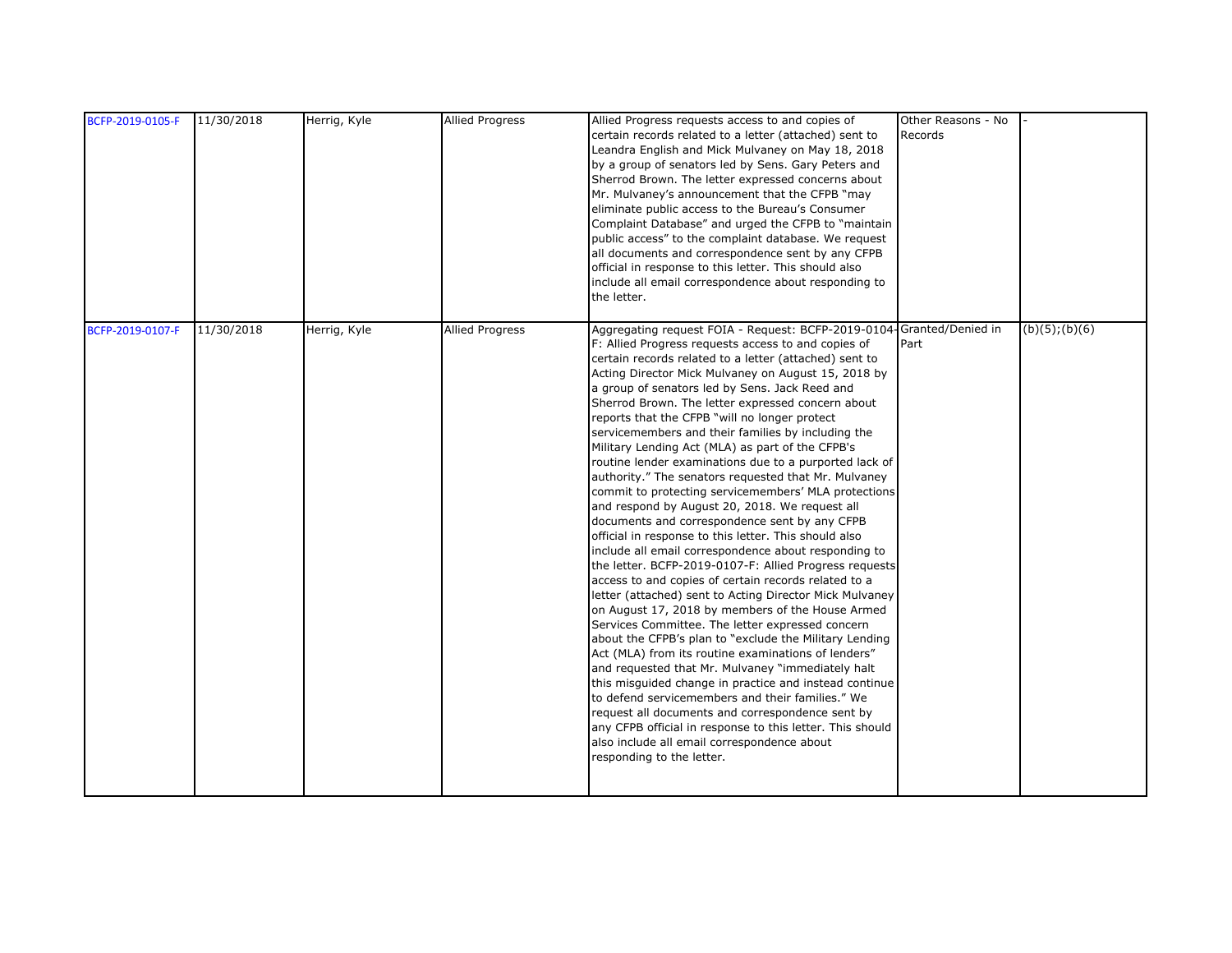| | | | | | | |
|---|---|---|---|---|---|---|
| BCFP-2019-0105-F | 11/30/2018 | Herrig, Kyle | Allied Progress | Allied Progress requests access to and copies of certain records related to a letter (attached) sent to Leandra English and Mick Mulvaney on May 18, 2018 by a group of senators led by Sens. Gary Peters and Sherrod Brown. The letter expressed concerns about Mr. Mulvaney's announcement that the CFPB "may eliminate public access to the Bureau's Consumer Complaint Database" and urged the CFPB to "maintain public access" to the complaint database. We request all documents and correspondence sent by any CFPB official in response to this letter. This should also include all email correspondence about responding to the letter. | Other Reasons - No Records | - |
| BCFP-2019-0107-F | 11/30/2018 | Herrig, Kyle | Allied Progress | Aggregating request FOIA - Request: BCFP-2019-0104-F: Allied Progress requests access to and copies of certain records related to a letter (attached) sent to Acting Director Mick Mulvaney on August 15, 2018 by a group of senators led by Sens. Jack Reed and Sherrod Brown. The letter expressed concern about reports that the CFPB "will no longer protect servicemembers and their families by including the Military Lending Act (MLA) as part of the CFPB's routine lender examinations due to a purported lack of authority." The senators requested that Mr. Mulvaney commit to protecting servicemembers' MLA protections and respond by August 20, 2018. We request all documents and correspondence sent by any CFPB official in response to this letter. This should also include all email correspondence about responding to the letter. BCFP-2019-0107-F: Allied Progress requests access to and copies of certain records related to a letter (attached) sent to Acting Director Mick Mulvaney on August 17, 2018 by members of the House Armed Services Committee. The letter expressed concern about the CFPB's plan to "exclude the Military Lending Act (MLA) from its routine examinations of lenders" and requested that Mr. Mulvaney "immediately halt this misguided change in practice and instead continue to defend servicemembers and their families." We request all documents and correspondence sent by any CFPB official in response to this letter. This should also include all email correspondence about responding to the letter. | Granted/Denied in Part | (b)(5);(b)(6) |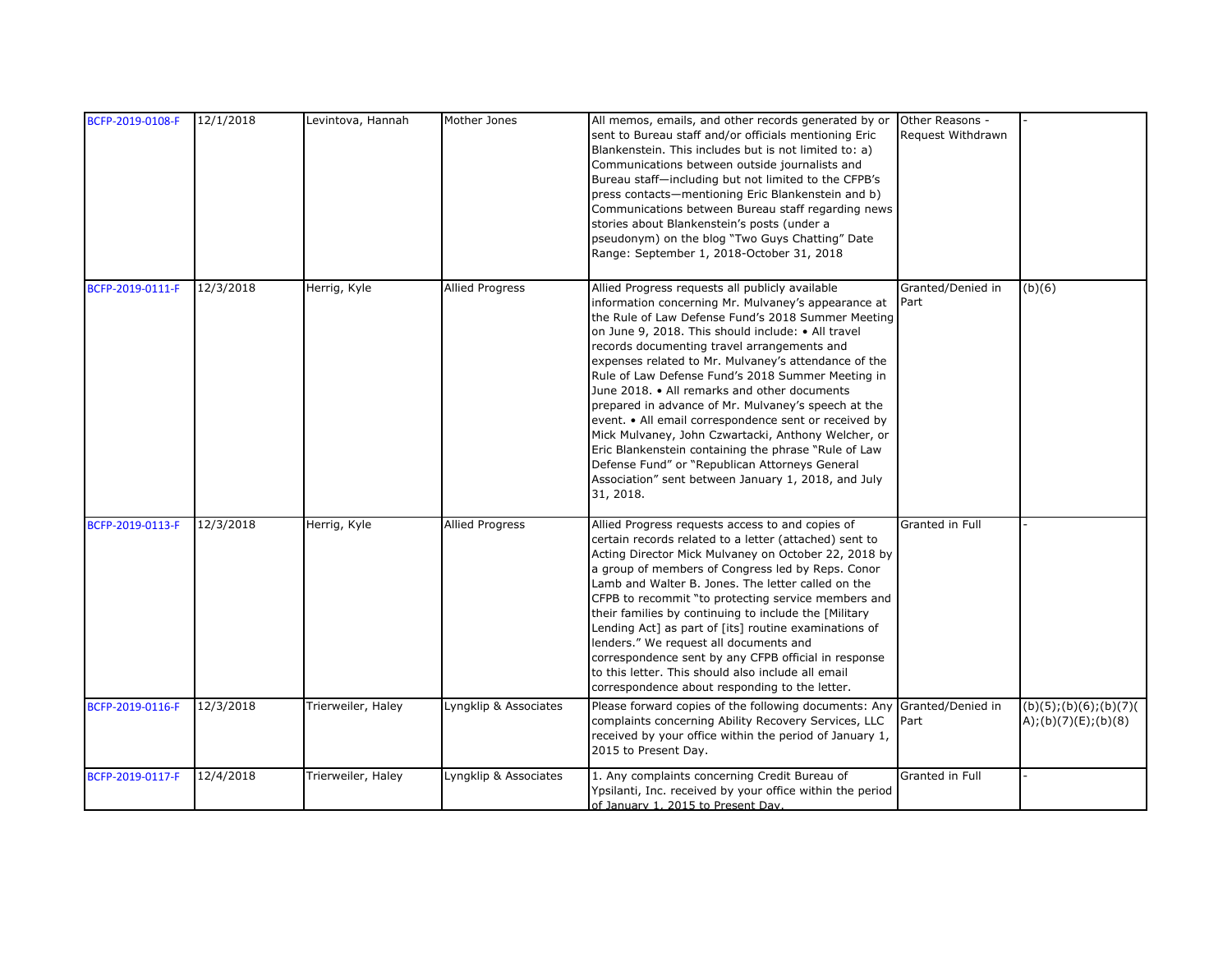| BCFP-2019-0108-F | 12/1/2018 | Levintova, Hannah | Mother Jones | All memos, emails, and other records generated by or sent to Bureau staff and/or officials mentioning Eric Blankenstein. This includes but is not limited to: a) Communications between outside journalists and Bureau staff—including but not limited to the CFPB's press contacts—mentioning Eric Blankenstein and b) Communications between Bureau staff regarding news stories about Blankenstein's posts (under a pseudonym) on the blog "Two Guys Chatting" Date Range: September 1, 2018-October 31, 2018 | Other Reasons - Request Withdrawn | - |
|---|---|---|---|---|---|---|
| BCFP-2019-0111-F | 12/3/2018 | Herrig, Kyle | Allied Progress | Allied Progress requests all publicly available information concerning Mr. Mulvaney's appearance at the Rule of Law Defense Fund's 2018 Summer Meeting on June 9, 2018. This should include: • All travel records documenting travel arrangements and expenses related to Mr. Mulvaney's attendance of the Rule of Law Defense Fund's 2018 Summer Meeting in June 2018. • All remarks and other documents prepared in advance of Mr. Mulvaney's speech at the event. • All email correspondence sent or received by Mick Mulvaney, John Czwartacki, Anthony Welcher, or Eric Blankenstein containing the phrase "Rule of Law Defense Fund" or "Republican Attorneys General Association" sent between January 1, 2018, and July 31, 2018. | Granted/Denied in Part | (b)(6) |
| BCFP-2019-0113-F | 12/3/2018 | Herrig, Kyle | Allied Progress | Allied Progress requests access to and copies of certain records related to a letter (attached) sent to Acting Director Mick Mulvaney on October 22, 2018 by a group of members of Congress led by Reps. Conor Lamb and Walter B. Jones. The letter called on the CFPB to recommit "to protecting service members and their families by continuing to include the [Military Lending Act] as part of [its] routine examinations of lenders." We request all documents and correspondence sent by any CFPB official in response to this letter. This should also include all email correspondence about responding to the letter. | Granted in Full | - |
| BCFP-2019-0116-F | 12/3/2018 | Trierweiler, Haley | Lyngklip & Associates | Please forward copies of the following documents: Any complaints concerning Ability Recovery Services, LLC received by your office within the period of January 1, 2015 to Present Day. | Granted/Denied in Part | (b)(5);(b)(6);(b)(7)(A);(b)(7)(E);(b)(8) |
| BCFP-2019-0117-F | 12/4/2018 | Trierweiler, Haley | Lyngklip & Associates | 1. Any complaints concerning Credit Bureau of Ypsilanti, Inc. received by your office within the period of January 1, 2015 to Present Day. | Granted in Full | - |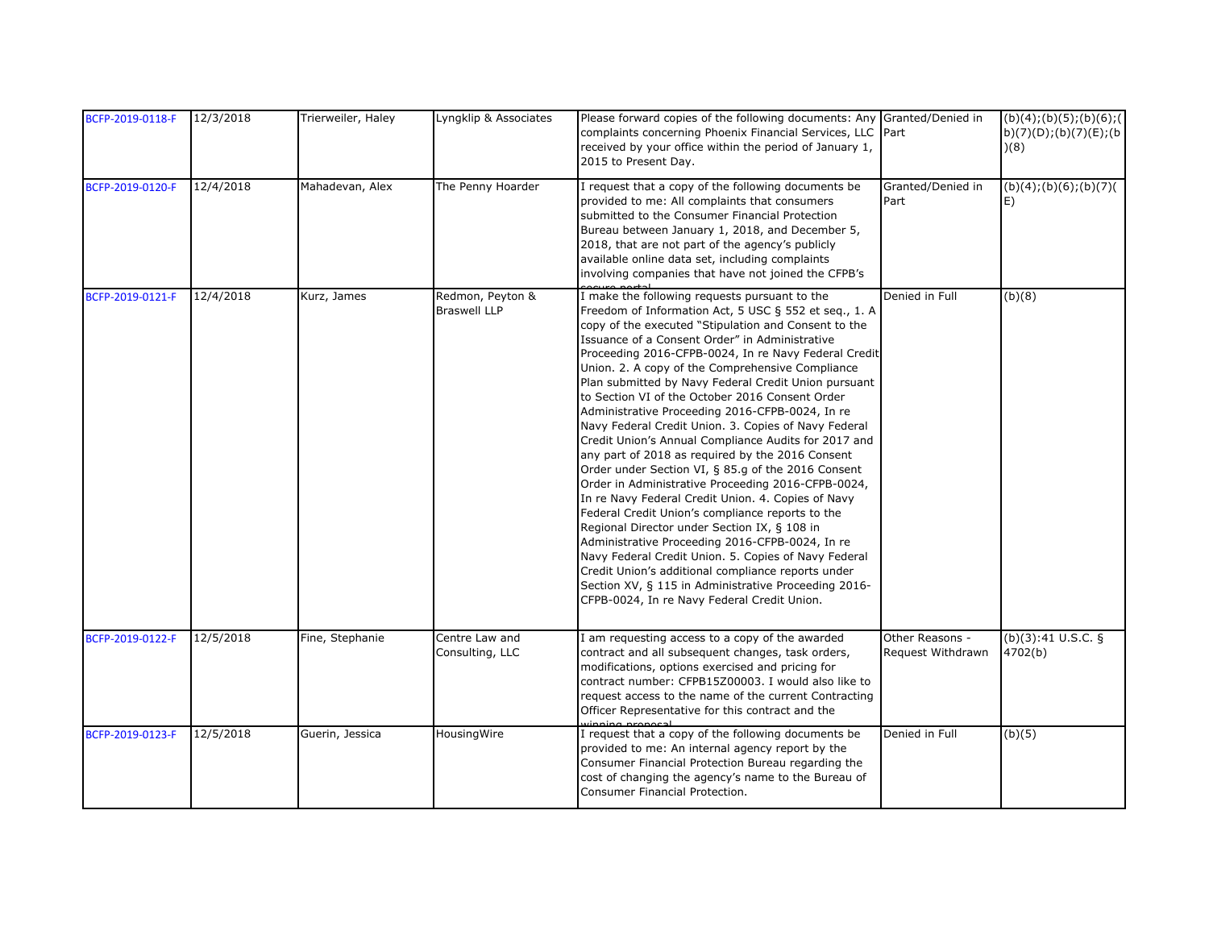| BCFP-2019-0118-F | 12/3/2018 | Trierweiler, Haley | Lyngklip & Associates | Please forward copies of the following documents: Any complaints concerning Phoenix Financial Services, LLC received by your office within the period of January 1, 2015 to Present Day. | Granted/Denied in Part | (b)(4);(b)(5);(b)(6);(b)(7)(D);(b)(7)(E);(b)(8) |
|---|---|---|---|---|---|---|
| BCFP-2019-0120-F | 12/4/2018 | Mahadevan, Alex | The Penny Hoarder | I request that a copy of the following documents be provided to me: All complaints that consumers submitted to the Consumer Financial Protection Bureau between January 1, 2018, and December 5, 2018, that are not part of the agency's publicly available online data set, including complaints involving companies that have not joined the CFPB's secure portal | Granted/Denied in Part | (b)(4);(b)(6);(b)(7)(E) |
| BCFP-2019-0121-F | 12/4/2018 | Kurz, James | Redmon, Peyton & Braswell LLP | I make the following requests pursuant to the Freedom of Information Act, 5 USC § 552 et seq., 1. A copy of the executed "Stipulation and Consent to the Issuance of a Consent Order" in Administrative Proceeding 2016-CFPB-0024, In re Navy Federal Credit Union. 2. A copy of the Comprehensive Compliance Plan submitted by Navy Federal Credit Union pursuant to Section VI of the October 2016 Consent Order Administrative Proceeding 2016-CFPB-0024, In re Navy Federal Credit Union. 3. Copies of Navy Federal Credit Union's Annual Compliance Audits for 2017 and any part of 2018 as required by the 2016 Consent Order under Section VI, § 85.g of the 2016 Consent Order in Administrative Proceeding 2016-CFPB-0024, In re Navy Federal Credit Union. 4. Copies of Navy Federal Credit Union's compliance reports to the Regional Director under Section IX, § 108 in Administrative Proceeding 2016-CFPB-0024, In re Navy Federal Credit Union. 5. Copies of Navy Federal Credit Union's additional compliance reports under Section XV, § 115 in Administrative Proceeding 2016-CFPB-0024, In re Navy Federal Credit Union. | Denied in Full | (b)(8) |
| BCFP-2019-0122-F | 12/5/2018 | Fine, Stephanie | Centre Law and Consulting, LLC | I am requesting access to a copy of the awarded contract and all subsequent changes, task orders, modifications, options exercised and pricing for contract number: CFPB15Z00003. I would also like to request access to the name of the current Contracting Officer Representative for this contract and the winning proposal | Other Reasons - Request Withdrawn | (b)(3):41 U.S.C. § 4702(b) |
| BCFP-2019-0123-F | 12/5/2018 | Guerin, Jessica | HousingWire | I request that a copy of the following documents be provided to me: An internal agency report by the Consumer Financial Protection Bureau regarding the cost of changing the agency's name to the Bureau of Consumer Financial Protection. | Denied in Full | (b)(5) |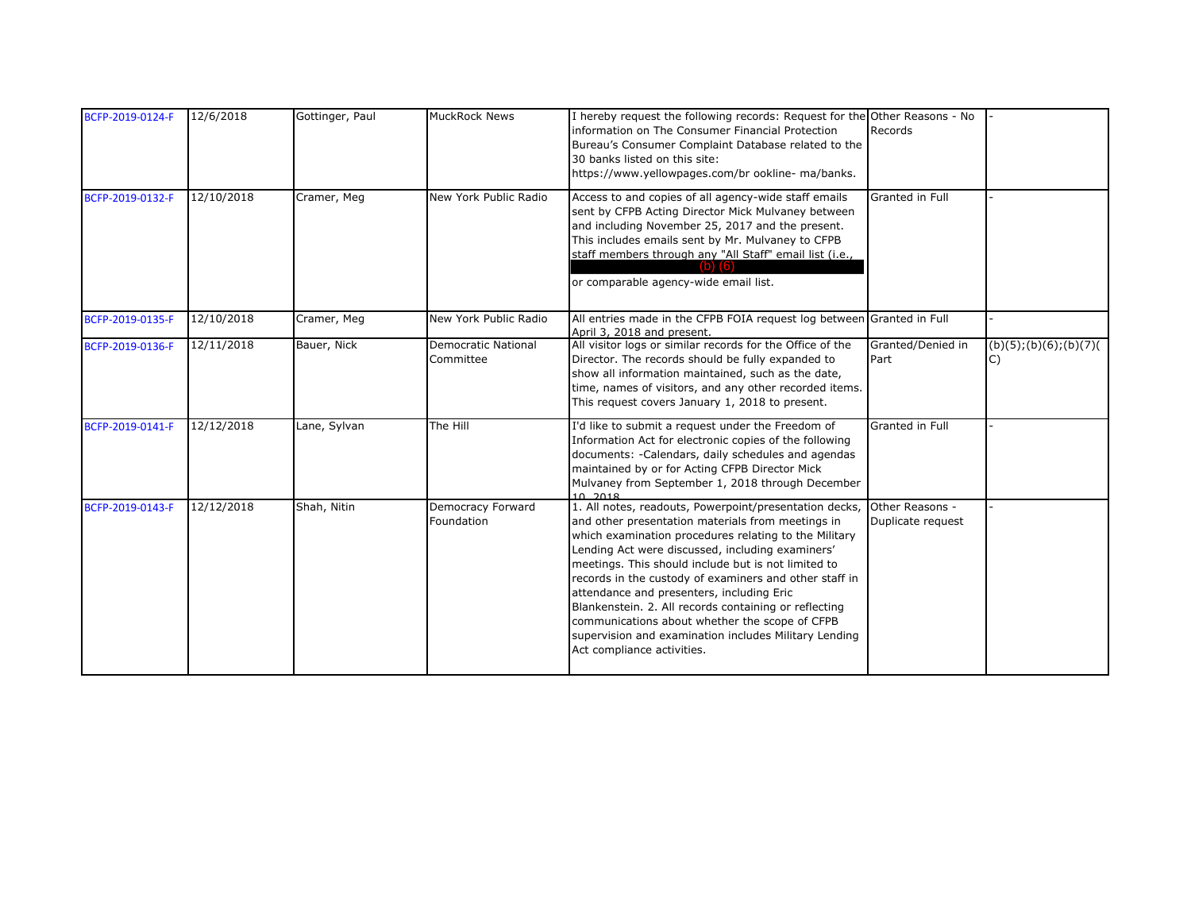| | | | | | | |
|---|---|---|---|---|---|---|
| BCFP-2019-0124-F | 12/6/2018 | Gottinger, Paul | MuckRock News | I hereby request the following records: Request for the information on The Consumer Financial Protection Bureau's Consumer Complaint Database related to the 30 banks listed on this site: https://www.yellowpages.com/br ookline- ma/banks. | Other Reasons - No Records | - |
| BCFP-2019-0132-F | 12/10/2018 | Cramer, Meg | New York Public Radio | Access to and copies of all agency-wide staff emails sent by CFPB Acting Director Mick Mulvaney between and including November 25, 2017 and the present. This includes emails sent by Mr. Mulvaney to CFPB staff members through any "All Staff" email list (i.e., (b) (6) or comparable agency-wide email list. | Granted in Full | - |
| BCFP-2019-0135-F | 12/10/2018 | Cramer, Meg | New York Public Radio | All entries made in the CFPB FOIA request log between April 3, 2018 and present. | Granted in Full | - |
| BCFP-2019-0136-F | 12/11/2018 | Bauer, Nick | Democratic National Committee | All visitor logs or similar records for the Office of the Director. The records should be fully expanded to show all information maintained, such as the date, time, names of visitors, and any other recorded items. This request covers January 1, 2018 to present. | Granted/Denied in Part | (b)(5);(b)(6);(b)(7)(C) |
| BCFP-2019-0141-F | 12/12/2018 | Lane, Sylvan | The Hill | I'd like to submit a request under the Freedom of Information Act for electronic copies of the following documents: -Calendars, daily schedules and agendas maintained by or for Acting CFPB Director Mick Mulvaney from September 1, 2018 through December 10, 2018 | Granted in Full | - |
| BCFP-2019-0143-F | 12/12/2018 | Shah, Nitin | Democracy Forward Foundation | 1. All notes, readouts, Powerpoint/presentation decks, and other presentation materials from meetings in which examination procedures relating to the Military Lending Act were discussed, including examiners' meetings. This should include but is not limited to records in the custody of examiners and other staff in attendance and presenters, including Eric Blankenstein. 2. All records containing or reflecting communications about whether the scope of CFPB supervision and examination includes Military Lending Act compliance activities. | Other Reasons - Duplicate request | - |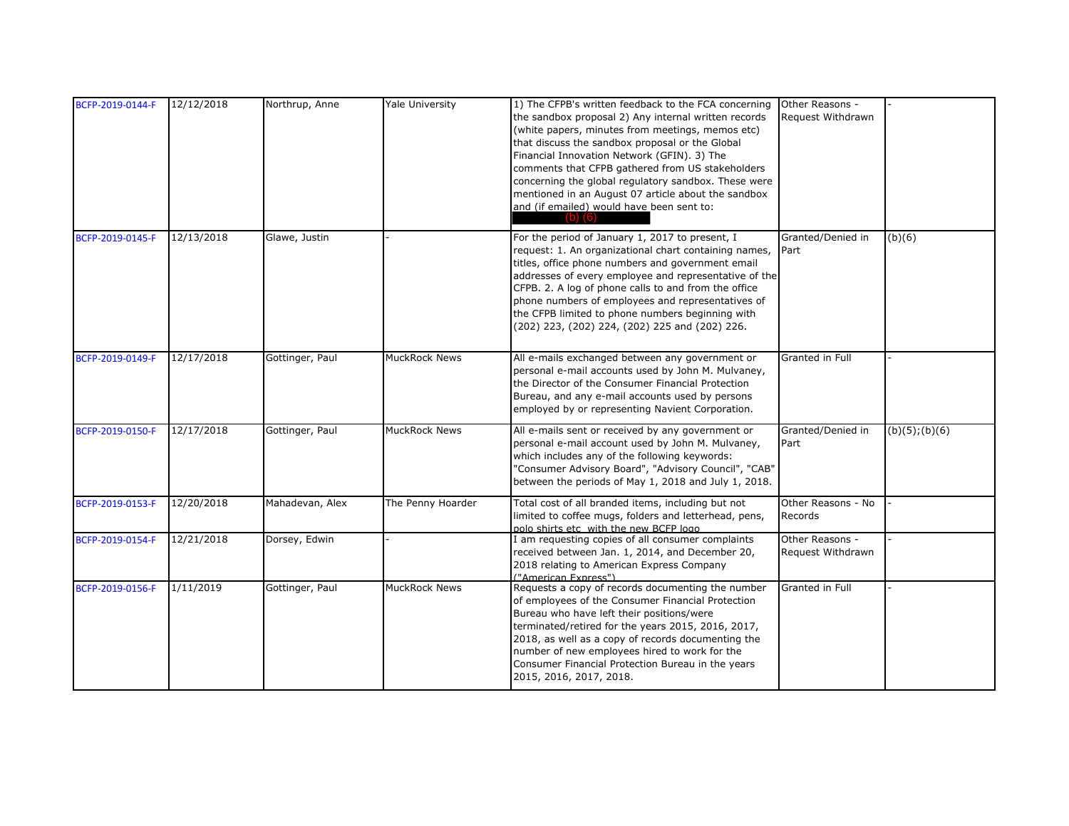| BCFP-2019-0144-F | 12/12/2018 | Northrup, Anne | Yale University | 1) The CFPB's written feedback to the FCA concerning the sandbox proposal 2) Any internal written records (white papers, minutes from meetings, memos etc) that discuss the sandbox proposal or the Global Financial Innovation Network (GFIN). 3) The comments that CFPB gathered from US stakeholders concerning the global regulatory sandbox. These were mentioned in an August 07 article about the sandbox and (if emailed) would have been sent to: (b) (6) | Other Reasons - Request Withdrawn | - |
|---|---|---|---|---|---|---|
| BCFP-2019-0145-F | 12/13/2018 | Glawe, Justin | - | For the period of January 1, 2017 to present, I request: 1. An organizational chart containing names, titles, office phone numbers and government email addresses of every employee and representative of the CFPB. 2. A log of phone calls to and from the office phone numbers of employees and representatives of the CFPB limited to phone numbers beginning with (202) 223, (202) 224, (202) 225 and (202) 226. | Granted/Denied in Part | (b)(6) |
| BCFP-2019-0149-F | 12/17/2018 | Gottinger, Paul | MuckRock News | All e-mails exchanged between any government or personal e-mail accounts used by John M. Mulvaney, the Director of the Consumer Financial Protection Bureau, and any e-mail accounts used by persons employed by or representing Navient Corporation. | Granted in Full | - |
| BCFP-2019-0150-F | 12/17/2018 | Gottinger, Paul | MuckRock News | All e-mails sent or received by any government or personal e-mail account used by John M. Mulvaney, which includes any of the following keywords: "Consumer Advisory Board", "Advisory Council", "CAB" between the periods of May 1, 2018 and July 1, 2018. | Granted/Denied in Part | (b)(5);(b)(6) |
| BCFP-2019-0153-F | 12/20/2018 | Mahadevan, Alex | The Penny Hoarder | Total cost of all branded items, including but not limited to coffee mugs, folders and letterhead, pens, polo shirts etc. with the new BCFP logo | Other Reasons - No Records | - |
| BCFP-2019-0154-F | 12/21/2018 | Dorsey, Edwin | - | I am requesting copies of all consumer complaints received between Jan. 1, 2014, and December 20, 2018 relating to American Express Company ("American Express") | Other Reasons - Request Withdrawn | - |
| BCFP-2019-0156-F | 1/11/2019 | Gottinger, Paul | MuckRock News | Requests a copy of records documenting the number of employees of the Consumer Financial Protection Bureau who have left their positions/were terminated/retired for the years 2015, 2016, 2017, 2018, as well as a copy of records documenting the number of new employees hired to work for the Consumer Financial Protection Bureau in the years 2015, 2016, 2017, 2018. | Granted in Full | - |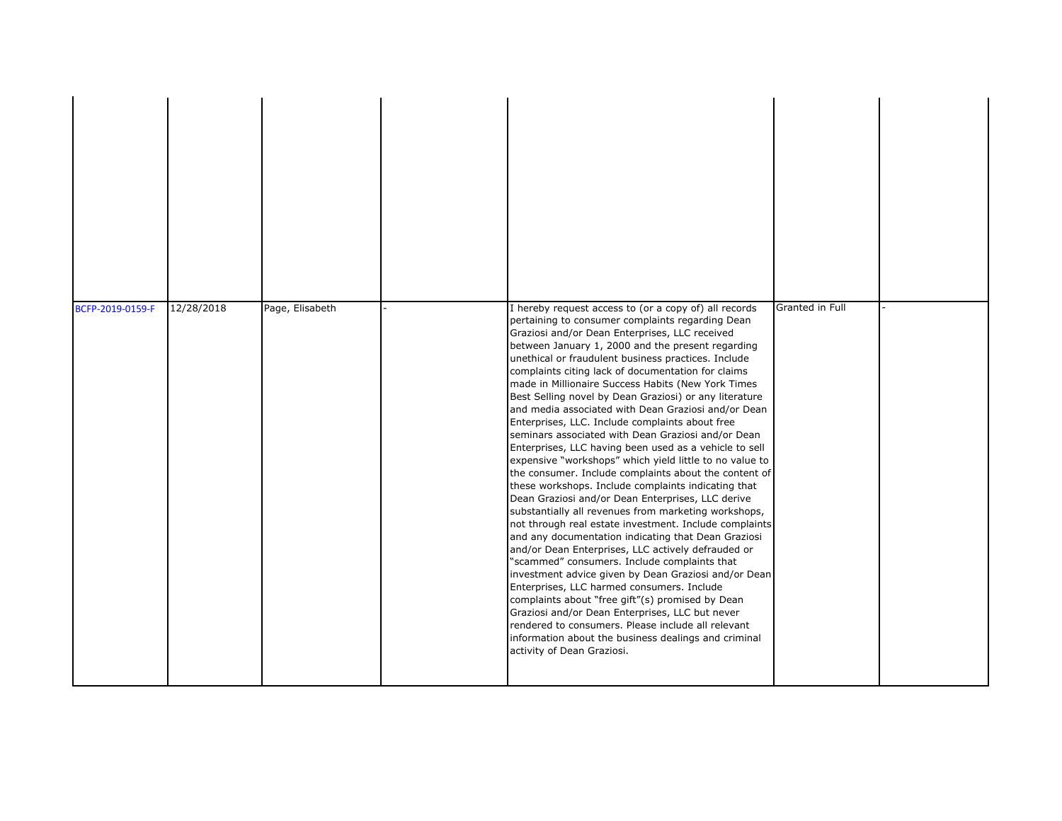|  |  |  |  |  |  |  |
|---|---|---|---|---|---|---|
|  |  |  |  |  |  |  |
| BCFP-2019-0159-F | 12/28/2018 | Page, Elisabeth | - | I hereby request access to (or a copy of) all records pertaining to consumer complaints regarding Dean Graziosi and/or Dean Enterprises, LLC received between January 1, 2000 and the present regarding unethical or fraudulent business practices. Include complaints citing lack of documentation for claims made in Millionaire Success Habits (New York Times Best Selling novel by Dean Graziosi) or any literature and media associated with Dean Graziosi and/or Dean Enterprises, LLC. Include complaints about free seminars associated with Dean Graziosi and/or Dean Enterprises, LLC having been used as a vehicle to sell expensive "workshops" which yield little to no value to the consumer. Include complaints about the content of these workshops. Include complaints indicating that Dean Graziosi and/or Dean Enterprises, LLC derive substantially all revenues from marketing workshops, not through real estate investment. Include complaints and any documentation indicating that Dean Graziosi and/or Dean Enterprises, LLC actively defrauded or "scammed" consumers. Include complaints that investment advice given by Dean Graziosi and/or Dean Enterprises, LLC harmed consumers. Include complaints about "free gift"(s) promised by Dean Graziosi and/or Dean Enterprises, LLC but never rendered to consumers. Please include all relevant information about the business dealings and criminal activity of Dean Graziosi. | Granted in Full | - |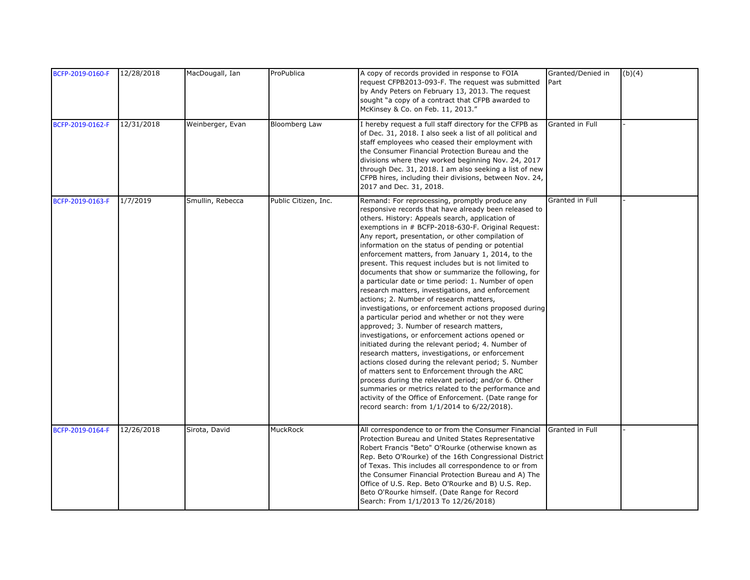| BCFP-2019-0160-F | 12/28/2018 | MacDougall, Ian | ProPublica | A copy of records provided in response to FOIA request CFPB2013-093-F. The request was submitted by Andy Peters on February 13, 2013. The request sought "a copy of a contract that CFPB awarded to McKinsey & Co. on Feb. 11, 2013." | Granted/Denied in Part | (b)(4) |
|---|---|---|---|---|---|---|
| BCFP-2019-0162-F | 12/31/2018 | Weinberger, Evan | Bloomberg Law | I hereby request a full staff directory for the CFPB as of Dec. 31, 2018. I also seek a list of all political and staff employees who ceased their employment with the Consumer Financial Protection Bureau and the divisions where they worked beginning Nov. 24, 2017 through Dec. 31, 2018. I am also seeking a list of new CFPB hires, including their divisions, between Nov. 24, 2017 and Dec. 31, 2018. | Granted in Full | - |
| BCFP-2019-0163-F | 1/7/2019 | Smullin, Rebecca | Public Citizen, Inc. | Remand: For reprocessing, promptly produce any responsive records that have already been released to others. History: Appeals search, application of exemptions in # BCFP-2018-630-F. Original Request: Any report, presentation, or other compilation of information on the status of pending or potential enforcement matters, from January 1, 2014, to the present. This request includes but is not limited to documents that show or summarize the following, for a particular date or time period: 1. Number of open research matters, investigations, and enforcement actions; 2. Number of research matters, investigations, or enforcement actions proposed during a particular period and whether or not they were approved; 3. Number of research matters, investigations, or enforcement actions opened or initiated during the relevant period; 4. Number of research matters, investigations, or enforcement actions closed during the relevant period; 5. Number of matters sent to Enforcement through the ARC process during the relevant period; and/or 6. Other summaries or metrics related to the performance and activity of the Office of Enforcement. (Date range for record search: from 1/1/2014 to 6/22/2018). | Granted in Full | - |
| BCFP-2019-0164-F | 12/26/2018 | Sirota, David | MuckRock | All correspondence to or from the Consumer Financial Protection Bureau and United States Representative Robert Francis "Beto" O'Rourke (otherwise known as Rep. Beto O'Rourke) of the 16th Congressional District of Texas. This includes all correspondence to or from the Consumer Financial Protection Bureau and A) The Office of U.S. Rep. Beto O'Rourke and B) U.S. Rep. Beto O'Rourke himself. (Date Range for Record Search: From 1/1/2013 To 12/26/2018) | Granted in Full | - |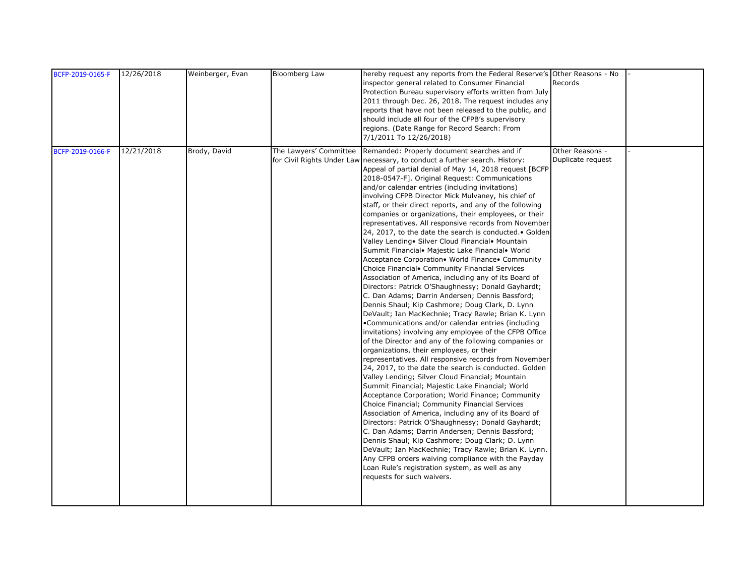| | | | | | | |
|---|---|---|---|---|---|---|
| BCFP-2019-0165-F | 12/26/2018 | Weinberger, Evan | Bloomberg Law | hereby request any reports from the Federal Reserve's inspector general related to Consumer Financial Protection Bureau supervisory efforts written from July 2011 through Dec. 26, 2018. The request includes any reports that have not been released to the public, and should include all four of the CFPB's supervisory regions. (Date Range for Record Search: From 7/1/2011 To 12/26/2018) | Other Reasons - No Records | - |
| BCFP-2019-0166-F | 12/21/2018 | Brody, David | The Lawyers' Committee for Civil Rights Under Law | Remanded: Properly document searches and if necessary, to conduct a further search. History: Appeal of partial denial of May 14, 2018 request [BCFP 2018-0547-F]. Original Request: Communications and/or calendar entries (including invitations) involving CFPB Director Mick Mulvaney, his chief of staff, or their direct reports, and any of the following companies or organizations, their employees, or their representatives. All responsive records from November 24, 2017, to the date the search is conducted.• Golden Valley Lending• Silver Cloud Financial• Mountain Summit Financial• Majestic Lake Financial• World Acceptance Corporation• World Finance• Community Choice Financial• Community Financial Services Association of America, including any of its Board of Directors: Patrick O'Shaughnessy; Donald Gayhardt; C. Dan Adams; Darrin Andersen; Dennis Bassford; Dennis Shaul; Kip Cashmore; Doug Clark, D. Lynn DeVault; Ian MacKechnie; Tracy Rawle; Brian K. Lynn •Communications and/or calendar entries (including invitations) involving any employee of the CFPB Office of the Director and any of the following companies or organizations, their employees, or their representatives. All responsive records from November 24, 2017, to the date the search is conducted. Golden Valley Lending; Silver Cloud Financial; Mountain Summit Financial; Majestic Lake Financial; World Acceptance Corporation; World Finance; Community Choice Financial; Community Financial Services Association of America, including any of its Board of Directors: Patrick O'Shaughnessy; Donald Gayhardt; C. Dan Adams; Darrin Andersen; Dennis Bassford; Dennis Shaul; Kip Cashmore; Doug Clark; D. Lynn DeVault; Ian MacKechnie; Tracy Rawle; Brian K. Lynn. Any CFPB orders waiving compliance with the Payday Loan Rule's registration system, as well as any requests for such waivers. | Other Reasons - Duplicate request | - |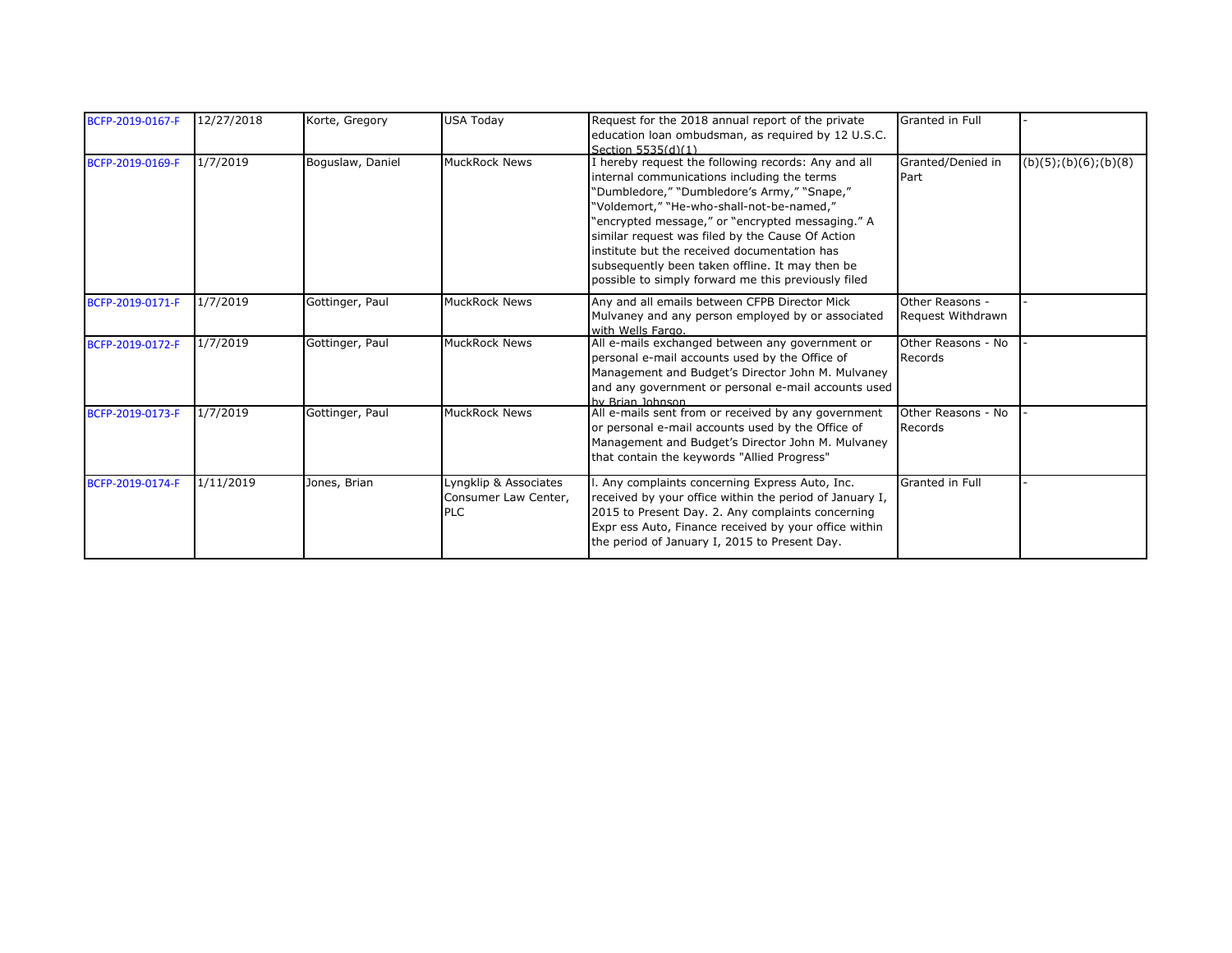| | | | | | | |
|---|---|---|---|---|---|---|
| BCFP-2019-0167-F | 12/27/2018 | Korte, Gregory | USA Today | Request for the 2018 annual report of the private education loan ombudsman, as required by 12 U.S.C. Section 5535(d)(1) | Granted in Full | - |
| BCFP-2019-0169-F | 1/7/2019 | Boguslaw, Daniel | MuckRock News | I hereby request the following records: Any and all internal communications including the terms "Dumbledore," "Dumbledore's Army," "Snape," "Voldemort," "He-who-shall-not-be-named," "encrypted message," or "encrypted messaging." A similar request was filed by the Cause Of Action institute but the received documentation has subsequently been taken offline. It may then be possible to simply forward me this previously filed | Granted/Denied in Part | (b)(5);(b)(6);(b)(8) |
| BCFP-2019-0171-F | 1/7/2019 | Gottinger, Paul | MuckRock News | Any and all emails between CFPB Director Mick Mulvaney and any person employed by or associated with Wells Fargo. | Other Reasons - Request Withdrawn | - |
| BCFP-2019-0172-F | 1/7/2019 | Gottinger, Paul | MuckRock News | All e-mails exchanged between any government or personal e-mail accounts used by the Office of Management and Budget's Director John M. Mulvaney and any government or personal e-mail accounts used by Brian Johnson | Other Reasons - No Records | - |
| BCFP-2019-0173-F | 1/7/2019 | Gottinger, Paul | MuckRock News | All e-mails sent from or received by any government or personal e-mail accounts used by the Office of Management and Budget's Director John M. Mulvaney that contain the keywords "Allied Progress" | Other Reasons - No Records | - |
| BCFP-2019-0174-F | 1/11/2019 | Jones, Brian | Lyngklip & Associates Consumer Law Center, PLC | I. Any complaints concerning Express Auto, Inc. received by your office within the period of January I, 2015 to Present Day. 2. Any complaints concerning Expr ess Auto, Finance received by your office within the period of January I, 2015 to Present Day. | Granted in Full | - |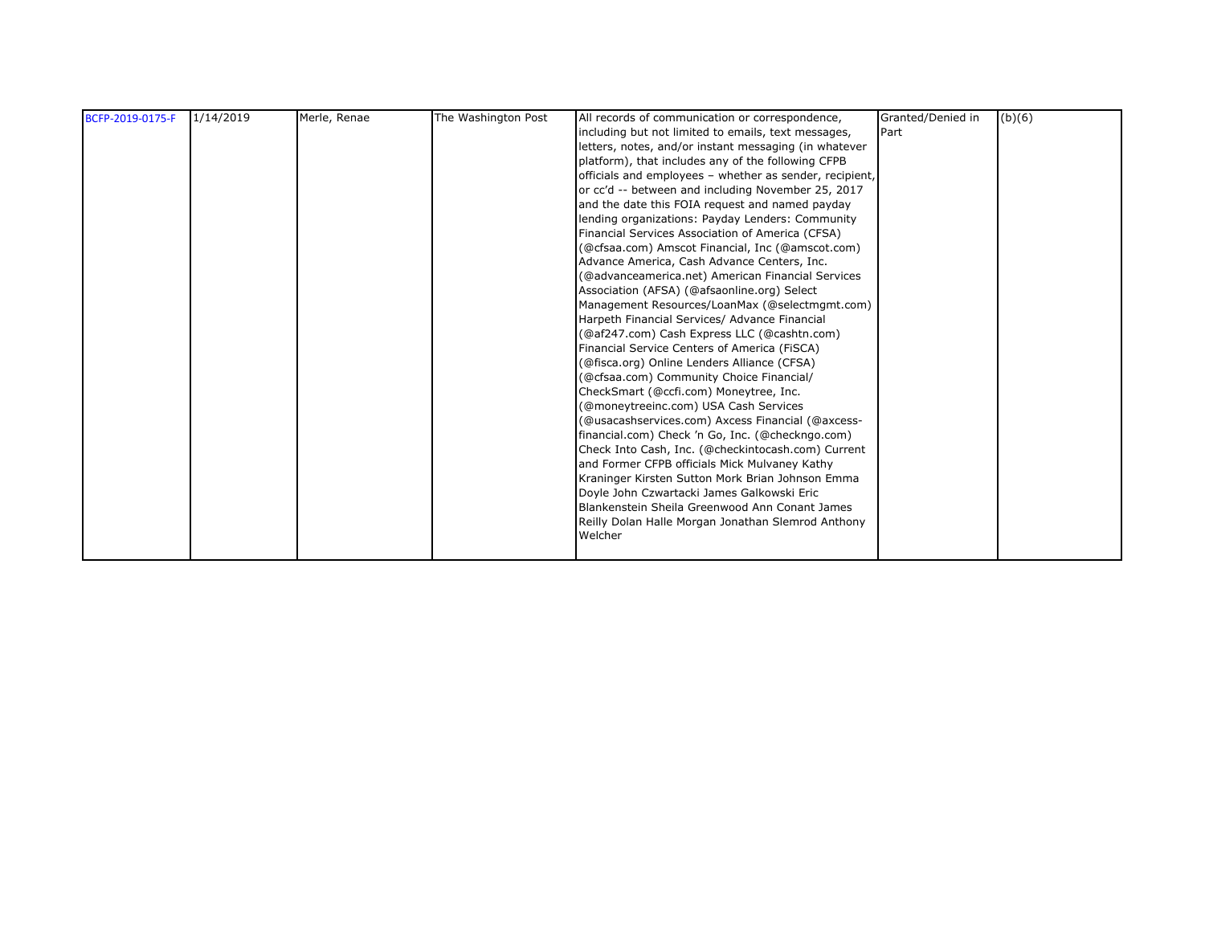| BCFP-2019-0175-F | 1/14/2019 | Merle, Renae | The Washington Post | All records of communication or correspondence, including but not limited to emails, text messages, letters, notes, and/or instant messaging (in whatever platform), that includes any of the following CFPB officials and employees – whether as sender, recipient, or cc'd -- between and including November 25, 2017 and the date this FOIA request and named payday lending organizations: Payday Lenders: Community Financial Services Association of America (CFSA) (@cfsaa.com) Amscot Financial, Inc (@amscot.com) Advance America, Cash Advance Centers, Inc. (@advanceamerica.net) American Financial Services Association (AFSA) (@afsaonline.org) Select Management Resources/LoanMax (@selectmgmt.com) Harpeth Financial Services/ Advance Financial (@af247.com) Cash Express LLC (@cashtn.com) Financial Service Centers of America (FiSCA) (@fisca.org) Online Lenders Alliance (CFSA) (@cfsaa.com) Community Choice Financial/ CheckSmart (@ccfi.com) Moneytree, Inc. (@moneytreeinc.com) USA Cash Services (@usacashservices.com) Axcess Financial (@axcess-financial.com) Check 'n Go, Inc. (@checkngo.com) Check Into Cash, Inc. (@checkintocash.com) Current and Former CFPB officials Mick Mulvaney Kathy Kraninger Kirsten Sutton Mork Brian Johnson Emma Doyle John Czwartacki James Galkowski Eric Blankenstein Sheila Greenwood Ann Conant James Reilly Dolan Halle Morgan Jonathan Slemrod Anthony Welcher | Granted/Denied in Part | (b)(6) |
|---|---|---|---|---|---|---|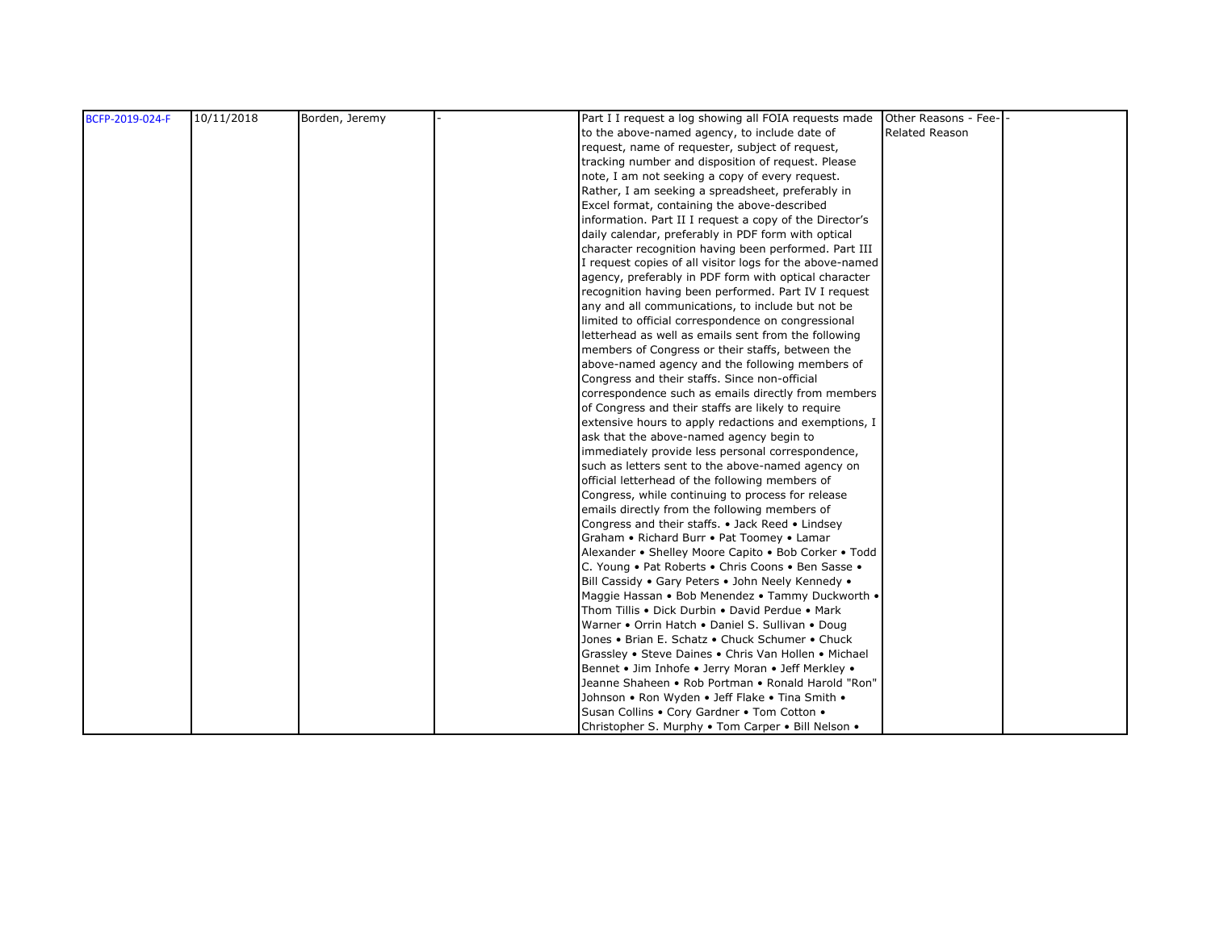| BCFP-2019-024-F | 10/11/2018 | Borden, Jeremy | - | Part I I request a log showing all FOIA requests made to the above-named agency, to include date of request, name of requester, subject of request, tracking number and disposition of request. Please note, I am not seeking a copy of every request. Rather, I am seeking a spreadsheet, preferably in Excel format, containing the above-described information. Part II I request a copy of the Director's daily calendar, preferably in PDF form with optical character recognition having been performed. Part III I request copies of all visitor logs for the above-named agency, preferably in PDF form with optical character recognition having been performed. Part IV I request any and all communications, to include but not be limited to official correspondence on congressional letterhead as well as emails sent from the following members of Congress or their staffs, between the above-named agency and the following members of Congress and their staffs. Since non-official correspondence such as emails directly from members of Congress and their staffs are likely to require extensive hours to apply redactions and exemptions, I ask that the above-named agency begin to immediately provide less personal correspondence, such as letters sent to the above-named agency on official letterhead of the following members of Congress, while continuing to process for release emails directly from the following members of Congress and their staffs. • Jack Reed • Lindsey Graham • Richard Burr • Pat Toomey • Lamar Alexander • Shelley Moore Capito • Bob Corker • Todd C. Young • Pat Roberts • Chris Coons • Ben Sasse • Bill Cassidy • Gary Peters • John Neely Kennedy • Maggie Hassan • Bob Menendez • Tammy Duckworth • Thom Tillis • Dick Durbin • David Perdue • Mark Warner • Orrin Hatch • Daniel S. Sullivan • Doug Jones • Brian E. Schatz • Chuck Schumer • Chuck Grassley • Steve Daines • Chris Van Hollen • Michael Bennet • Jim Inhofe • Jerry Moran • Jeff Merkley • Jeanne Shaheen • Rob Portman • Ronald Harold "Ron" Johnson • Ron Wyden • Jeff Flake • Tina Smith • Susan Collins • Cory Gardner • Tom Cotton • Christopher S. Murphy • Tom Carper • Bill Nelson • | Other Reasons - Fee-Related Reason | - | |
|---|---|---|---|---|---|---|---|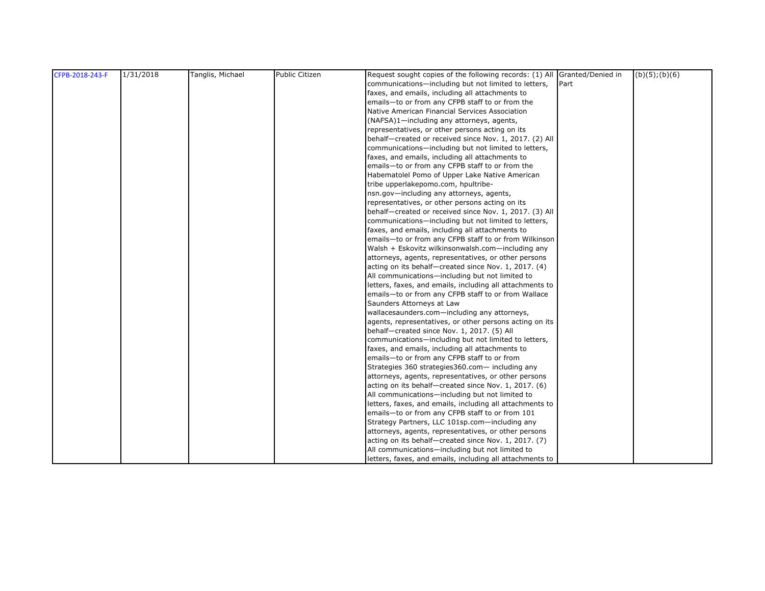| CFPB-2018-243-F | 1/31/2018 | Tanglis, Michael | Public Citizen | Request sought copies of the following records: (1) All communications—including but not limited to letters, faxes, and emails, including all attachments to emails—to or from any CFPB staff to or from the Native American Financial Services Association (NAFSA)1—including any attorneys, agents, representatives, or other persons acting on its behalf—created or received since Nov. 1, 2017. (2) All communications—including but not limited to letters, faxes, and emails, including all attachments to emails—to or from any CFPB staff to or from the Habematolel Pomo of Upper Lake Native American tribe upperlakepomo.com, hpultribe-nsn.gov—including any attorneys, agents, representatives, or other persons acting on its behalf—created or received since Nov. 1, 2017. (3) All communications—including but not limited to letters, faxes, and emails, including all attachments to emails—to or from any CFPB staff to or from Wilkinson Walsh + Eskovitz wilkinsonwalsh.com—including any attorneys, agents, representatives, or other persons acting on its behalf—created since Nov. 1, 2017. (4) All communications—including but not limited to letters, faxes, and emails, including all attachments to emails—to or from any CFPB staff to or from Wallace Saunders Attorneys at Law wallacesaunders.com—including any attorneys, agents, representatives, or other persons acting on its behalf—created since Nov. 1, 2017. (5) All communications—including but not limited to letters, faxes, and emails, including all attachments to emails—to or from any CFPB staff to or from Strategies 360 strategies360.com— including any attorneys, agents, representatives, or other persons acting on its behalf—created since Nov. 1, 2017. (6) All communications—including but not limited to letters, faxes, and emails, including all attachments to emails—to or from any CFPB staff to or from 101 Strategy Partners, LLC 101sp.com—including any attorneys, agents, representatives, or other persons acting on its behalf—created since Nov. 1, 2017. (7) All communications—including but not limited to letters, faxes, and emails, including all attachments to | Granted/Denied in Part | (b)(5);(b)(6) |
|---|---|---|---|---|---|---|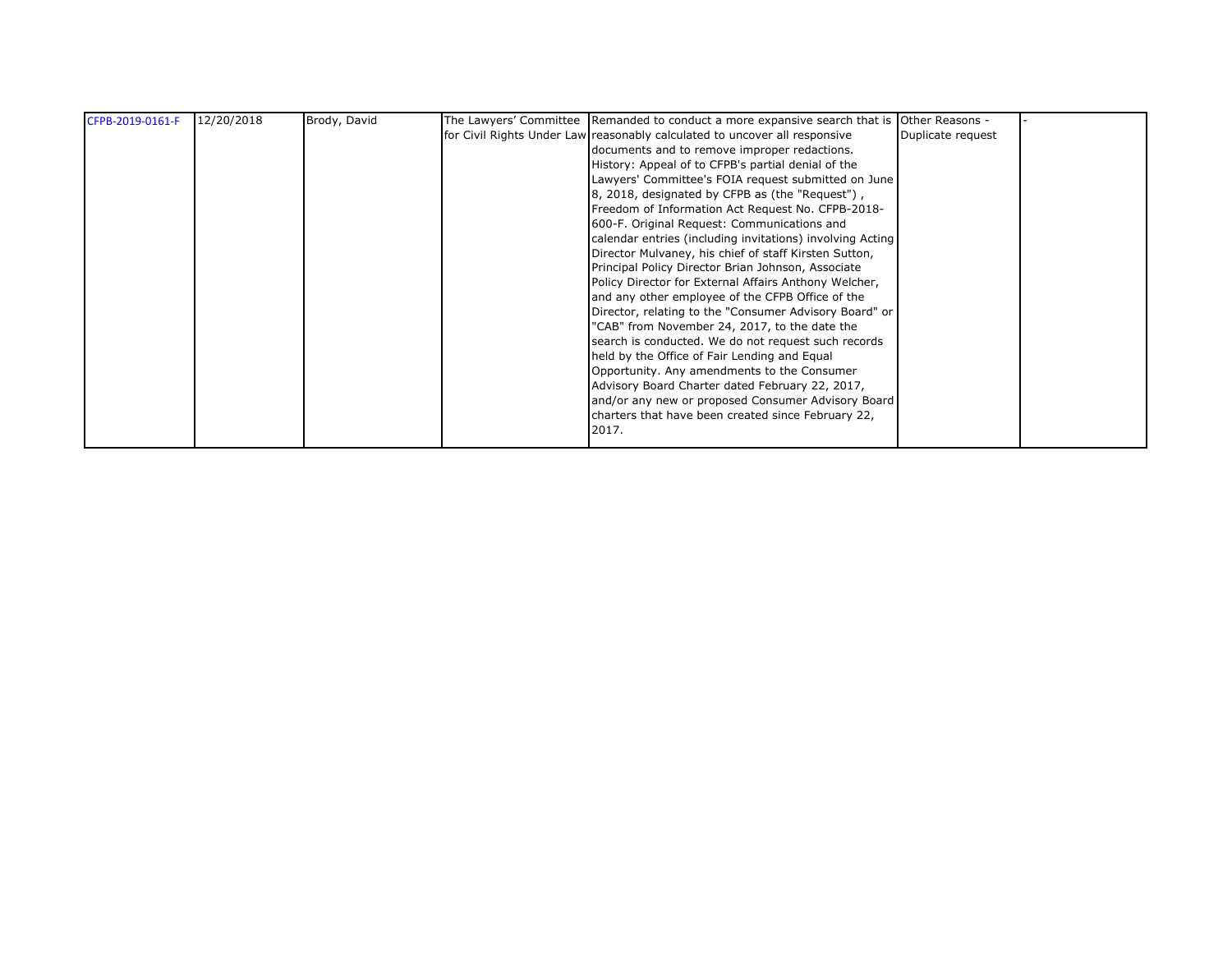| CFPB-2019-0161-F | 12/20/2018 | Brody, David | The Lawyers' Committee for Civil Rights Under Law | Remanded to conduct a more expansive search that is reasonably calculated to uncover all responsive documents and to remove improper redactions. History: Appeal of to CFPB's partial denial of the Lawyers' Committee's FOIA request submitted on June 8, 2018, designated by CFPB as (the "Request") , Freedom of Information Act Request No. CFPB-2018-600-F. Original Request: Communications and calendar entries (including invitations) involving Acting Director Mulvaney, his chief of staff Kirsten Sutton, Principal Policy Director Brian Johnson, Associate Policy Director for External Affairs Anthony Welcher, and any other employee of the CFPB Office of the Director, relating to the "Consumer Advisory Board" or "CAB" from November 24, 2017, to the date the search is conducted. We do not request such records held by the Office of Fair Lending and Equal Opportunity. Any amendments to the Consumer Advisory Board Charter dated February 22, 2017, and/or any new or proposed Consumer Advisory Board charters that have been created since February 22, 2017. | Other Reasons - Duplicate request | - |
|---|---|---|---|---|---|---|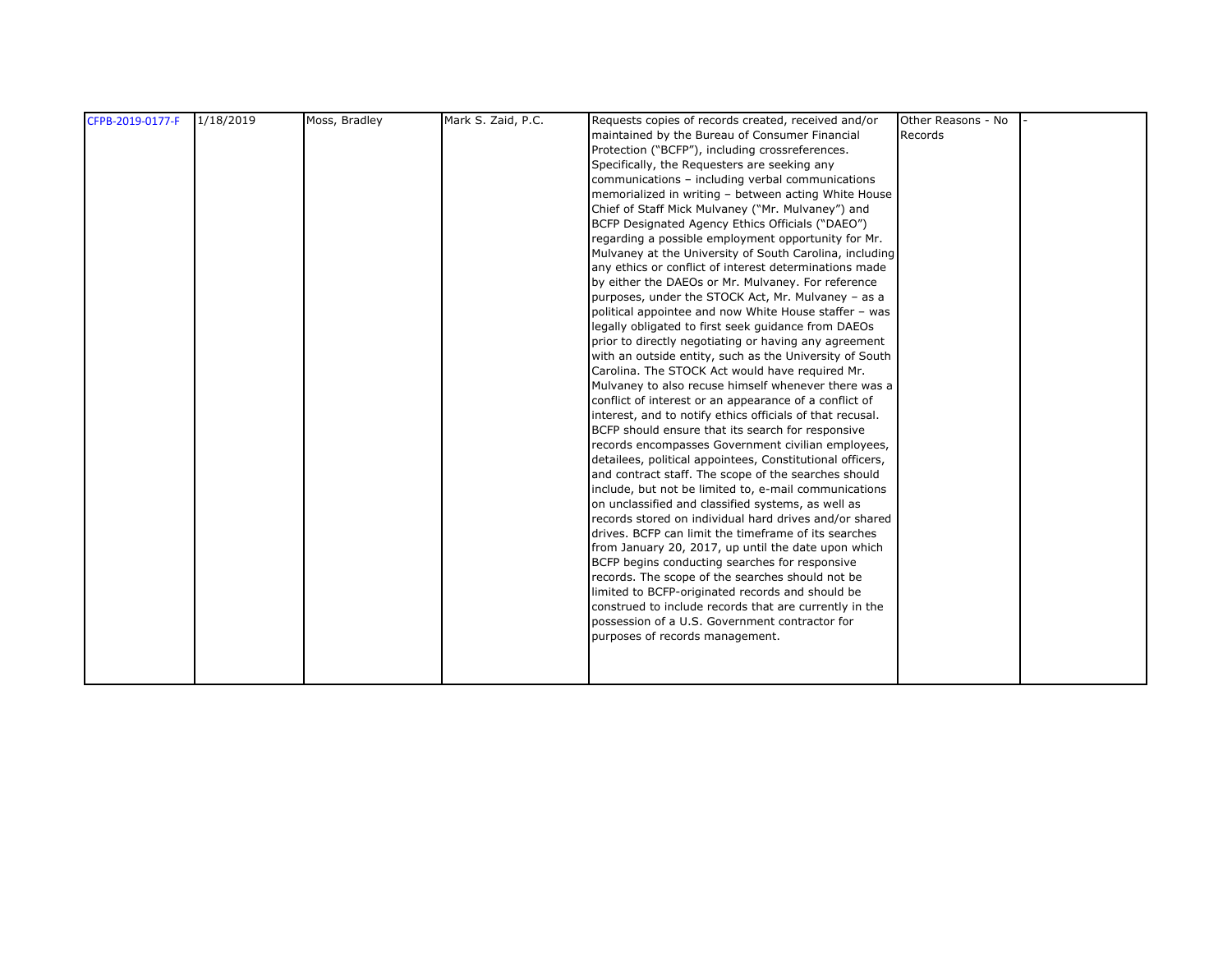| | | | | | | |
|---|---|---|---|---|---|---|
| CFPB-2019-0177-F | 1/18/2019 | Moss, Bradley | Mark S. Zaid, P.C. | Requests copies of records created, received and/or maintained by the Bureau of Consumer Financial Protection ("BCFP"), including crossreferences. Specifically, the Requesters are seeking any communications – including verbal communications memorialized in writing – between acting White House Chief of Staff Mick Mulvaney ("Mr. Mulvaney") and BCFP Designated Agency Ethics Officials ("DAEO") regarding a possible employment opportunity for Mr. Mulvaney at the University of South Carolina, including any ethics or conflict of interest determinations made by either the DAEOs or Mr. Mulvaney. For reference purposes, under the STOCK Act, Mr. Mulvaney – as a political appointee and now White House staffer – was legally obligated to first seek guidance from DAEOs prior to directly negotiating or having any agreement with an outside entity, such as the University of South Carolina. The STOCK Act would have required Mr. Mulvaney to also recuse himself whenever there was a conflict of interest or an appearance of a conflict of interest, and to notify ethics officials of that recusal. BCFP should ensure that its search for responsive records encompasses Government civilian employees, detailees, political appointees, Constitutional officers, and contract staff. The scope of the searches should include, but not be limited to, e-mail communications on unclassified and classified systems, as well as records stored on individual hard drives and/or shared drives. BCFP can limit the timeframe of its searches from January 20, 2017, up until the date upon which BCFP begins conducting searches for responsive records. The scope of the searches should not be limited to BCFP-originated records and should be construed to include records that are currently in the possession of a U.S. Government contractor for purposes of records management. | Other Reasons - No Records | - |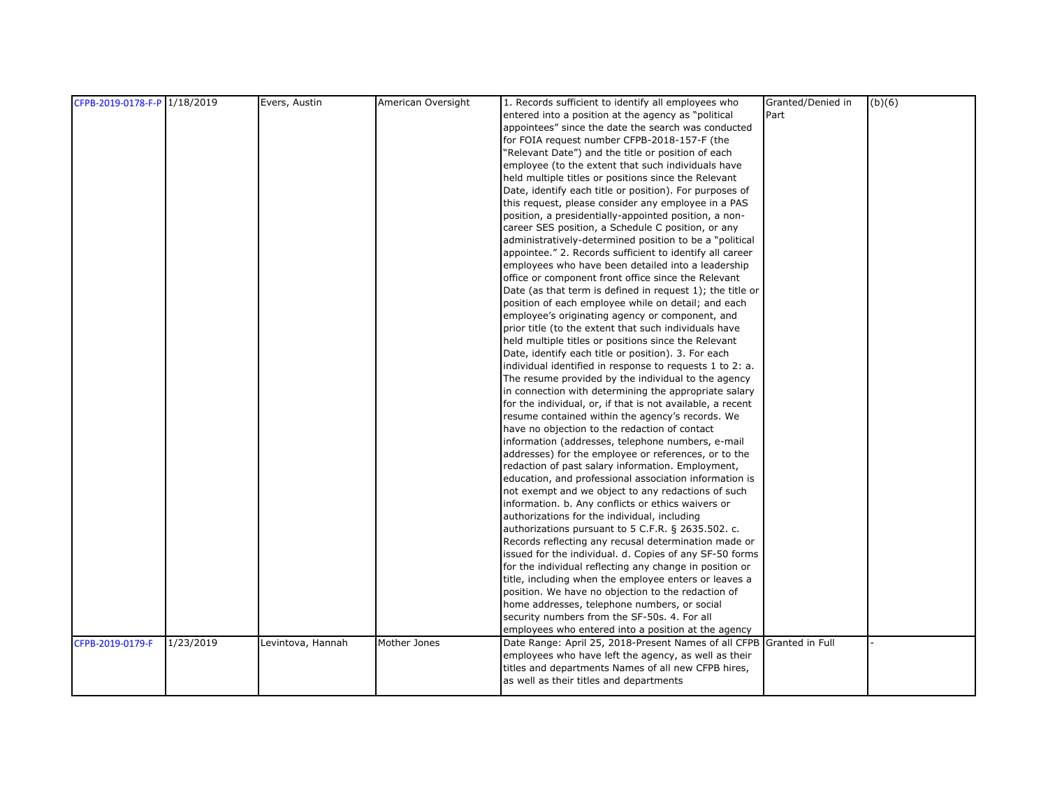| | | | | | | |
|---|---|---|---|---|---|---|
| CFPB-2019-0178-F-P | 1/18/2019 | Evers, Austin | American Oversight | 1. Records sufficient to identify all employees who entered into a position at the agency as "political appointees" since the date the search was conducted for FOIA request number CFPB-2018-157-F (the "Relevant Date") and the title or position of each employee (to the extent that such individuals have held multiple titles or positions since the Relevant Date, identify each title or position). For purposes of this request, please consider any employee in a PAS position, a presidentially-appointed position, a non-career SES position, a Schedule C position, or any administratively-determined position to be a "political appointee." 2. Records sufficient to identify all career employees who have been detailed into a leadership office or component front office since the Relevant Date (as that term is defined in request 1); the title or position of each employee while on detail; and each employee's originating agency or component, and prior title (to the extent that such individuals have held multiple titles or positions since the Relevant Date, identify each title or position). 3. For each individual identified in response to requests 1 to 2: a. The resume provided by the individual to the agency in connection with determining the appropriate salary for the individual, or, if that is not available, a recent resume contained within the agency's records. We have no objection to the redaction of contact information (addresses, telephone numbers, e-mail addresses) for the employee or references, or to the redaction of past salary information. Employment, education, and professional association information is not exempt and we object to any redactions of such information. b. Any conflicts or ethics waivers or authorizations for the individual, including authorizations pursuant to 5 C.F.R. § 2635.502. c. Records reflecting any recusal determination made or issued for the individual. d. Copies of any SF-50 forms for the individual reflecting any change in position or title, including when the employee enters or leaves a position. We have no objection to the redaction of home addresses, telephone numbers, or social security numbers from the SF-50s. 4. For all employees who entered into a position at the agency | Granted/Denied in Part | (b)(6) |
| CFPB-2019-0179-F | 1/23/2019 | Levintova, Hannah | Mother Jones | Date Range: April 25, 2018-Present Names of all CFPB employees who have left the agency, as well as their titles and departments Names of all new CFPB hires, as well as their titles and departments | Granted in Full | - |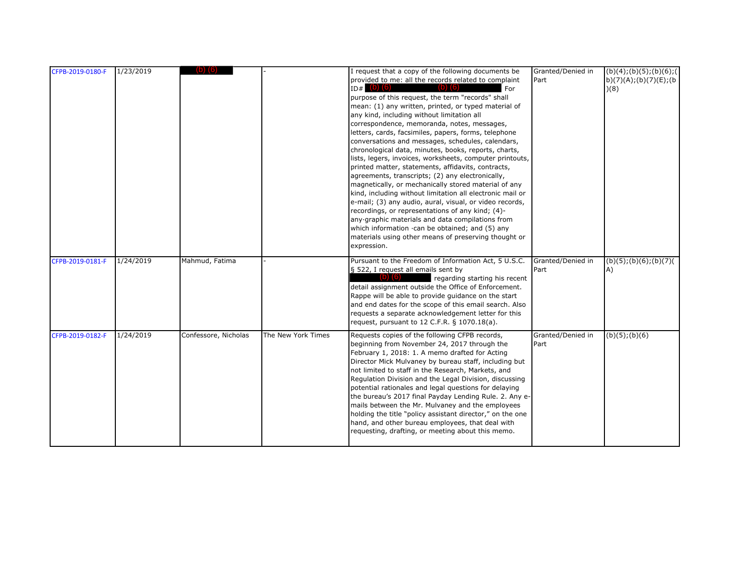| CFPB-2019-0180-F | 1/23/2019 | (b) (6) | - | I request that a copy of the following documents be provided to me: all the records related to complaint ID# (b) (6) (b) (6) For purpose of this request, the term "records" shall mean: (1) any written, printed, or typed material of any kind, including without limitation all correspondence, memoranda, notes, messages, letters, cards, facsimiles, papers, forms, telephone conversations and messages, schedules, calendars, chronological data, minutes, books, reports, charts, lists, legers, invoices, worksheets, computer printouts, printed matter, statements, affidavits, contracts, agreements, transcripts; (2) any electronically, magnetically, or mechanically stored material of any kind, including without limitation all electronic mail or e-mail; (3) any audio, aural, visual, or video records, recordings, or representations of any kind; (4)- any·graphic materials and data compilations from which information ·can be obtained; and (5) any materials using other means of preserving thought or expression. | Granted/Denied in Part | (b)(4);(b)(5);(b)(6);(b)(7)(A);(b)(7)(E);(b)(8) |
|---|---|---|---|---|---|---|
| CFPB-2019-0181-F | 1/24/2019 | Mahmud, Fatima | - | Pursuant to the Freedom of Information Act, 5 U.S.C. § 522, I request all emails sent by (b) (6) regarding starting his recent detail assignment outside the Office of Enforcement. Rappe will be able to provide guidance on the start and end dates for the scope of this email search. Also requests a separate acknowledgement letter for this request, pursuant to 12 C.F.R. § 1070.18(a). | Granted/Denied in Part | (b)(5);(b)(6);(b)(7)(A) |
| CFPB-2019-0182-F | 1/24/2019 | Confessore, Nicholas | The New York Times | Requests copies of the following CFPB records, beginning from November 24, 2017 through the February 1, 2018: 1. A memo drafted for Acting Director Mick Mulvaney by bureau staff, including but not limited to staff in the Research, Markets, and Regulation Division and the Legal Division, discussing potential rationales and legal questions for delaying the bureau's 2017 final Payday Lending Rule. 2. Any e-mails between the Mr. Mulvaney and the employees holding the title "policy assistant director," on the one hand, and other bureau employees, that deal with requesting, drafting, or meeting about this memo. | Granted/Denied in Part | (b)(5);(b)(6) |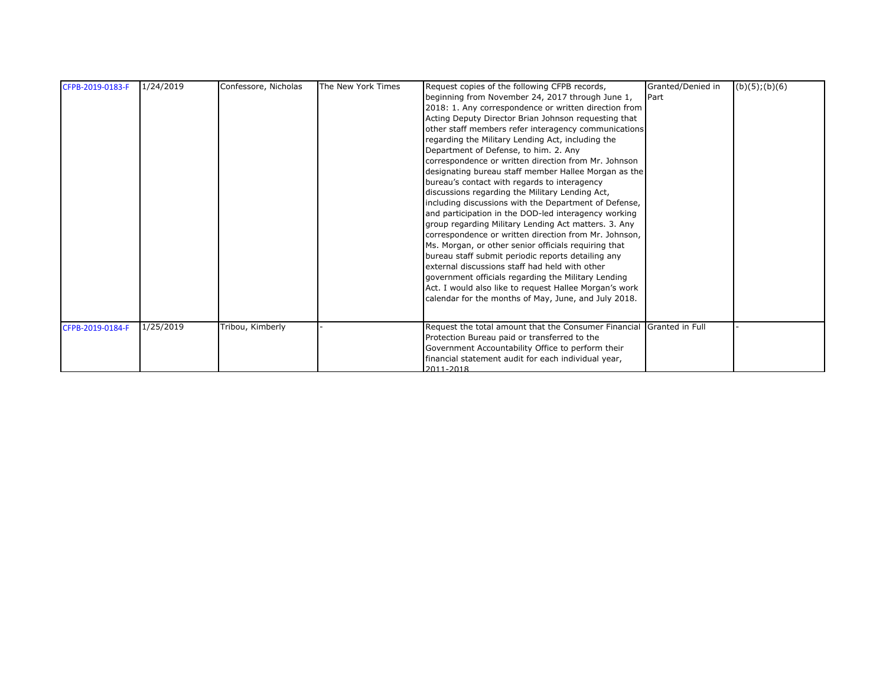| | | | | | | |
|---|---|---|---|---|---|---|
| CFPB-2019-0183-F | 1/24/2019 | Confessore, Nicholas | The New York Times | Request copies of the following CFPB records, beginning from November 24, 2017 through June 1, 2018: 1. Any correspondence or written direction from Acting Deputy Director Brian Johnson requesting that other staff members refer interagency communications regarding the Military Lending Act, including the Department of Defense, to him. 2. Any correspondence or written direction from Mr. Johnson designating bureau staff member Hallee Morgan as the bureau's contact with regards to interagency discussions regarding the Military Lending Act, including discussions with the Department of Defense, and participation in the DOD-led interagency working group regarding Military Lending Act matters. 3. Any correspondence or written direction from Mr. Johnson, Ms. Morgan, or other senior officials requiring that bureau staff submit periodic reports detailing any external discussions staff had held with other government officials regarding the Military Lending Act. I would also like to request Hallee Morgan's work calendar for the months of May, June, and July 2018. | Granted/Denied in Part | (b)(5);(b)(6) |
| CFPB-2019-0184-F | 1/25/2019 | Tribou, Kimberly | - | Request the total amount that the Consumer Financial Protection Bureau paid or transferred to the Government Accountability Office to perform their financial statement audit for each individual year, 2011-2018 | Granted in Full | - |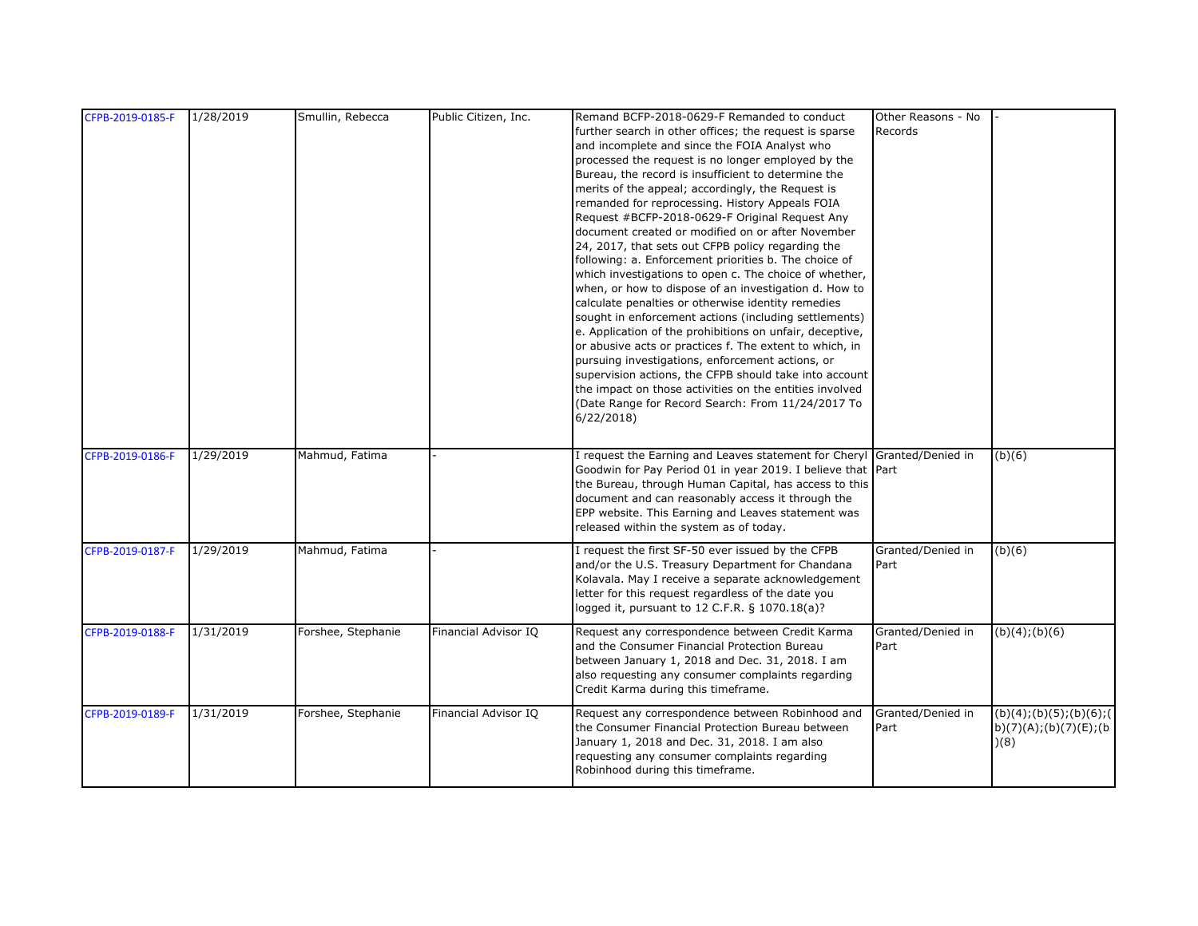| | | | | | | |
|---|---|---|---|---|---|---|
| CFPB-2019-0185-F | 1/28/2019 | Smullin, Rebecca | Public Citizen, Inc. | Remand BCFP-2018-0629-F Remanded to conduct further search in other offices; the request is sparse and incomplete and since the FOIA Analyst who processed the request is no longer employed by the Bureau, the record is insufficient to determine the merits of the appeal; accordingly, the Request is remanded for reprocessing. History Appeals FOIA Request #BCFP-2018-0629-F Original Request Any document created or modified on or after November 24, 2017, that sets out CFPB policy regarding the following: a. Enforcement priorities b. The choice of which investigations to open c. The choice of whether, when, or how to dispose of an investigation d. How to calculate penalties or otherwise identity remedies sought in enforcement actions (including settlements) e. Application of the prohibitions on unfair, deceptive, or abusive acts or practices f. The extent to which, in pursuing investigations, enforcement actions, or supervision actions, the CFPB should take into account the impact on those activities on the entities involved (Date Range for Record Search: From 11/24/2017 To 6/22/2018) | Other Reasons - No Records | - |
| CFPB-2019-0186-F | 1/29/2019 | Mahmud, Fatima | - | I request the Earning and Leaves statement for Cheryl Goodwin for Pay Period 01 in year 2019. I believe that the Bureau, through Human Capital, has access to this document and can reasonably access it through the EPP website. This Earning and Leaves statement was released within the system as of today. | Granted/Denied in Part | (b)(6) |
| CFPB-2019-0187-F | 1/29/2019 | Mahmud, Fatima | - | I request the first SF-50 ever issued by the CFPB and/or the U.S. Treasury Department for Chandana Kolavala. May I receive a separate acknowledgement letter for this request regardless of the date you logged it, pursuant to 12 C.F.R. § 1070.18(a)? | Granted/Denied in Part | (b)(6) |
| CFPB-2019-0188-F | 1/31/2019 | Forshee, Stephanie | Financial Advisor IQ | Request any correspondence between Credit Karma and the Consumer Financial Protection Bureau between January 1, 2018 and Dec. 31, 2018. I am also requesting any consumer complaints regarding Credit Karma during this timeframe. | Granted/Denied in Part | (b)(4);(b)(6) |
| CFPB-2019-0189-F | 1/31/2019 | Forshee, Stephanie | Financial Advisor IQ | Request any correspondence between Robinhood and the Consumer Financial Protection Bureau between January 1, 2018 and Dec. 31, 2018. I am also requesting any consumer complaints regarding Robinhood during this timeframe. | Granted/Denied in Part | (b)(4);(b)(5);(b)(6);(b)(7)(A);(b)(7)(E);(b)(8) |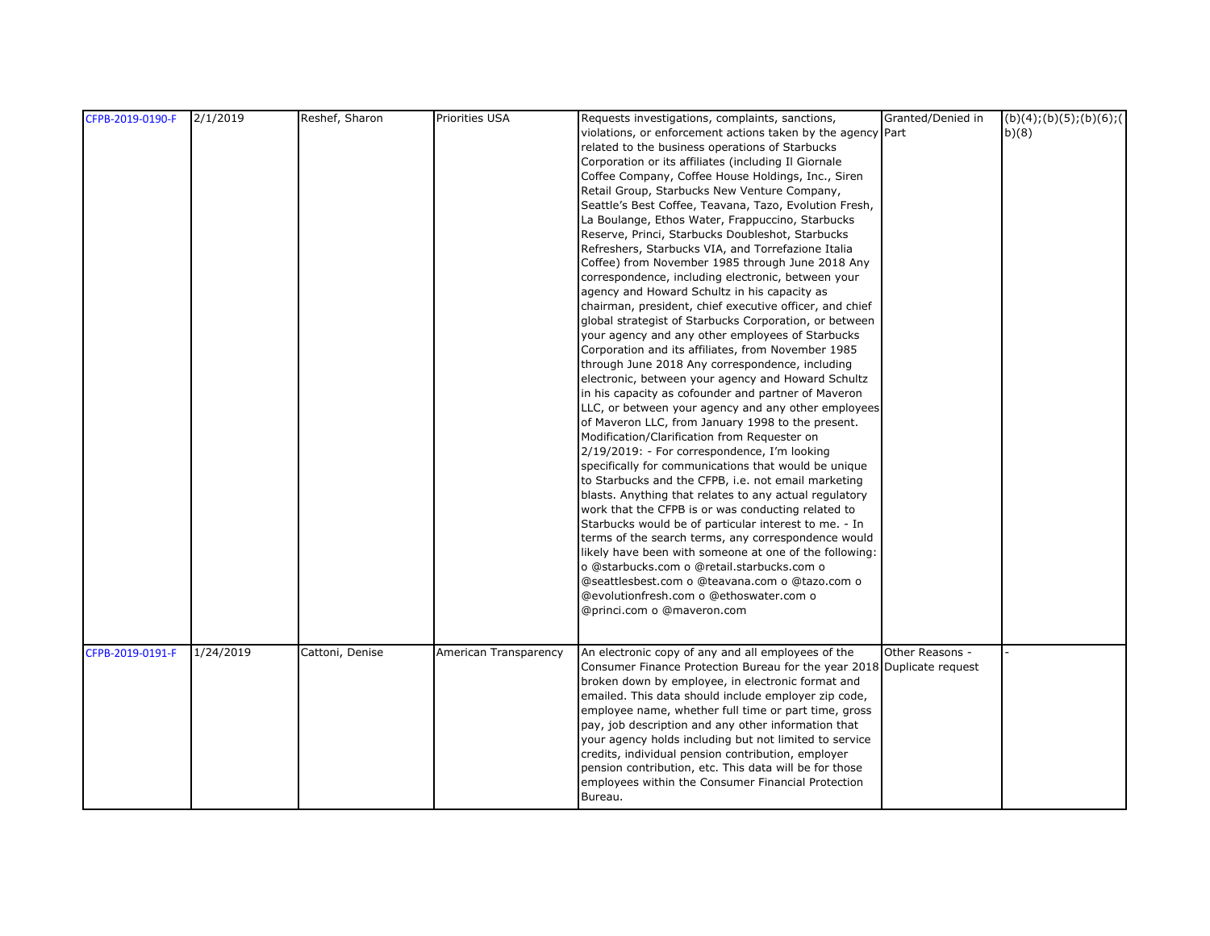| CFPB-2019-0190-F | 2/1/2019 | Reshef, Sharon | Priorities USA | Requests investigations, complaints, sanctions, violations, or enforcement actions taken by the agency related to the business operations of Starbucks Corporation or its affiliates (including Il Giornale Coffee Company, Coffee House Holdings, Inc., Siren Retail Group, Starbucks New Venture Company, Seattle's Best Coffee, Teavana, Tazo, Evolution Fresh, La Boulange, Ethos Water, Frappuccino, Starbucks Reserve, Princi, Starbucks Doubleshot, Starbucks Refreshers, Starbucks VIA, and Torrefazione Italia Coffee) from November 1985 through June 2018 Any correspondence, including electronic, between your agency and Howard Schultz in his capacity as chairman, president, chief executive officer, and chief global strategist of Starbucks Corporation, or between your agency and any other employees of Starbucks Corporation and its affiliates, from November 1985 through June 2018 Any correspondence, including electronic, between your agency and Howard Schultz in his capacity as cofounder and partner of Maveron LLC, or between your agency and any other employees of Maveron LLC, from January 1998 to the present. Modification/Clarification from Requester on 2/19/2019: - For correspondence, I'm looking specifically for communications that would be unique to Starbucks and the CFPB, i.e. not email marketing blasts. Anything that relates to any actual regulatory work that the CFPB is or was conducting related to Starbucks would be of particular interest to me. - In terms of the search terms, any correspondence would likely have been with someone at one of the following: o @starbucks.com o @retail.starbucks.com o @seattlesbest.com o @teavana.com o @tazo.com o @evolutionfresh.com o @ethoswater.com o @princi.com o @maveron.com | Granted/Denied in Part | (b)(4);(b)(5);(b)(6);(b)(8) |
|---|---|---|---|---|---|---|
| CFPB-2019-0191-F | 1/24/2019 | Cattoni, Denise | American Transparency | An electronic copy of any and all employees of the Consumer Finance Protection Bureau for the year 2018 broken down by employee, in electronic format and emailed. This data should include employer zip code, employee name, whether full time or part time, gross pay, job description and any other information that your agency holds including but not limited to service credits, individual pension contribution, employer pension contribution, etc. This data will be for those employees within the Consumer Financial Protection Bureau. | Other Reasons - Duplicate request | - |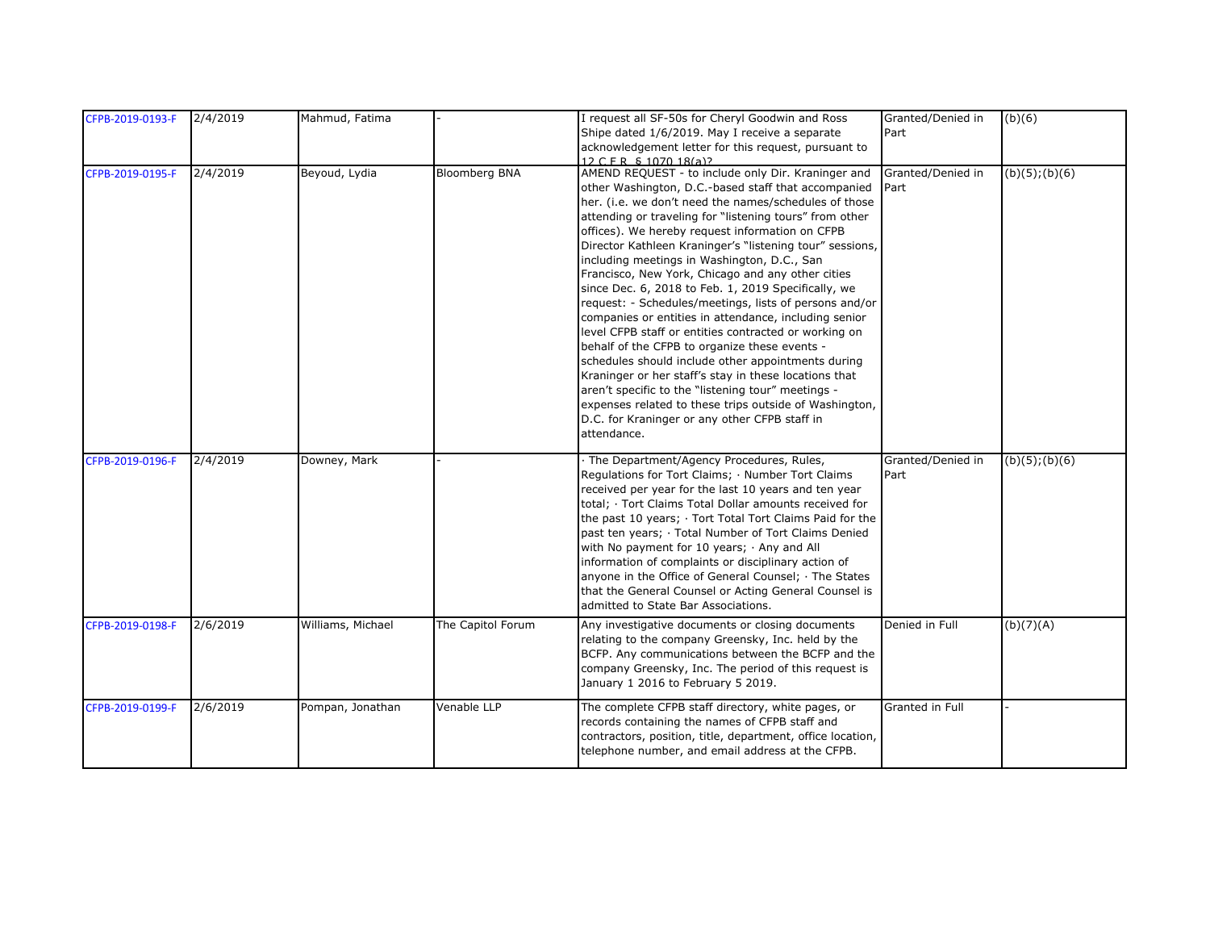| CFPB-2019-0193-F | 2/4/2019 | Mahmud, Fatima | - | I request all SF-50s for Cheryl Goodwin and Ross Shipe dated 1/6/2019. May I receive a separate acknowledgement letter for this request, pursuant to 12 C.F.R. § 1070.18(a)? | Granted/Denied in Part | (b)(6) |
|---|---|---|---|---|---|---|
| CFPB-2019-0195-F | 2/4/2019 | Beyoud, Lydia | Bloomberg BNA | AMEND REQUEST - to include only Dir. Kraninger and other Washington, D.C.-based staff that accompanied her. (i.e. we don't need the names/schedules of those attending or traveling for "listening tours" from other offices). We hereby request information on CFPB Director Kathleen Kraninger's "listening tour" sessions, including meetings in Washington, D.C., San Francisco, New York, Chicago and any other cities since Dec. 6, 2018 to Feb. 1, 2019 Specifically, we request: - Schedules/meetings, lists of persons and/or companies or entities in attendance, including senior level CFPB staff or entities contracted or working on behalf of the CFPB to organize these events - schedules should include other appointments during Kraninger or her staff's stay in these locations that aren't specific to the "listening tour" meetings - expenses related to these trips outside of Washington, D.C. for Kraninger or any other CFPB staff in attendance. | Granted/Denied in Part | (b)(5);(b)(6) |
| CFPB-2019-0196-F | 2/4/2019 | Downey, Mark | - | · The Department/Agency Procedures, Rules, Regulations for Tort Claims; · Number Tort Claims received per year for the last 10 years and ten year total; · Tort Claims Total Dollar amounts received for the past 10 years; · Tort Total Tort Claims Paid for the past ten years; · Total Number of Tort Claims Denied with No payment for 10 years; · Any and All information of complaints or disciplinary action of anyone in the Office of General Counsel; · The States that the General Counsel or Acting General Counsel is admitted to State Bar Associations. | Granted/Denied in Part | (b)(5);(b)(6) |
| CFPB-2019-0198-F | 2/6/2019 | Williams, Michael | The Capitol Forum | Any investigative documents or closing documents relating to the company Greensky, Inc. held by the BCFP. Any communications between the BCFP and the company Greensky, Inc. The period of this request is January 1 2016 to February 5 2019. | Denied in Full | (b)(7)(A) |
| CFPB-2019-0199-F | 2/6/2019 | Pompan, Jonathan | Venable LLP | The complete CFPB staff directory, white pages, or records containing the names of CFPB staff and contractors, position, title, department, office location, telephone number, and email address at the CFPB. | Granted in Full | - |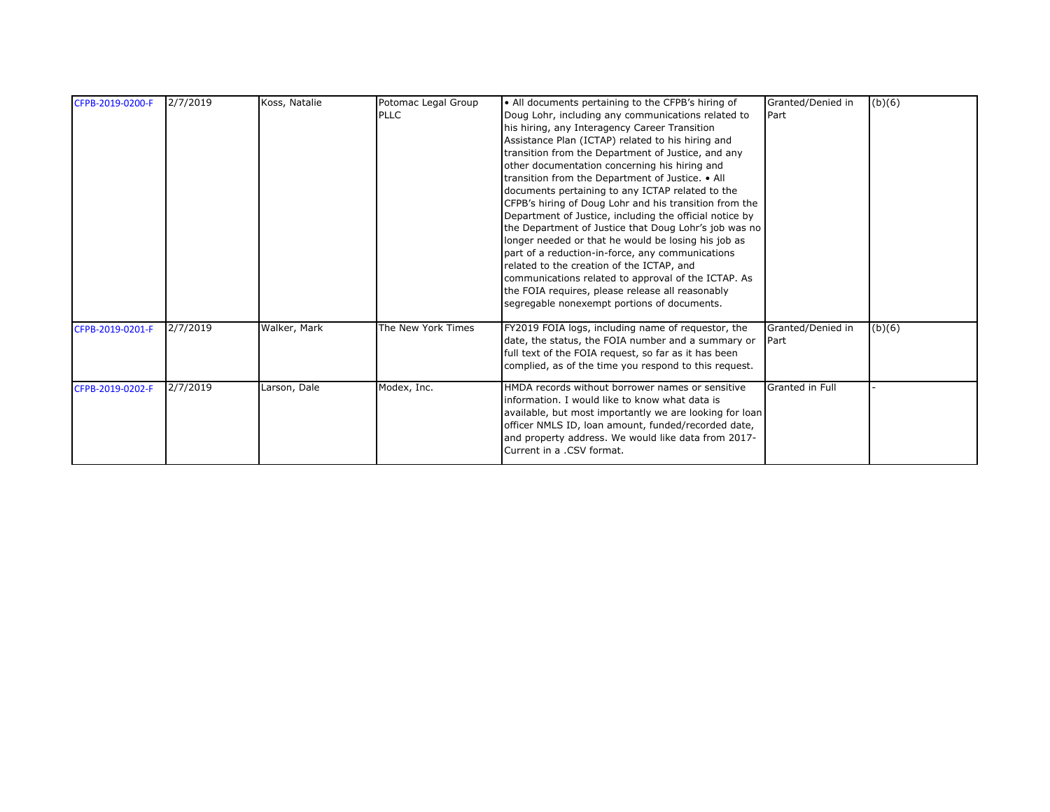| CFPB-2019-0200-F | 2/7/2019 | Koss, Natalie | Potomac Legal Group PLLC | • All documents pertaining to the CFPB's hiring of Doug Lohr, including any communications related to his hiring, any Interagency Career Transition Assistance Plan (ICTAP) related to his hiring and transition from the Department of Justice, and any other documentation concerning his hiring and transition from the Department of Justice. • All documents pertaining to any ICTAP related to the CFPB's hiring of Doug Lohr and his transition from the Department of Justice, including the official notice by the Department of Justice that Doug Lohr's job was no longer needed or that he would be losing his job as part of a reduction-in-force, any communications related to the creation of the ICTAP, and communications related to approval of the ICTAP. As the FOIA requires, please release all reasonably segregable nonexempt portions of documents. | Granted/Denied in Part | (b)(6) |
|---|---|---|---|---|---|---|
| CFPB-2019-0201-F | 2/7/2019 | Walker, Mark | The New York Times | FY2019 FOIA logs, including name of requestor, the date, the status, the FOIA number and a summary or full text of the FOIA request, so far as it has been complied, as of the time you respond to this request. | Granted/Denied in Part | (b)(6) |
| CFPB-2019-0202-F | 2/7/2019 | Larson, Dale | Modex, Inc. | HMDA records without borrower names or sensitive information. I would like to know what data is available, but most importantly we are looking for loan officer NMLS ID, loan amount, funded/recorded date, and property address. We would like data from 2017-Current in a .CSV format. | Granted in Full | - |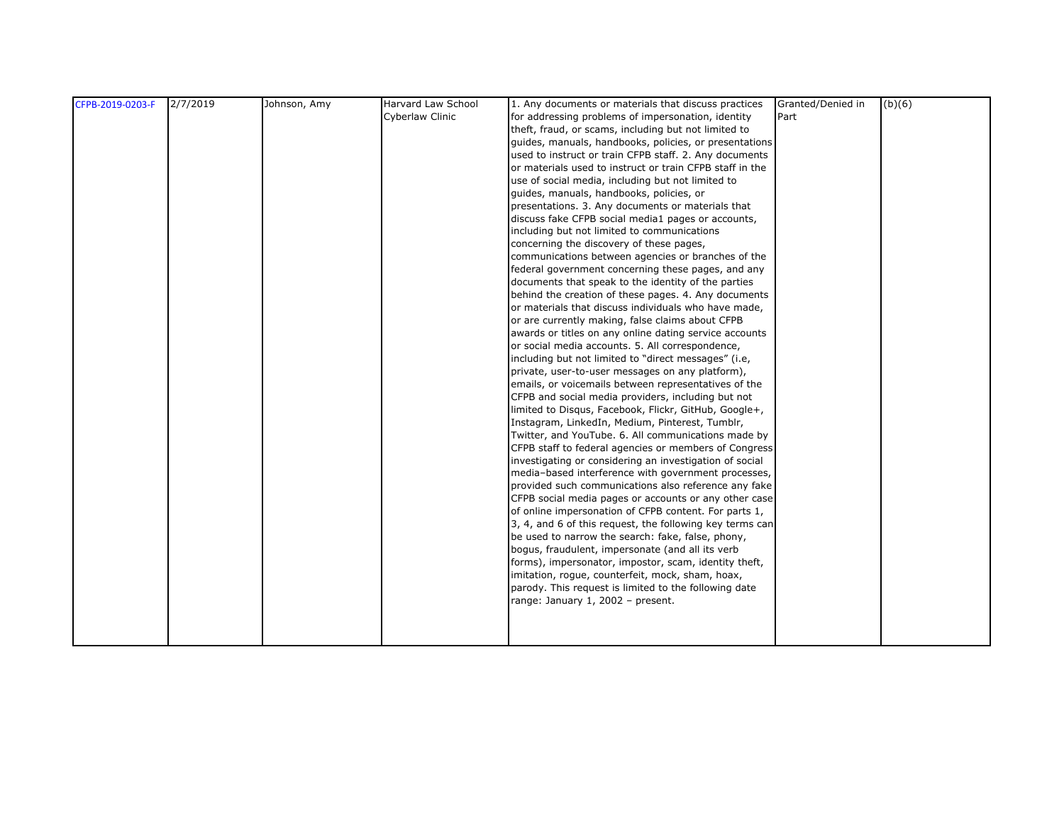| | | | | | | |
|---|---|---|---|---|---|---|
| CFPB-2019-0203-F | 2/7/2019 | Johnson, Amy | Harvard Law School Cyberlaw Clinic | 1. Any documents or materials that discuss practices for addressing problems of impersonation, identity theft, fraud, or scams, including but not limited to guides, manuals, handbooks, policies, or presentations used to instruct or train CFPB staff. 2. Any documents or materials used to instruct or train CFPB staff in the use of social media, including but not limited to guides, manuals, handbooks, policies, or presentations. 3. Any documents or materials that discuss fake CFPB social media1 pages or accounts, including but not limited to communications concerning the discovery of these pages, communications between agencies or branches of the federal government concerning these pages, and any documents that speak to the identity of the parties behind the creation of these pages. 4. Any documents or materials that discuss individuals who have made, or are currently making, false claims about CFPB awards or titles on any online dating service accounts or social media accounts. 5. All correspondence, including but not limited to "direct messages" (i.e, private, user-to-user messages on any platform), emails, or voicemails between representatives of the CFPB and social media providers, including but not limited to Disqus, Facebook, Flickr, GitHub, Google+, Instagram, LinkedIn, Medium, Pinterest, Tumblr, Twitter, and YouTube. 6. All communications made by CFPB staff to federal agencies or members of Congress investigating or considering an investigation of social media–based interference with government processes, provided such communications also reference any fake CFPB social media pages or accounts or any other case of online impersonation of CFPB content. For parts 1, 3, 4, and 6 of this request, the following key terms can be used to narrow the search: fake, false, phony, bogus, fraudulent, impersonate (and all its verb forms), impersonator, impostor, scam, identity theft, imitation, rogue, counterfeit, mock, sham, hoax, parody. This request is limited to the following date range: January 1, 2002 – present. | Granted/Denied in Part | (b)(6) |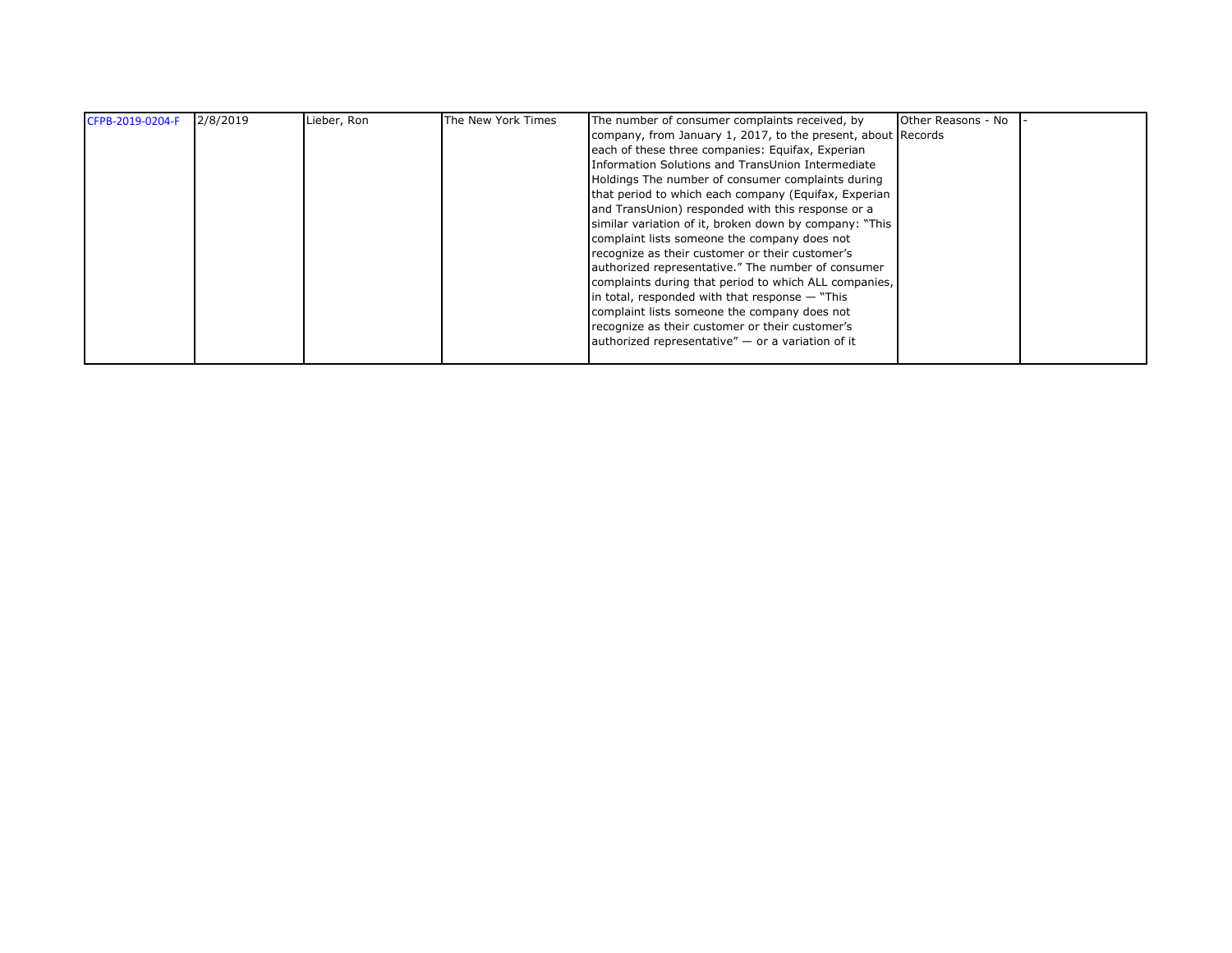| | | | | | | |
|---|---|---|---|---|---|---|
| CFPB-2019-0204-F | 2/8/2019 | Lieber, Ron | The New York Times | The number of consumer complaints received, by company, from January 1, 2017, to the present, about each of these three companies: Equifax, Experian Information Solutions and TransUnion Intermediate Holdings The number of consumer complaints during that period to which each company (Equifax, Experian and TransUnion) responded with this response or a similar variation of it, broken down by company: "This complaint lists someone the company does not recognize as their customer or their customer's authorized representative." The number of consumer complaints during that period to which ALL companies, in total, responded with that response — "This complaint lists someone the company does not recognize as their customer or their customer's authorized representative" — or a variation of it | Other Reasons - No Records | - |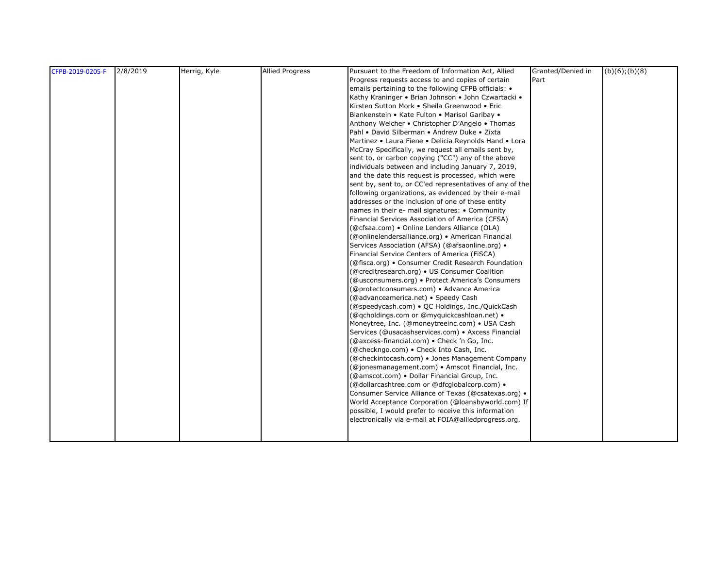| CFPB-2019-0205-F | 2/8/2019 | Herrig, Kyle | Allied Progress | Pursuant to the Freedom of Information Act, Allied Progress requests access to and copies of certain emails pertaining to the following CFPB officials: • Kathy Kraninger • Brian Johnson • John Czwartacki • Kirsten Sutton Mork • Sheila Greenwood • Eric Blankenstein • Kate Fulton • Marisol Garibay • Anthony Welcher • Christopher D'Angelo • Thomas Pahl • David Silberman • Andrew Duke • Zixta Martinez • Laura Fiene • Delicia Reynolds Hand • Lora McCray Specifically, we request all emails sent by, sent to, or carbon copying ("CC") any of the above individuals between and including January 7, 2019, and the date this request is processed, which were sent by, sent to, or CC'ed representatives of any of the following organizations, as evidenced by their e-mail addresses or the inclusion of one of these entity names in their e- mail signatures: • Community Financial Services Association of America (CFSA) (@cfsaa.com) • Online Lenders Alliance (OLA) (@onlinelendersalliance.org) • American Financial Services Association (AFSA) (@afsaonline.org) • Financial Service Centers of America (FiSCA) (@fisca.org) • Consumer Credit Research Foundation (@creditresearch.org) • US Consumer Coalition (@usconsumers.org) • Protect America's Consumers (@protectconsumers.com) • Advance America (@advanceamerica.net) • Speedy Cash (@speedycash.com) • QC Holdings, Inc./QuickCash (@qcholdings.com or @myquickcashloan.net) • Moneytree, Inc. (@moneytreeinc.com) • USA Cash Services (@usacashservices.com) • Axcess Financial (@axcess-financial.com) • Check 'n Go, Inc. (@checkngo.com) • Check Into Cash, Inc. (@checkintocash.com) • Jones Management Company (@jonesmanagement.com) • Amscot Financial, Inc. (@amscot.com) • Dollar Financial Group, Inc. (@dollarcashtree.com or @dfcglobalcorp.com) • Consumer Service Alliance of Texas (@csatexas.org) • World Acceptance Corporation (@loansbyworld.com) If possible, I would prefer to receive this information electronically via e-mail at FOIA@alliedprogress.org. | Granted/Denied in Part | (b)(6);(b)(8) |
|---|---|---|---|---|---|---|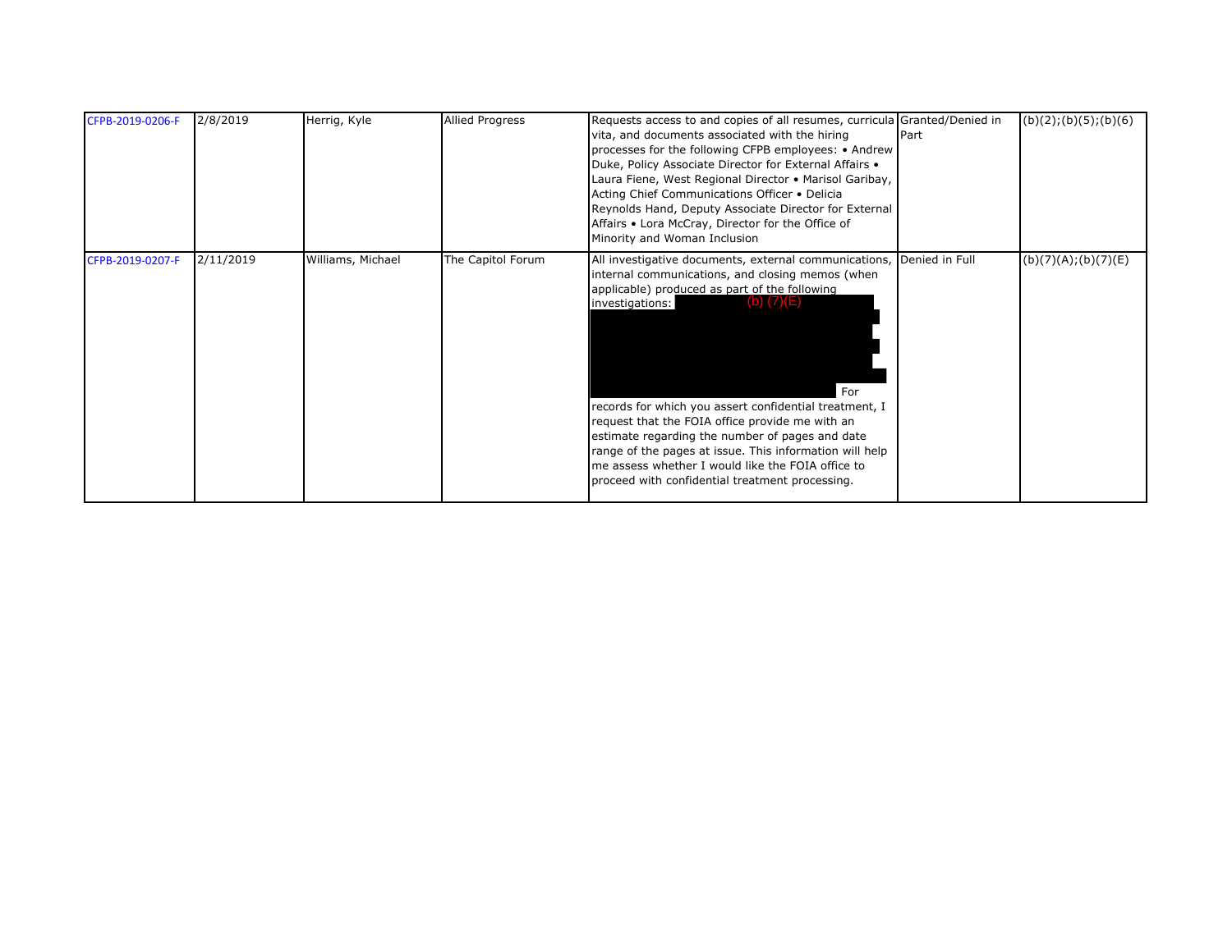| | | | | | | |
|---|---|---|---|---|---|---|
| CFPB-2019-0206-F | 2/8/2019 | Herrig, Kyle | Allied Progress | Requests access to and copies of all resumes, curricula vita, and documents associated with the hiring processes for the following CFPB employees: • Andrew Duke, Policy Associate Director for External Affairs • Laura Fiene, West Regional Director • Marisol Garibay, Acting Chief Communications Officer • Delicia Reynolds Hand, Deputy Associate Director for External Affairs • Lora McCray, Director for the Office of Minority and Woman Inclusion | Granted/Denied in Part | (b)(2);(b)(5);(b)(6) |
| CFPB-2019-0207-F | 2/11/2019 | Williams, Michael | The Capitol Forum | All investigative documents, external communications, internal communications, and closing memos (when applicable) produced as part of the following investigations: [(b) (7)(E)] For records for which you assert confidential treatment, I request that the FOIA office provide me with an estimate regarding the number of pages and date range of the pages at issue. This information will help me assess whether I would like the FOIA office to proceed with confidential treatment processing. | Denied in Full | (b)(7)(A);(b)(7)(E) |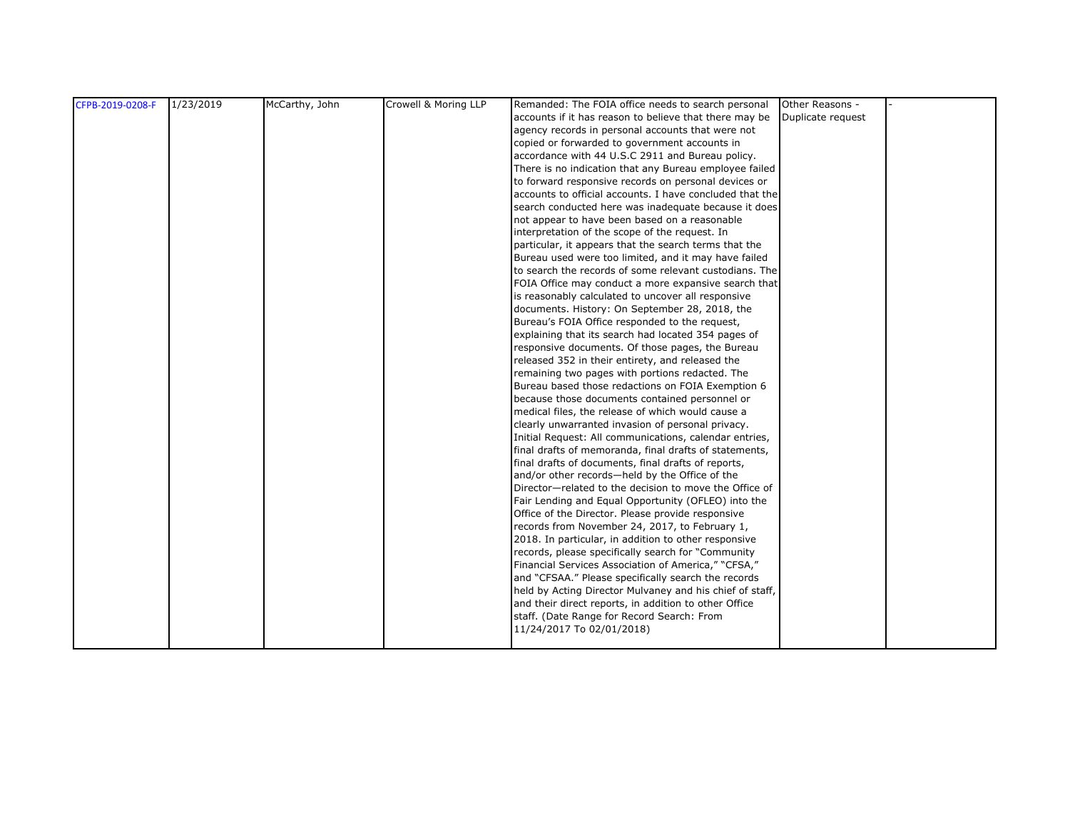| CFPB-2019-0208-F | 1/23/2019 | McCarthy, John | Crowell & Moring LLP | Remanded: The FOIA office needs to search personal accounts if it has reason to believe that there may be agency records in personal accounts that were not copied or forwarded to government accounts in accordance with 44 U.S.C 2911 and Bureau policy. There is no indication that any Bureau employee failed to forward responsive records on personal devices or accounts to official accounts. I have concluded that the search conducted here was inadequate because it does not appear to have been based on a reasonable interpretation of the scope of the request. In particular, it appears that the search terms that the Bureau used were too limited, and it may have failed to search the records of some relevant custodians. The FOIA Office may conduct a more expansive search that is reasonably calculated to uncover all responsive documents. History: On September 28, 2018, the Bureau's FOIA Office responded to the request, explaining that its search had located 354 pages of responsive documents. Of those pages, the Bureau released 352 in their entirety, and released the remaining two pages with portions redacted. The Bureau based those redactions on FOIA Exemption 6 because those documents contained personnel or medical files, the release of which would cause a clearly unwarranted invasion of personal privacy. Initial Request: All communications, calendar entries, final drafts of memoranda, final drafts of statements, final drafts of documents, final drafts of reports, and/or other records—held by the Office of the Director—related to the decision to move the Office of Fair Lending and Equal Opportunity (OFLEO) into the Office of the Director. Please provide responsive records from November 24, 2017, to February 1, 2018. In particular, in addition to other responsive records, please specifically search for "Community Financial Services Association of America," "CFSA," and "CFSAA." Please specifically search the records held by Acting Director Mulvaney and his chief of staff, and their direct reports, in addition to other Office staff. (Date Range for Record Search: From 11/24/2017 To 02/01/2018) | Other Reasons - Duplicate request | - |
|---|---|---|---|---|---|---|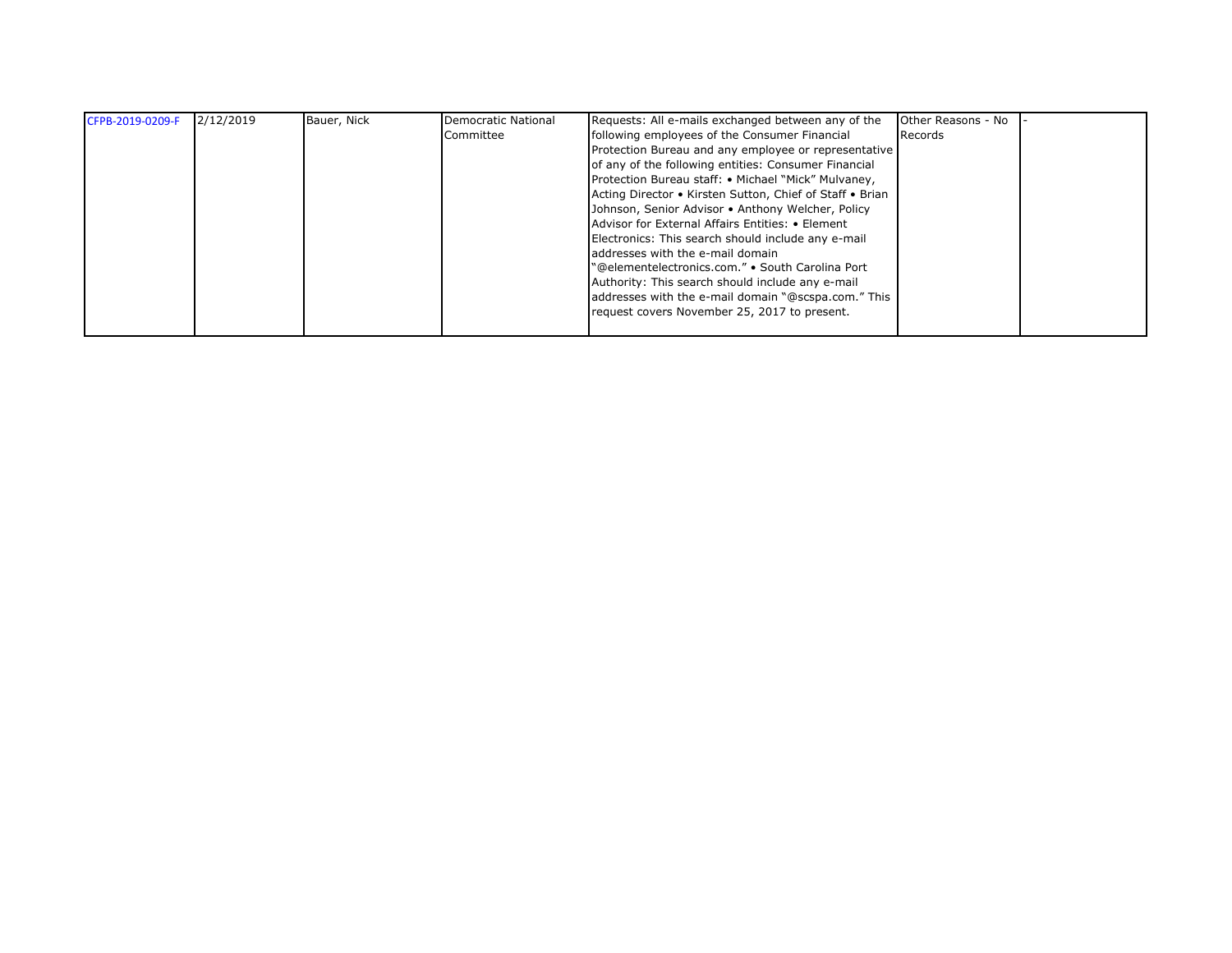| CFPB-2019-0209-F | 2/12/2019 | Bauer, Nick | Democratic National Committee | Requests: All e-mails exchanged between any of the following employees of the Consumer Financial Protection Bureau and any employee or representative of any of the following entities: Consumer Financial Protection Bureau staff: • Michael "Mick" Mulvaney, Acting Director • Kirsten Sutton, Chief of Staff • Brian Johnson, Senior Advisor • Anthony Welcher, Policy Advisor for External Affairs Entities: • Element Electronics: This search should include any e-mail addresses with the e-mail domain "@elementelectronics.com." • South Carolina Port Authority: This search should include any e-mail addresses with the e-mail domain "@scspa.com." This request covers November 25, 2017 to present. | Other Reasons - No Records | - |
|---|---|---|---|---|---|---|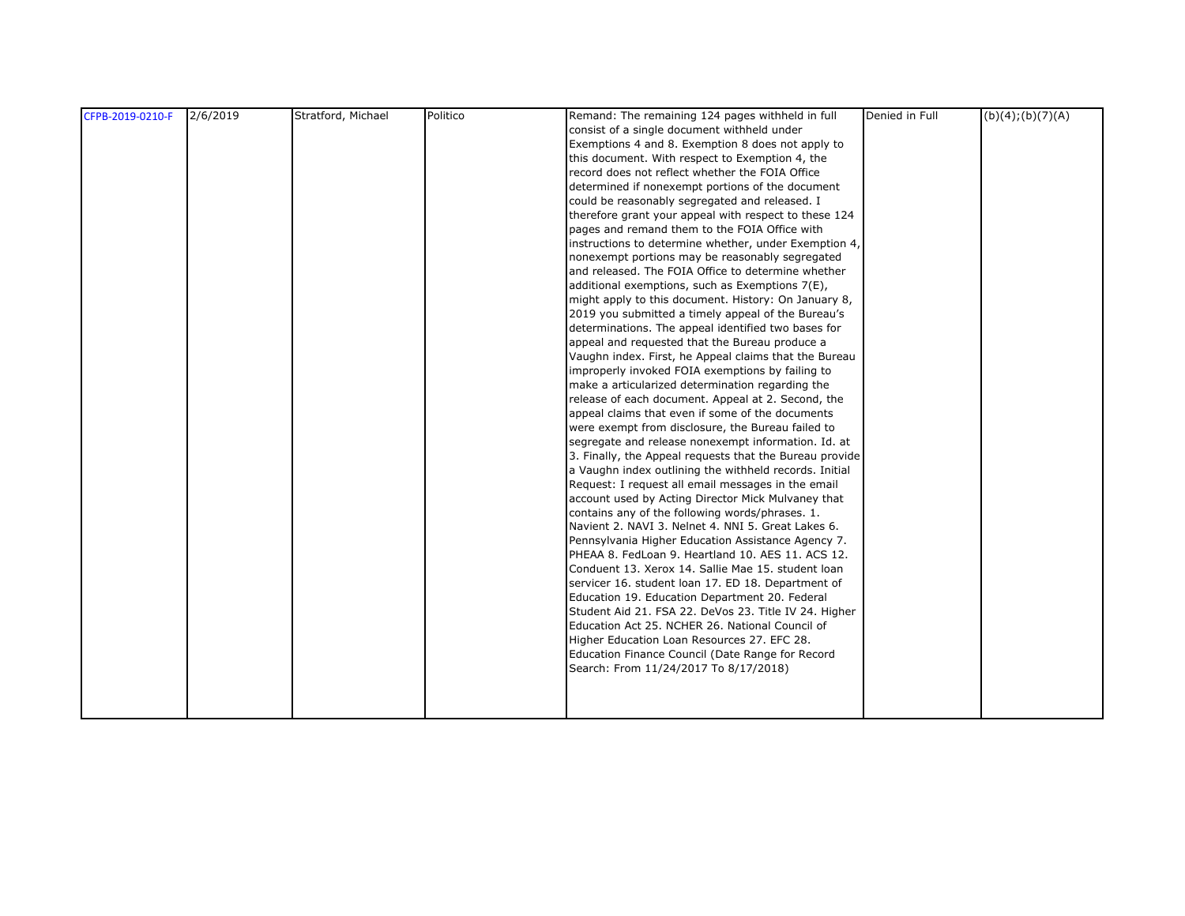| CFPB-2019-0210-F | 2/6/2019 | Stratford, Michael | Politico | Remand: The remaining 124 pages withheld in full consist of a single document withheld under Exemptions 4 and 8. Exemption 8 does not apply to this document. With respect to Exemption 4, the record does not reflect whether the FOIA Office determined if nonexempt portions of the document could be reasonably segregated and released. I therefore grant your appeal with respect to these 124 pages and remand them to the FOIA Office with instructions to determine whether, under Exemption 4, nonexempt portions may be reasonably segregated and released. The FOIA Office to determine whether additional exemptions, such as Exemptions 7(E), might apply to this document. History: On January 8, 2019 you submitted a timely appeal of the Bureau's determinations. The appeal identified two bases for appeal and requested that the Bureau produce a Vaughn index. First, he Appeal claims that the Bureau improperly invoked FOIA exemptions by failing to make a articularized determination regarding the release of each document. Appeal at 2. Second, the appeal claims that even if some of the documents were exempt from disclosure, the Bureau failed to segregate and release nonexempt information. Id. at 3. Finally, the Appeal requests that the Bureau provide a Vaughn index outlining the withheld records. Initial Request: I request all email messages in the email account used by Acting Director Mick Mulvaney that contains any of the following words/phrases. 1. Navient 2. NAVI 3. Nelnet 4. NNI 5. Great Lakes 6. Pennsylvania Higher Education Assistance Agency 7. PHEAA 8. FedLoan 9. Heartland 10. AES 11. ACS 12. Conduent 13. Xerox 14. Sallie Mae 15. student loan servicer 16. student loan 17. ED 18. Department of Education 19. Education Department 20. Federal Student Aid 21. FSA 22. DeVos 23. Title IV 24. Higher Education Act 25. NCHER 26. National Council of Higher Education Loan Resources 27. EFC 28. Education Finance Council (Date Range for Record Search: From 11/24/2017 To 8/17/2018) | Denied in Full | (b)(4);(b)(7)(A) |
|---|---|---|---|---|---|---|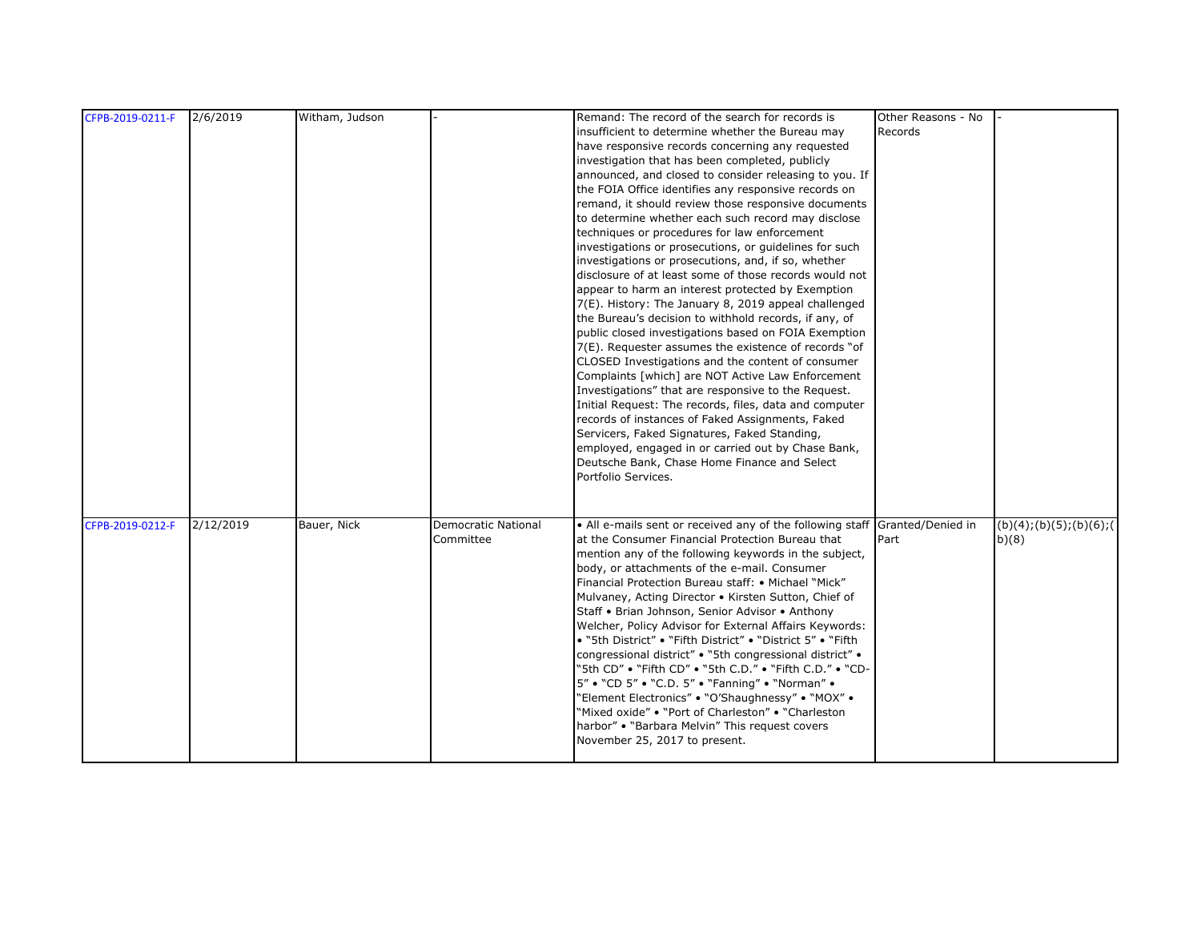| CFPB-2019-0211-F | 2/6/2019 | Witham, Judson | - | Remand: The record of the search for records is insufficient to determine whether the Bureau may have responsive records concerning any requested investigation that has been completed, publicly announced, and closed to consider releasing to you. If the FOIA Office identifies any responsive records on remand, it should review those responsive documents to determine whether each such record may disclose techniques or procedures for law enforcement investigations or prosecutions, or guidelines for such investigations or prosecutions, and, if so, whether disclosure of at least some of those records would not appear to harm an interest protected by Exemption 7(E). History: The January 8, 2019 appeal challenged the Bureau's decision to withhold records, if any, of public closed investigations based on FOIA Exemption 7(E). Requester assumes the existence of records "of CLOSED Investigations and the content of consumer Complaints [which] are NOT Active Law Enforcement Investigations" that are responsive to the Request. Initial Request: The records, files, data and computer records of instances of Faked Assignments, Faked Servicers, Faked Signatures, Faked Standing, employed, engaged in or carried out by Chase Bank, Deutsche Bank, Chase Home Finance and Select Portfolio Services. | Other Reasons - No Records | - |
|---|---|---|---|---|---|---|
| CFPB-2019-0212-F | 2/12/2019 | Bauer, Nick | Democratic National Committee | • All e-mails sent or received any of the following staff at the Consumer Financial Protection Bureau that mention any of the following keywords in the subject, body, or attachments of the e-mail. Consumer Financial Protection Bureau staff: • Michael "Mick" Mulvaney, Acting Director • Kirsten Sutton, Chief of Staff • Brian Johnson, Senior Advisor • Anthony Welcher, Policy Advisor for External Affairs Keywords: • "5th District" • "Fifth District" • "District 5" • "Fifth congressional district" • "5th congressional district" • "5th CD" • "Fifth CD" • "5th C.D." • "Fifth C.D." • "CD-5" • "CD 5" • "C.D. 5" • "Fanning" • "Norman" • "Element Electronics" • "O'Shaughnessy" • "MOX" • "Mixed oxide" • "Port of Charleston" • "Charleston harbor" • "Barbara Melvin" This request covers November 25, 2017 to present. | Granted/Denied in Part | (b)(4);(b)(5);(b)(6);(b)(8) |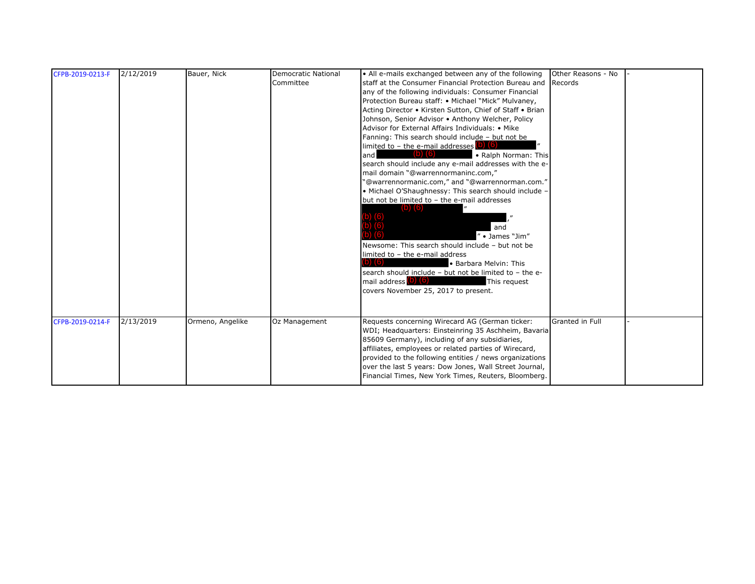| CFPB-2019-0213-F | 2/12/2019 | Bauer, Nick | Democratic National Committee | • All e-mails exchanged between any of the following staff at the Consumer Financial Protection Bureau and any of the following individuals: Consumer Financial Protection Bureau staff: • Michael "Mick" Mulvaney, Acting Director • Kirsten Sutton, Chief of Staff • Brian Johnson, Senior Advisor • Anthony Welcher, Policy Advisor for External Affairs Individuals: • Mike Fanning: This search should include – but not be limited to – the e-mail addresses (b) (6) " and (b) (6) • Ralph Norman: This search should include any e-mail addresses with the e-mail domain "@warrennormaninc.com," "@warrennormanic.com," and "@warrennorman.com." • Michael O'Shaughnessy: This search should include – but not be limited to – the e-mail addresses (b) (6) " (b) (6) ," (b) (6) and (b) (6) " • James "Jim" Newsome: This search should include – but not be limited to – the e-mail address (b) (6) • Barbara Melvin: This search should include – but not be limited to – the e-mail address (b) (6) This request covers November 25, 2017 to present. | Other Reasons - No Records | - |
|---|---|---|---|---|---|---|
| CFPB-2019-0214-F | 2/13/2019 | Ormeno, Angelike | Oz Management | Requests concerning Wirecard AG (German ticker: WDI; Headquarters: Einsteinring 35 Aschheim, Bavaria 85609 Germany), including of any subsidiaries, affiliates, employees or related parties of Wirecard, provided to the following entities / news organizations over the last 5 years: Dow Jones, Wall Street Journal, Financial Times, New York Times, Reuters, Bloomberg. | Granted in Full | - |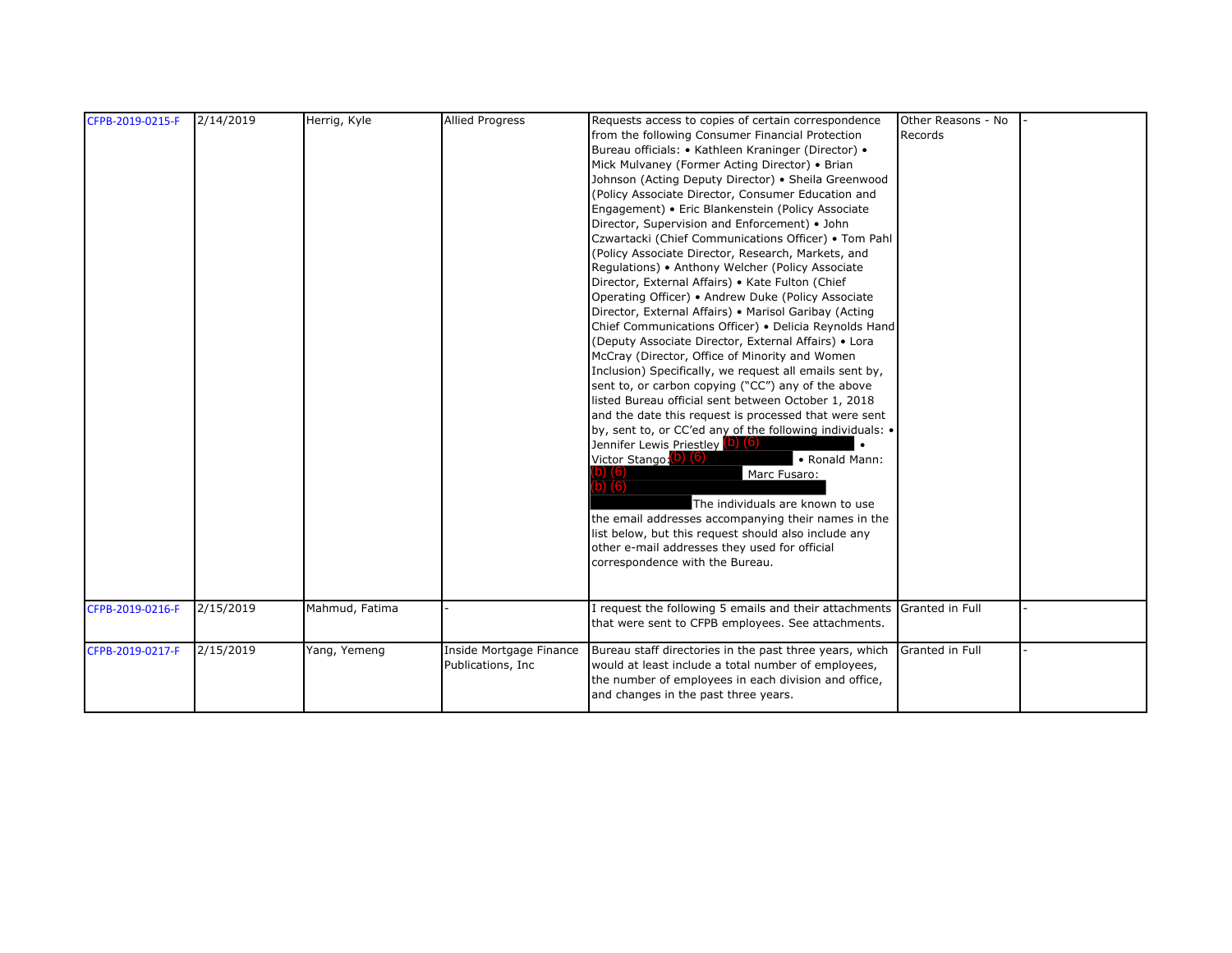| CFPB-2019-0215-F | 2/14/2019 | Herrig, Kyle | Allied Progress | Requests access to copies of certain correspondence from the following Consumer Financial Protection Bureau officials: • Kathleen Kraninger (Director) • Mick Mulvaney (Former Acting Director) • Brian Johnson (Acting Deputy Director) • Sheila Greenwood (Policy Associate Director, Consumer Education and Engagement) • Eric Blankenstein (Policy Associate Director, Supervision and Enforcement) • John Czwartacki (Chief Communications Officer) • Tom Pahl (Policy Associate Director, Research, Markets, and Regulations) • Anthony Welcher (Policy Associate Director, External Affairs) • Kate Fulton (Chief Operating Officer) • Andrew Duke (Policy Associate Director, External Affairs) • Marisol Garibay (Acting Chief Communications Officer) • Delicia Reynolds Hand (Deputy Associate Director, External Affairs) • Lora McCray (Director, Office of Minority and Women Inclusion) Specifically, we request all emails sent by, sent to, or carbon copying ("CC") any of the above listed Bureau official sent between October 1, 2018 and the date this request is processed that were sent by, sent to, or CC'ed any of the following individuals: • Jennifer Lewis Priestley (b) (6) • Victor Stango: (b) (6) • Ronald Mann: (b) (6) Marc Fusaro: (b) (6) The individuals are known to use the email addresses accompanying their names in the list below, but this request should also include any other e-mail addresses they used for official correspondence with the Bureau. | Other Reasons - No Records | - |
|---|---|---|---|---|---|---|
| CFPB-2019-0216-F | 2/15/2019 | Mahmud, Fatima | - | I request the following 5 emails and their attachments that were sent to CFPB employees. See attachments. | Granted in Full | - |
| CFPB-2019-0217-F | 2/15/2019 | Yang, Yemeng | Inside Mortgage Finance Publications, Inc | Bureau staff directories in the past three years, which would at least include a total number of employees, the number of employees in each division and office, and changes in the past three years. | Granted in Full | - |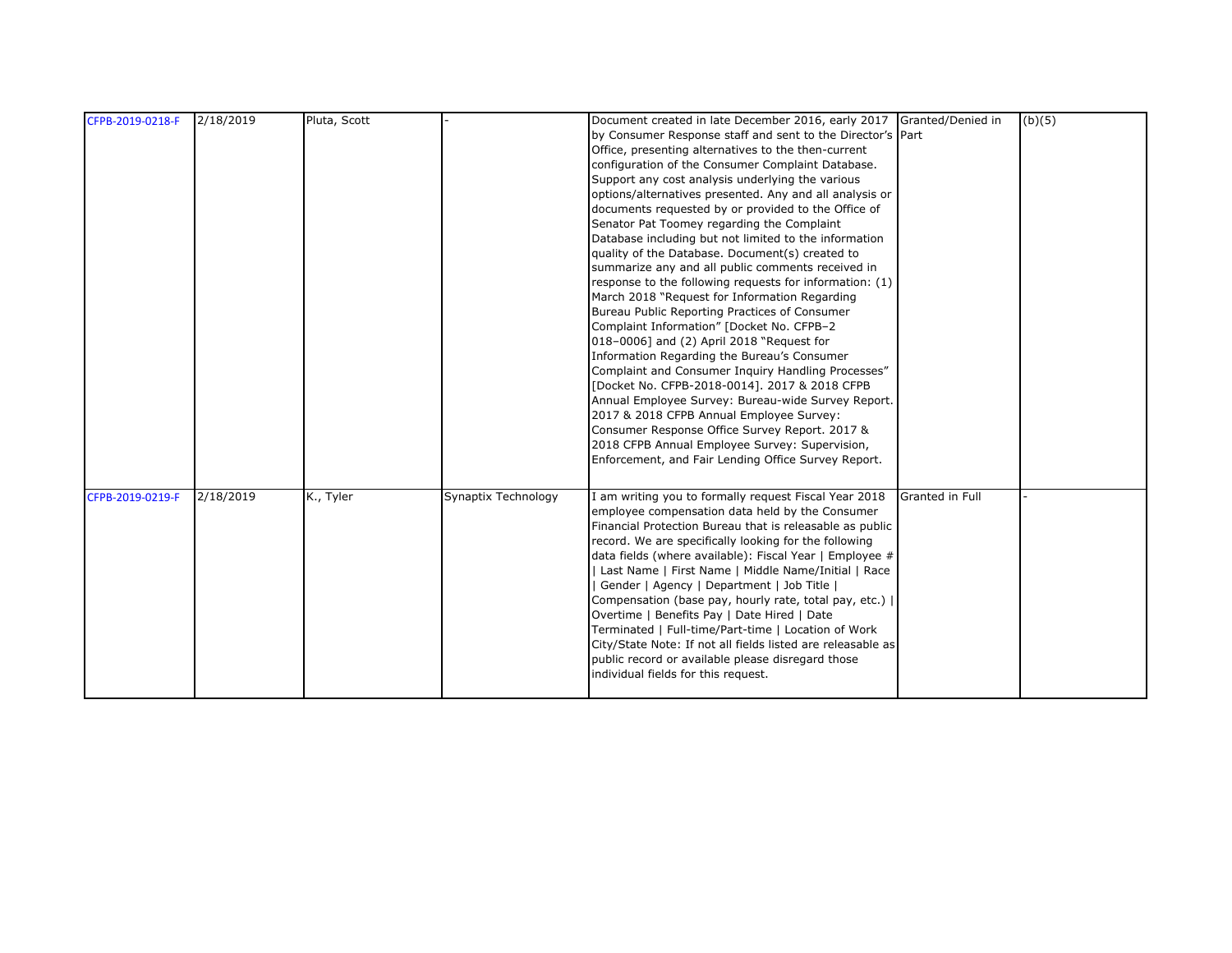| | | | | | | |
|---|---|---|---|---|---|---|
| CFPB-2019-0218-F | 2/18/2019 | Pluta, Scott | - | Document created in late December 2016, early 2017 by Consumer Response staff and sent to the Director's Office, presenting alternatives to the then-current configuration of the Consumer Complaint Database. Support any cost analysis underlying the various options/alternatives presented. Any and all analysis or documents requested by or provided to the Office of Senator Pat Toomey regarding the Complaint Database including but not limited to the information quality of the Database. Document(s) created to summarize any and all public comments received in response to the following requests for information: (1) March 2018 "Request for Information Regarding Bureau Public Reporting Practices of Consumer Complaint Information" [Docket No. CFPB–2 018–0006] and (2) April 2018 "Request for Information Regarding the Bureau's Consumer Complaint and Consumer Inquiry Handling Processes" [Docket No. CFPB-2018-0014]. 2017 & 2018 CFPB Annual Employee Survey: Bureau-wide Survey Report. 2017 & 2018 CFPB Annual Employee Survey: Consumer Response Office Survey Report. 2017 & 2018 CFPB Annual Employee Survey: Supervision, Enforcement, and Fair Lending Office Survey Report. | Granted/Denied in Part | (b)(5) |
| CFPB-2019-0219-F | 2/18/2019 | K., Tyler | Synaptix Technology | I am writing you to formally request Fiscal Year 2018 employee compensation data held by the Consumer Financial Protection Bureau that is releasable as public record. We are specifically looking for the following data fields (where available): Fiscal Year \| Employee # \| Last Name \| First Name \| Middle Name/Initial \| Race \| Gender \| Agency \| Department \| Job Title \| Compensation (base pay, hourly rate, total pay, etc.) \| Overtime \| Benefits Pay \| Date Hired \| Date Terminated \| Full-time/Part-time \| Location of Work City/State Note: If not all fields listed are releasable as public record or available please disregard those individual fields for this request. | Granted in Full | - |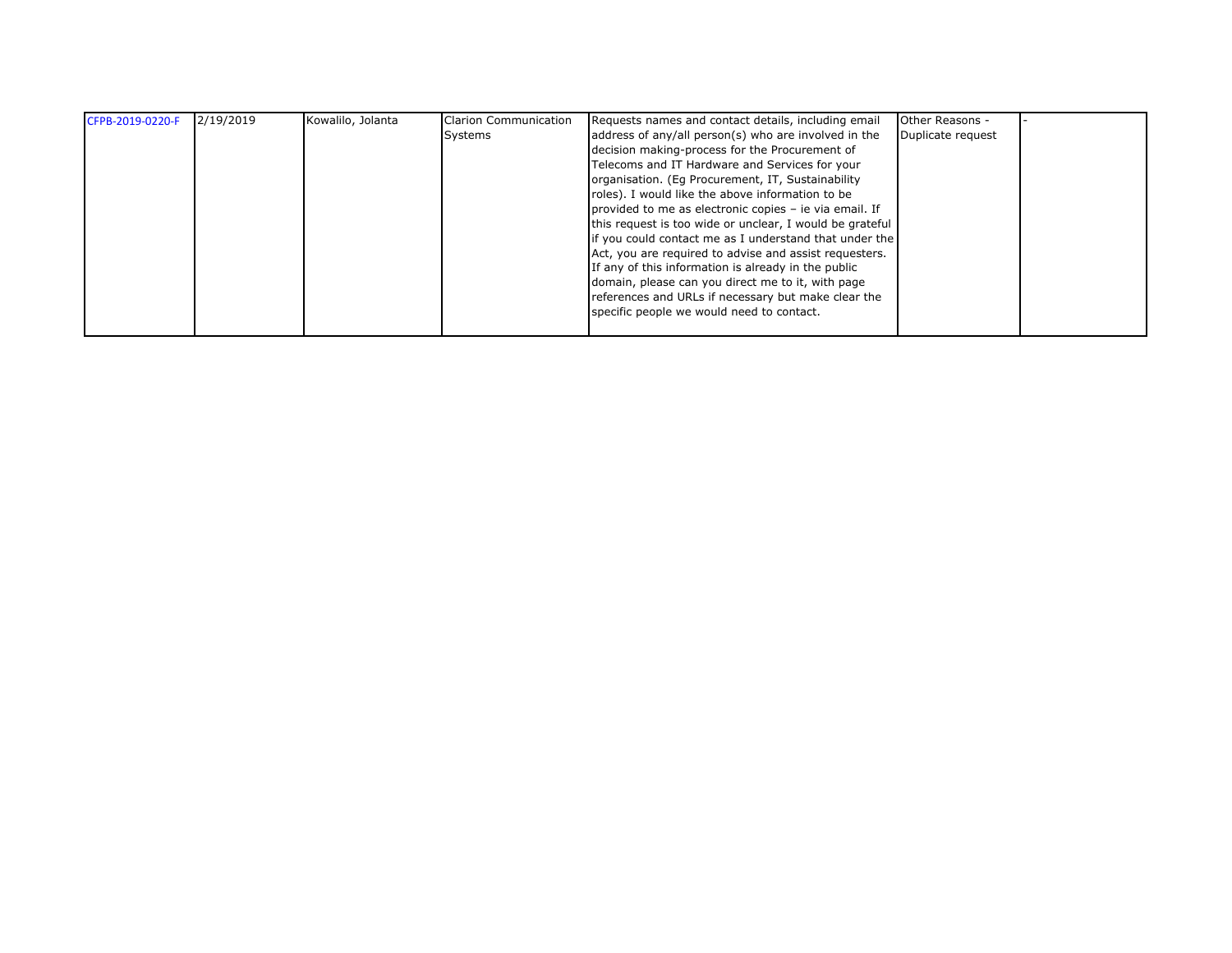| CFPB-2019-0220-F | 2/19/2019 | Kowalilo, Jolanta | Clarion Communication Systems | Requests names and contact details, including email address of any/all person(s) who are involved in the decision making-process for the Procurement of Telecoms and IT Hardware and Services for your organisation. (Eg Procurement, IT, Sustainability roles). I would like the above information to be provided to me as electronic copies – ie via email. If this request is too wide or unclear, I would be grateful if you could contact me as I understand that under the Act, you are required to advise and assist requesters. If any of this information is already in the public domain, please can you direct me to it, with page references and URLs if necessary but make clear the specific people we would need to contact. | Other Reasons - Duplicate request | - |
|---|---|---|---|---|---|---|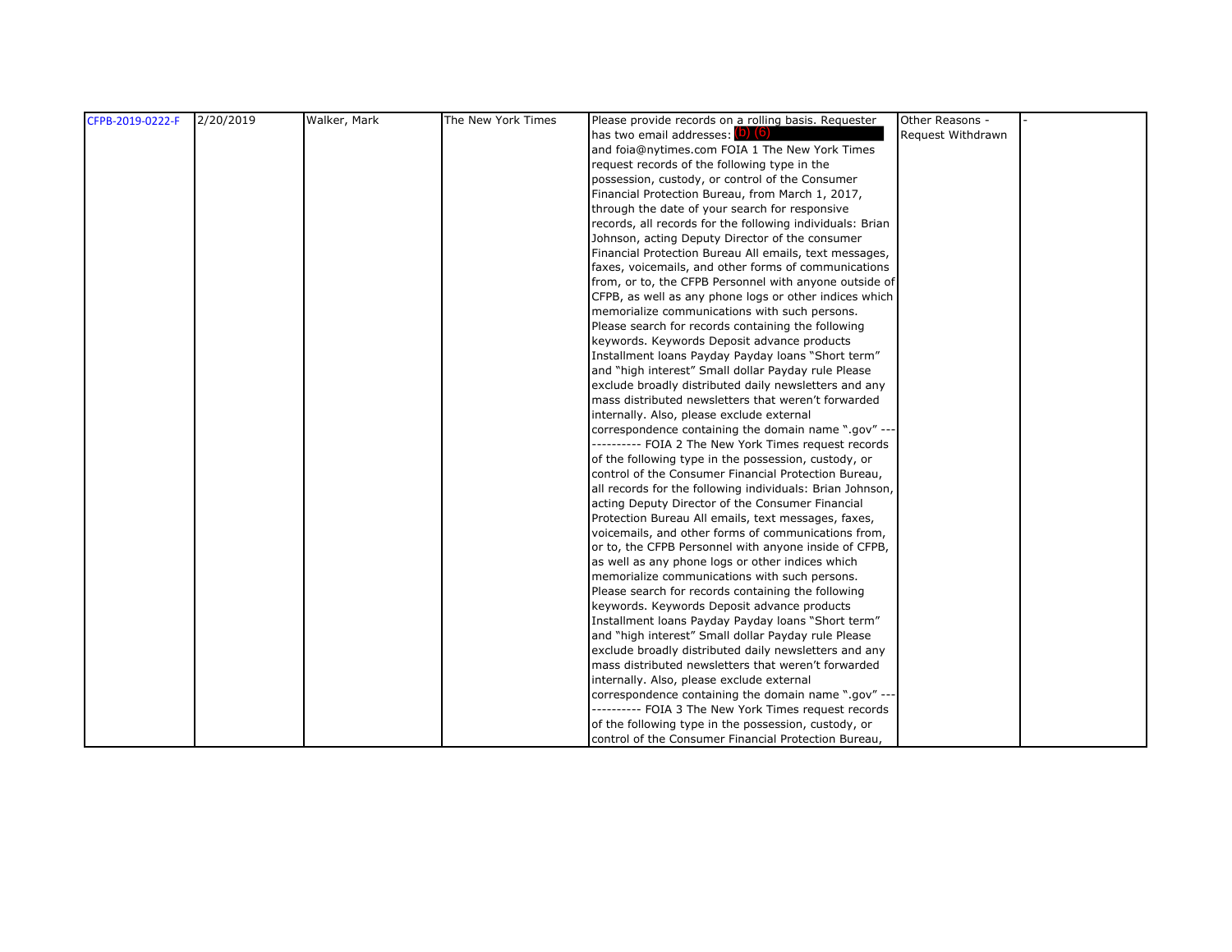| | | | | | | |
|---|---|---|---|---|---|---|
| CFPB-2019-0222-F | 2/20/2019 | Walker, Mark | The New York Times | Please provide records on a rolling basis. Requester has two email addresses: (b) (6) and foia@nytimes.com FOIA 1 The New York Times request records of the following type in the possession, custody, or control of the Consumer Financial Protection Bureau, from March 1, 2017, through the date of your search for responsive records, all records for the following individuals: Brian Johnson, acting Deputy Director of the consumer Financial Protection Bureau All emails, text messages, faxes, voicemails, and other forms of communications from, or to, the CFPB Personnel with anyone outside of CFPB, as well as any phone logs or other indices which memorialize communications with such persons. Please search for records containing the following keywords. Keywords Deposit advance products Installment loans Payday Payday loans "Short term" and "high interest" Small dollar Payday rule Please exclude broadly distributed daily newsletters and any mass distributed newsletters that weren't forwarded internally. Also, please exclude external correspondence containing the domain name ".gov" ------------- FOIA 2 The New York Times request records of the following type in the possession, custody, or control of the Consumer Financial Protection Bureau, all records for the following individuals: Brian Johnson, acting Deputy Director of the Consumer Financial Protection Bureau All emails, text messages, faxes, voicemails, and other forms of communications from, or to, the CFPB Personnel with anyone inside of CFPB, as well as any phone logs or other indices which memorialize communications with such persons. Please search for records containing the following keywords. Keywords Deposit advance products Installment loans Payday Payday loans "Short term" and "high interest" Small dollar Payday rule Please exclude broadly distributed daily newsletters and any mass distributed newsletters that weren't forwarded internally. Also, please exclude external correspondence containing the domain name ".gov" ------------- FOIA 3 The New York Times request records of the following type in the possession, custody, or control of the Consumer Financial Protection Bureau, | Other Reasons - Request Withdrawn | - |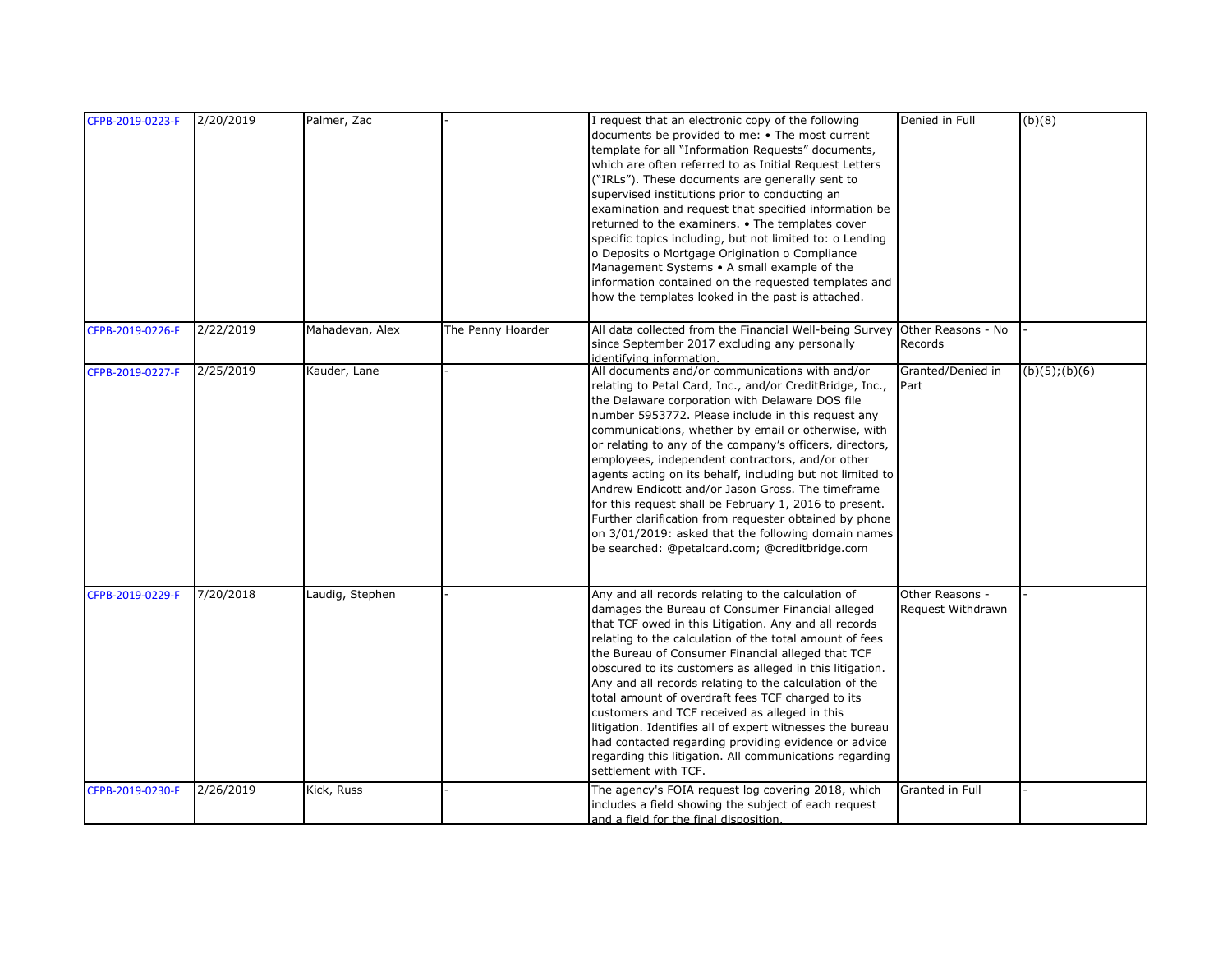| | | | | | | |
|---|---|---|---|---|---|---|
| CFPB-2019-0223-F | 2/20/2019 | Palmer, Zac | - | I request that an electronic copy of the following documents be provided to me: • The most current template for all "Information Requests" documents, which are often referred to as Initial Request Letters ("IRLs"). These documents are generally sent to supervised institutions prior to conducting an examination and request that specified information be returned to the examiners. • The templates cover specific topics including, but not limited to: o Lending o Deposits o Mortgage Origination o Compliance Management Systems • A small example of the information contained on the requested templates and how the templates looked in the past is attached. | Denied in Full | (b)(8) |
| CFPB-2019-0226-F | 2/22/2019 | Mahadevan, Alex | The Penny Hoarder | All data collected from the Financial Well-being Survey since September 2017 excluding any personally identifying information. | Other Reasons - No Records | - |
| CFPB-2019-0227-F | 2/25/2019 | Kauder, Lane | - | All documents and/or communications with and/or relating to Petal Card, Inc., and/or CreditBridge, Inc., the Delaware corporation with Delaware DOS file number 5953772. Please include in this request any communications, whether by email or otherwise, with or relating to any of the company's officers, directors, employees, independent contractors, and/or other agents acting on its behalf, including but not limited to Andrew Endicott and/or Jason Gross. The timeframe for this request shall be February 1, 2016 to present. Further clarification from requester obtained by phone on 3/01/2019: asked that the following domain names be searched: @petalcard.com; @creditbridge.com | Granted/Denied in Part | (b)(5);(b)(6) |
| CFPB-2019-0229-F | 7/20/2018 | Laudig, Stephen | - | Any and all records relating to the calculation of damages the Bureau of Consumer Financial alleged that TCF owed in this Litigation. Any and all records relating to the calculation of the total amount of fees the Bureau of Consumer Financial alleged that TCF obscured to its customers as alleged in this litigation. Any and all records relating to the calculation of the total amount of overdraft fees TCF charged to its customers and TCF received as alleged in this litigation. Identifies all of expert witnesses the bureau had contacted regarding providing evidence or advice regarding this litigation. All communications regarding settlement with TCF. | Other Reasons - Request Withdrawn | - |
| CFPB-2019-0230-F | 2/26/2019 | Kick, Russ | - | The agency's FOIA request log covering 2018, which includes a field showing the subject of each request and a field for the final disposition. | Granted in Full | - |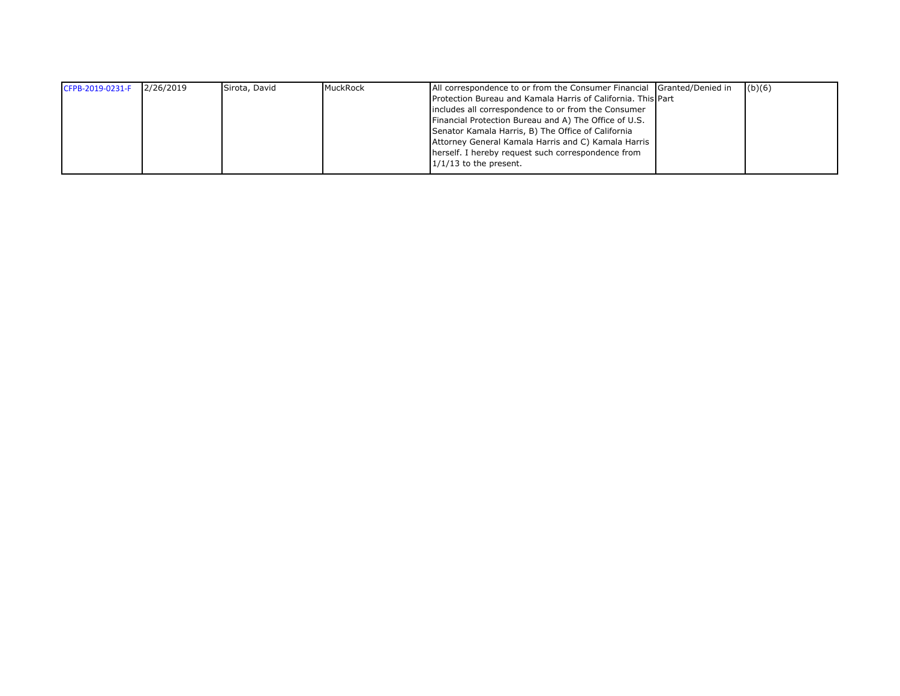| CFPB-2019-0231-F | 2/26/2019 | Sirota, David | MuckRock | All correspondence to or from the Consumer Financial Protection Bureau and Kamala Harris of California. This includes all correspondence to or from the Consumer Financial Protection Bureau and A) The Office of U.S. Senator Kamala Harris, B) The Office of California Attorney General Kamala Harris and C) Kamala Harris herself. I hereby request such correspondence from 1/1/13 to the present. | Granted/Denied in Part | (b)(6) |
|---|---|---|---|---|---|---|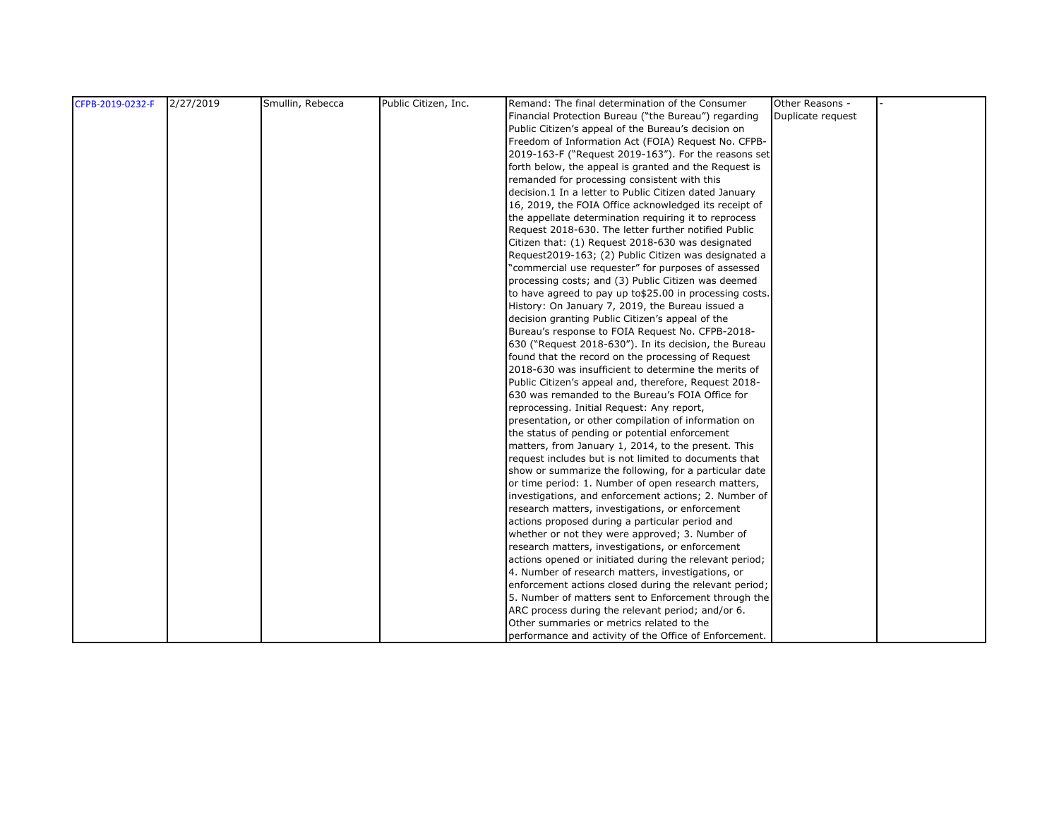| | | | | | | |
|---|---|---|---|---|---|---|
| CFPB-2019-0232-F | 2/27/2019 | Smullin, Rebecca | Public Citizen, Inc. | Remand: The final determination of the Consumer Financial Protection Bureau ("the Bureau") regarding Public Citizen's appeal of the Bureau's decision on Freedom of Information Act (FOIA) Request No. CFPB-2019-163-F ("Request 2019-163"). For the reasons set forth below, the appeal is granted and the Request is remanded for processing consistent with this decision.1 In a letter to Public Citizen dated January 16, 2019, the FOIA Office acknowledged its receipt of the appellate determination requiring it to reprocess Request 2018-630. The letter further notified Public Citizen that: (1) Request 2018-630 was designated Request2019-163; (2) Public Citizen was designated a "commercial use requester" for purposes of assessed processing costs; and (3) Public Citizen was deemed to have agreed to pay up to$25.00 in processing costs. History: On January 7, 2019, the Bureau issued a decision granting Public Citizen's appeal of the Bureau's response to FOIA Request No. CFPB-2018-630 ("Request 2018-630"). In its decision, the Bureau found that the record on the processing of Request 2018-630 was insufficient to determine the merits of Public Citizen's appeal and, therefore, Request 2018-630 was remanded to the Bureau's FOIA Office for reprocessing. Initial Request: Any report, presentation, or other compilation of information on the status of pending or potential enforcement matters, from January 1, 2014, to the present. This request includes but is not limited to documents that show or summarize the following, for a particular date or time period: 1. Number of open research matters, investigations, and enforcement actions; 2. Number of research matters, investigations, or enforcement actions proposed during a particular period and whether or not they were approved; 3. Number of research matters, investigations, or enforcement actions opened or initiated during the relevant period; 4. Number of research matters, investigations, or enforcement actions closed during the relevant period; 5. Number of matters sent to Enforcement through the ARC process during the relevant period; and/or 6. Other summaries or metrics related to the performance and activity of the Office of Enforcement. | Other Reasons - Duplicate request | - |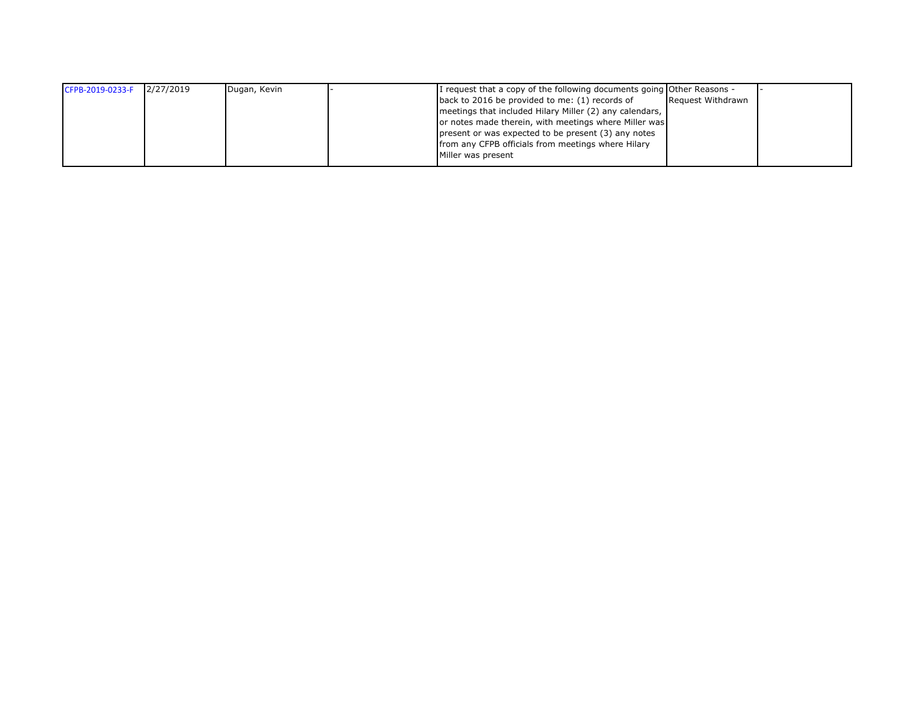| CFPB-2019-0233-F | 2/27/2019 | Dugan, Kevin | - | I request that a copy of the following documents going back to 2016 be provided to me: (1) records of meetings that included Hilary Miller (2) any calendars, or notes made therein, with meetings where Miller was present or was expected to be present (3) any notes from any CFPB officials from meetings where Hilary Miller was present | Other Reasons - Request Withdrawn | - |
|---|---|---|---|---|---|---|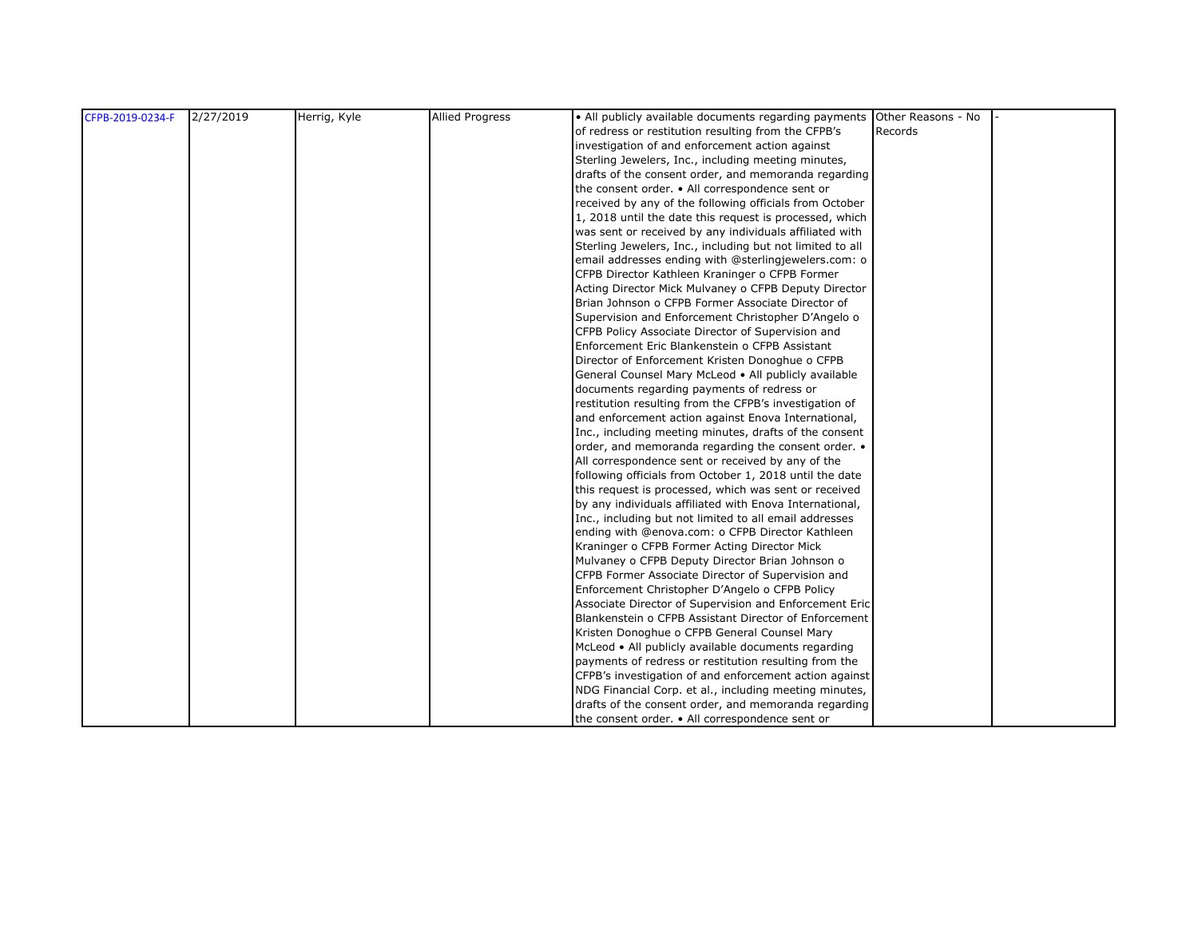| CFPB-2019-0234-F | 2/27/2019 | Herrig, Kyle | Allied Progress | • All publicly available documents regarding payments of redress or restitution resulting from the CFPB's investigation of and enforcement action against Sterling Jewelers, Inc., including meeting minutes, drafts of the consent order, and memoranda regarding the consent order. • All correspondence sent or received by any of the following officials from October 1, 2018 until the date this request is processed, which was sent or received by any individuals affiliated with Sterling Jewelers, Inc., including but not limited to all email addresses ending with @sterlingjewelers.com: o CFPB Director Kathleen Kraninger o CFPB Former Acting Director Mick Mulvaney o CFPB Deputy Director Brian Johnson o CFPB Former Associate Director of Supervision and Enforcement Christopher D'Angelo o CFPB Policy Associate Director of Supervision and Enforcement Eric Blankenstein o CFPB Assistant Director of Enforcement Kristen Donoghue o CFPB General Counsel Mary McLeod • All publicly available documents regarding payments of redress or restitution resulting from the CFPB's investigation of and enforcement action against Enova International, Inc., including meeting minutes, drafts of the consent order, and memoranda regarding the consent order. • All correspondence sent or received by any of the following officials from October 1, 2018 until the date this request is processed, which was sent or received by any individuals affiliated with Enova International, Inc., including but not limited to all email addresses ending with @enova.com: o CFPB Director Kathleen Kraninger o CFPB Former Acting Director Mick Mulvaney o CFPB Deputy Director Brian Johnson o CFPB Former Associate Director of Supervision and Enforcement Christopher D'Angelo o CFPB Policy Associate Director of Supervision and Enforcement Eric Blankenstein o CFPB Assistant Director of Enforcement Kristen Donoghue o CFPB General Counsel Mary McLeod • All publicly available documents regarding payments of redress or restitution resulting from the CFPB's investigation of and enforcement action against NDG Financial Corp. et al., including meeting minutes, drafts of the consent order, and memoranda regarding the consent order. • All correspondence sent or | Other Reasons - No Records | - |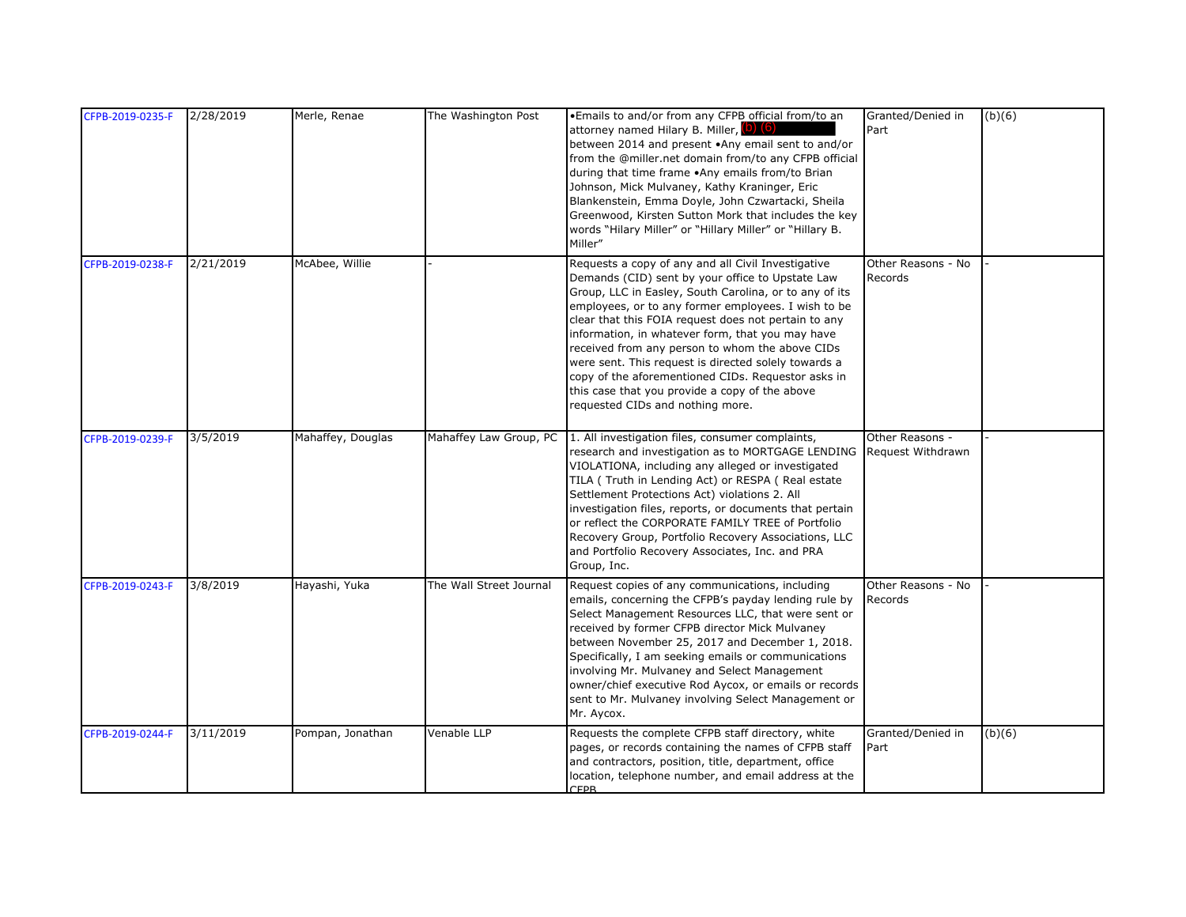| | | | | | | |
|---|---|---|---|---|---|---|
| CFPB-2019-0235-F | 2/28/2019 | Merle, Renae | The Washington Post | •Emails to and/or from any CFPB official from/to an attorney named Hilary B. Miller, (b) (6) between 2014 and present •Any email sent to and/or from the @miller.net domain from/to any CFPB official during that time frame •Any emails from/to Brian Johnson, Mick Mulvaney, Kathy Kraninger, Eric Blankenstein, Emma Doyle, John Czwartacki, Sheila Greenwood, Kirsten Sutton Mork that includes the key words "Hilary Miller" or "Hillary Miller" or "Hillary B. Miller" | Granted/Denied in Part | (b)(6) |
| CFPB-2019-0238-F | 2/21/2019 | McAbee, Willie | - | Requests a copy of any and all Civil Investigative Demands (CID) sent by your office to Upstate Law Group, LLC in Easley, South Carolina, or to any of its employees, or to any former employees. I wish to be clear that this FOIA request does not pertain to any information, in whatever form, that you may have received from any person to whom the above CIDs were sent. This request is directed solely towards a copy of the aforementioned CIDs. Requestor asks in this case that you provide a copy of the above requested CIDs and nothing more. | Other Reasons - No Records | - |
| CFPB-2019-0239-F | 3/5/2019 | Mahaffey, Douglas | Mahaffey Law Group, PC | 1. All investigation files, consumer complaints, research and investigation as to MORTGAGE LENDING VIOLATIONA, including any alleged or investigated TILA ( Truth in Lending Act) or RESPA ( Real estate Settlement Protections Act) violations 2. All investigation files, reports, or documents that pertain or reflect the CORPORATE FAMILY TREE of Portfolio Recovery Group, Portfolio Recovery Associations, LLC and Portfolio Recovery Associates, Inc. and PRA Group, Inc. | Other Reasons - Request Withdrawn | - |
| CFPB-2019-0243-F | 3/8/2019 | Hayashi, Yuka | The Wall Street Journal | Request copies of any communications, including emails, concerning the CFPB's payday lending rule by Select Management Resources LLC, that were sent or received by former CFPB director Mick Mulvaney between November 25, 2017 and December 1, 2018. Specifically, I am seeking emails or communications involving Mr. Mulvaney and Select Management owner/chief executive Rod Aycox, or emails or records sent to Mr. Mulvaney involving Select Management or Mr. Aycox. | Other Reasons - No Records | - |
| CFPB-2019-0244-F | 3/11/2019 | Pompan, Jonathan | Venable LLP | Requests the complete CFPB staff directory, white pages, or records containing the names of CFPB staff and contractors, position, title, department, office location, telephone number, and email address at the CFPB | Granted/Denied in Part | (b)(6) |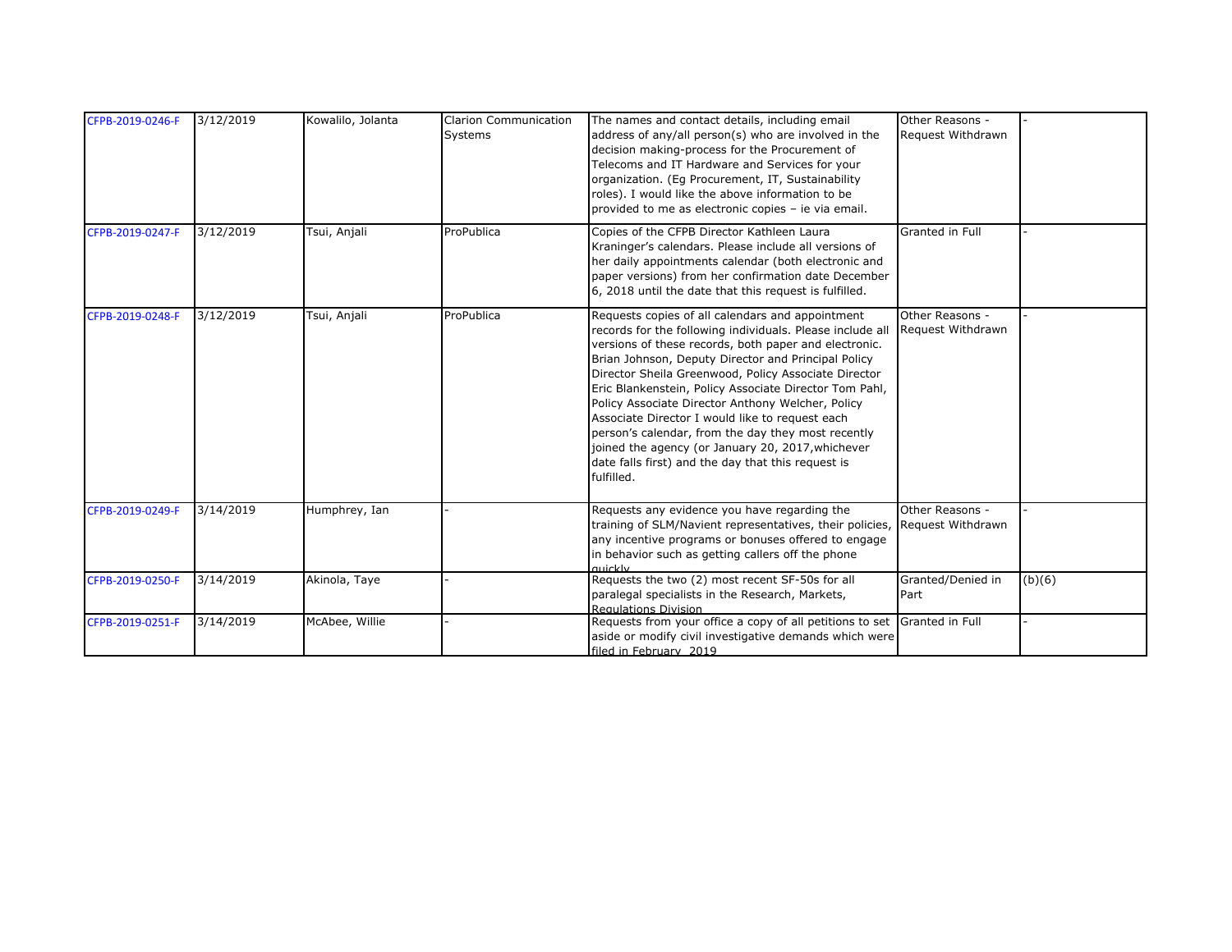| CFPB-2019-0246-F | 3/12/2019 | Kowalilo, Jolanta | Clarion Communication Systems | The names and contact details, including email address of any/all person(s) who are involved in the decision making-process for the Procurement of Telecoms and IT Hardware and Services for your organization. (Eg Procurement, IT, Sustainability roles). I would like the above information to be provided to me as electronic copies – ie via email. | Other Reasons - Request Withdrawn | - |
|---|---|---|---|---|---|---|
| CFPB-2019-0247-F | 3/12/2019 | Tsui, Anjali | ProPublica | Copies of the CFPB Director Kathleen Laura Kraninger's calendars. Please include all versions of her daily appointments calendar (both electronic and paper versions) from her confirmation date December 6, 2018 until the date that this request is fulfilled. | Granted in Full | - |
| CFPB-2019-0248-F | 3/12/2019 | Tsui, Anjali | ProPublica | Requests copies of all calendars and appointment records for the following individuals. Please include all versions of these records, both paper and electronic. Brian Johnson, Deputy Director and Principal Policy Director Sheila Greenwood, Policy Associate Director Eric Blankenstein, Policy Associate Director Tom Pahl, Policy Associate Director Anthony Welcher, Policy Associate Director I would like to request each person's calendar, from the day they most recently joined the agency (or January 20, 2017,whichever date falls first) and the day that this request is fulfilled. | Other Reasons - Request Withdrawn | - |
| CFPB-2019-0249-F | 3/14/2019 | Humphrey, Ian | - | Requests any evidence you have regarding the training of SLM/Navient representatives, their policies, any incentive programs or bonuses offered to engage in behavior such as getting callers off the phone quickly | Other Reasons - Request Withdrawn | - |
| CFPB-2019-0250-F | 3/14/2019 | Akinola, Taye | - | Requests the two (2) most recent SF-50s for all paralegal specialists in the Research, Markets, Regulations Division | Granted/Denied in Part | (b)(6) |
| CFPB-2019-0251-F | 3/14/2019 | McAbee, Willie | - | Requests from your office a copy of all petitions to set aside or modify civil investigative demands which were filed in February 2019 | Granted in Full | - |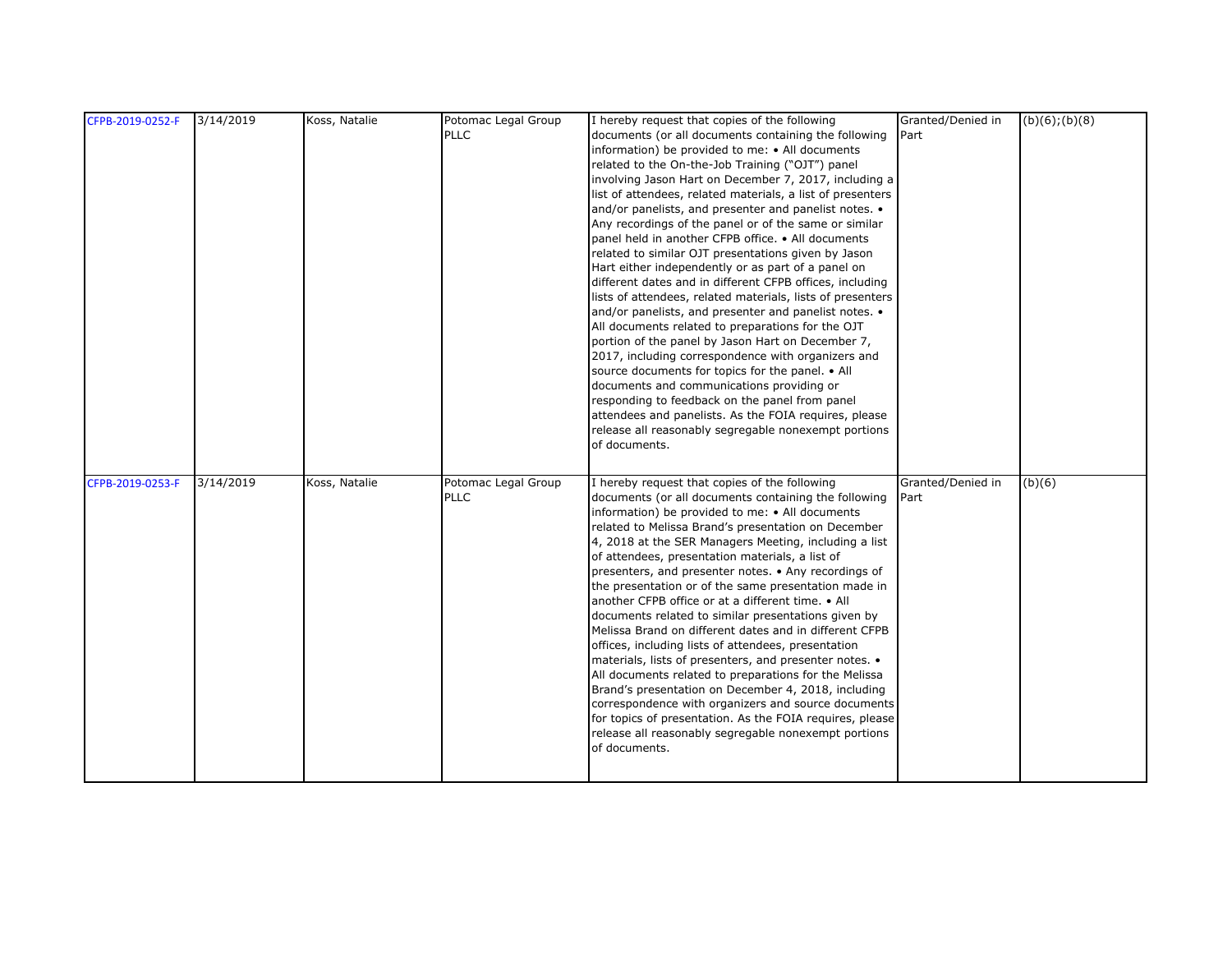| | | | | | | |
|---|---|---|---|---|---|---|
| CFPB-2019-0252-F | 3/14/2019 | Koss, Natalie | Potomac Legal Group PLLC | I hereby request that copies of the following documents (or all documents containing the following information) be provided to me: • All documents related to the On-the-Job Training ("OJT") panel involving Jason Hart on December 7, 2017, including a list of attendees, related materials, a list of presenters and/or panelists, and presenter and panelist notes. • Any recordings of the panel or of the same or similar panel held in another CFPB office. • All documents related to similar OJT presentations given by Jason Hart either independently or as part of a panel on different dates and in different CFPB offices, including lists of attendees, related materials, lists of presenters and/or panelists, and presenter and panelist notes. • All documents related to preparations for the OJT portion of the panel by Jason Hart on December 7, 2017, including correspondence with organizers and source documents for topics for the panel. • All documents and communications providing or responding to feedback on the panel from panel attendees and panelists. As the FOIA requires, please release all reasonably segregable nonexempt portions of documents. | Granted/Denied in Part | (b)(6);(b)(8) |
| CFPB-2019-0253-F | 3/14/2019 | Koss, Natalie | Potomac Legal Group PLLC | I hereby request that copies of the following documents (or all documents containing the following information) be provided to me: • All documents related to Melissa Brand's presentation on December 4, 2018 at the SER Managers Meeting, including a list of attendees, presentation materials, a list of presenters, and presenter notes. • Any recordings of the presentation or of the same presentation made in another CFPB office or at a different time. • All documents related to similar presentations given by Melissa Brand on different dates and in different CFPB offices, including lists of attendees, presentation materials, lists of presenters, and presenter notes. • All documents related to preparations for the Melissa Brand's presentation on December 4, 2018, including correspondence with organizers and source documents for topics of presentation. As the FOIA requires, please release all reasonably segregable nonexempt portions of documents. | Granted/Denied in Part | (b)(6) |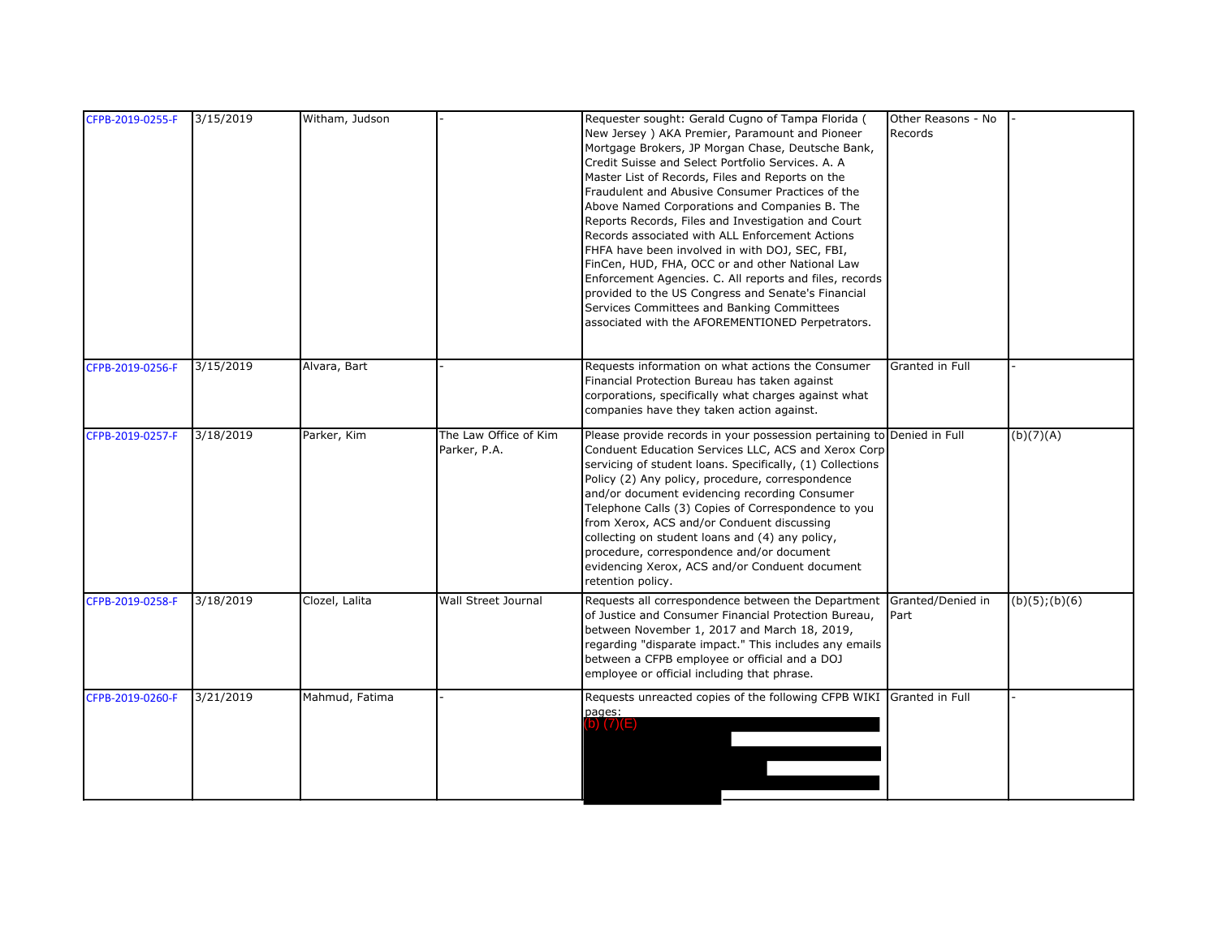| | | | | | | |
|---|---|---|---|---|---|---|
| CFPB-2019-0255-F | 3/15/2019 | Witham, Judson | - | Requester sought: Gerald Cugno of Tampa Florida ( New Jersey ) AKA Premier, Paramount and Pioneer Mortgage Brokers, JP Morgan Chase, Deutsche Bank, Credit Suisse and Select Portfolio Services. A. A Master List of Records, Files and Reports on the Fraudulent and Abusive Consumer Practices of the Above Named Corporations and Companies B. The Reports Records, Files and Investigation and Court Records associated with ALL Enforcement Actions FHFA have been involved in with DOJ, SEC, FBI, FinCen, HUD, FHA, OCC or and other National Law Enforcement Agencies. C. All reports and files, records provided to the US Congress and Senate's Financial Services Committees and Banking Committees associated with the AFOREMENTIONED Perpetrators. | Other Reasons - No Records | - |
| CFPB-2019-0256-F | 3/15/2019 | Alvara, Bart | - | Requests information on what actions the Consumer Financial Protection Bureau has taken against corporations, specifically what charges against what companies have they taken action against. | Granted in Full | - |
| CFPB-2019-0257-F | 3/18/2019 | Parker, Kim | The Law Office of Kim Parker, P.A. | Please provide records in your possession pertaining to Conduent Education Services LLC, ACS and Xerox Corp servicing of student loans. Specifically, (1) Collections Policy (2) Any policy, procedure, correspondence and/or document evidencing recording Consumer Telephone Calls (3) Copies of Correspondence to you from Xerox, ACS and/or Conduent discussing collecting on student loans and (4) any policy, procedure, correspondence and/or document evidencing Xerox, ACS and/or Conduent document retention policy. | Denied in Full | (b)(7)(A) |
| CFPB-2019-0258-F | 3/18/2019 | Clozel, Lalita | Wall Street Journal | Requests all correspondence between the Department of Justice and Consumer Financial Protection Bureau, between November 1, 2017 and March 18, 2019, regarding "disparate impact." This includes any emails between a CFPB employee or official and a DOJ employee or official including that phrase. | Granted/Denied in Part | (b)(5);(b)(6) |
| CFPB-2019-0260-F | 3/21/2019 | Mahmud, Fatima | - | Requests unreacted copies of the following CFPB WIKI pages: (b) (7)(E) | Granted in Full | - |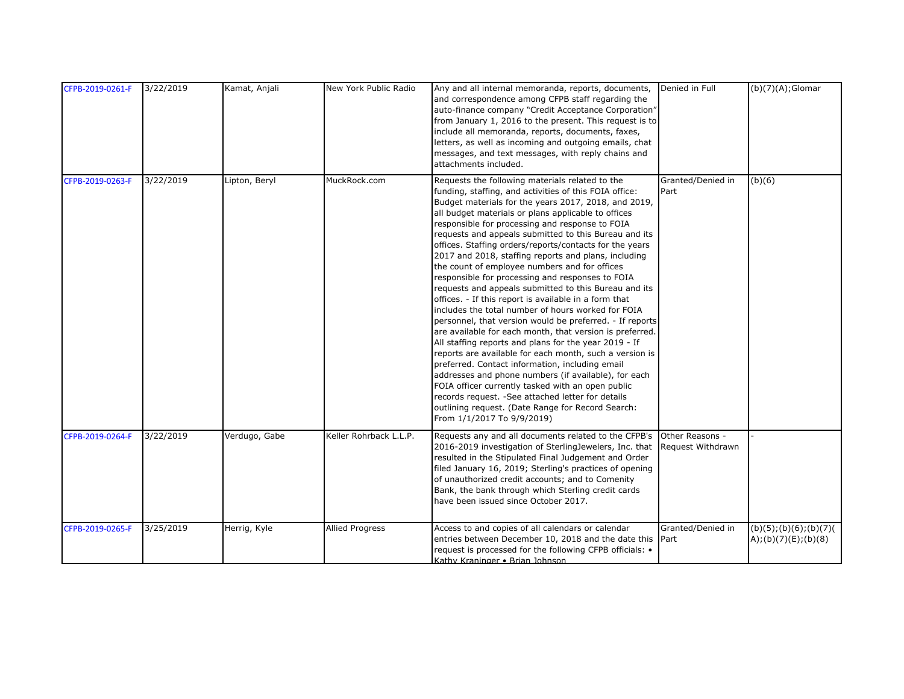| | | | | | | |
|---|---|---|---|---|---|---|
| CFPB-2019-0261-F | 3/22/2019 | Kamat, Anjali | New York Public Radio | Any and all internal memoranda, reports, documents, and correspondence among CFPB staff regarding the auto-finance company "Credit Acceptance Corporation" from January 1, 2016 to the present. This request is to include all memoranda, reports, documents, faxes, letters, as well as incoming and outgoing emails, chat messages, and text messages, with reply chains and attachments included. | Denied in Full | (b)(7)(A);Glomar |
| CFPB-2019-0263-F | 3/22/2019 | Lipton, Beryl | MuckRock.com | Requests the following materials related to the funding, staffing, and activities of this FOIA office: Budget materials for the years 2017, 2018, and 2019, all budget materials or plans applicable to offices responsible for processing and response to FOIA requests and appeals submitted to this Bureau and its offices. Staffing orders/reports/contacts for the years 2017 and 2018, staffing reports and plans, including the count of employee numbers and for offices responsible for processing and responses to FOIA requests and appeals submitted to this Bureau and its offices. - If this report is available in a form that includes the total number of hours worked for FOIA personnel, that version would be preferred. - If reports are available for each month, that version is preferred. All staffing reports and plans for the year 2019 - If reports are available for each month, such a version is preferred. Contact information, including email addresses and phone numbers (if available), for each FOIA officer currently tasked with an open public records request. -See attached letter for details outlining request. (Date Range for Record Search: From 1/1/2017 To 9/9/2019) | Granted/Denied in Part | (b)(6) |
| CFPB-2019-0264-F | 3/22/2019 | Verdugo, Gabe | Keller Rohrback L.L.P. | Requests any and all documents related to the CFPB's 2016-2019 investigation of SterlingJewelers, Inc. that resulted in the Stipulated Final Judgement and Order filed January 16, 2019; Sterling's practices of opening of unauthorized credit accounts; and to Comenity Bank, the bank through which Sterling credit cards have been issued since October 2017. | Other Reasons - Request Withdrawn | - |
| CFPB-2019-0265-F | 3/25/2019 | Herrig, Kyle | Allied Progress | Access to and copies of all calendars or calendar entries between December 10, 2018 and the date this request is processed for the following CFPB officials: • Kathy Kraninger • Brian Johnson | Granted/Denied in Part | (b)(5);(b)(6);(b)(7)(A);(b)(7)(E);(b)(8) |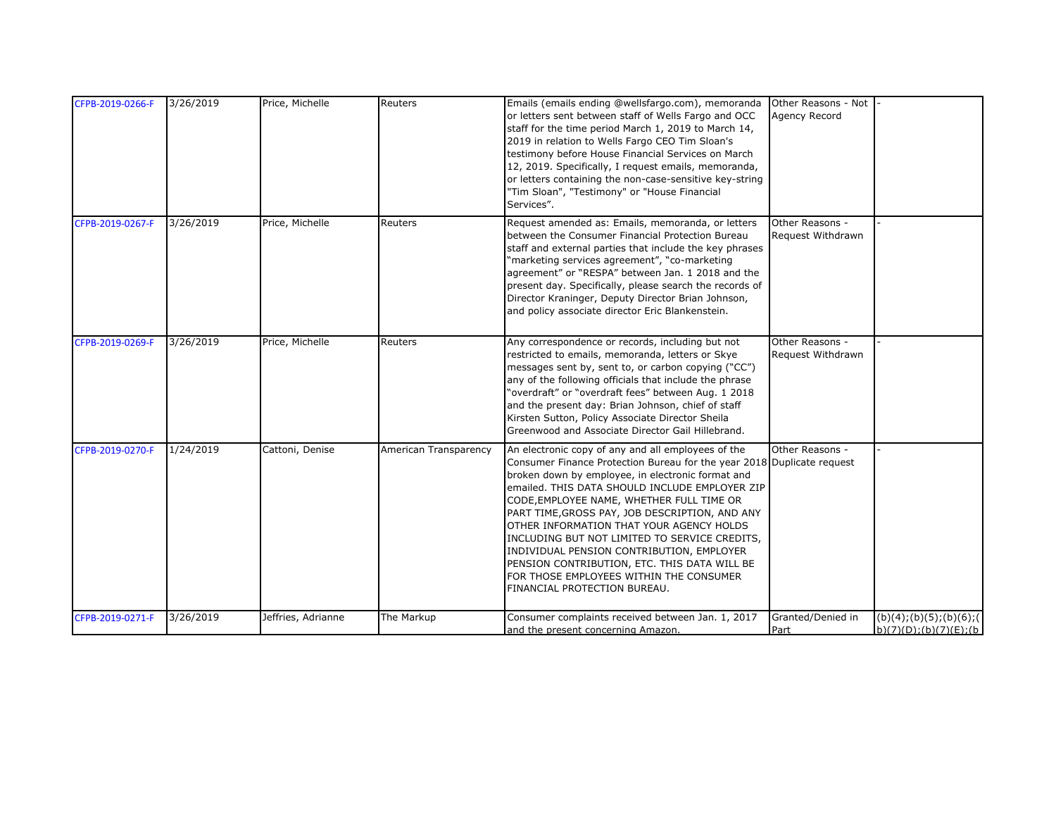| CFPB-2019-0266-F | 3/26/2019 | Price, Michelle | Reuters | Emails (emails ending @wellsfargo.com), memoranda or letters sent between staff of Wells Fargo and OCC staff for the time period March 1, 2019 to March 14, 2019 in relation to Wells Fargo CEO Tim Sloan's testimony before House Financial Services on March 12, 2019. Specifically, I request emails, memoranda, or letters containing the non-case-sensitive key-string "Tim Sloan", "Testimony" or "House Financial Services". | Other Reasons - Not Agency Record | - |
|---|---|---|---|---|---|---|
| CFPB-2019-0267-F | 3/26/2019 | Price, Michelle | Reuters | Request amended as: Emails, memoranda, or letters between the Consumer Financial Protection Bureau staff and external parties that include the key phrases "marketing services agreement", "co-marketing agreement" or "RESPA" between Jan. 1 2018 and the present day. Specifically, please search the records of Director Kraninger, Deputy Director Brian Johnson, and policy associate director Eric Blankenstein. | Other Reasons - Request Withdrawn | - |
| CFPB-2019-0269-F | 3/26/2019 | Price, Michelle | Reuters | Any correspondence or records, including but not restricted to emails, memoranda, letters or Skye messages sent by, sent to, or carbon copying ("CC") any of the following officials that include the phrase "overdraft" or "overdraft fees" between Aug. 1 2018 and the present day: Brian Johnson, chief of staff Kirsten Sutton, Policy Associate Director Sheila Greenwood and Associate Director Gail Hillebrand. | Other Reasons - Request Withdrawn | - |
| CFPB-2019-0270-F | 1/24/2019 | Cattoni, Denise | American Transparency | An electronic copy of any and all employees of the Consumer Finance Protection Bureau for the year 2018 broken down by employee, in electronic format and emailed. THIS DATA SHOULD INCLUDE EMPLOYER ZIP CODE,EMPLOYEE NAME, WHETHER FULL TIME OR PART TIME,GROSS PAY, JOB DESCRIPTION, AND ANY OTHER INFORMATION THAT YOUR AGENCY HOLDS INCLUDING BUT NOT LIMITED TO SERVICE CREDITS, INDIVIDUAL PENSION CONTRIBUTION, EMPLOYER PENSION CONTRIBUTION, ETC. THIS DATA WILL BE FOR THOSE EMPLOYEES WITHIN THE CONSUMER FINANCIAL PROTECTION BUREAU. | Other Reasons - Duplicate request | - |
| CFPB-2019-0271-F | 3/26/2019 | Jeffries, Adrianne | The Markup | Consumer complaints received between Jan. 1, 2017 and the present concerning Amazon. | Granted/Denied in Part | (b)(4);(b)(5);(b)(6);(b)(7)(D);(b)(7)(E);(b |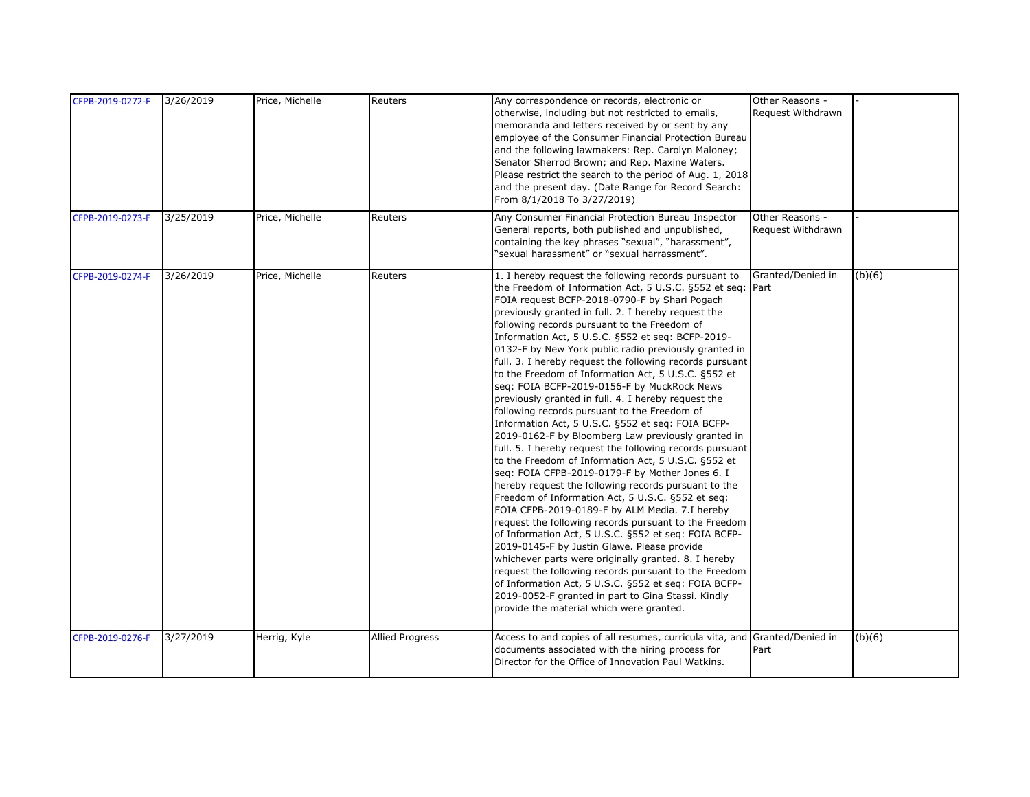| | | | | | | |
|---|---|---|---|---|---|---|
| CFPB-2019-0272-F | 3/26/2019 | Price, Michelle | Reuters | Any correspondence or records, electronic or otherwise, including but not restricted to emails, memoranda and letters received by or sent by any employee of the Consumer Financial Protection Bureau and the following lawmakers: Rep. Carolyn Maloney; Senator Sherrod Brown; and Rep. Maxine Waters. Please restrict the search to the period of Aug. 1, 2018 and the present day. (Date Range for Record Search: From 8/1/2018 To 3/27/2019) | Other Reasons - Request Withdrawn | - |
| CFPB-2019-0273-F | 3/25/2019 | Price, Michelle | Reuters | Any Consumer Financial Protection Bureau Inspector General reports, both published and unpublished, containing the key phrases "sexual", "harassment", "sexual harassment" or "sexual harrassment". | Other Reasons - Request Withdrawn | - |
| CFPB-2019-0274-F | 3/26/2019 | Price, Michelle | Reuters | 1. I hereby request the following records pursuant to the Freedom of Information Act, 5 U.S.C. §552 et seq: FOIA request BCFP-2018-0790-F by Shari Pogach previously granted in full. 2. I hereby request the following records pursuant to the Freedom of Information Act, 5 U.S.C. §552 et seq: BCFP-2019-0132-F by New York public radio previously granted in full. 3. I hereby request the following records pursuant to the Freedom of Information Act, 5 U.S.C. §552 et seq: FOIA BCFP-2019-0156-F by MuckRock News previously granted in full. 4. I hereby request the following records pursuant to the Freedom of Information Act, 5 U.S.C. §552 et seq: FOIA BCFP-2019-0162-F by Bloomberg Law previously granted in full. 5. I hereby request the following records pursuant to the Freedom of Information Act, 5 U.S.C. §552 et seq: FOIA CFPB-2019-0179-F by Mother Jones 6. I hereby request the following records pursuant to the Freedom of Information Act, 5 U.S.C. §552 et seq: FOIA CFPB-2019-0189-F by ALM Media. 7.I hereby request the following records pursuant to the Freedom of Information Act, 5 U.S.C. §552 et seq: FOIA BCFP-2019-0145-F by Justin Glawe. Please provide whichever parts were originally granted. 8. I hereby request the following records pursuant to the Freedom of Information Act, 5 U.S.C. §552 et seq: FOIA BCFP-2019-0052-F granted in part to Gina Stassi. Kindly provide the material which were granted. | Granted/Denied in Part | (b)(6) |
| CFPB-2019-0276-F | 3/27/2019 | Herrig, Kyle | Allied Progress | Access to and copies of all resumes, curricula vita, and documents associated with the hiring process for Director for the Office of Innovation Paul Watkins. | Granted/Denied in Part | (b)(6) |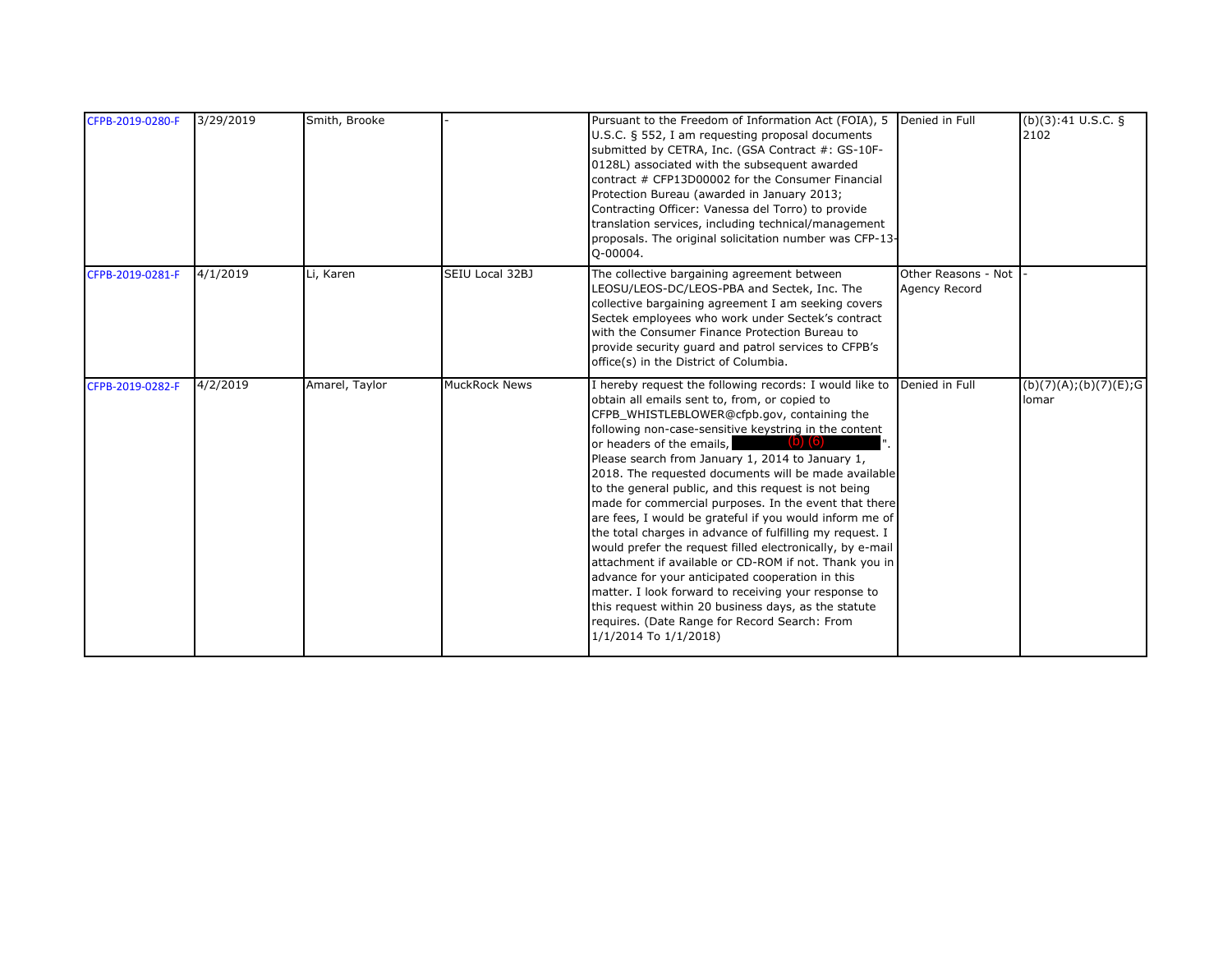| | | | | | | |
|---|---|---|---|---|---|---|
| CFPB-2019-0280-F | 3/29/2019 | Smith, Brooke | - | Pursuant to the Freedom of Information Act (FOIA), 5 U.S.C. § 552, I am requesting proposal documents submitted by CETRA, Inc. (GSA Contract #: GS-10F-0128L) associated with the subsequent awarded contract # CFP13D00002 for the Consumer Financial Protection Bureau (awarded in January 2013; Contracting Officer: Vanessa del Torro) to provide translation services, including technical/management proposals. The original solicitation number was CFP-13-Q-00004. | Denied in Full | (b)(3):41 U.S.C. § 2102 |
| CFPB-2019-0281-F | 4/1/2019 | Li, Karen | SEIU Local 32BJ | The collective bargaining agreement between LEOSU/LEOS-DC/LEOS-PBA and Sectek, Inc. The collective bargaining agreement I am seeking covers Sectek employees who work under Sectek's contract with the Consumer Finance Protection Bureau to provide security guard and patrol services to CFPB's office(s) in the District of Columbia. | Other Reasons - Not Agency Record | - |
| CFPB-2019-0282-F | 4/2/2019 | Amarel, Taylor | MuckRock News | I hereby request the following records: I would like to obtain all emails sent to, from, or copied to CFPB_WHISTLEBLOWER@cfpb.gov, containing the following non-case-sensitive keystring in the content or headers of the emails, (b) (6) ". Please search from January 1, 2014 to January 1, 2018. The requested documents will be made available to the general public, and this request is not being made for commercial purposes. In the event that there are fees, I would be grateful if you would inform me of the total charges in advance of fulfilling my request. I would prefer the request filled electronically, by e-mail attachment if available or CD-ROM if not. Thank you in advance for your anticipated cooperation in this matter. I look forward to receiving your response to this request within 20 business days, as the statute requires. (Date Range for Record Search: From 1/1/2014 To 1/1/2018) | Denied in Full | (b)(7)(A);(b)(7)(E);Glomar |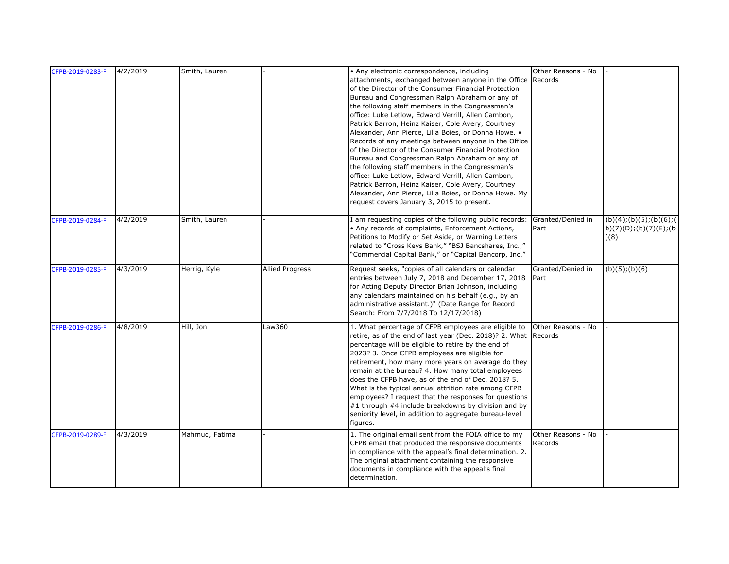| | | | | | | |
|---|---|---|---|---|---|---|
| CFPB-2019-0283-F | 4/2/2019 | Smith, Lauren | - | • Any electronic correspondence, including attachments, exchanged between anyone in the Office of the Director of the Consumer Financial Protection Bureau and Congressman Ralph Abraham or any of the following staff members in the Congressman's office: Luke Letlow, Edward Verrill, Allen Cambon, Patrick Barron, Heinz Kaiser, Cole Avery, Courtney Alexander, Ann Pierce, Lilia Boies, or Donna Howe. • Records of any meetings between anyone in the Office of the Director of the Consumer Financial Protection Bureau and Congressman Ralph Abraham or any of the following staff members in the Congressman's office: Luke Letlow, Edward Verrill, Allen Cambon, Patrick Barron, Heinz Kaiser, Cole Avery, Courtney Alexander, Ann Pierce, Lilia Boies, or Donna Howe. My request covers January 3, 2015 to present. | Other Reasons - No Records | - |
| CFPB-2019-0284-F | 4/2/2019 | Smith, Lauren | - | I am requesting copies of the following public records: • Any records of complaints, Enforcement Actions, Petitions to Modify or Set Aside, or Warning Letters related to "Cross Keys Bank," "BSJ Bancshares, Inc.," "Commercial Capital Bank," or "Capital Bancorp, Inc." | Granted/Denied in Part | (b)(4);(b)(5);(b)(6);(b)(7)(D);(b)(7)(E);(b)(8) |
| CFPB-2019-0285-F | 4/3/2019 | Herrig, Kyle | Allied Progress | Request seeks, "copies of all calendars or calendar entries between July 7, 2018 and December 17, 2018 for Acting Deputy Director Brian Johnson, including any calendars maintained on his behalf (e.g., by an administrative assistant.)" (Date Range for Record Search: From 7/7/2018 To 12/17/2018) | Granted/Denied in Part | (b)(5);(b)(6) |
| CFPB-2019-0286-F | 4/8/2019 | Hill, Jon | Law360 | 1. What percentage of CFPB employees are eligible to retire, as of the end of last year (Dec. 2018)? 2. What percentage will be eligible to retire by the end of 2023? 3. Once CFPB employees are eligible for retirement, how many more years on average do they remain at the bureau? 4. How many total employees does the CFPB have, as of the end of Dec. 2018? 5. What is the typical annual attrition rate among CFPB employees? I request that the responses for questions #1 through #4 include breakdowns by division and by seniority level, in addition to aggregate bureau-level figures. | Other Reasons - No Records | - |
| CFPB-2019-0289-F | 4/3/2019 | Mahmud, Fatima | - | 1. The original email sent from the FOIA office to my CFPB email that produced the responsive documents in compliance with the appeal's final determination. 2. The original attachment containing the responsive documents in compliance with the appeal's final determination. | Other Reasons - No Records | - |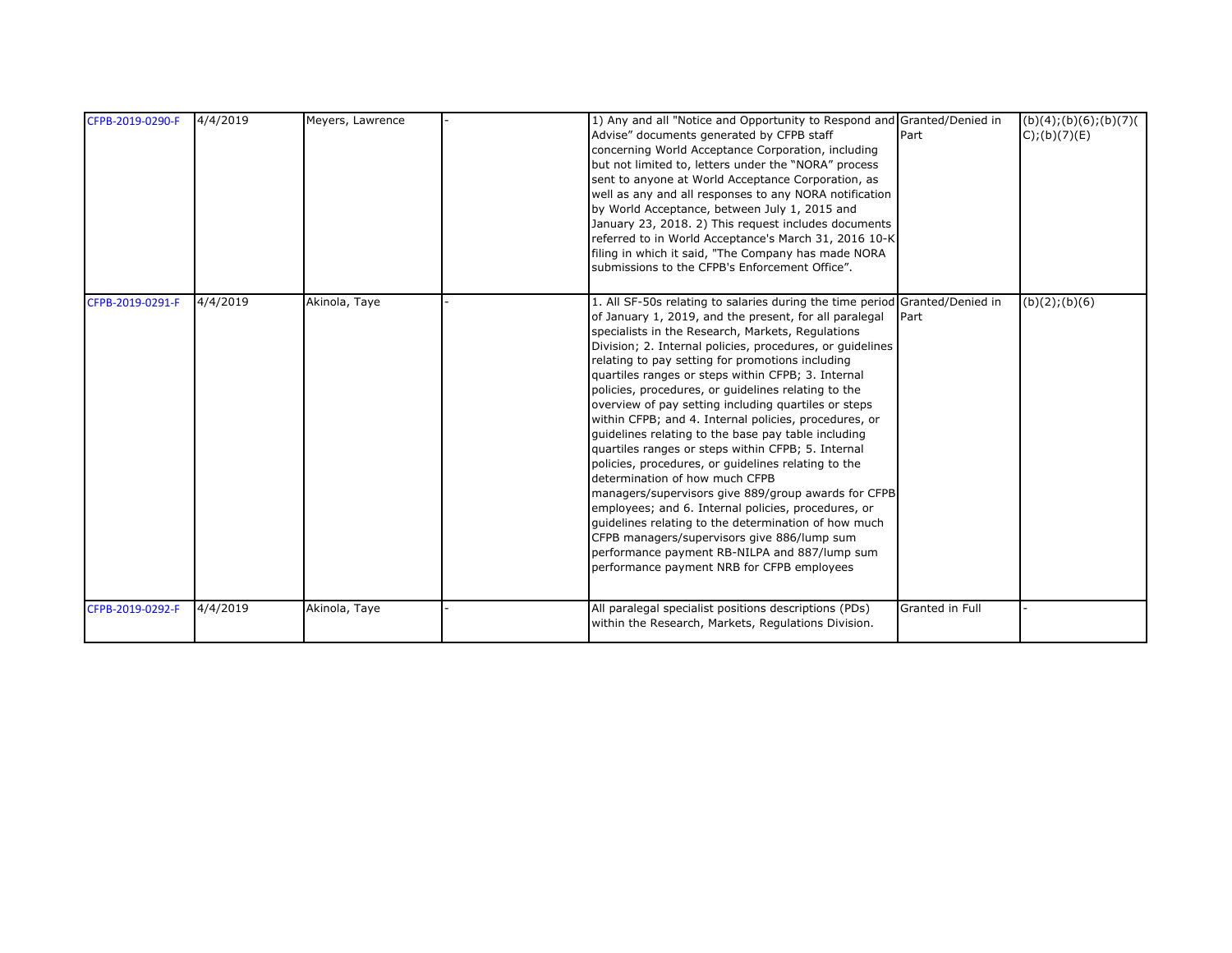| | | | | | | |
|---|---|---|---|---|---|---|
| CFPB-2019-0290-F | 4/4/2019 | Meyers, Lawrence | - | 1) Any and all "Notice and Opportunity to Respond and Advise" documents generated by CFPB staff concerning World Acceptance Corporation, including but not limited to, letters under the "NORA" process sent to anyone at World Acceptance Corporation, as well as any and all responses to any NORA notification by World Acceptance, between July 1, 2015 and January 23, 2018. 2) This request includes documents referred to in World Acceptance's March 31, 2016 10-K filing in which it said, "The Company has made NORA submissions to the CFPB's Enforcement Office". | Granted/Denied in Part | (b)(4);(b)(6);(b)(7)(C);(b)(7)(E) |
| CFPB-2019-0291-F | 4/4/2019 | Akinola, Taye | - | 1. All SF-50s relating to salaries during the time period of January 1, 2019, and the present, for all paralegal specialists in the Research, Markets, Regulations Division; 2. Internal policies, procedures, or guidelines relating to pay setting for promotions including quartiles ranges or steps within CFPB; 3. Internal policies, procedures, or guidelines relating to the overview of pay setting including quartiles or steps within CFPB; and 4. Internal policies, procedures, or guidelines relating to the base pay table including quartiles ranges or steps within CFPB; 5. Internal policies, procedures, or guidelines relating to the determination of how much CFPB managers/supervisors give 889/group awards for CFPB employees; and 6. Internal policies, procedures, or guidelines relating to the determination of how much CFPB managers/supervisors give 886/lump sum performance payment RB-NILPA and 887/lump sum performance payment NRB for CFPB employees | Granted/Denied in Part | (b)(2);(b)(6) |
| CFPB-2019-0292-F | 4/4/2019 | Akinola, Taye | - | All paralegal specialist positions descriptions (PDs) within the Research, Markets, Regulations Division. | Granted in Full | - |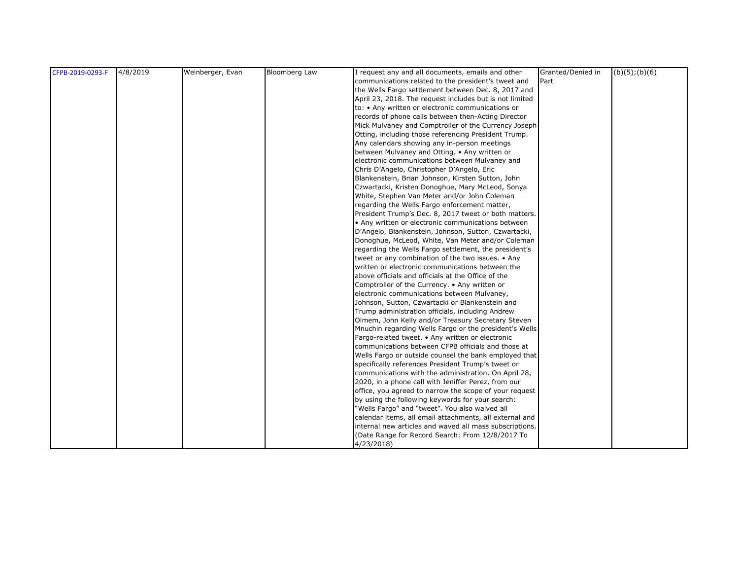| CFPB-2019-0293-F | 4/8/2019 | Weinberger, Evan | Bloomberg Law | I request any and all documents, emails and other communications related to the president's tweet and the Wells Fargo settlement between Dec. 8, 2017 and April 23, 2018. The request includes but is not limited to: • Any written or electronic communications or records of phone calls between then-Acting Director Mick Mulvaney and Comptroller of the Currency Joseph Otting, including those referencing President Trump. Any calendars showing any in-person meetings between Mulvaney and Otting. • Any written or electronic communications between Mulvaney and Chris D'Angelo, Christopher D'Angelo, Eric Blankenstein, Brian Johnson, Kirsten Sutton, John Czwartacki, Kristen Donoghue, Mary McLeod, Sonya White, Stephen Van Meter and/or John Coleman regarding the Wells Fargo enforcement matter, President Trump's Dec. 8, 2017 tweet or both matters. • Any written or electronic communications between D'Angelo, Blankenstein, Johnson, Sutton, Czwartacki, Donoghue, McLeod, White, Van Meter and/or Coleman regarding the Wells Fargo settlement, the president's tweet or any combination of the two issues. • Any written or electronic communications between the above officials and officials at the Office of the Comptroller of the Currency. • Any written or electronic communications between Mulvaney, Johnson, Sutton, Czwartacki or Blankenstein and Trump administration officials, including Andrew Olmem, John Kelly and/or Treasury Secretary Steven Mnuchin regarding Wells Fargo or the president's Wells Fargo-related tweet. • Any written or electronic communications between CFPB officials and those at Wells Fargo or outside counsel the bank employed that specifically references President Trump's tweet or communications with the administration. On April 28, 2020, in a phone call with Jeniffer Perez, from our office, you agreed to narrow the scope of your request by using the following keywords for your search: "Wells Fargo" and "tweet". You also waived all calendar items, all email attachments, all external and internal new articles and waved all mass subscriptions. (Date Range for Record Search: From 12/8/2017 To 4/23/2018) | Granted/Denied in Part | (b)(5);(b)(6) |
|---|---|---|---|---|---|---|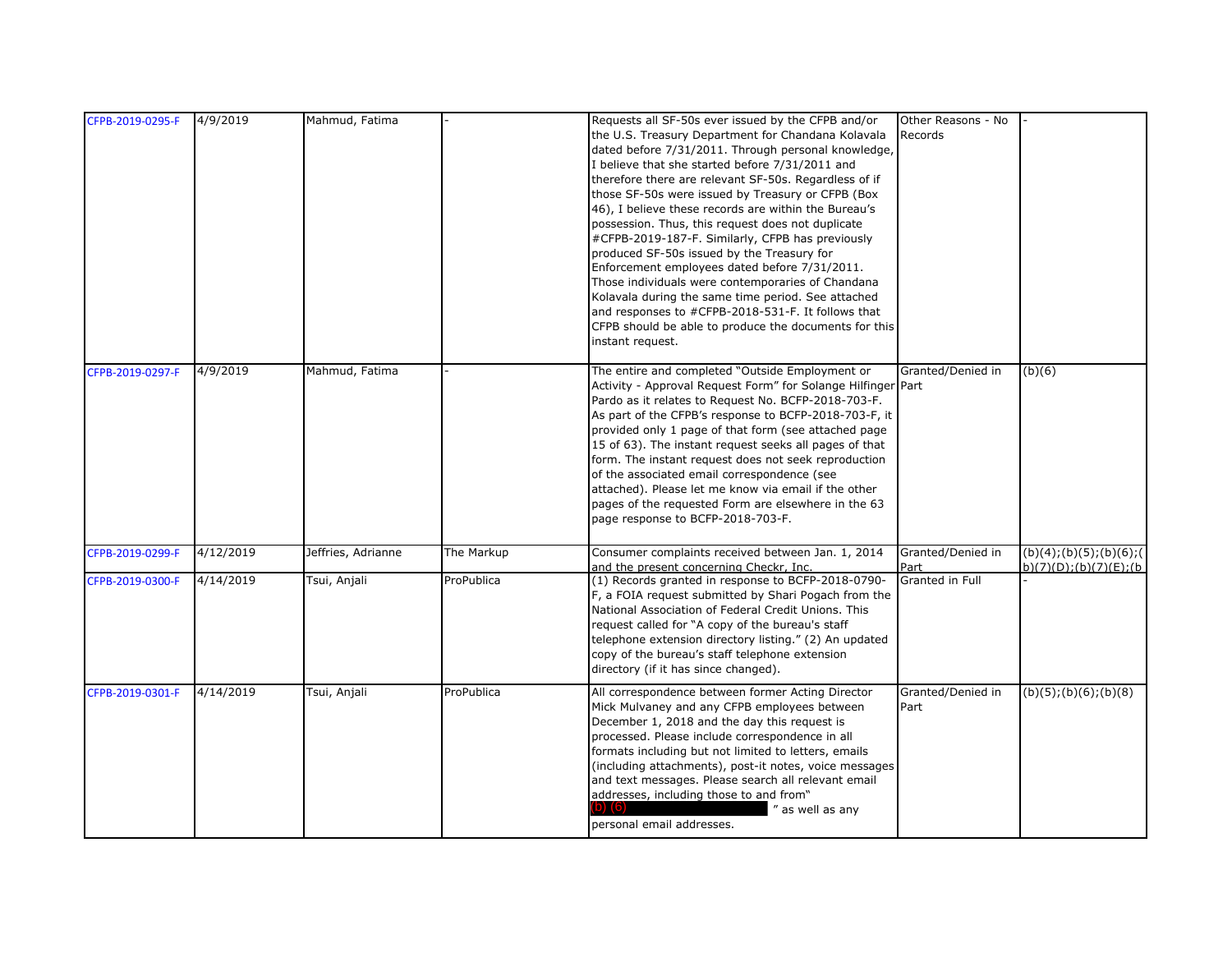| CFPB-2019-0295-F | 4/9/2019 | Mahmud, Fatima | - | Requests all SF-50s ever issued by the CFPB and/or the U.S. Treasury Department for Chandana Kolavala dated before 7/31/2011. Through personal knowledge, I believe that she started before 7/31/2011 and therefore there are relevant SF-50s. Regardless of if those SF-50s were issued by Treasury or CFPB (Box 46), I believe these records are within the Bureau's possession. Thus, this request does not duplicate #CFPB-2019-187-F. Similarly, CFPB has previously produced SF-50s issued by the Treasury for Enforcement employees dated before 7/31/2011. Those individuals were contemporaries of Chandana Kolavala during the same time period. See attached and responses to #CFPB-2018-531-F. It follows that CFPB should be able to produce the documents for this instant request. | Other Reasons - No Records | - |
|---|---|---|---|---|---|---|
| CFPB-2019-0297-F | 4/9/2019 | Mahmud, Fatima | - | The entire and completed "Outside Employment or Activity - Approval Request Form" for Solange Hilfinger Pardo as it relates to Request No. BCFP-2018-703-F. As part of the CFPB's response to BCFP-2018-703-F, it provided only 1 page of that form (see attached page 15 of 63). The instant request seeks all pages of that form. The instant request does not seek reproduction of the associated email correspondence (see attached). Please let me know via email if the other pages of the requested Form are elsewhere in the 63 page response to BCFP-2018-703-F. | Granted/Denied in Part | (b)(6) |
| CFPB-2019-0299-F | 4/12/2019 | Jeffries, Adrianne | The Markup | Consumer complaints received between Jan. 1, 2014 and the present concerning Checkr, Inc. | Granted/Denied in Part | (b)(4);(b)(5);(b)(6);(b)(7)(D);(b)(7)(E);(b |
| CFPB-2019-0300-F | 4/14/2019 | Tsui, Anjali | ProPublica | (1) Records granted in response to BCFP-2018-0790-F, a FOIA request submitted by Shari Pogach from the National Association of Federal Credit Unions. This request called for "A copy of the bureau's staff telephone extension directory listing." (2) An updated copy of the bureau's staff telephone extension directory (if it has since changed). | Granted in Full | - |
| CFPB-2019-0301-F | 4/14/2019 | Tsui, Anjali | ProPublica | All correspondence between former Acting Director Mick Mulvaney and any CFPB employees between December 1, 2018 and the day this request is processed. Please include correspondence in all formats including but not limited to letters, emails (including attachments), post-it notes, voice messages and text messages. Please search all relevant email addresses, including those to and from" (b) (6) " as well as any personal email addresses. | Granted/Denied in Part | (b)(5);(b)(6);(b)(8) |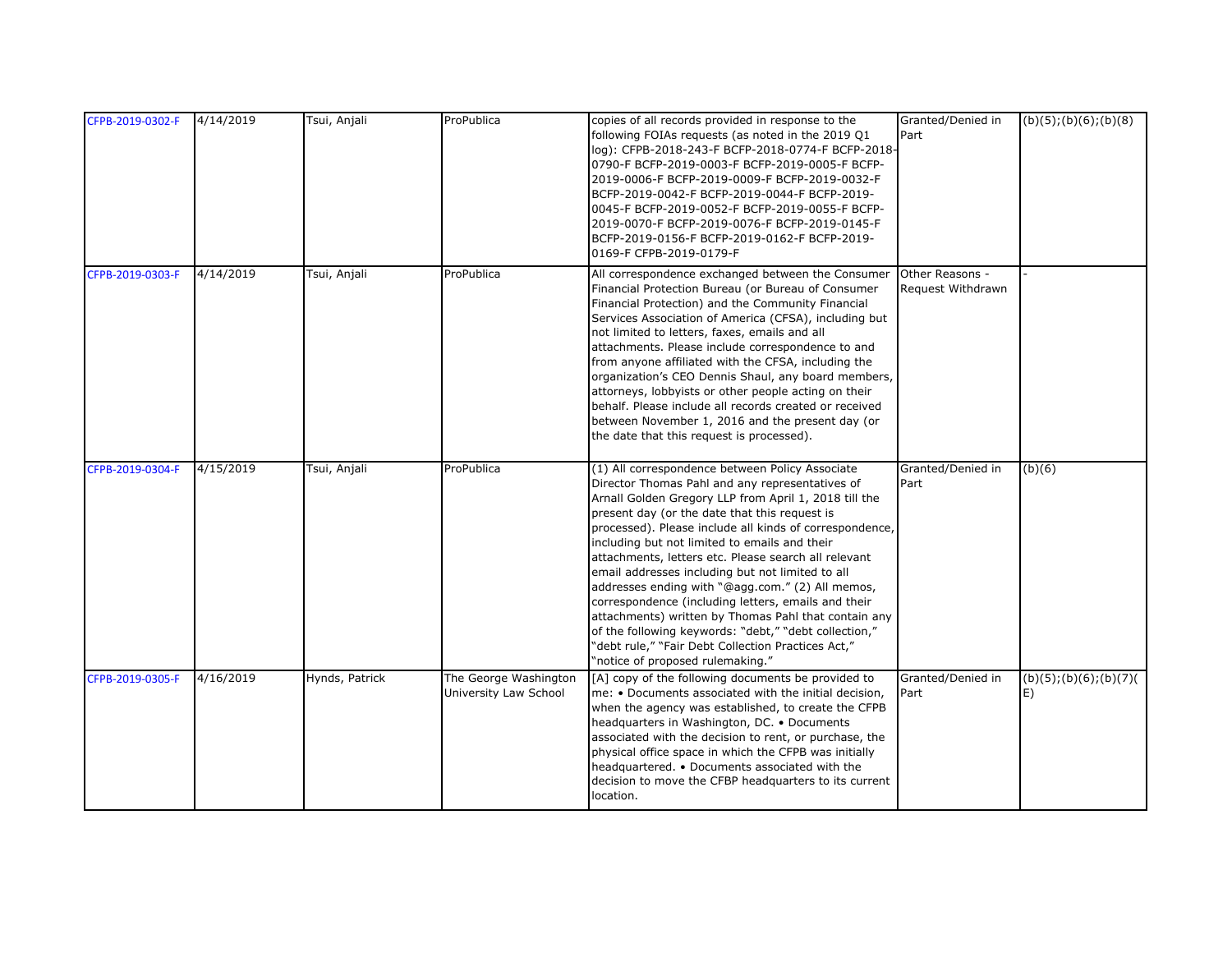| CFPB-2019-0302-F | 4/14/2019 | Tsui, Anjali | ProPublica | copies of all records provided in response to the following FOIAs requests (as noted in the 2019 Q1 log): CFPB-2018-243-F BCFP-2018-0774-F BCFP-2018-0790-F BCFP-2019-0003-F BCFP-2019-0005-F BCFP-2019-0006-F BCFP-2019-0009-F BCFP-2019-0032-F BCFP-2019-0042-F BCFP-2019-0044-F BCFP-2019-0045-F BCFP-2019-0052-F BCFP-2019-0055-F BCFP-2019-0070-F BCFP-2019-0076-F BCFP-2019-0145-F BCFP-2019-0156-F BCFP-2019-0162-F BCFP-2019-0169-F CFPB-2019-0179-F | Granted/Denied in Part | (b)(5);(b)(6);(b)(8) |
|---|---|---|---|---|---|---|
| CFPB-2019-0303-F | 4/14/2019 | Tsui, Anjali | ProPublica | All correspondence exchanged between the Consumer Financial Protection Bureau (or Bureau of Consumer Financial Protection) and the Community Financial Services Association of America (CFSA), including but not limited to letters, faxes, emails and all attachments. Please include correspondence to and from anyone affiliated with the CFSA, including the organization's CEO Dennis Shaul, any board members, attorneys, lobbyists or other people acting on their behalf. Please include all records created or received between November 1, 2016 and the present day (or the date that this request is processed). | Other Reasons - Request Withdrawn | - |
| CFPB-2019-0304-F | 4/15/2019 | Tsui, Anjali | ProPublica | (1) All correspondence between Policy Associate Director Thomas Pahl and any representatives of Arnall Golden Gregory LLP from April 1, 2018 till the present day (or the date that this request is processed). Please include all kinds of correspondence, including but not limited to emails and their attachments, letters etc. Please search all relevant email addresses including but not limited to all addresses ending with "@agg.com." (2) All memos, correspondence (including letters, emails and their attachments) written by Thomas Pahl that contain any of the following keywords: "debt," "debt collection," "debt rule," "Fair Debt Collection Practices Act," "notice of proposed rulemaking." | Granted/Denied in Part | (b)(6) |
| CFPB-2019-0305-F | 4/16/2019 | Hynds, Patrick | The George Washington University Law School | [A] copy of the following documents be provided to me: • Documents associated with the initial decision, when the agency was established, to create the CFPB headquarters in Washington, DC. • Documents associated with the decision to rent, or purchase, the physical office space in which the CFPB was initially headquartered. • Documents associated with the decision to move the CFBP headquarters to its current location. | Granted/Denied in Part | (b)(5);(b)(6);(b)(7)(E) |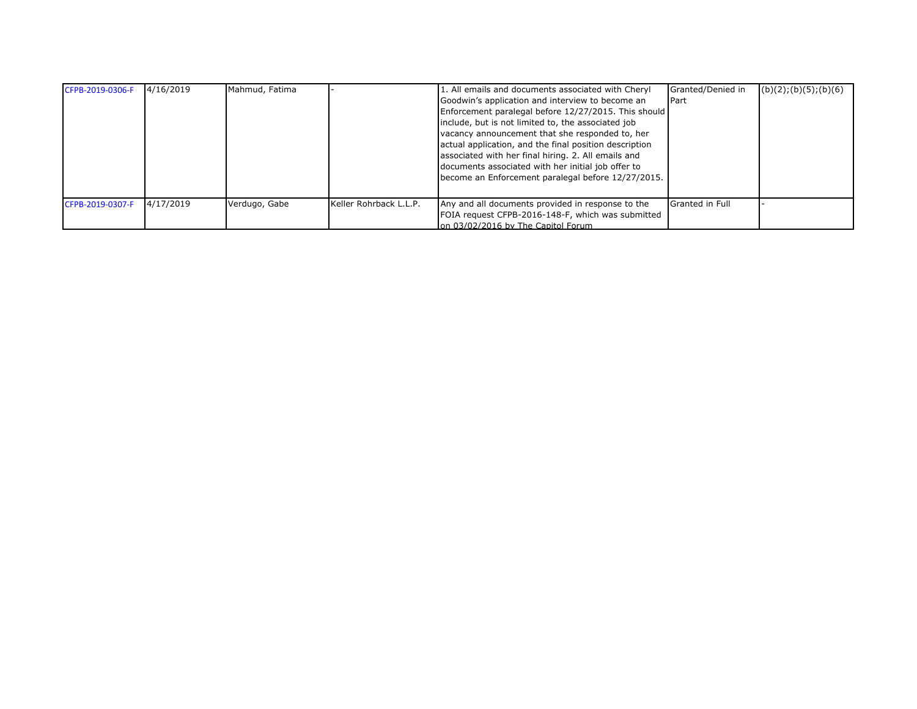| CFPB-2019-0306-F | 4/16/2019 | Mahmud, Fatima | - | 1. All emails and documents associated with Cheryl Goodwin's application and interview to become an Enforcement paralegal before 12/27/2015. This should include, but is not limited to, the associated job vacancy announcement that she responded to, her actual application, and the final position description associated with her final hiring. 2. All emails and documents associated with her initial job offer to become an Enforcement paralegal before 12/27/2015. | Granted/Denied in Part | (b)(2);(b)(5);(b)(6) |
|---|---|---|---|---|---|---|
| CFPB-2019-0307-F | 4/17/2019 | Verdugo, Gabe | Keller Rohrback L.L.P. | Any and all documents provided in response to the FOIA request CFPB-2016-148-F, which was submitted on 03/02/2016 by The Capitol Forum | Granted in Full | - |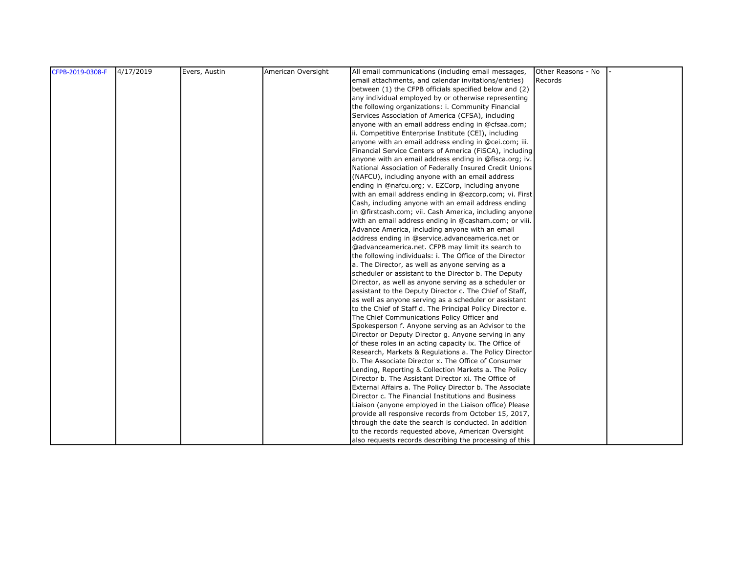| CFPB-2019-0308-F | 4/17/2019 | Evers, Austin | American Oversight | All email communications (including email messages, email attachments, and calendar invitations/entries) between (1) the CFPB officials specified below and (2) any individual employed by or otherwise representing the following organizations: i. Community Financial Services Association of America (CFSA), including anyone with an email address ending in @cfsaa.com; ii. Competitive Enterprise Institute (CEI), including anyone with an email address ending in @cei.com; iii. Financial Service Centers of America (FiSCA), including anyone with an email address ending in @fisca.org; iv. National Association of Federally Insured Credit Unions (NAFCU), including anyone with an email address ending in @nafcu.org; v. EZCorp, including anyone with an email address ending in @ezcorp.com; vi. First Cash, including anyone with an email address ending in @firstcash.com; vii. Cash America, including anyone with an email address ending in @casham.com; or viii. Advance America, including anyone with an email address ending in @service.advanceamerica.net or @advanceamerica.net. CFPB may limit its search to the following individuals: i. The Office of the Director a. The Director, as well as anyone serving as a scheduler or assistant to the Director b. The Deputy Director, as well as anyone serving as a scheduler or assistant to the Deputy Director c. The Chief of Staff, as well as anyone serving as a scheduler or assistant to the Chief of Staff d. The Principal Policy Director e. The Chief Communications Policy Officer and Spokesperson f. Anyone serving as an Advisor to the Director or Deputy Director g. Anyone serving in any of these roles in an acting capacity ix. The Office of Research, Markets & Regulations a. The Policy Director b. The Associate Director x. The Office of Consumer Lending, Reporting & Collection Markets a. The Policy Director b. The Assistant Director xi. The Office of External Affairs a. The Policy Director b. The Associate Director c. The Financial Institutions and Business Liaison (anyone employed in the Liaison office) Please provide all responsive records from October 15, 2017, through the date the search is conducted. In addition to the records requested above, American Oversight also requests records describing the processing of this | Other Reasons - No Records | - | |
|---|---|---|---|---|---|---|---|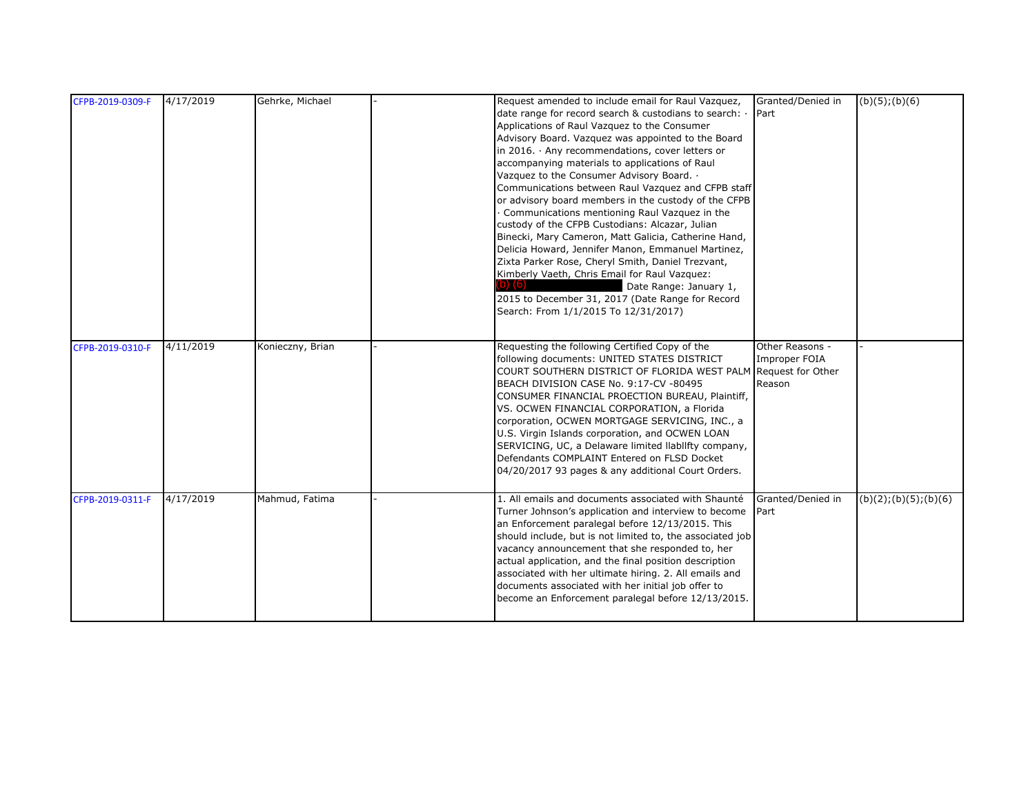| CFPB-2019-0309-F | 4/17/2019 | Gehrke, Michael | - | Request amended to include email for Raul Vazquez, date range for record search & custodians to search: · Applications of Raul Vazquez to the Consumer Advisory Board. Vazquez was appointed to the Board in 2016. · Any recommendations, cover letters or accompanying materials to applications of Raul Vazquez to the Consumer Advisory Board. · Communications between Raul Vazquez and CFPB staff or advisory board members in the custody of the CFPB · Communications mentioning Raul Vazquez in the custody of the CFPB Custodians: Alcazar, Julian Binecki, Mary Cameron, Matt Galicia, Catherine Hand, Delicia Howard, Jennifer Manon, Emmanuel Martinez, Zixta Parker Rose, Cheryl Smith, Daniel Trezvant, Kimberly Vaeth, Chris Email for Raul Vazquez: (b) (6) Date Range: January 1, 2015 to December 31, 2017 (Date Range for Record Search: From 1/1/2015 To 12/31/2017) | Granted/Denied in Part | (b)(5);(b)(6) |
|---|---|---|---|---|---|---|
| CFPB-2019-0310-F | 4/11/2019 | Konieczny, Brian | - | Requesting the following Certified Copy of the following documents: UNITED STATES DISTRICT COURT SOUTHERN DISTRICT OF FLORIDA WEST PALM BEACH DIVISION CASE No. 9:17-CV -80495 CONSUMER FINANCIAL PROECTION BUREAU, Plaintiff, VS. OCWEN FINANCIAL CORPORATION, a Florida corporation, OCWEN MORTGAGE SERVICING, INC., a U.S. Virgin Islands corporation, and OCWEN LOAN SERVICING, UC, a Delaware limited llabllfty company, Defendants COMPLAINT Entered on FLSD Docket 04/20/2017 93 pages & any additional Court Orders. | Other Reasons - Improper FOIA Request for Other Reason | - |
| CFPB-2019-0311-F | 4/17/2019 | Mahmud, Fatima | - | 1. All emails and documents associated with Shaunté Turner Johnson's application and interview to become an Enforcement paralegal before 12/13/2015. This should include, but is not limited to, the associated job vacancy announcement that she responded to, her actual application, and the final position description associated with her ultimate hiring. 2. All emails and documents associated with her initial job offer to become an Enforcement paralegal before 12/13/2015. | Granted/Denied in Part | (b)(2);(b)(5);(b)(6) |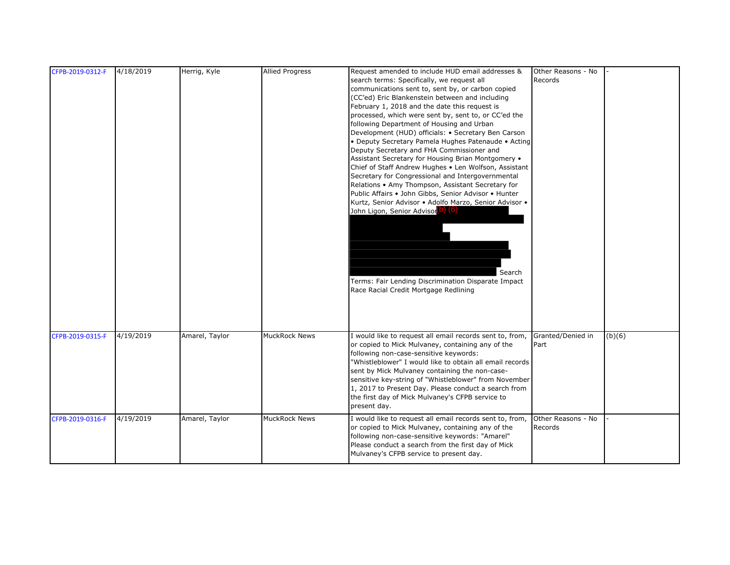| | | | | | | |
|---|---|---|---|---|---|---|
| CFPB-2019-0312-F | 4/18/2019 | Herrig, Kyle | Allied Progress | Request amended to include HUD email addresses & search terms: Specifically, we request all communications sent to, sent by, or carbon copied (CC'ed) Eric Blankenstein between and including February 1, 2018 and the date this request is processed, which were sent by, sent to, or CC'ed the following Department of Housing and Urban Development (HUD) officials: • Secretary Ben Carson • Deputy Secretary Pamela Hughes Patenaude • Acting Deputy Secretary and FHA Commissioner and Assistant Secretary for Housing Brian Montgomery • Chief of Staff Andrew Hughes • Len Wolfson, Assistant Secretary for Congressional and Intergovernmental Relations • Amy Thompson, Assistant Secretary for Public Affairs • John Gibbs, Senior Advisor • Hunter Kurtz, Senior Advisor • Adolfo Marzo, Senior Advisor • John Ligon, Senior Advisor (b) (6) Search Terms: Fair Lending Discrimination Disparate Impact Race Racial Credit Mortgage Redlining | Other Reasons - No Records | - |
| CFPB-2019-0315-F | 4/19/2019 | Amarel, Taylor | MuckRock News | I would like to request all email records sent to, from, or copied to Mick Mulvaney, containing any of the following non-case-sensitive keywords: "Whistleblower" I would like to obtain all email records sent by Mick Mulvaney containing the non-case-sensitive key-string of "Whistleblower" from November 1, 2017 to Present Day. Please conduct a search from the first day of Mick Mulvaney's CFPB service to present day. | Granted/Denied in Part | (b)(6) |
| CFPB-2019-0316-F | 4/19/2019 | Amarel, Taylor | MuckRock News | I would like to request all email records sent to, from, or copied to Mick Mulvaney, containing any of the following non-case-sensitive keywords: "Amarel" Please conduct a search from the first day of Mick Mulvaney's CFPB service to present day. | Other Reasons - No Records | - |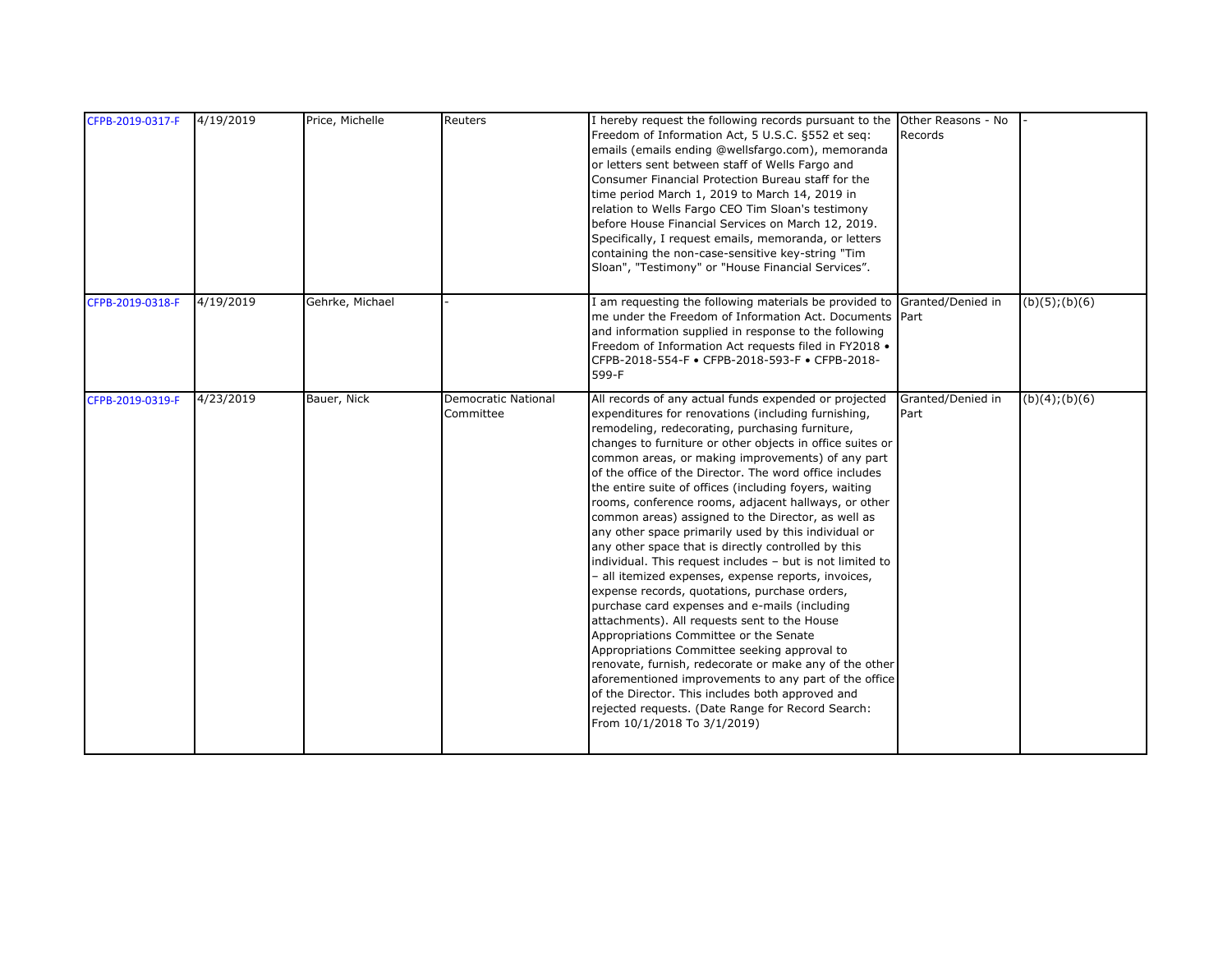| CFPB-2019-0317-F | 4/19/2019 | Price, Michelle | Reuters | I hereby request the following records pursuant to the Freedom of Information Act, 5 U.S.C. §552 et seq: emails (emails ending @wellsfargo.com), memoranda or letters sent between staff of Wells Fargo and Consumer Financial Protection Bureau staff for the time period March 1, 2019 to March 14, 2019 in relation to Wells Fargo CEO Tim Sloan's testimony before House Financial Services on March 12, 2019. Specifically, I request emails, memoranda, or letters containing the non-case-sensitive key-string "Tim Sloan", "Testimony" or "House Financial Services". | Other Reasons - No Records | - |
|---|---|---|---|---|---|---|
| CFPB-2019-0318-F | 4/19/2019 | Gehrke, Michael | - | I am requesting the following materials be provided to me under the Freedom of Information Act. Documents and information supplied in response to the following Freedom of Information Act requests filed in FY2018 • CFPB-2018-554-F • CFPB-2018-593-F • CFPB-2018-599-F | Granted/Denied in Part | (b)(5);(b)(6) |
| CFPB-2019-0319-F | 4/23/2019 | Bauer, Nick | Democratic National Committee | All records of any actual funds expended or projected expenditures for renovations (including furnishing, remodeling, redecorating, purchasing furniture, changes to furniture or other objects in office suites or common areas, or making improvements) of any part of the office of the Director. The word office includes the entire suite of offices (including foyers, waiting rooms, conference rooms, adjacent hallways, or other common areas) assigned to the Director, as well as any other space primarily used by this individual or any other space that is directly controlled by this individual. This request includes – but is not limited to – all itemized expenses, expense reports, invoices, expense records, quotations, purchase orders, purchase card expenses and e-mails (including attachments). All requests sent to the House Appropriations Committee or the Senate Appropriations Committee seeking approval to renovate, furnish, redecorate or make any of the other aforementioned improvements to any part of the office of the Director. This includes both approved and rejected requests. (Date Range for Record Search: From 10/1/2018 To 3/1/2019) | Granted/Denied in Part | (b)(4);(b)(6) |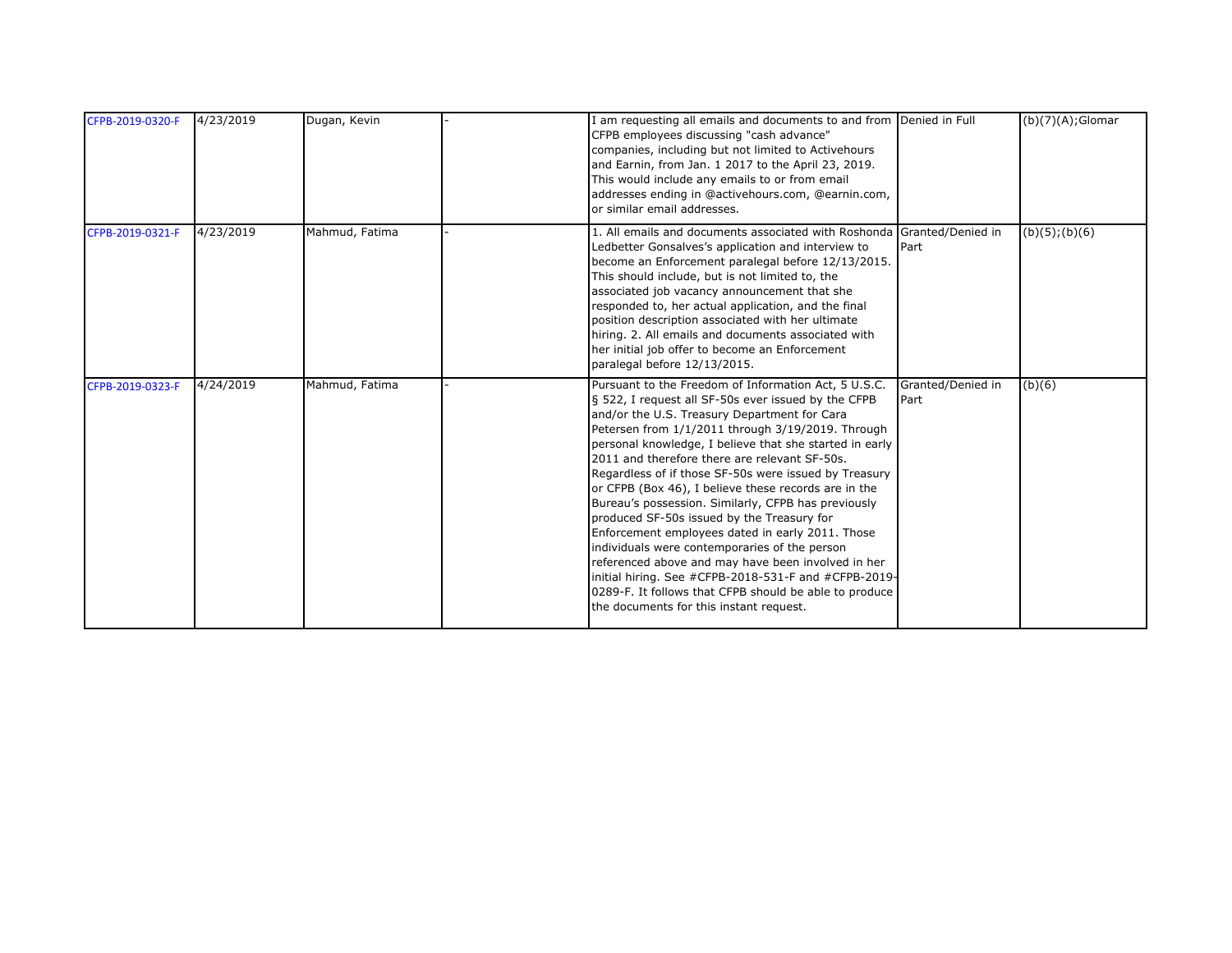| | | | | | | |
|---|---|---|---|---|---|---|
| CFPB-2019-0320-F | 4/23/2019 | Dugan, Kevin | - | I am requesting all emails and documents to and from CFPB employees discussing "cash advance" companies, including but not limited to Activehours and Earnin, from Jan. 1 2017 to the April 23, 2019. This would include any emails to or from email addresses ending in @activehours.com, @earnin.com, or similar email addresses. | Denied in Full | (b)(7)(A);Glomar |
| CFPB-2019-0321-F | 4/23/2019 | Mahmud, Fatima | - | 1. All emails and documents associated with Roshonda Ledbetter Gonsalves's application and interview to become an Enforcement paralegal before 12/13/2015. This should include, but is not limited to, the associated job vacancy announcement that she responded to, her actual application, and the final position description associated with her ultimate hiring. 2. All emails and documents associated with her initial job offer to become an Enforcement paralegal before 12/13/2015. | Granted/Denied in Part | (b)(5);(b)(6) |
| CFPB-2019-0323-F | 4/24/2019 | Mahmud, Fatima | - | Pursuant to the Freedom of Information Act, 5 U.S.C. § 522, I request all SF-50s ever issued by the CFPB and/or the U.S. Treasury Department for Cara Petersen from 1/1/2011 through 3/19/2019. Through personal knowledge, I believe that she started in early 2011 and therefore there are relevant SF-50s. Regardless of if those SF-50s were issued by Treasury or CFPB (Box 46), I believe these records are in the Bureau's possession. Similarly, CFPB has previously produced SF-50s issued by the Treasury for Enforcement employees dated in early 2011. Those individuals were contemporaries of the person referenced above and may have been involved in her initial hiring. See #CFPB-2018-531-F and #CFPB-2019-0289-F. It follows that CFPB should be able to produce the documents for this instant request. | Granted/Denied in Part | (b)(6) |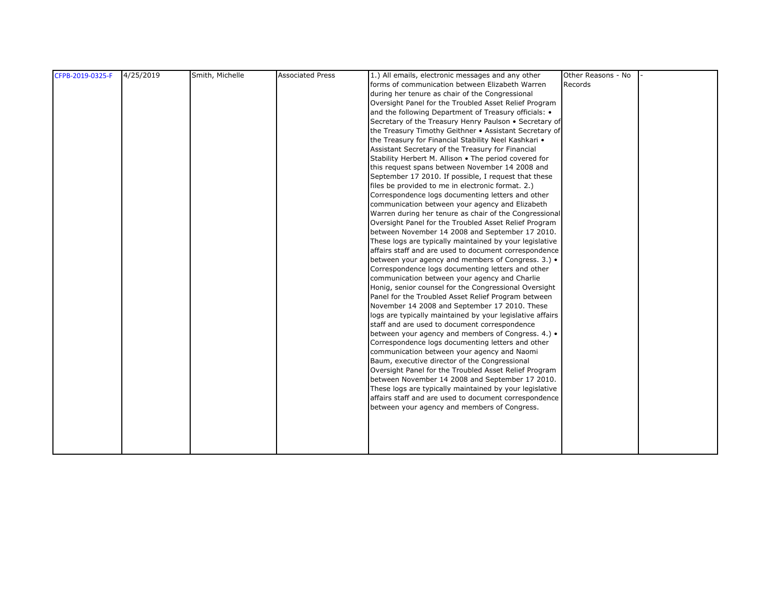| CFPB-2019-0325-F | 4/25/2019 | Smith, Michelle | Associated Press | 1.) All emails, electronic messages and any other forms of communication between Elizabeth Warren during her tenure as chair of the Congressional Oversight Panel for the Troubled Asset Relief Program and the following Department of Treasury officials: • Secretary of the Treasury Henry Paulson • Secretary of the Treasury Timothy Geithner • Assistant Secretary of the Treasury for Financial Stability Neel Kashkari • Assistant Secretary of the Treasury for Financial Stability Herbert M. Allison • The period covered for this request spans between November 14 2008 and September 17 2010. If possible, I request that these files be provided to me in electronic format. 2.) Correspondence logs documenting letters and other communication between your agency and Elizabeth Warren during her tenure as chair of the Congressional Oversight Panel for the Troubled Asset Relief Program between November 14 2008 and September 17 2010. These logs are typically maintained by your legislative affairs staff and are used to document correspondence between your agency and members of Congress. 3.) • Correspondence logs documenting letters and other communication between your agency and Charlie Honig, senior counsel for the Congressional Oversight Panel for the Troubled Asset Relief Program between November 14 2008 and September 17 2010. These logs are typically maintained by your legislative affairs staff and are used to document correspondence between your agency and members of Congress. 4.) • Correspondence logs documenting letters and other communication between your agency and Naomi Baum, executive director of the Congressional Oversight Panel for the Troubled Asset Relief Program between November 14 2008 and September 17 2010. These logs are typically maintained by your legislative affairs staff and are used to document correspondence between your agency and members of Congress. | Other Reasons - No Records | - |
|---|---|---|---|---|---|---|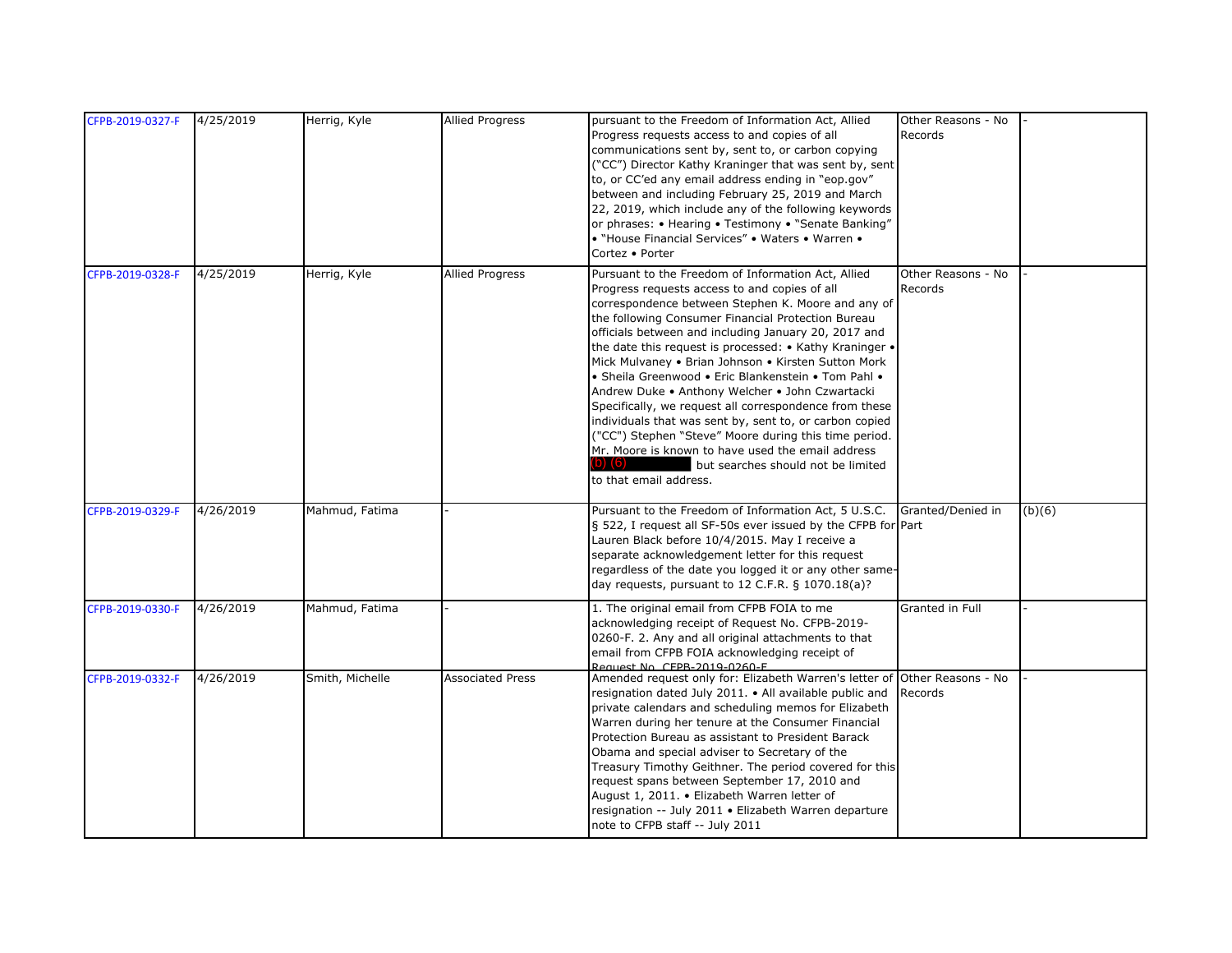| | | | | | | |
|---|---|---|---|---|---|---|
| CFPB-2019-0327-F | 4/25/2019 | Herrig, Kyle | Allied Progress | pursuant to the Freedom of Information Act, Allied Progress requests access to and copies of all communications sent by, sent to, or carbon copying ("CC") Director Kathy Kraninger that was sent by, sent to, or CC'ed any email address ending in "eop.gov" between and including February 25, 2019 and March 22, 2019, which include any of the following keywords or phrases: • Hearing • Testimony • "Senate Banking" • "House Financial Services" • Waters • Warren • Cortez • Porter | Other Reasons - No Records | - |
| CFPB-2019-0328-F | 4/25/2019 | Herrig, Kyle | Allied Progress | Pursuant to the Freedom of Information Act, Allied Progress requests access to and copies of all correspondence between Stephen K. Moore and any of the following Consumer Financial Protection Bureau officials between and including January 20, 2017 and the date this request is processed: • Kathy Kraninger • Mick Mulvaney • Brian Johnson • Kirsten Sutton Mork • Sheila Greenwood • Eric Blankenstein • Tom Pahl • Andrew Duke • Anthony Welcher • John Czwartacki Specifically, we request all correspondence from these individuals that was sent by, sent to, or carbon copied ("CC") Stephen "Steve" Moore during this time period. Mr. Moore is known to have used the email address (b) (6) but searches should not be limited to that email address. | Other Reasons - No Records | - |
| CFPB-2019-0329-F | 4/26/2019 | Mahmud, Fatima | - | Pursuant to the Freedom of Information Act, 5 U.S.C. § 522, I request all SF-50s ever issued by the CFPB for Lauren Black before 10/4/2015. May I receive a separate acknowledgement letter for this request regardless of the date you logged it or any other same-day requests, pursuant to 12 C.F.R. § 1070.18(a)? | Granted/Denied in Part | (b)(6) |
| CFPB-2019-0330-F | 4/26/2019 | Mahmud, Fatima | - | 1. The original email from CFPB FOIA to me acknowledging receipt of Request No. CFPB-2019-0260-F. 2. Any and all original attachments to that email from CFPB FOIA acknowledging receipt of Request No. CFPB-2019-0260-F | Granted in Full | - |
| CFPB-2019-0332-F | 4/26/2019 | Smith, Michelle | Associated Press | Amended request only for: Elizabeth Warren's letter of resignation dated July 2011. • All available public and private calendars and scheduling memos for Elizabeth Warren during her tenure at the Consumer Financial Protection Bureau as assistant to President Barack Obama and special adviser to Secretary of the Treasury Timothy Geithner. The period covered for this request spans between September 17, 2010 and August 1, 2011. • Elizabeth Warren letter of resignation -- July 2011 • Elizabeth Warren departure note to CFPB staff -- July 2011 | Other Reasons - No Records | - |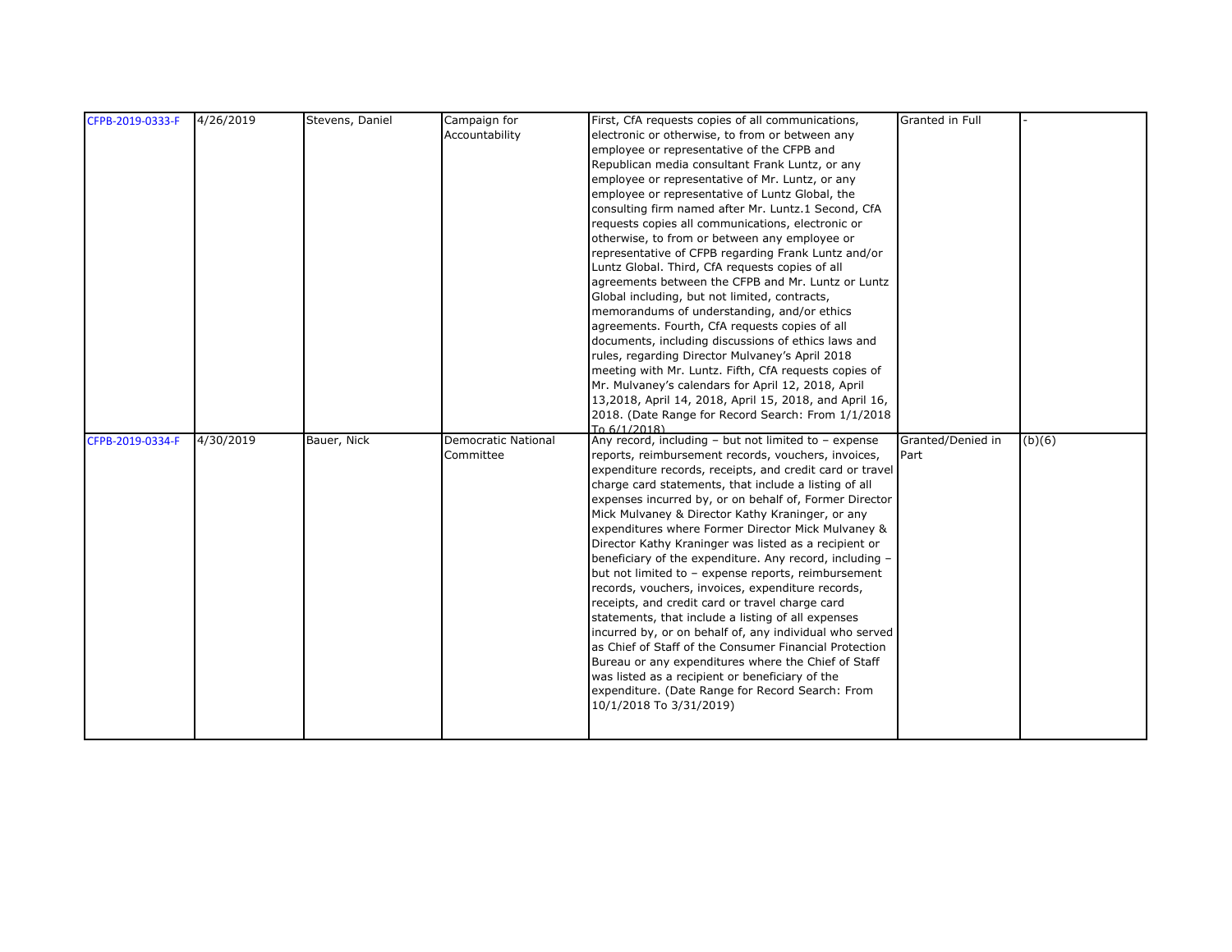| | | | | | | |
|---|---|---|---|---|---|---|
| CFPB-2019-0333-F | 4/26/2019 | Stevens, Daniel | Campaign for Accountability | First, CfA requests copies of all communications, electronic or otherwise, to from or between any employee or representative of the CFPB and Republican media consultant Frank Luntz, or any employee or representative of Mr. Luntz, or any employee or representative of Luntz Global, the consulting firm named after Mr. Luntz.1 Second, CfA requests copies all communications, electronic or otherwise, to from or between any employee or representative of CFPB regarding Frank Luntz and/or Luntz Global. Third, CfA requests copies of all agreements between the CFPB and Mr. Luntz or Luntz Global including, but not limited, contracts, memorandums of understanding, and/or ethics agreements. Fourth, CfA requests copies of all documents, including discussions of ethics laws and rules, regarding Director Mulvaney's April 2018 meeting with Mr. Luntz. Fifth, CfA requests copies of Mr. Mulvaney's calendars for April 12, 2018, April 13,2018, April 14, 2018, April 15, 2018, and April 16, 2018. (Date Range for Record Search: From 1/1/2018 To 6/1/2018) | Granted in Full | - |
| CFPB-2019-0334-F | 4/30/2019 | Bauer, Nick | Democratic National Committee | Any record, including – but not limited to – expense reports, reimbursement records, vouchers, invoices, expenditure records, receipts, and credit card or travel charge card statements, that include a listing of all expenses incurred by, or on behalf of, Former Director Mick Mulvaney & Director Kathy Kraninger, or any expenditures where Former Director Mick Mulvaney & Director Kathy Kraninger was listed as a recipient or beneficiary of the expenditure. Any record, including – but not limited to – expense reports, reimbursement records, vouchers, invoices, expenditure records, receipts, and credit card or travel charge card statements, that include a listing of all expenses incurred by, or on behalf of, any individual who served as Chief of Staff of the Consumer Financial Protection Bureau or any expenditures where the Chief of Staff was listed as a recipient or beneficiary of the expenditure. (Date Range for Record Search: From 10/1/2018 To 3/31/2019) | Granted/Denied in Part | (b)(6) |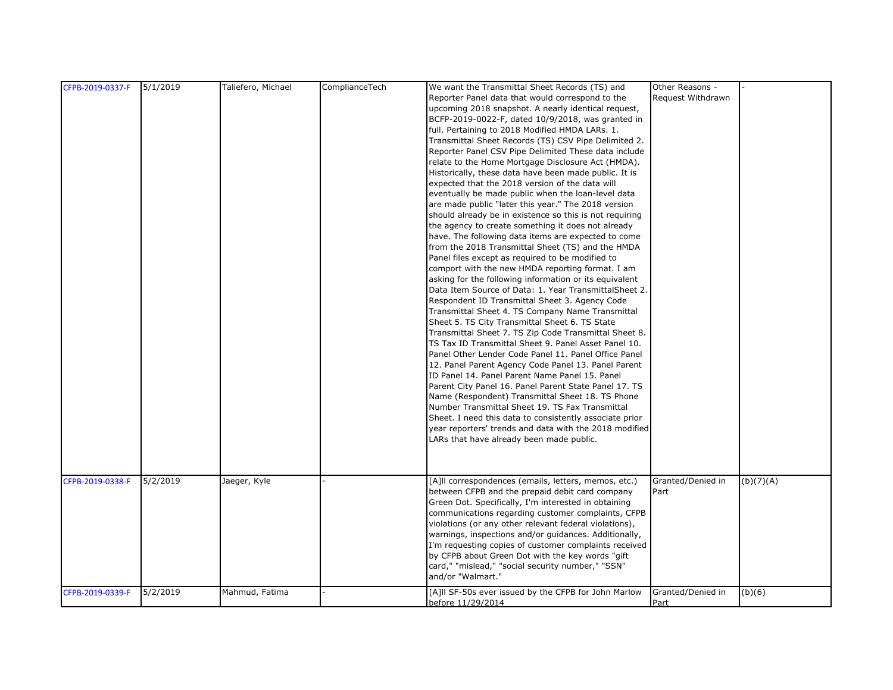| | | | | | | |
|---|---|---|---|---|---|---|
| CFPB-2019-0337-F | 5/1/2019 | Taliefero, Michael | ComplianceTech | We want the Transmittal Sheet Records (TS) and Reporter Panel data that would correspond to the upcoming 2018 snapshot. A nearly identical request, BCFP-2019-0022-F, dated 10/9/2018, was granted in full. Pertaining to 2018 Modified HMDA LARs. 1. Transmittal Sheet Records (TS) CSV Pipe Delimited 2. Reporter Panel CSV Pipe Delimited These data include relate to the Home Mortgage Disclosure Act (HMDA). Historically, these data have been made public. It is expected that the 2018 version of the data will eventually be made public when the loan-level data are made public "later this year." The 2018 version should already be in existence so this is not requiring the agency to create something it does not already have. The following data items are expected to come from the 2018 Transmittal Sheet (TS) and the HMDA Panel files except as required to be modified to comport with the new HMDA reporting format. I am asking for the following information or its equivalent Data Item Source of Data: 1. Year TransmittalSheet 2. Respondent ID Transmittal Sheet 3. Agency Code Transmittal Sheet 4. TS Company Name Transmittal Sheet 5. TS City Transmittal Sheet 6. TS State Transmittal Sheet 7. TS Zip Code Transmittal Sheet 8. TS Tax ID Transmittal Sheet 9. Panel Asset Panel 10. Panel Other Lender Code Panel 11. Panel Office Panel 12. Panel Parent Agency Code Panel 13. Panel Parent ID Panel 14. Panel Parent Name Panel 15. Panel Parent City Panel 16. Panel Parent State Panel 17. TS Name (Respondent) Transmittal Sheet 18. TS Phone Number Transmittal Sheet 19. TS Fax Transmittal Sheet. I need this data to consistently associate prior year reporters' trends and data with the 2018 modified LARs that have already been made public. | Other Reasons - Request Withdrawn | - |
| CFPB-2019-0338-F | 5/2/2019 | Jaeger, Kyle | - | [A]ll correspondences (emails, letters, memos, etc.) between CFPB and the prepaid debit card company Green Dot. Specifically, I'm interested in obtaining communications regarding customer complaints, CFPB violations (or any other relevant federal violations), warnings, inspections and/or guidances. Additionally, I'm requesting copies of customer complaints received by CFPB about Green Dot with the key words "gift card," "mislead," "social security number," "SSN" and/or "Walmart." | Granted/Denied in Part | (b)(7)(A) |
| CFPB-2019-0339-F | 5/2/2019 | Mahmud, Fatima | - | [A]ll SF-50s ever issued by the CFPB for John Marlow before 11/29/2014 | Granted/Denied in Part | (b)(6) |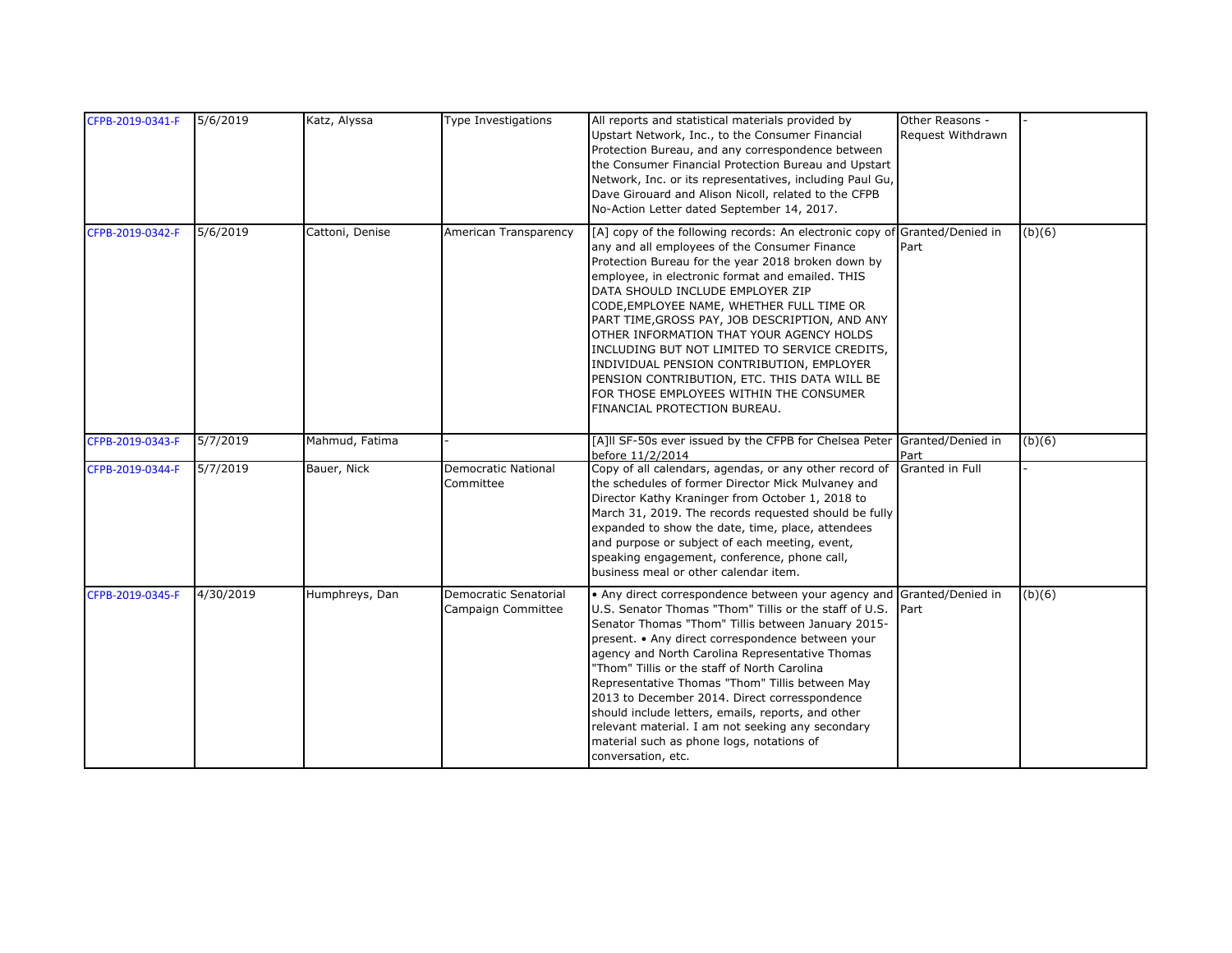| | | | | | | |
|---|---|---|---|---|---|---|
| CFPB-2019-0341-F | 5/6/2019 | Katz, Alyssa | Type Investigations | All reports and statistical materials provided by Upstart Network, Inc., to the Consumer Financial Protection Bureau, and any correspondence between the Consumer Financial Protection Bureau and Upstart Network, Inc. or its representatives, including Paul Gu, Dave Girouard and Alison Nicoll, related to the CFPB No-Action Letter dated September 14, 2017. | Other Reasons - Request Withdrawn | - |
| CFPB-2019-0342-F | 5/6/2019 | Cattoni, Denise | American Transparency | [A] copy of the following records: An electronic copy of any and all employees of the Consumer Finance Protection Bureau for the year 2018 broken down by employee, in electronic format and emailed. THIS DATA SHOULD INCLUDE EMPLOYER ZIP CODE,EMPLOYEE NAME, WHETHER FULL TIME OR PART TIME,GROSS PAY, JOB DESCRIPTION, AND ANY OTHER INFORMATION THAT YOUR AGENCY HOLDS INCLUDING BUT NOT LIMITED TO SERVICE CREDITS, INDIVIDUAL PENSION CONTRIBUTION, EMPLOYER PENSION CONTRIBUTION, ETC. THIS DATA WILL BE FOR THOSE EMPLOYEES WITHIN THE CONSUMER FINANCIAL PROTECTION BUREAU. | Granted/Denied in Part | (b)(6) |
| CFPB-2019-0343-F | 5/7/2019 | Mahmud, Fatima | - | [A]ll SF-50s ever issued by the CFPB for Chelsea Peter before 11/2/2014 | Granted/Denied in Part | (b)(6) |
| CFPB-2019-0344-F | 5/7/2019 | Bauer, Nick | Democratic National Committee | Copy of all calendars, agendas, or any other record of the schedules of former Director Mick Mulvaney and Director Kathy Kraninger from October 1, 2018 to March 31, 2019. The records requested should be fully expanded to show the date, time, place, attendees and purpose or subject of each meeting, event, speaking engagement, conference, phone call, business meal or other calendar item. | Granted in Full | - |
| CFPB-2019-0345-F | 4/30/2019 | Humphreys, Dan | Democratic Senatorial Campaign Committee | • Any direct correspondence between your agency and U.S. Senator Thomas "Thom" Tillis or the staff of U.S. Senator Thomas "Thom" Tillis between January 2015-present. • Any direct correspondence between your agency and North Carolina Representative Thomas "Thom" Tillis or the staff of North Carolina Representative Thomas "Thom" Tillis between May 2013 to December 2014. Direct corresspondence should include letters, emails, reports, and other relevant material. I am not seeking any secondary material such as phone logs, notations of conversation, etc. | Granted/Denied in Part | (b)(6) |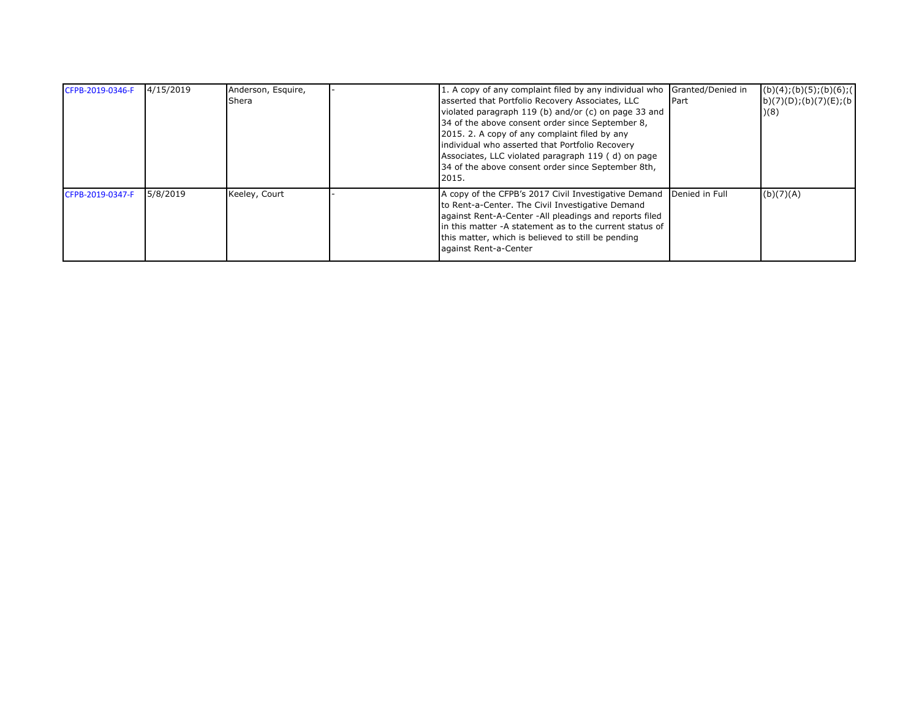| CFPB-2019-0346-F | 4/15/2019 | Anderson, Esquire, Shera | - | 1. A copy of any complaint filed by any individual who asserted that Portfolio Recovery Associates, LLC violated paragraph 119 (b) and/or (c) on page 33 and 34 of the above consent order since September 8, 2015. 2. A copy of any complaint filed by any individual who asserted that Portfolio Recovery Associates, LLC violated paragraph 119 ( d) on page 34 of the above consent order since September 8th, 2015. | Granted/Denied in Part | (b)(4);(b)(5);(b)(6);(b)(7)(D);(b)(7)(E);(b)(8) |
|---|---|---|---|---|---|---|
| CFPB-2019-0347-F | 5/8/2019 | Keeley, Court | - | A copy of the CFPB's 2017 Civil Investigative Demand to Rent-a-Center. The Civil Investigative Demand against Rent-A-Center -All pleadings and reports filed in this matter -A statement as to the current status of this matter, which is believed to still be pending against Rent-a-Center | Denied in Full | (b)(7)(A) |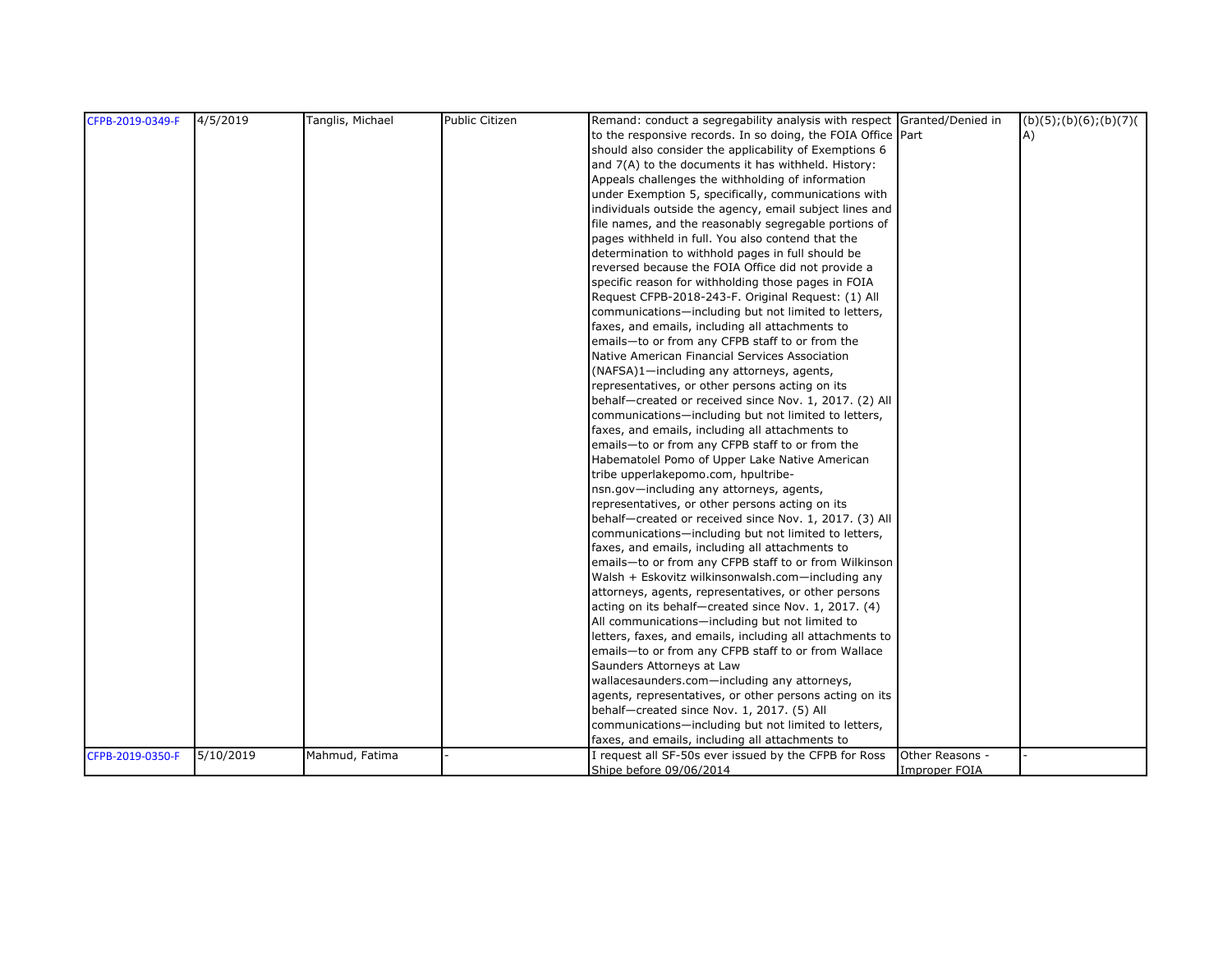| | | | | | | |
|---|---|---|---|---|---|---|
| CFPB-2019-0349-F | 4/5/2019 | Tanglis, Michael | Public Citizen | Remand: conduct a segregability analysis with respect to the responsive records. In so doing, the FOIA Office should also consider the applicability of Exemptions 6 and 7(A) to the documents it has withheld. History: Appeals challenges the withholding of information under Exemption 5, specifically, communications with individuals outside the agency, email subject lines and file names, and the reasonably segregable portions of pages withheld in full. You also contend that the determination to withhold pages in full should be reversed because the FOIA Office did not provide a specific reason for withholding those pages in FOIA Request CFPB-2018-243-F. Original Request: (1) All communications—including but not limited to letters, faxes, and emails, including all attachments to emails—to or from any CFPB staff to or from the Native American Financial Services Association (NAFSA)1—including any attorneys, agents, representatives, or other persons acting on its behalf—created or received since Nov. 1, 2017. (2) All communications—including but not limited to letters, faxes, and emails, including all attachments to emails—to or from any CFPB staff to or from the Habematolel Pomo of Upper Lake Native American tribe upperlakepomo.com, hpultribe-nsn.gov—including any attorneys, agents, representatives, or other persons acting on its behalf—created or received since Nov. 1, 2017. (3) All communications—including but not limited to letters, faxes, and emails, including all attachments to emails—to or from any CFPB staff to or from Wilkinson Walsh + Eskovitz wilkinsonwalsh.com—including any attorneys, agents, representatives, or other persons acting on its behalf—created since Nov. 1, 2017. (4) All communications—including but not limited to letters, faxes, and emails, including all attachments to emails—to or from any CFPB staff to or from Wallace Saunders Attorneys at Law wallacesaunders.com—including any attorneys, agents, representatives, or other persons acting on its behalf—created since Nov. 1, 2017. (5) All communications—including but not limited to letters, faxes, and emails, including all attachments to | Granted/Denied in Part | (b)(5);(b)(6);(b)(7)(A) |
| CFPB-2019-0350-F | 5/10/2019 | Mahmud, Fatima | - | I request all SF-50s ever issued by the CFPB for Ross Shipe before 09/06/2014 | Other Reasons - Improper FOIA | - |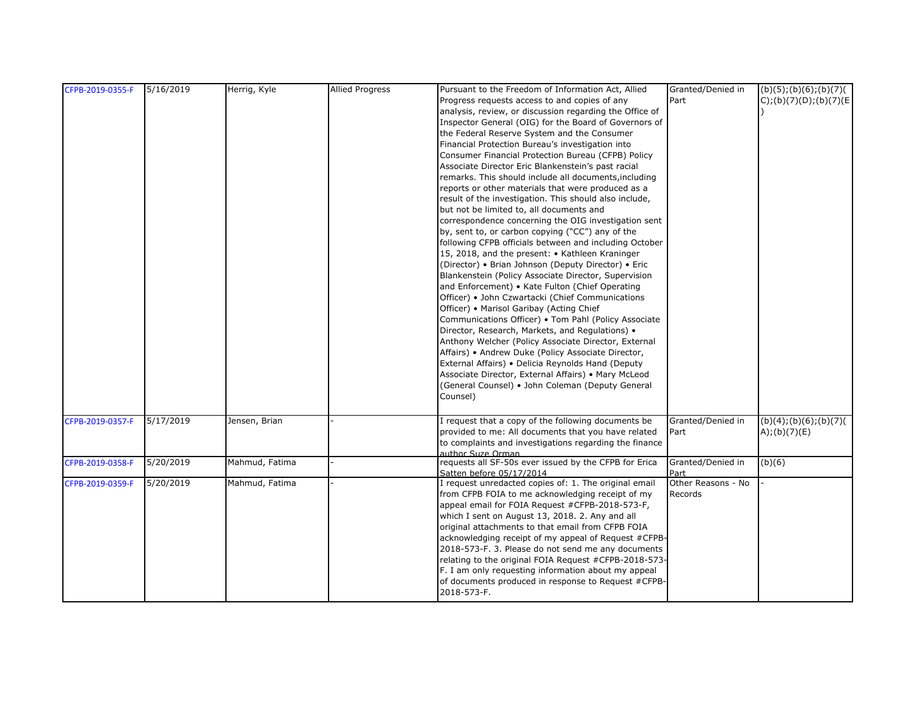| CFPB-2019-0355-F | 5/16/2019 | Herrig, Kyle | Allied Progress | Pursuant to the Freedom of Information Act, Allied Progress requests access to and copies of any analysis, review, or discussion regarding the Office of Inspector General (OIG) for the Board of Governors of the Federal Reserve System and the Consumer Financial Protection Bureau's investigation into Consumer Financial Protection Bureau (CFPB) Policy Associate Director Eric Blankenstein's past racial remarks. This should include all documents,including reports or other materials that were produced as a result of the investigation. This should also include, but not be limited to, all documents and correspondence concerning the OIG investigation sent by, sent to, or carbon copying ("CC") any of the following CFPB officials between and including October 15, 2018, and the present: • Kathleen Kraninger (Director) • Brian Johnson (Deputy Director) • Eric Blankenstein (Policy Associate Director, Supervision and Enforcement) • Kate Fulton (Chief Operating Officer) • John Czwartacki (Chief Communications Officer) • Marisol Garibay (Acting Chief Communications Officer) • Tom Pahl (Policy Associate Director, Research, Markets, and Regulations) • Anthony Welcher (Policy Associate Director, External Affairs) • Andrew Duke (Policy Associate Director, External Affairs) • Delicia Reynolds Hand (Deputy Associate Director, External Affairs) • Mary McLeod (General Counsel) • John Coleman (Deputy General Counsel) | Granted/Denied in Part | (b)(5);(b)(6);(b)(7)(C);(b)(7)(D);(b)(7)(E) |
|---|---|---|---|---|---|---|
| CFPB-2019-0357-F | 5/17/2019 | Jensen, Brian | - | I request that a copy of the following documents be provided to me: All documents that you have related to complaints and investigations regarding the finance author Suze Orman | Granted/Denied in Part | (b)(4);(b)(6);(b)(7)(A);(b)(7)(E) |
| CFPB-2019-0358-F | 5/20/2019 | Mahmud, Fatima | - | requests all SF-50s ever issued by the CFPB for Erica Satten before 05/17/2014 | Granted/Denied in Part | (b)(6) |
| CFPB-2019-0359-F | 5/20/2019 | Mahmud, Fatima | - | I request unredacted copies of: 1. The original email from CFPB FOIA to me acknowledging receipt of my appeal email for FOIA Request #CFPB-2018-573-F, which I sent on August 13, 2018. 2. Any and all original attachments to that email from CFPB FOIA acknowledging receipt of my appeal of Request #CFPB-2018-573-F. 3. Please do not send me any documents relating to the original FOIA Request #CFPB-2018-573-F. I am only requesting information about my appeal of documents produced in response to Request #CFPB-2018-573-F. | Other Reasons - No Records | - |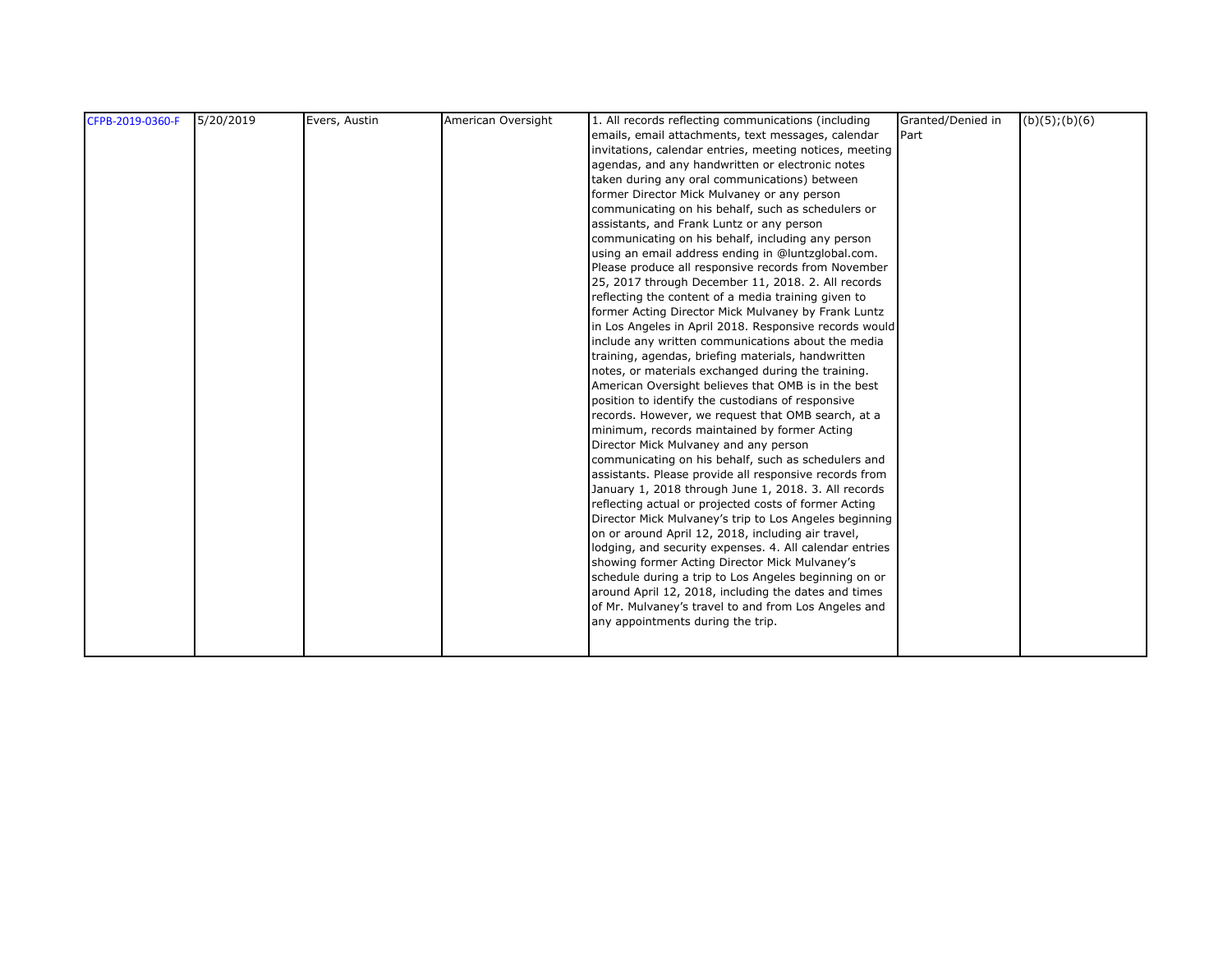| CFPB-2019-0360-F | 5/20/2019 | Evers, Austin | American Oversight | 1. All records reflecting communications (including emails, email attachments, text messages, calendar invitations, calendar entries, meeting notices, meeting agendas, and any handwritten or electronic notes taken during any oral communications) between former Director Mick Mulvaney or any person communicating on his behalf, such as schedulers or assistants, and Frank Luntz or any person communicating on his behalf, including any person using an email address ending in @luntzglobal.com. Please produce all responsive records from November 25, 2017 through December 11, 2018. 2. All records reflecting the content of a media training given to former Acting Director Mick Mulvaney by Frank Luntz in Los Angeles in April 2018. Responsive records would include any written communications about the media training, agendas, briefing materials, handwritten notes, or materials exchanged during the training. American Oversight believes that OMB is in the best position to identify the custodians of responsive records. However, we request that OMB search, at a minimum, records maintained by former Acting Director Mick Mulvaney and any person communicating on his behalf, such as schedulers and assistants. Please provide all responsive records from January 1, 2018 through June 1, 2018. 3. All records reflecting actual or projected costs of former Acting Director Mick Mulvaney's trip to Los Angeles beginning on or around April 12, 2018, including air travel, lodging, and security expenses. 4. All calendar entries showing former Acting Director Mick Mulvaney's schedule during a trip to Los Angeles beginning on or around April 12, 2018, including the dates and times of Mr. Mulvaney's travel to and from Los Angeles and any appointments during the trip. | Granted/Denied in Part | (b)(5);(b)(6) |
|---|---|---|---|---|---|---|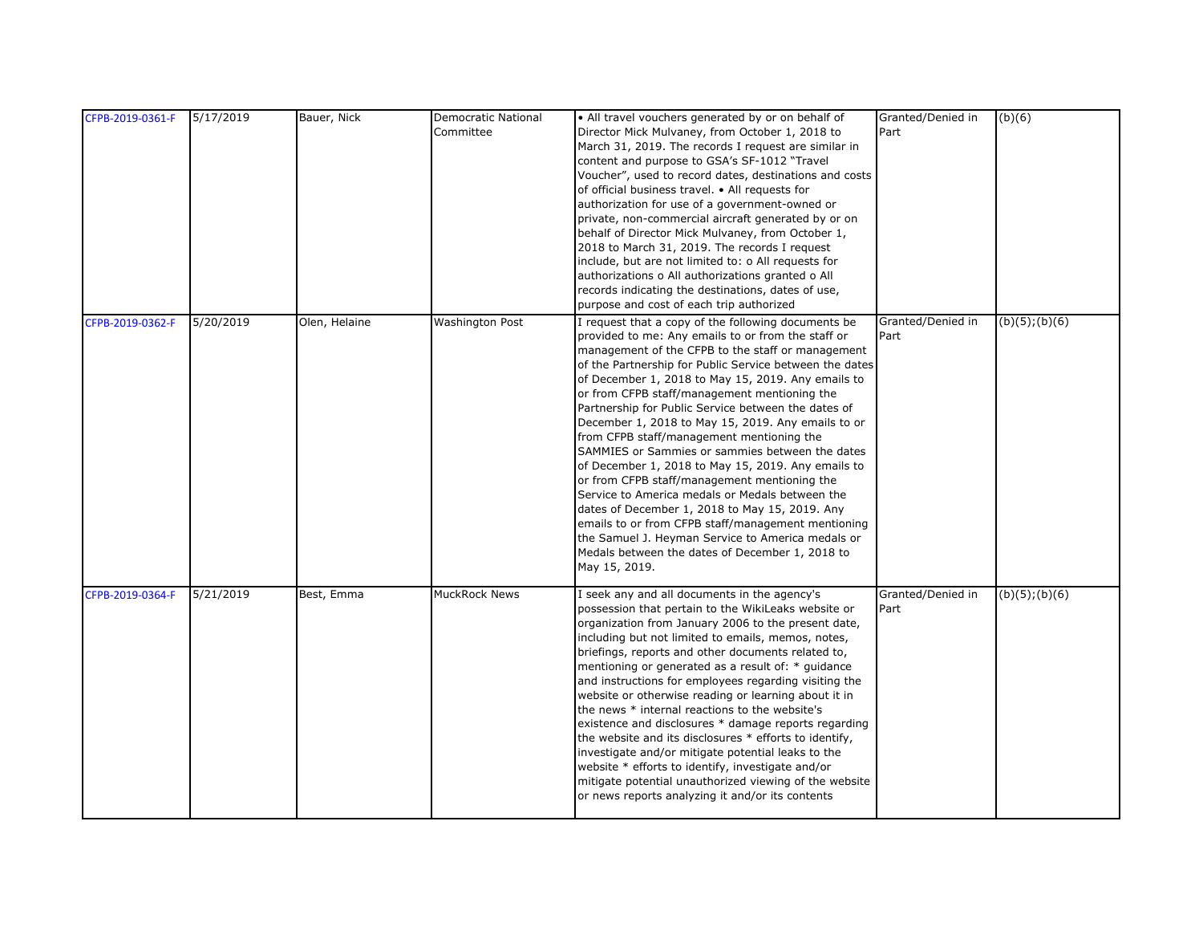| | | | | | | |
|---|---|---|---|---|---|---|
| CFPB-2019-0361-F | 5/17/2019 | Bauer, Nick | Democratic National Committee | • All travel vouchers generated by or on behalf of Director Mick Mulvaney, from October 1, 2018 to March 31, 2019. The records I request are similar in content and purpose to GSA's SF-1012 "Travel Voucher", used to record dates, destinations and costs of official business travel. • All requests for authorization for use of a government-owned or private, non-commercial aircraft generated by or on behalf of Director Mick Mulvaney, from October 1, 2018 to March 31, 2019. The records I request include, but are not limited to: o All requests for authorizations o All authorizations granted o All records indicating the destinations, dates of use, purpose and cost of each trip authorized | Granted/Denied in Part | (b)(6) |
| CFPB-2019-0362-F | 5/20/2019 | Olen, Helaine | Washington Post | I request that a copy of the following documents be provided to me: Any emails to or from the staff or management of the CFPB to the staff or management of the Partnership for Public Service between the dates of December 1, 2018 to May 15, 2019. Any emails to or from CFPB staff/management mentioning the Partnership for Public Service between the dates of December 1, 2018 to May 15, 2019. Any emails to or from CFPB staff/management mentioning the SAMMIES or Sammies or sammies between the dates of December 1, 2018 to May 15, 2019. Any emails to or from CFPB staff/management mentioning the Service to America medals or Medals between the dates of December 1, 2018 to May 15, 2019. Any emails to or from CFPB staff/management mentioning the Samuel J. Heyman Service to America medals or Medals between the dates of December 1, 2018 to May 15, 2019. | Granted/Denied in Part | (b)(5);(b)(6) |
| CFPB-2019-0364-F | 5/21/2019 | Best, Emma | MuckRock News | I seek any and all documents in the agency's possession that pertain to the WikiLeaks website or organization from January 2006 to the present date, including but not limited to emails, memos, notes, briefings, reports and other documents related to, mentioning or generated as a result of: * guidance and instructions for employees regarding visiting the website or otherwise reading or learning about it in the news * internal reactions to the website's existence and disclosures * damage reports regarding the website and its disclosures * efforts to identify, investigate and/or mitigate potential leaks to the website * efforts to identify, investigate and/or mitigate potential unauthorized viewing of the website or news reports analyzing it and/or its contents | Granted/Denied in Part | (b)(5);(b)(6) |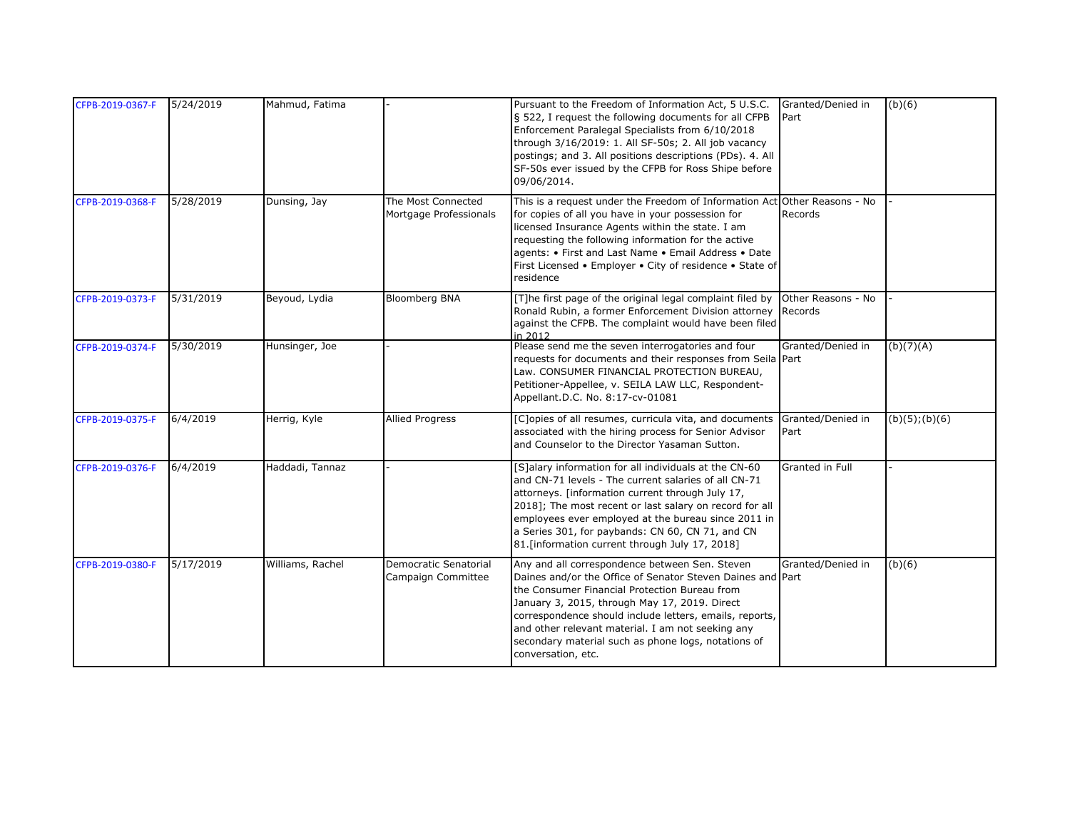| | | | | | | |
|---|---|---|---|---|---|---|
| CFPB-2019-0367-F | 5/24/2019 | Mahmud, Fatima | - | Pursuant to the Freedom of Information Act, 5 U.S.C. § 522, I request the following documents for all CFPB Enforcement Paralegal Specialists from 6/10/2018 through 3/16/2019: 1. All SF-50s; 2. All job vacancy postings; and 3. All positions descriptions (PDs). 4. All SF-50s ever issued by the CFPB for Ross Shipe before 09/06/2014. | Granted/Denied in Part | (b)(6) |
| CFPB-2019-0368-F | 5/28/2019 | Dunsing, Jay | The Most Connected Mortgage Professionals | This is a request under the Freedom of Information Act for copies of all you have in your possession for licensed Insurance Agents within the state. I am requesting the following information for the active agents: • First and Last Name • Email Address • Date First Licensed • Employer • City of residence • State of residence | Other Reasons - No Records | - |
| CFPB-2019-0373-F | 5/31/2019 | Beyoud, Lydia | Bloomberg BNA | [T]he first page of the original legal complaint filed by Ronald Rubin, a former Enforcement Division attorney against the CFPB. The complaint would have been filed in 2012 | Other Reasons - No Records | - |
| CFPB-2019-0374-F | 5/30/2019 | Hunsinger, Joe | - | Please send me the seven interrogatories and four requests for documents and their responses from Seila Law. CONSUMER FINANCIAL PROTECTION BUREAU, Petitioner-Appellee, v. SEILA LAW LLC, Respondent-Appellant.D.C. No. 8:17-cv-01081 | Granted/Denied in Part | (b)(7)(A) |
| CFPB-2019-0375-F | 6/4/2019 | Herrig, Kyle | Allied Progress | [C]opies of all resumes, curricula vita, and documents associated with the hiring process for Senior Advisor and Counselor to the Director Yasaman Sutton. | Granted/Denied in Part | (b)(5);(b)(6) |
| CFPB-2019-0376-F | 6/4/2019 | Haddadi, Tannaz | - | [S]alary information for all individuals at the CN-60 and CN-71 levels - The current salaries of all CN-71 attorneys. [information current through July 17, 2018]; The most recent or last salary on record for all employees ever employed at the bureau since 2011 in a Series 301, for paybands: CN 60, CN 71, and CN 81.[information current through July 17, 2018] | Granted in Full | - |
| CFPB-2019-0380-F | 5/17/2019 | Williams, Rachel | Democratic Senatorial Campaign Committee | Any and all correspondence between Sen. Steven Daines and/or the Office of Senator Steven Daines and the Consumer Financial Protection Bureau from January 3, 2015, through May 17, 2019. Direct correspondence should include letters, emails, reports, and other relevant material. I am not seeking any secondary material such as phone logs, notations of conversation, etc. | Granted/Denied in Part | (b)(6) |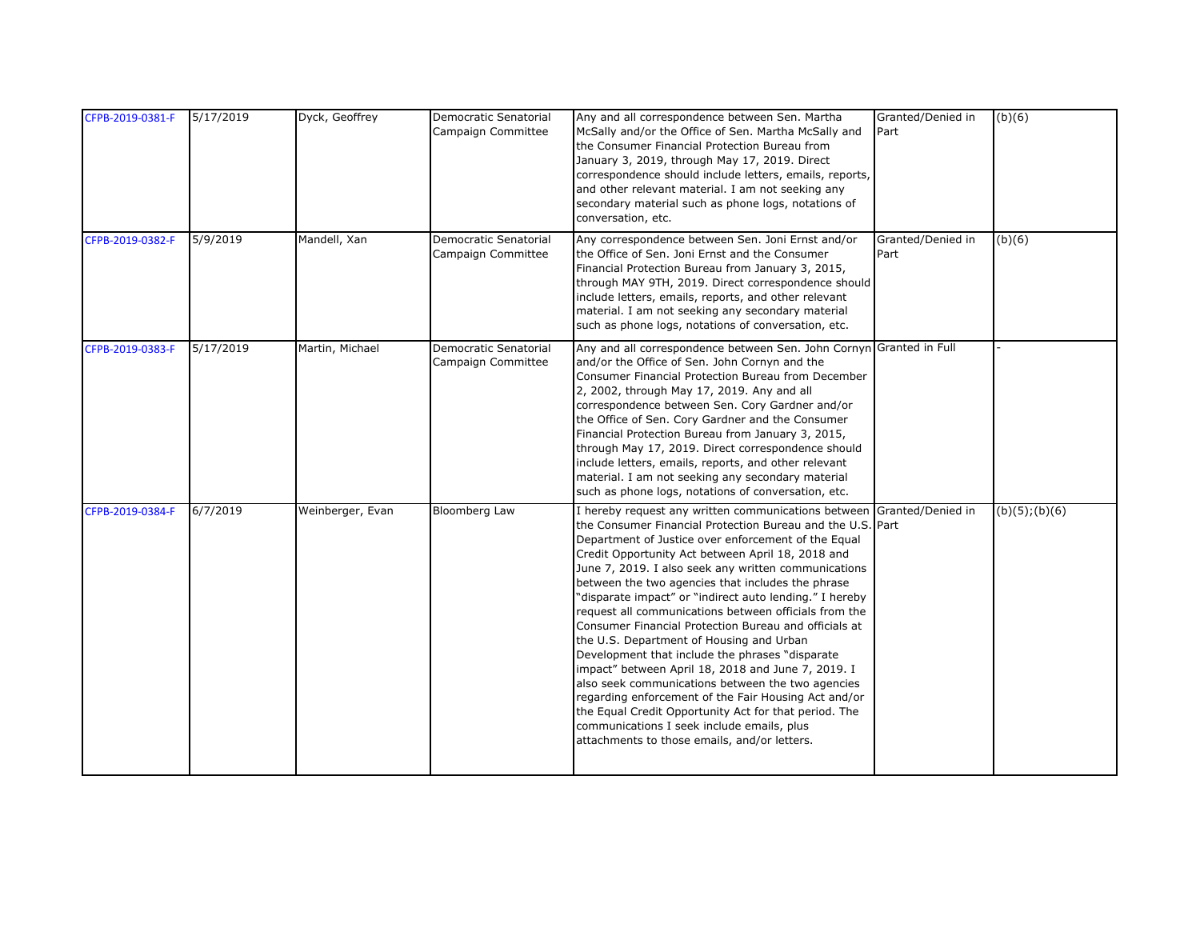| | | | | | | |
|---|---|---|---|---|---|---|
| CFPB-2019-0381-F | 5/17/2019 | Dyck, Geoffrey | Democratic Senatorial Campaign Committee | Any and all correspondence between Sen. Martha McSally and/or the Office of Sen. Martha McSally and the Consumer Financial Protection Bureau from January 3, 2019, through May 17, 2019. Direct correspondence should include letters, emails, reports, and other relevant material. I am not seeking any secondary material such as phone logs, notations of conversation, etc. | Granted/Denied in Part | (b)(6) |
| CFPB-2019-0382-F | 5/9/2019 | Mandell, Xan | Democratic Senatorial Campaign Committee | Any correspondence between Sen. Joni Ernst and/or the Office of Sen. Joni Ernst and the Consumer Financial Protection Bureau from January 3, 2015, through MAY 9TH, 2019. Direct correspondence should include letters, emails, reports, and other relevant material. I am not seeking any secondary material such as phone logs, notations of conversation, etc. | Granted/Denied in Part | (b)(6) |
| CFPB-2019-0383-F | 5/17/2019 | Martin, Michael | Democratic Senatorial Campaign Committee | Any and all correspondence between Sen. John Cornyn and/or the Office of Sen. John Cornyn and the Consumer Financial Protection Bureau from December 2, 2002, through May 17, 2019. Any and all correspondence between Sen. Cory Gardner and/or the Office of Sen. Cory Gardner and the Consumer Financial Protection Bureau from January 3, 2015, through May 17, 2019. Direct correspondence should include letters, emails, reports, and other relevant material. I am not seeking any secondary material such as phone logs, notations of conversation, etc. | Granted in Full | - |
| CFPB-2019-0384-F | 6/7/2019 | Weinberger, Evan | Bloomberg Law | I hereby request any written communications between the Consumer Financial Protection Bureau and the U.S. Department of Justice over enforcement of the Equal Credit Opportunity Act between April 18, 2018 and June 7, 2019. I also seek any written communications between the two agencies that includes the phrase "disparate impact" or "indirect auto lending." I hereby request all communications between officials from the Consumer Financial Protection Bureau and officials at the U.S. Department of Housing and Urban Development that include the phrases "disparate impact" between April 18, 2018 and June 7, 2019. I also seek communications between the two agencies regarding enforcement of the Fair Housing Act and/or the Equal Credit Opportunity Act for that period. The communications I seek include emails, plus attachments to those emails, and/or letters. | Granted/Denied in Part | (b)(5);(b)(6) |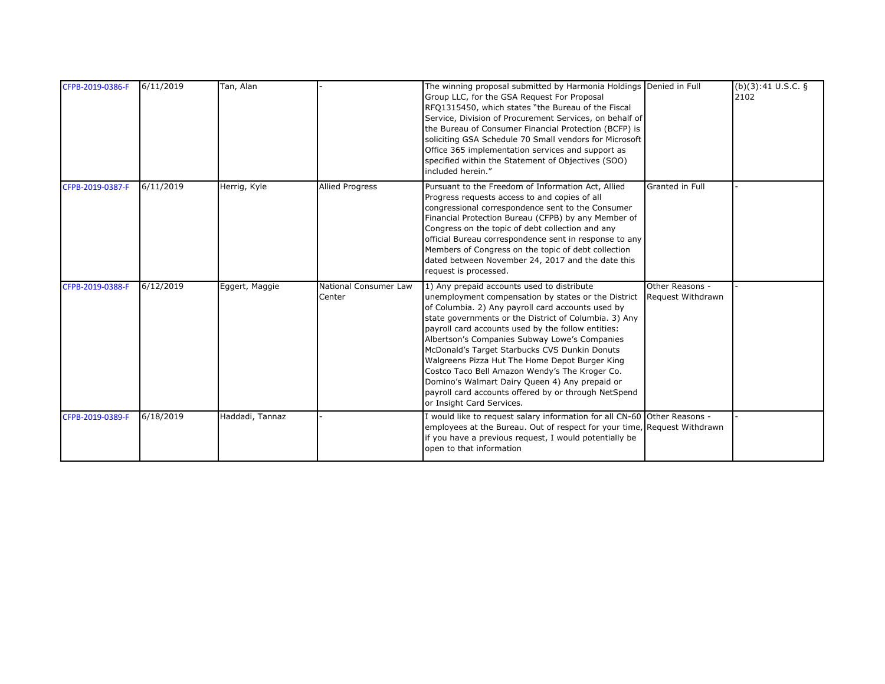| | | | | | | |
|---|---|---|---|---|---|---|
| CFPB-2019-0386-F | 6/11/2019 | Tan, Alan | - | The winning proposal submitted by Harmonia Holdings Group LLC, for the GSA Request For Proposal RFQ1315450, which states "the Bureau of the Fiscal Service, Division of Procurement Services, on behalf of the Bureau of Consumer Financial Protection (BCFP) is soliciting GSA Schedule 70 Small vendors for Microsoft Office 365 implementation services and support as specified within the Statement of Objectives (SOO) included herein." | Denied in Full | (b)(3):41 U.S.C. § 2102 |
| CFPB-2019-0387-F | 6/11/2019 | Herrig, Kyle | Allied Progress | Pursuant to the Freedom of Information Act, Allied Progress requests access to and copies of all congressional correspondence sent to the Consumer Financial Protection Bureau (CFPB) by any Member of Congress on the topic of debt collection and any official Bureau correspondence sent in response to any Members of Congress on the topic of debt collection dated between November 24, 2017 and the date this request is processed. | Granted in Full | - |
| CFPB-2019-0388-F | 6/12/2019 | Eggert, Maggie | National Consumer Law Center | 1) Any prepaid accounts used to distribute unemployment compensation by states or the District of Columbia. 2) Any payroll card accounts used by state governments or the District of Columbia. 3) Any payroll card accounts used by the follow entities: Albertson's Companies Subway Lowe's Companies McDonald's Target Starbucks CVS Dunkin Donuts Walgreens Pizza Hut The Home Depot Burger King Costco Taco Bell Amazon Wendy's The Kroger Co. Domino's Walmart Dairy Queen 4) Any prepaid or payroll card accounts offered by or through NetSpend or Insight Card Services. | Other Reasons - Request Withdrawn | - |
| CFPB-2019-0389-F | 6/18/2019 | Haddadi, Tannaz | - | I would like to request salary information for all CN-60 employees at the Bureau. Out of respect for your time, if you have a previous request, I would potentially be open to that information | Other Reasons - Request Withdrawn | - |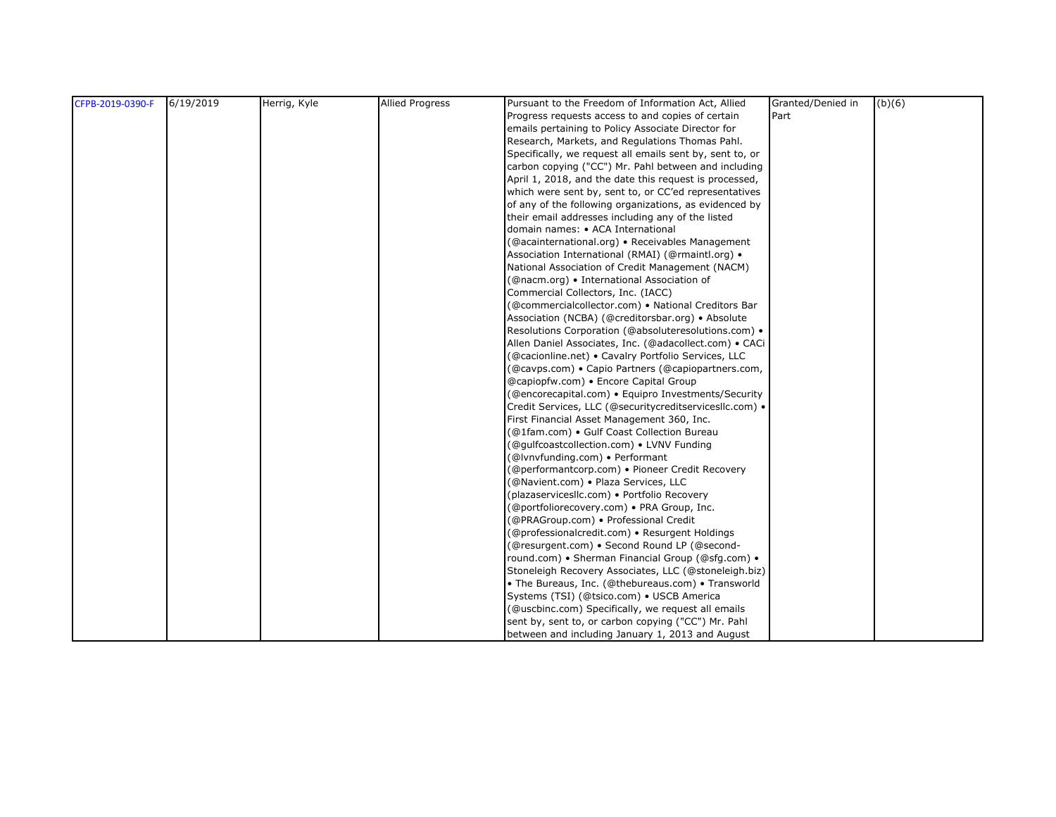| | | | | | | |
|---|---|---|---|---|---|---|
| CFPB-2019-0390-F | 6/19/2019 | Herrig, Kyle | Allied Progress | Pursuant to the Freedom of Information Act, Allied Progress requests access to and copies of certain emails pertaining to Policy Associate Director for Research, Markets, and Regulations Thomas Pahl. Specifically, we request all emails sent by, sent to, or carbon copying ("CC") Mr. Pahl between and including April 1, 2018, and the date this request is processed, which were sent by, sent to, or CC'ed representatives of any of the following organizations, as evidenced by their email addresses including any of the listed domain names: • ACA International (@acainternational.org) • Receivables Management Association International (RMAI) (@rmaintl.org) • National Association of Credit Management (NACM) (@nacm.org) • International Association of Commercial Collectors, Inc. (IACC) (@commercialcollector.com) • National Creditors Bar Association (NCBA) (@creditorsbar.org) • Absolute Resolutions Corporation (@absoluteresolutions.com) • Allen Daniel Associates, Inc. (@adacollect.com) • CACi (@cacionline.net) • Cavalry Portfolio Services, LLC (@cavps.com) • Capio Partners (@capiopartners.com, @capiopfw.com) • Encore Capital Group (@encorecapital.com) • Equipro Investments/Security Credit Services, LLC (@securitycreditservicesllc.com) • First Financial Asset Management 360, Inc. (@1fam.com) • Gulf Coast Collection Bureau (@gulfcoastcollection.com) • LVNV Funding (@lvnvfunding.com) • Performant (@performantcorp.com) • Pioneer Credit Recovery (@Navient.com) • Plaza Services, LLC (plazaservicesllc.com) • Portfolio Recovery (@portfoliorecovery.com) • PRA Group, Inc. (@PRAGroup.com) • Professional Credit (@professionalcredit.com) • Resurgent Holdings (@resurgent.com) • Second Round LP (@second-round.com) • Sherman Financial Group (@sfg.com) • Stoneleigh Recovery Associates, LLC (@stoneleigh.biz) • The Bureaus, Inc. (@thebureaus.com) • Transworld Systems (TSI) (@tsico.com) • USCB America (@uscbinc.com) Specifically, we request all emails sent by, sent to, or carbon copying ("CC") Mr. Pahl between and including January 1, 2013 and August | Granted/Denied in Part | (b)(6) |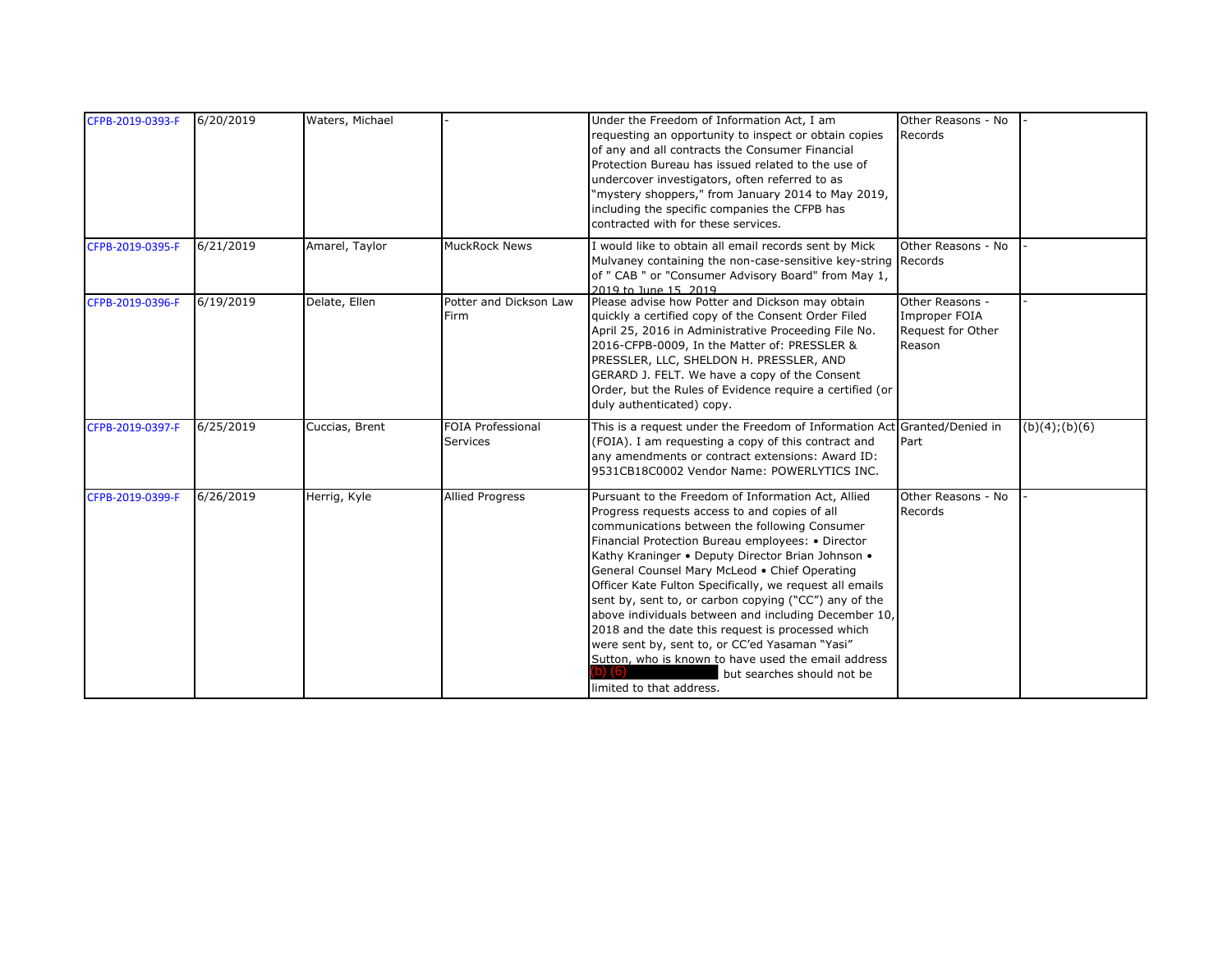| | | | | | | |
|---|---|---|---|---|---|---|
| CFPB-2019-0393-F | 6/20/2019 | Waters, Michael | - | Under the Freedom of Information Act, I am requesting an opportunity to inspect or obtain copies of any and all contracts the Consumer Financial Protection Bureau has issued related to the use of undercover investigators, often referred to as "mystery shoppers," from January 2014 to May 2019, including the specific companies the CFPB has contracted with for these services. | Other Reasons - No Records | - |
| CFPB-2019-0395-F | 6/21/2019 | Amarel, Taylor | MuckRock News | I would like to obtain all email records sent by Mick Mulvaney containing the non-case-sensitive key-string of " CAB " or "Consumer Advisory Board" from May 1, 2019 to June 15, 2019 | Other Reasons - No Records | - |
| CFPB-2019-0396-F | 6/19/2019 | Delate, Ellen | Potter and Dickson Law Firm | Please advise how Potter and Dickson may obtain quickly a certified copy of the Consent Order Filed April 25, 2016 in Administrative Proceeding File No. 2016-CFPB-0009, In the Matter of: PRESSLER & PRESSLER, LLC, SHELDON H. PRESSLER, AND GERARD J. FELT. We have a copy of the Consent Order, but the Rules of Evidence require a certified (or duly authenticated) copy. | Other Reasons - Improper FOIA Request for Other Reason | - |
| CFPB-2019-0397-F | 6/25/2019 | Cuccias, Brent | FOIA Professional Services | This is a request under the Freedom of Information Act (FOIA). I am requesting a copy of this contract and any amendments or contract extensions: Award ID: 9531CB18C0002 Vendor Name: POWERLYTICS INC. | Granted/Denied in Part | (b)(4);(b)(6) |
| CFPB-2019-0399-F | 6/26/2019 | Herrig, Kyle | Allied Progress | Pursuant to the Freedom of Information Act, Allied Progress requests access to and copies of all communications between the following Consumer Financial Protection Bureau employees: • Director Kathy Kraninger • Deputy Director Brian Johnson • General Counsel Mary McLeod • Chief Operating Officer Kate Fulton Specifically, we request all emails sent by, sent to, or carbon copying ("CC") any of the above individuals between and including December 10, 2018 and the date this request is processed which were sent by, sent to, or CC'ed Yasaman "Yasi" Sutton, who is known to have used the email address (b) (6) but searches should not be limited to that address. | Other Reasons - No Records | - |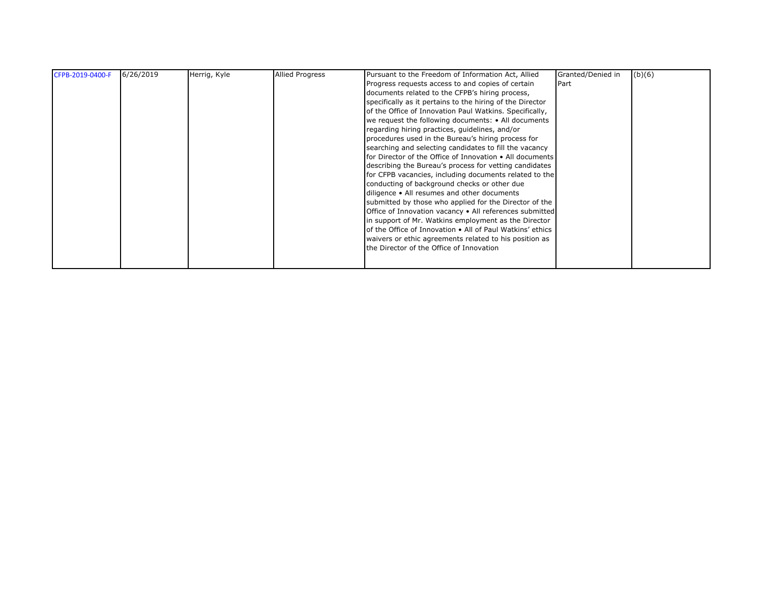| | | | | | | |
|---|---|---|---|---|---|---|
| CFPB-2019-0400-F | 6/26/2019 | Herrig, Kyle | Allied Progress | Pursuant to the Freedom of Information Act, Allied Progress requests access to and copies of certain documents related to the CFPB's hiring process, specifically as it pertains to the hiring of the Director of the Office of Innovation Paul Watkins. Specifically, we request the following documents: • All documents regarding hiring practices, guidelines, and/or procedures used in the Bureau's hiring process for searching and selecting candidates to fill the vacancy for Director of the Office of Innovation • All documents describing the Bureau's process for vetting candidates for CFPB vacancies, including documents related to the conducting of background checks or other due diligence • All resumes and other documents submitted by those who applied for the Director of the Office of Innovation vacancy • All references submitted in support of Mr. Watkins employment as the Director of the Office of Innovation • All of Paul Watkins' ethics waivers or ethic agreements related to his position as the Director of the Office of Innovation | Granted/Denied in Part | (b)(6) |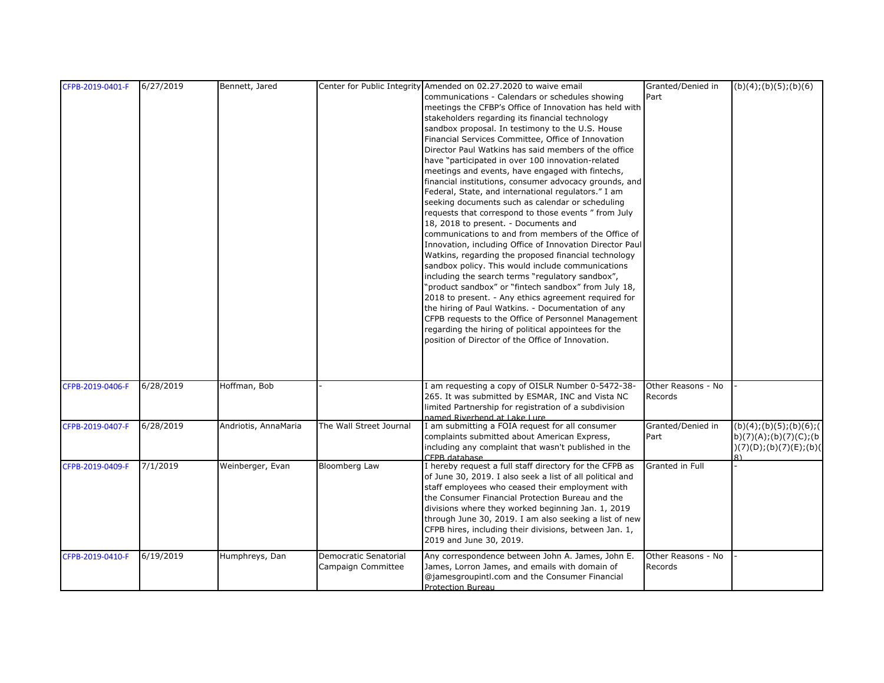| CFPB-2019-0401-F | 6/27/2019 | Bennett, Jared | Center for Public Integrity | Amended on 02.27.2020 to waive email communications - Calendars or schedules showing meetings the CFBP's Office of Innovation has held with stakeholders regarding its financial technology sandbox proposal. In testimony to the U.S. House Financial Services Committee, Office of Innovation Director Paul Watkins has said members of the office have "participated in over 100 innovation-related meetings and events, have engaged with fintechs, financial institutions, consumer advocacy grounds, and Federal, State, and international regulators." I am seeking documents such as calendar or scheduling requests that correspond to those events " from July 18, 2018 to present. - Documents and communications to and from members of the Office of Innovation, including Office of Innovation Director Paul Watkins, regarding the proposed financial technology sandbox policy. This would include communications including the search terms "regulatory sandbox", "product sandbox" or "fintech sandbox" from July 18, 2018 to present. - Any ethics agreement required for the hiring of Paul Watkins. - Documentation of any CFPB requests to the Office of Personnel Management regarding the hiring of political appointees for the position of Director of the Office of Innovation. | Granted/Denied in Part | (b)(4);(b)(5);(b)(6) |
|---|---|---|---|---|---|---|
| CFPB-2019-0406-F | 6/28/2019 | Hoffman, Bob | - | I am requesting a copy of OISLR Number 0-5472-38-265. It was submitted by ESMAR, INC and Vista NC limited Partnership for registration of a subdivision named Riverbend at Lake Lure | Other Reasons - No Records | - |
| CFPB-2019-0407-F | 6/28/2019 | Andriotis, AnnaMaria | The Wall Street Journal | I am submitting a FOIA request for all consumer complaints submitted about American Express, including any complaint that wasn't published in the CFPB database | Granted/Denied in Part | (b)(4);(b)(5);(b)(6);(b)(7)(A);(b)(7)(C);(b)(7)(D);(b)(7)(E);(b)(8) |
| CFPB-2019-0409-F | 7/1/2019 | Weinberger, Evan | Bloomberg Law | I hereby request a full staff directory for the CFPB as of June 30, 2019. I also seek a list of all political and staff employees who ceased their employment with the Consumer Financial Protection Bureau and the divisions where they worked beginning Jan. 1, 2019 through June 30, 2019. I am also seeking a list of new CFPB hires, including their divisions, between Jan. 1, 2019 and June 30, 2019. | Granted in Full | - |
| CFPB-2019-0410-F | 6/19/2019 | Humphreys, Dan | Democratic Senatorial Campaign Committee | Any correspondence between John A. James, John E. James, Lorron James, and emails with domain of @jamesgroupintl.com and the Consumer Financial Protection Bureau | Other Reasons - No Records | - |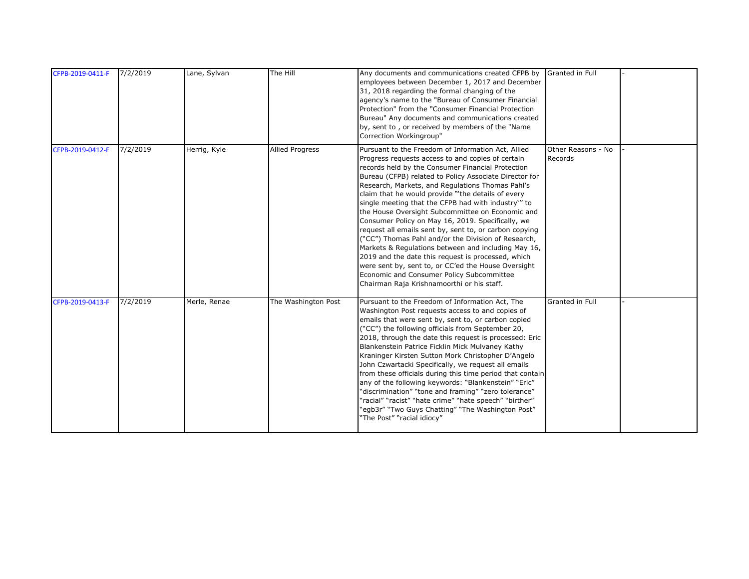| | | | | | | |
|---|---|---|---|---|---|---|
| CFPB-2019-0411-F | 7/2/2019 | Lane, Sylvan | The Hill | Any documents and communications created CFPB by employees between December 1, 2017 and December 31, 2018 regarding the formal changing of the agency's name to the "Bureau of Consumer Financial Protection" from the "Consumer Financial Protection Bureau" Any documents and communications created by, sent to , or received by members of the "Name Correction Workingroup" | Granted in Full | - |
| CFPB-2019-0412-F | 7/2/2019 | Herrig, Kyle | Allied Progress | Pursuant to the Freedom of Information Act, Allied Progress requests access to and copies of certain records held by the Consumer Financial Protection Bureau (CFPB) related to Policy Associate Director for Research, Markets, and Regulations Thomas Pahl's claim that he would provide "'the details of every single meeting that the CFPB had with industry'" to the House Oversight Subcommittee on Economic and Consumer Policy on May 16, 2019. Specifically, we request all emails sent by, sent to, or carbon copying ("CC") Thomas Pahl and/or the Division of Research, Markets & Regulations between and including May 16, 2019 and the date this request is processed, which were sent by, sent to, or CC'ed the House Oversight Economic and Consumer Policy Subcommittee Chairman Raja Krishnamoorthi or his staff. | Other Reasons - No Records | - |
| CFPB-2019-0413-F | 7/2/2019 | Merle, Renae | The Washington Post | Pursuant to the Freedom of Information Act, The Washington Post requests access to and copies of emails that were sent by, sent to, or carbon copied ("CC") the following officials from September 20, 2018, through the date this request is processed: Eric Blankenstein Patrice Ficklin Mick Mulvaney Kathy Kraninger Kirsten Sutton Mork Christopher D'Angelo John Czwartacki Specifically, we request all emails from these officials during this time period that contain any of the following keywords: "Blankenstein" "Eric" "discrimination" "tone and framing" "zero tolerance" "racial" "racist" "hate crime" "hate speech" "birther" "egb3r" "Two Guys Chatting" "The Washington Post" "The Post" "racial idiocy" | Granted in Full | - |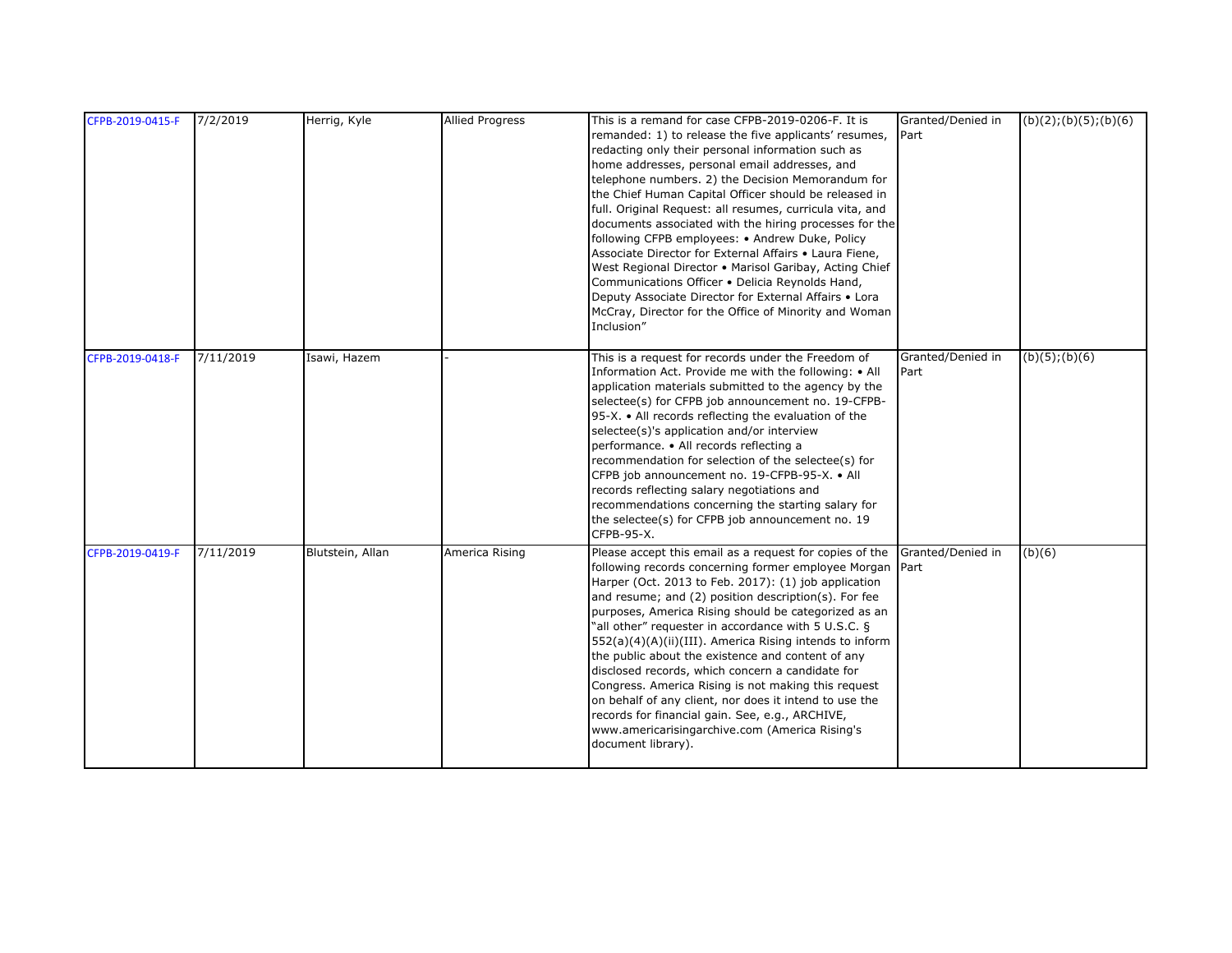| CFPB-2019-0415-F | 7/2/2019 | Herrig, Kyle | Allied Progress | This is a remand for case CFPB-2019-0206-F. It is remanded: 1) to release the five applicants' resumes, redacting only their personal information such as home addresses, personal email addresses, and telephone numbers. 2) the Decision Memorandum for the Chief Human Capital Officer should be released in full. Original Request: all resumes, curricula vita, and documents associated with the hiring processes for the following CFPB employees: • Andrew Duke, Policy Associate Director for External Affairs • Laura Fiene, West Regional Director • Marisol Garibay, Acting Chief Communications Officer • Delicia Reynolds Hand, Deputy Associate Director for External Affairs • Lora McCray, Director for the Office of Minority and Woman Inclusion" | Granted/Denied in Part | (b)(2);(b)(5);(b)(6) |
|---|---|---|---|---|---|---|
| CFPB-2019-0418-F | 7/11/2019 | Isawi, Hazem | - | This is a request for records under the Freedom of Information Act. Provide me with the following: • All application materials submitted to the agency by the selectee(s) for CFPB job announcement no. 19-CFPB-95-X. • All records reflecting the evaluation of the selectee(s)'s application and/or interview performance. • All records reflecting a recommendation for selection of the selectee(s) for CFPB job announcement no. 19-CFPB-95-X. • All records reflecting salary negotiations and recommendations concerning the starting salary for the selectee(s) for CFPB job announcement no. 19 CFPB-95-X. | Granted/Denied in Part | (b)(5);(b)(6) |
| CFPB-2019-0419-F | 7/11/2019 | Blutstein, Allan | America Rising | Please accept this email as a request for copies of the following records concerning former employee Morgan Harper (Oct. 2013 to Feb. 2017): (1) job application and resume; and (2) position description(s). For fee purposes, America Rising should be categorized as an "all other" requester in accordance with 5 U.S.C. § 552(a)(4)(A)(ii)(III). America Rising intends to inform the public about the existence and content of any disclosed records, which concern a candidate for Congress. America Rising is not making this request on behalf of any client, nor does it intend to use the records for financial gain. See, e.g., ARCHIVE, www.americarisingarchive.com (America Rising's document library). | Granted/Denied in Part | (b)(6) |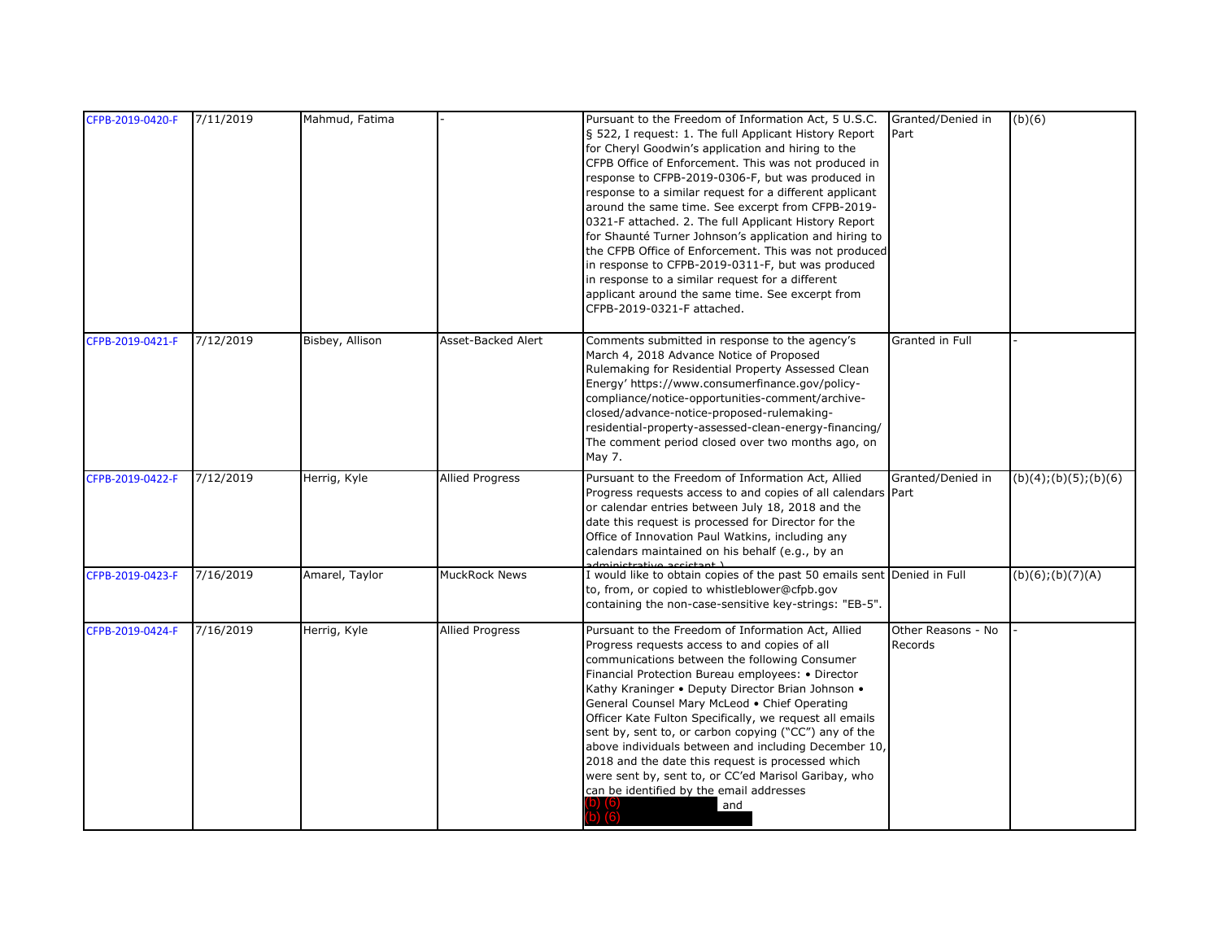| CFPB-2019-0420-F | 7/11/2019 | Mahmud, Fatima | - | Pursuant to the Freedom of Information Act, 5 U.S.C. § 522, I request: 1. The full Applicant History Report for Cheryl Goodwin's application and hiring to the CFPB Office of Enforcement. This was not produced in response to CFPB-2019-0306-F, but was produced in response to a similar request for a different applicant around the same time. See excerpt from CFPB-2019-0321-F attached. 2. The full Applicant History Report for Shaunté Turner Johnson's application and hiring to the CFPB Office of Enforcement. This was not produced in response to CFPB-2019-0311-F, but was produced in response to a similar request for a different applicant around the same time. See excerpt from CFPB-2019-0321-F attached. | Granted/Denied in Part | (b)(6) |
|---|---|---|---|---|---|---|
| CFPB-2019-0421-F | 7/12/2019 | Bisbey, Allison | Asset-Backed Alert | Comments submitted in response to the agency's March 4, 2018 Advance Notice of Proposed Rulemaking for Residential Property Assessed Clean Energy' https://www.consumerfinance.gov/policy-compliance/notice-opportunities-comment/archive-closed/advance-notice-proposed-rulemaking-residential-property-assessed-clean-energy-financing/ The comment period closed over two months ago, on May 7. | Granted in Full | - |
| CFPB-2019-0422-F | 7/12/2019 | Herrig, Kyle | Allied Progress | Pursuant to the Freedom of Information Act, Allied Progress requests access to and copies of all calendars or calendar entries between July 18, 2018 and the date this request is processed for Director for the Office of Innovation Paul Watkins, including any calendars maintained on his behalf (e.g., by an administrative assistant.) | Granted/Denied in Part | (b)(4);(b)(5);(b)(6) |
| CFPB-2019-0423-F | 7/16/2019 | Amarel, Taylor | MuckRock News | I would like to obtain copies of the past 50 emails sent to, from, or copied to whistleblower@cfpb.gov containing the non-case-sensitive key-strings: "EB-5". | Denied in Full | (b)(6);(b)(7)(A) |
| CFPB-2019-0424-F | 7/16/2019 | Herrig, Kyle | Allied Progress | Pursuant to the Freedom of Information Act, Allied Progress requests access to and copies of all communications between the following Consumer Financial Protection Bureau employees: • Director Kathy Kraninger • Deputy Director Brian Johnson • General Counsel Mary McLeod • Chief Operating Officer Kate Fulton Specifically, we request all emails sent by, sent to, or carbon copying ("CC") any of the above individuals between and including December 10, 2018 and the date this request is processed which were sent by, sent to, or CC'ed Marisol Garibay, who can be identified by the email addresses (b) (6) and (b) (6) | Other Reasons - No Records | - |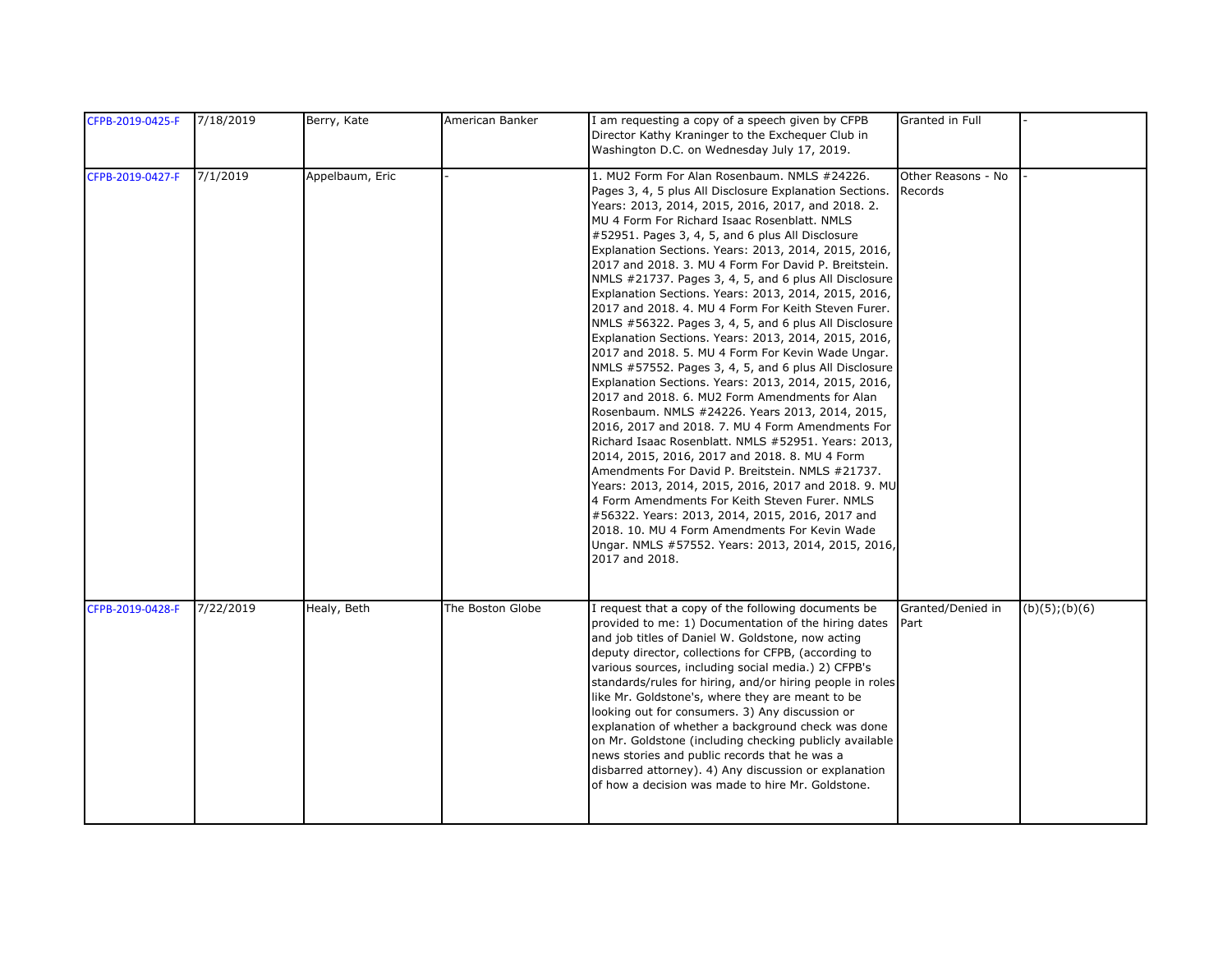| | | | | | | |
|---|---|---|---|---|---|---|
| CFPB-2019-0425-F | 7/18/2019 | Berry, Kate | American Banker | I am requesting a copy of a speech given by CFPB Director Kathy Kraninger to the Exchequer Club in Washington D.C. on Wednesday July 17, 2019. | Granted in Full | - |
| CFPB-2019-0427-F | 7/1/2019 | Appelbaum, Eric | - | 1. MU2 Form For Alan Rosenbaum. NMLS #24226. Pages 3, 4, 5 plus All Disclosure Explanation Sections. Years: 2013, 2014, 2015, 2016, 2017, and 2018. 2. MU 4 Form For Richard Isaac Rosenblatt. NMLS #52951. Pages 3, 4, 5, and 6 plus All Disclosure Explanation Sections. Years: 2013, 2014, 2015, 2016, 2017 and 2018. 3. MU 4 Form For David P. Breitstein. NMLS #21737. Pages 3, 4, 5, and 6 plus All Disclosure Explanation Sections. Years: 2013, 2014, 2015, 2016, 2017 and 2018. 4. MU 4 Form For Keith Steven Furer. NMLS #56322. Pages 3, 4, 5, and 6 plus All Disclosure Explanation Sections. Years: 2013, 2014, 2015, 2016, 2017 and 2018. 5. MU 4 Form For Kevin Wade Ungar. NMLS #57552. Pages 3, 4, 5, and 6 plus All Disclosure Explanation Sections. Years: 2013, 2014, 2015, 2016, 2017 and 2018. 6. MU2 Form Amendments for Alan Rosenbaum. NMLS #24226. Years 2013, 2014, 2015, 2016, 2017 and 2018. 7. MU 4 Form Amendments For Richard Isaac Rosenblatt. NMLS #52951. Years: 2013, 2014, 2015, 2016, 2017 and 2018. 8. MU 4 Form Amendments For David P. Breitstein. NMLS #21737. Years: 2013, 2014, 2015, 2016, 2017 and 2018. 9. MU 4 Form Amendments For Keith Steven Furer. NMLS #56322. Years: 2013, 2014, 2015, 2016, 2017 and 2018. 10. MU 4 Form Amendments For Kevin Wade Ungar. NMLS #57552. Years: 2013, 2014, 2015, 2016, 2017 and 2018. | Other Reasons - No Records | - |
| CFPB-2019-0428-F | 7/22/2019 | Healy, Beth | The Boston Globe | I request that a copy of the following documents be provided to me: 1) Documentation of the hiring dates and job titles of Daniel W. Goldstone, now acting deputy director, collections for CFPB, (according to various sources, including social media.) 2) CFPB's standards/rules for hiring, and/or hiring people in roles like Mr. Goldstone's, where they are meant to be looking out for consumers. 3) Any discussion or explanation of whether a background check was done on Mr. Goldstone (including checking publicly available news stories and public records that he was a disbarred attorney). 4) Any discussion or explanation of how a decision was made to hire Mr. Goldstone. | Granted/Denied in Part | (b)(5);(b)(6) |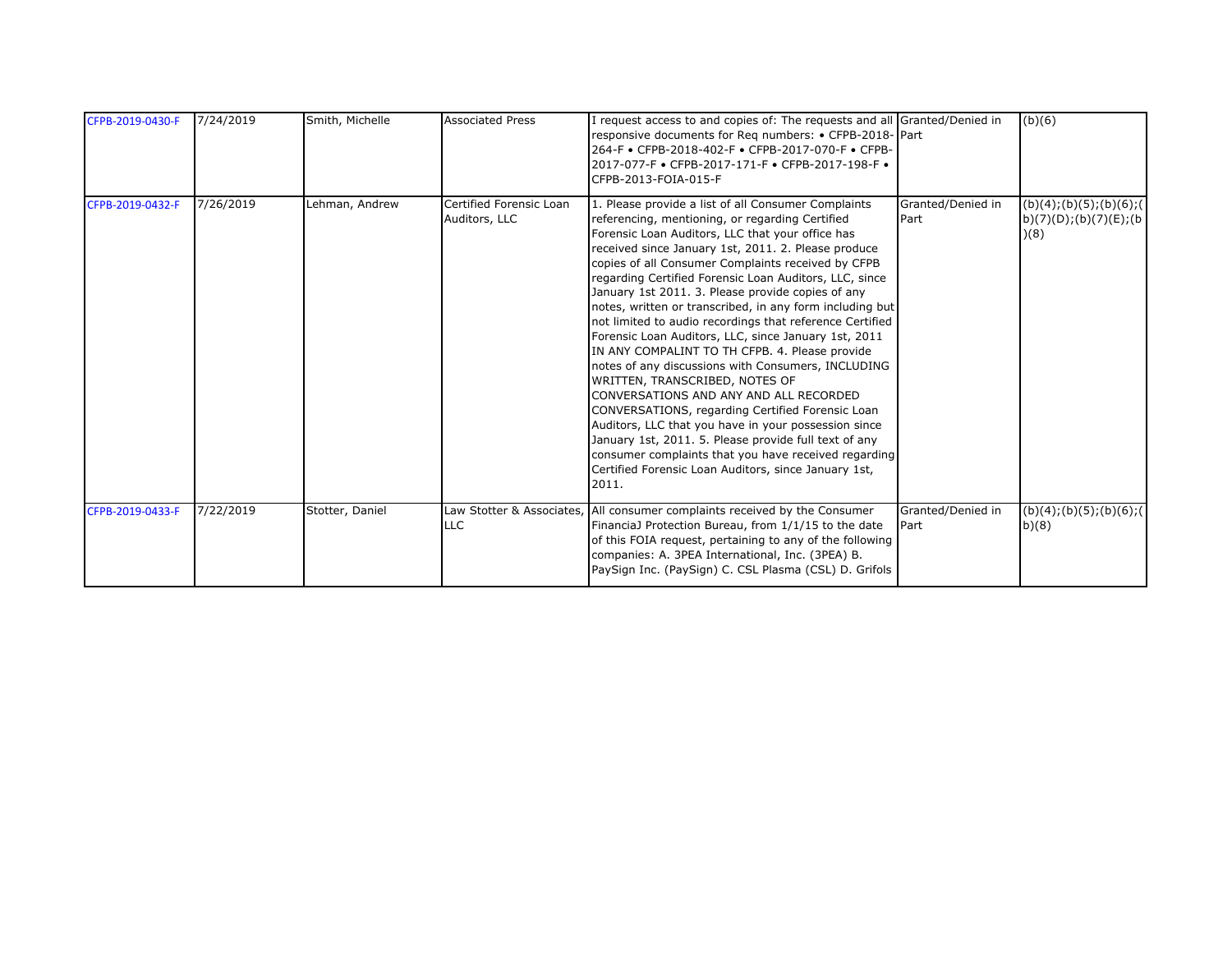| | | | | | | |
|---|---|---|---|---|---|---|
| CFPB-2019-0430-F | 7/24/2019 | Smith, Michelle | Associated Press | I request access to and copies of: The requests and all responsive documents for Req numbers: • CFPB-2018-264-F • CFPB-2018-402-F • CFPB-2017-070-F • CFPB-2017-077-F • CFPB-2017-171-F • CFPB-2017-198-F • CFPB-2013-FOIA-015-F | Granted/Denied in Part | (b)(6) |
| CFPB-2019-0432-F | 7/26/2019 | Lehman, Andrew | Certified Forensic Loan Auditors, LLC | 1. Please provide a list of all Consumer Complaints referencing, mentioning, or regarding Certified Forensic Loan Auditors, LLC that your office has received since January 1st, 2011. 2. Please produce copies of all Consumer Complaints received by CFPB regarding Certified Forensic Loan Auditors, LLC, since January 1st 2011. 3. Please provide copies of any notes, written or transcribed, in any form including but not limited to audio recordings that reference Certified Forensic Loan Auditors, LLC, since January 1st, 2011 IN ANY COMPALINT TO TH CFPB. 4. Please provide notes of any discussions with Consumers, INCLUDING WRITTEN, TRANSCRIBED, NOTES OF CONVERSATIONS AND ANY AND ALL RECORDED CONVERSATIONS, regarding Certified Forensic Loan Auditors, LLC that you have in your possession since January 1st, 2011. 5. Please provide full text of any consumer complaints that you have received regarding Certified Forensic Loan Auditors, since January 1st, 2011. | Granted/Denied in Part | (b)(4);(b)(5);(b)(6);(b)(7)(D);(b)(7)(E);(b)(8) |
| CFPB-2019-0433-F | 7/22/2019 | Stotter, Daniel | Law Stotter & Associates, LLC | All consumer complaints received by the Consumer FinanciaJ Protection Bureau, from 1/1/15 to the date of this FOIA request, pertaining to any of the following companies: A. 3PEA International, Inc. (3PEA) B. PaySign Inc. (PaySign) C. CSL Plasma (CSL) D. Grifols | Granted/Denied in Part | (b)(4);(b)(5);(b)(6);(b)(8) |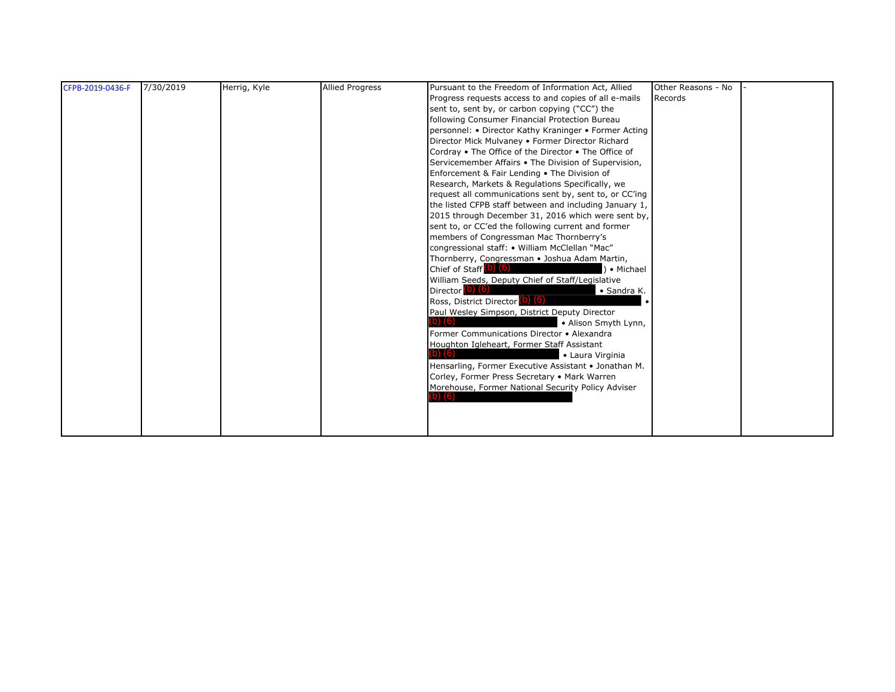| CFPB-2019-0436-F | 7/30/2019 | Herrig, Kyle | Allied Progress | Pursuant to the Freedom of Information Act, Allied Progress requests access to and copies of all e-mails sent to, sent by, or carbon copying ("CC") the following Consumer Financial Protection Bureau personnel: • Director Kathy Kraninger • Former Acting Director Mick Mulvaney • Former Director Richard Cordray • The Office of the Director • The Office of Servicemember Affairs • The Division of Supervision, Enforcement & Fair Lending • The Division of Research, Markets & Regulations Specifically, we request all communications sent by, sent to, or CC'ing the listed CFPB staff between and including January 1, 2015 through December 31, 2016 which were sent by, sent to, or CC'ed the following current and former members of Congressman Mac Thornberry's congressional staff: • William McClellan "Mac" Thornberry, Congressman • Joshua Adam Martin, Chief of Staff (b) (6) ) • Michael William Seeds, Deputy Chief of Staff/Legislative Director (b) (6) • Sandra K. Ross, District Director (b) (6) • Paul Wesley Simpson, District Deputy Director (b) (6) • Alison Smyth Lynn, Former Communications Director • Alexandra Houghton Igleheart, Former Staff Assistant (b) (6) • Laura Virginia Hensarling, Former Executive Assistant • Jonathan M. Corley, Former Press Secretary • Mark Warren Morehouse, Former National Security Policy Adviser (b) (6) | Other Reasons - No Records | - |
|---|---|---|---|---|---|---|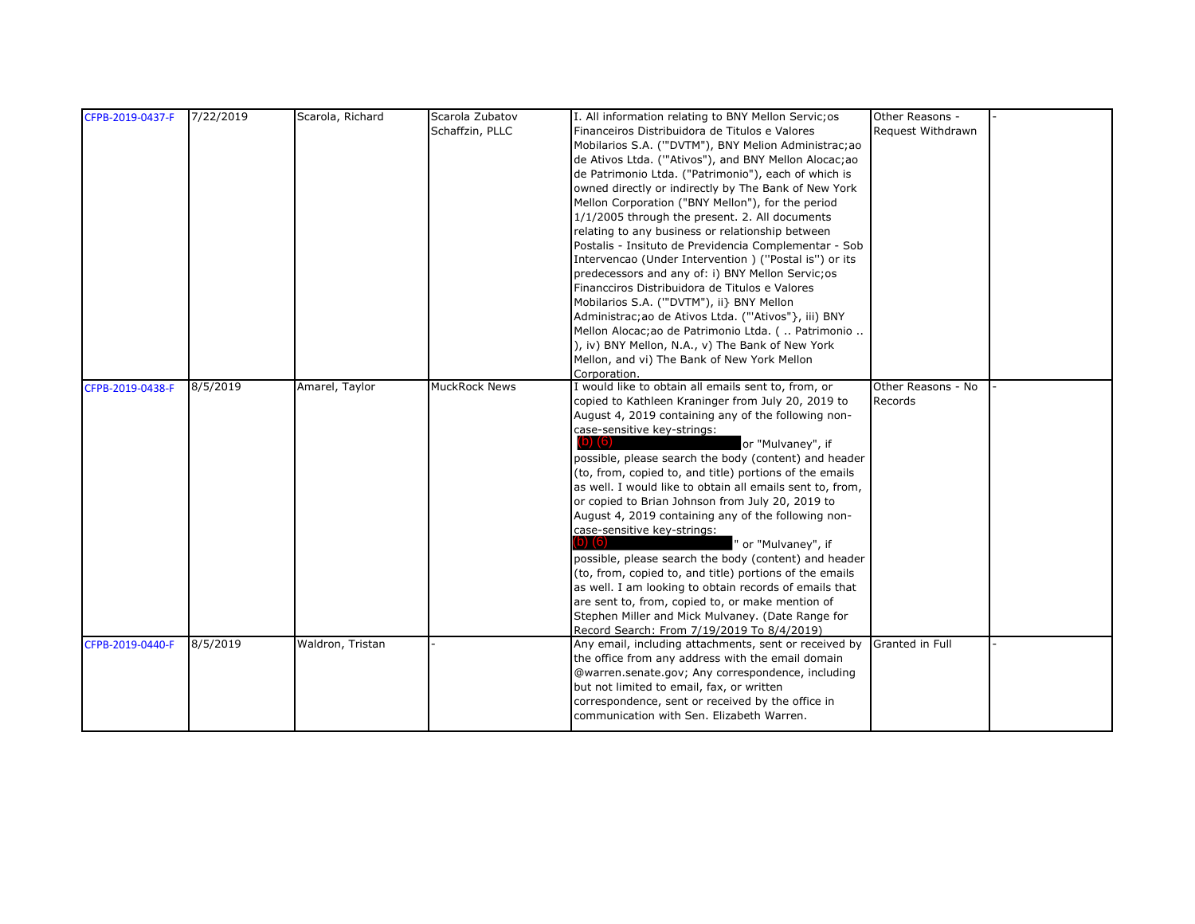| CFPB-2019-0437-F | 7/22/2019 | Scarola, Richard | Scarola Zubatov Schaffzin, PLLC | I. All information relating to BNY Mellon Servic;os Financeiros Distribuidora de Titulos e Valores Mobilarios S.A. ('"DVTM"), BNY Melion Administrac;ao de Ativos Ltda. ('"Ativos"), and BNY Mellon Alocac;ao de Patrimonio Ltda. ("Patrimonio"), each of which is owned directly or indirectly by The Bank of New York Mellon Corporation ("BNY Mellon"), for the period 1/1/2005 through the present. 2. All documents relating to any business or relationship between Postalis - Insituto de Previdencia Complementar - Sob Intervencao (Under Intervention ) (''Postal is'') or its predecessors and any of: i) BNY Mellon Servic;os Financciros Distribuidora de Titulos e Valores Mobilarios S.A. ('"DVTM"), ii} BNY Mellon Administrac;ao de Ativos Ltda. ("'Ativos"}, iii) BNY Mellon Alocac;ao de Patrimonio Ltda. ( .. Patrimonio .. ), iv) BNY Mellon, N.A., v) The Bank of New York Mellon, and vi) The Bank of New York Mellon Corporation. | Other Reasons - Request Withdrawn | - |
|---|---|---|---|---|---|---|
| CFPB-2019-0438-F | 8/5/2019 | Amarel, Taylor | MuckRock News | I would like to obtain all emails sent to, from, or copied to Kathleen Kraninger from July 20, 2019 to August 4, 2019 containing any of the following non-case-sensitive key-strings: (b) (6) or "Mulvaney", if possible, please search the body (content) and header (to, from, copied to, and title) portions of the emails as well. I would like to obtain all emails sent to, from, or copied to Brian Johnson from July 20, 2019 to August 4, 2019 containing any of the following non-case-sensitive key-strings: (b) (6) " or "Mulvaney", if possible, please search the body (content) and header (to, from, copied to, and title) portions of the emails as well. I am looking to obtain records of emails that are sent to, from, copied to, or make mention of Stephen Miller and Mick Mulvaney. (Date Range for Record Search: From 7/19/2019 To 8/4/2019) | Other Reasons - No Records | - |
| CFPB-2019-0440-F | 8/5/2019 | Waldron, Tristan | - | Any email, including attachments, sent or received by the office from any address with the email domain @warren.senate.gov; Any correspondence, including but not limited to email, fax, or written correspondence, sent or received by the office in communication with Sen. Elizabeth Warren. | Granted in Full | - |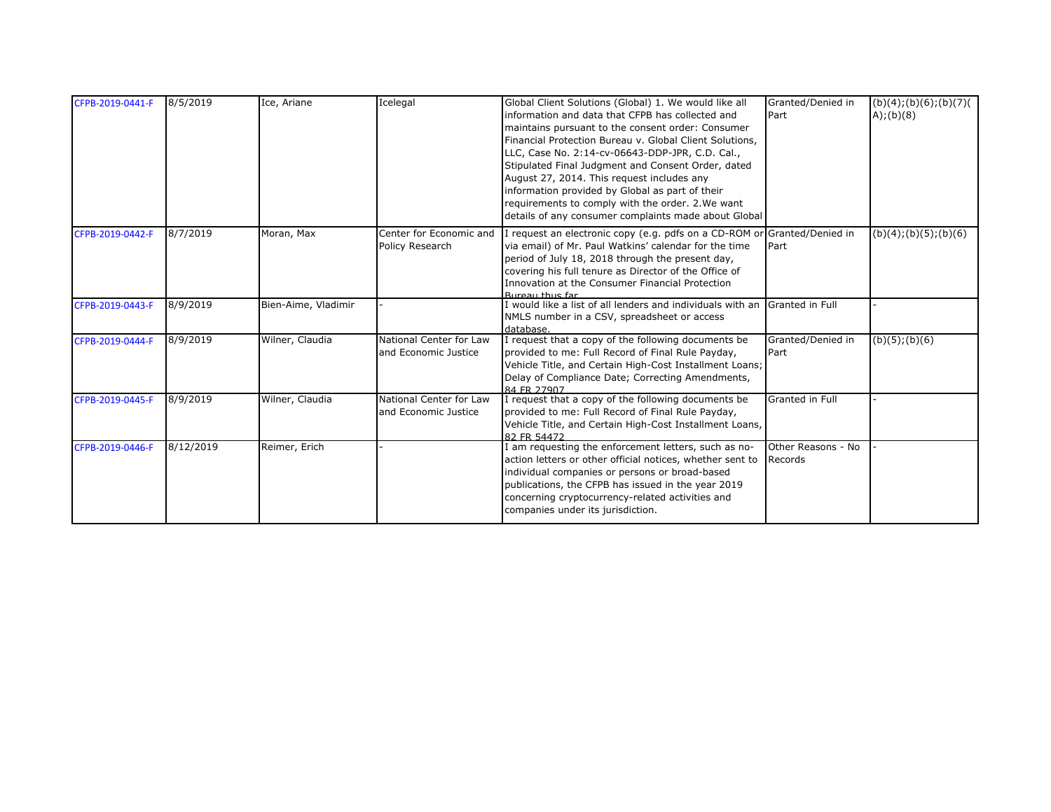| | | | | | | |
|---|---|---|---|---|---|---|
| CFPB-2019-0441-F | 8/5/2019 | Ice, Ariane | Icelegal | Global Client Solutions (Global) 1. We would like all information and data that CFPB has collected and maintains pursuant to the consent order: Consumer Financial Protection Bureau v. Global Client Solutions, LLC, Case No. 2:14-cv-06643-DDP-JPR, C.D. Cal., Stipulated Final Judgment and Consent Order, dated August 27, 2014. This request includes any information provided by Global as part of their requirements to comply with the order. 2.We want details of any consumer complaints made about Global | Granted/Denied in Part | (b)(4);(b)(6);(b)(7)(A);(b)(8) |
| CFPB-2019-0442-F | 8/7/2019 | Moran, Max | Center for Economic and Policy Research | I request an electronic copy (e.g. pdfs on a CD-ROM or via email) of Mr. Paul Watkins' calendar for the time period of July 18, 2018 through the present day, covering his full tenure as Director of the Office of Innovation at the Consumer Financial Protection Bureau thus far | Granted/Denied in Part | (b)(4);(b)(5);(b)(6) |
| CFPB-2019-0443-F | 8/9/2019 | Bien-Aime, Vladimir | - | I would like a list of all lenders and individuals with an NMLS number in a CSV, spreadsheet or access database. | Granted in Full | - |
| CFPB-2019-0444-F | 8/9/2019 | Wilner, Claudia | National Center for Law and Economic Justice | I request that a copy of the following documents be provided to me: Full Record of Final Rule Payday, Vehicle Title, and Certain High-Cost Installment Loans; Delay of Compliance Date; Correcting Amendments, 84 FR 27907 | Granted/Denied in Part | (b)(5);(b)(6) |
| CFPB-2019-0445-F | 8/9/2019 | Wilner, Claudia | National Center for Law and Economic Justice | I request that a copy of the following documents be provided to me: Full Record of Final Rule Payday, Vehicle Title, and Certain High-Cost Installment Loans, 82 FR 54472 | Granted in Full | - |
| CFPB-2019-0446-F | 8/12/2019 | Reimer, Erich | - | I am requesting the enforcement letters, such as no-action letters or other official notices, whether sent to individual companies or persons or broad-based publications, the CFPB has issued in the year 2019 concerning cryptocurrency-related activities and companies under its jurisdiction. | Other Reasons - No Records | - |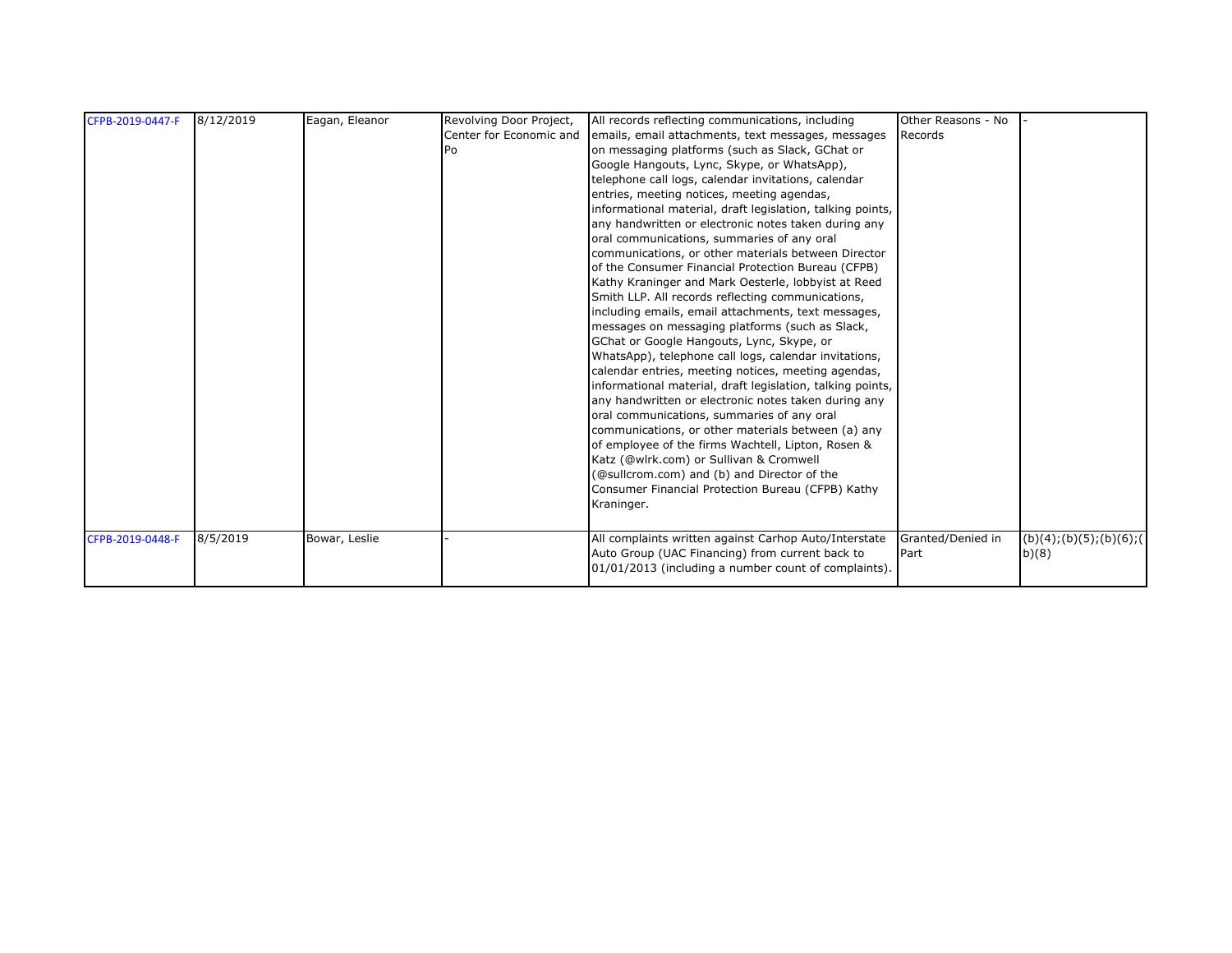| CFPB-2019-0447-F | 8/12/2019 | Eagan, Eleanor | Revolving Door Project, Center for Economic and Po | All records reflecting communications, including emails, email attachments, text messages, messages on messaging platforms (such as Slack, GChat or Google Hangouts, Lync, Skype, or WhatsApp), telephone call logs, calendar invitations, calendar entries, meeting notices, meeting agendas, informational material, draft legislation, talking points, any handwritten or electronic notes taken during any oral communications, summaries of any oral communications, or other materials between Director of the Consumer Financial Protection Bureau (CFPB) Kathy Kraninger and Mark Oesterle, lobbyist at Reed Smith LLP. All records reflecting communications, including emails, email attachments, text messages, messages on messaging platforms (such as Slack, GChat or Google Hangouts, Lync, Skype, or WhatsApp), telephone call logs, calendar invitations, calendar entries, meeting notices, meeting agendas, informational material, draft legislation, talking points, any handwritten or electronic notes taken during any oral communications, summaries of any oral communications, or other materials between (a) any of employee of the firms Wachtell, Lipton, Rosen & Katz (@wlrk.com) or Sullivan & Cromwell (@sullcrom.com) and (b) and Director of the Consumer Financial Protection Bureau (CFPB) Kathy Kraninger. | Other Reasons - No Records | - |
|---|---|---|---|---|---|---|
| CFPB-2019-0448-F | 8/5/2019 | Bowar, Leslie | - | All complaints written against Carhop Auto/Interstate Auto Group (UAC Financing) from current back to 01/01/2013 (including a number count of complaints). | Granted/Denied in Part | (b)(4);(b)(5);(b)(6);(b)(8) |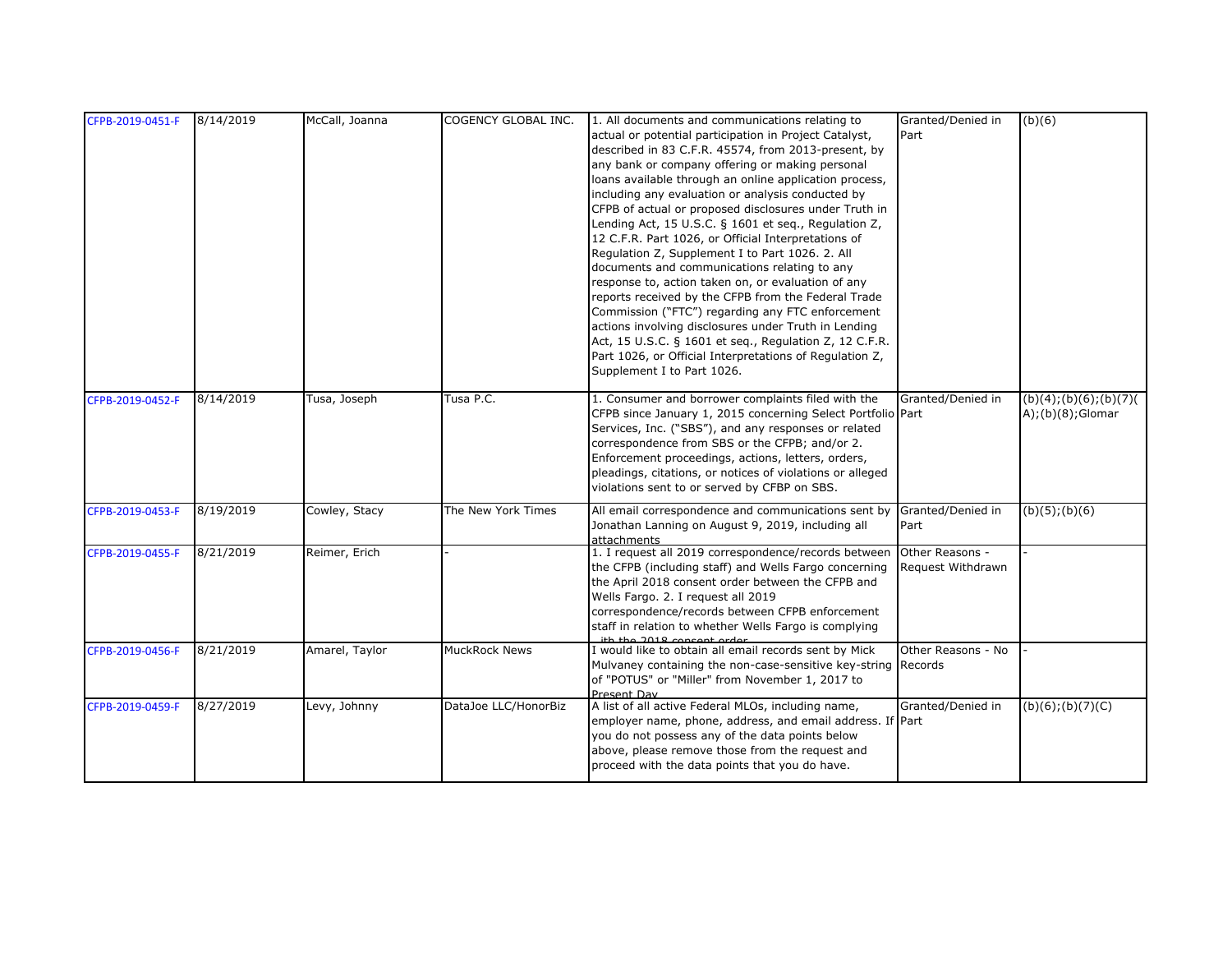| | | | | | | |
|---|---|---|---|---|---|---|
| CFPB-2019-0451-F | 8/14/2019 | McCall, Joanna | COGENCY GLOBAL INC. | 1. All documents and communications relating to actual or potential participation in Project Catalyst, described in 83 C.F.R. 45574, from 2013-present, by any bank or company offering or making personal loans available through an online application process, including any evaluation or analysis conducted by CFPB of actual or proposed disclosures under Truth in Lending Act, 15 U.S.C. § 1601 et seq., Regulation Z, 12 C.F.R. Part 1026, or Official Interpretations of Regulation Z, Supplement I to Part 1026. 2. All documents and communications relating to any response to, action taken on, or evaluation of any reports received by the CFPB from the Federal Trade Commission ("FTC") regarding any FTC enforcement actions involving disclosures under Truth in Lending Act, 15 U.S.C. § 1601 et seq., Regulation Z, 12 C.F.R. Part 1026, or Official Interpretations of Regulation Z, Supplement I to Part 1026. | Granted/Denied in Part | (b)(6) |
| CFPB-2019-0452-F | 8/14/2019 | Tusa, Joseph | Tusa P.C. | 1. Consumer and borrower complaints filed with the CFPB since January 1, 2015 concerning Select Portfolio Services, Inc. ("SBS"), and any responses or related correspondence from SBS or the CFPB; and/or 2. Enforcement proceedings, actions, letters, orders, pleadings, citations, or notices of violations or alleged violations sent to or served by CFBP on SBS. | Granted/Denied in Part | (b)(4);(b)(6);(b)(7)(A);(b)(8);Glomar |
| CFPB-2019-0453-F | 8/19/2019 | Cowley, Stacy | The New York Times | All email correspondence and communications sent by Jonathan Lanning on August 9, 2019, including all attachments | Granted/Denied in Part | (b)(5);(b)(6) |
| CFPB-2019-0455-F | 8/21/2019 | Reimer, Erich | - | 1. I request all 2019 correspondence/records between the CFPB (including staff) and Wells Fargo concerning the April 2018 consent order between the CFPB and Wells Fargo. 2. I request all 2019 correspondence/records between CFPB enforcement staff in relation to whether Wells Fargo is complying with the 2018 consent order | Other Reasons - Request Withdrawn | - |
| CFPB-2019-0456-F | 8/21/2019 | Amarel, Taylor | MuckRock News | I would like to obtain all email records sent by Mick Mulvaney containing the non-case-sensitive key-string of "POTUS" or "Miller" from November 1, 2017 to Present Day | Other Reasons - No Records | - |
| CFPB-2019-0459-F | 8/27/2019 | Levy, Johnny | DataJoe LLC/HonorBiz | A list of all active Federal MLOs, including name, employer name, phone, address, and email address. If you do not possess any of the data points below above, please remove those from the request and proceed with the data points that you do have. | Granted/Denied in Part | (b)(6);(b)(7)(C) |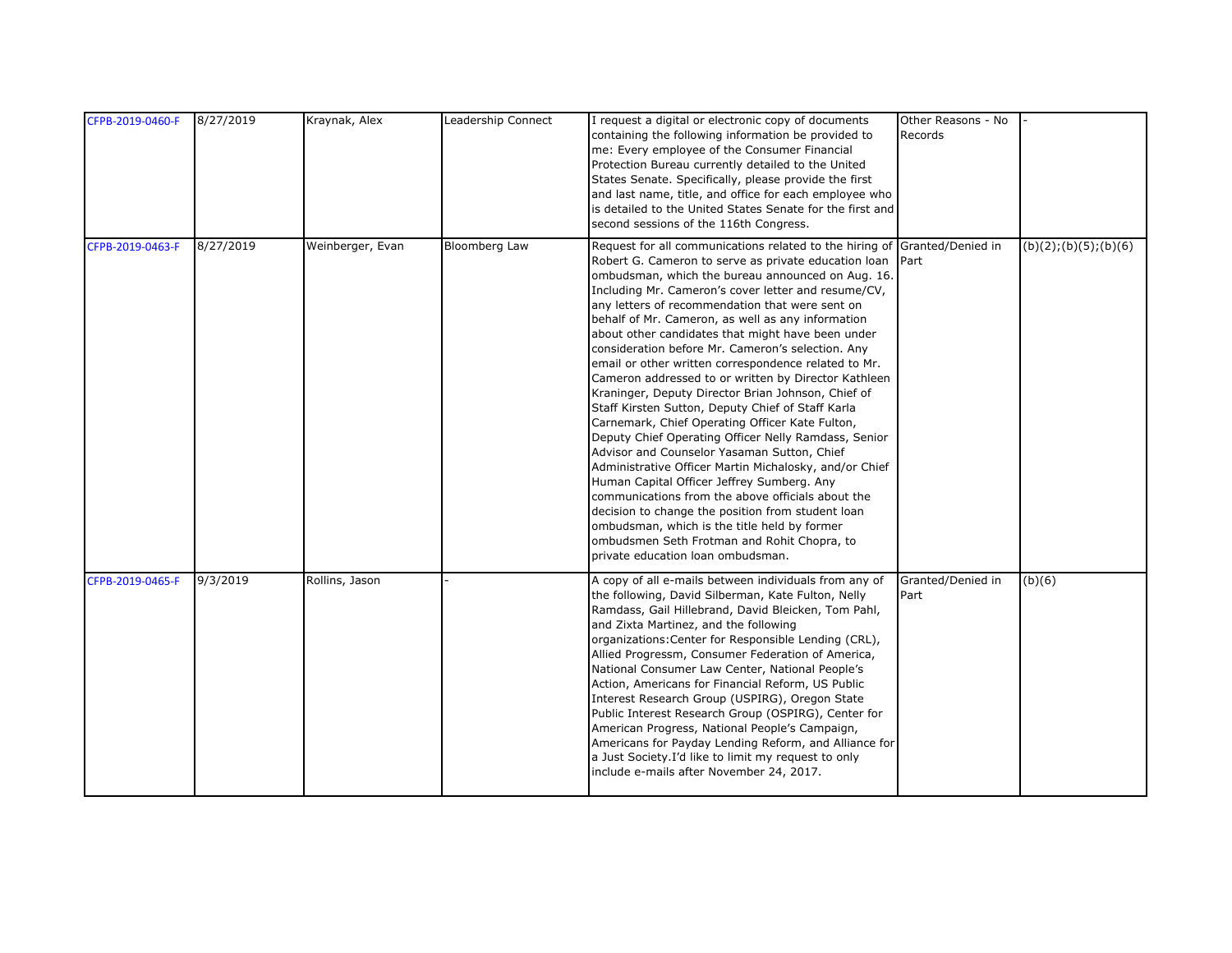| CFPB-2019-0460-F | 8/27/2019 | Kraynak, Alex | Leadership Connect | I request a digital or electronic copy of documents containing the following information be provided to me: Every employee of the Consumer Financial Protection Bureau currently detailed to the United States Senate. Specifically, please provide the first and last name, title, and office for each employee who is detailed to the United States Senate for the first and second sessions of the 116th Congress. | Other Reasons - No Records | - |
|---|---|---|---|---|---|---|
| CFPB-2019-0463-F | 8/27/2019 | Weinberger, Evan | Bloomberg Law | Request for all communications related to the hiring of Robert G. Cameron to serve as private education loan ombudsman, which the bureau announced on Aug. 16. Including Mr. Cameron's cover letter and resume/CV, any letters of recommendation that were sent on behalf of Mr. Cameron, as well as any information about other candidates that might have been under consideration before Mr. Cameron's selection. Any email or other written correspondence related to Mr. Cameron addressed to or written by Director Kathleen Kraninger, Deputy Director Brian Johnson, Chief of Staff Kirsten Sutton, Deputy Chief of Staff Karla Carnemark, Chief Operating Officer Kate Fulton, Deputy Chief Operating Officer Nelly Ramdass, Senior Advisor and Counselor Yasaman Sutton, Chief Administrative Officer Martin Michalosky, and/or Chief Human Capital Officer Jeffrey Sumberg. Any communications from the above officials about the decision to change the position from student loan ombudsman, which is the title held by former ombudsmen Seth Frotman and Rohit Chopra, to private education loan ombudsman. | Granted/Denied in Part | (b)(2);(b)(5);(b)(6) |
| CFPB-2019-0465-F | 9/3/2019 | Rollins, Jason | - | A copy of all e-mails between individuals from any of the following, David Silberman, Kate Fulton, Nelly Ramdass, Gail Hillebrand, David Bleicken, Tom Pahl, and Zixta Martinez, and the following organizations:Center for Responsible Lending (CRL), Allied Progressm, Consumer Federation of America, National Consumer Law Center, National People's Action, Americans for Financial Reform, US Public Interest Research Group (USPIRG), Oregon State Public Interest Research Group (OSPIRG), Center for American Progress, National People's Campaign, Americans for Payday Lending Reform, and Alliance for a Just Society.I'd like to limit my request to only include e-mails after November 24, 2017. | Granted/Denied in Part | (b)(6) |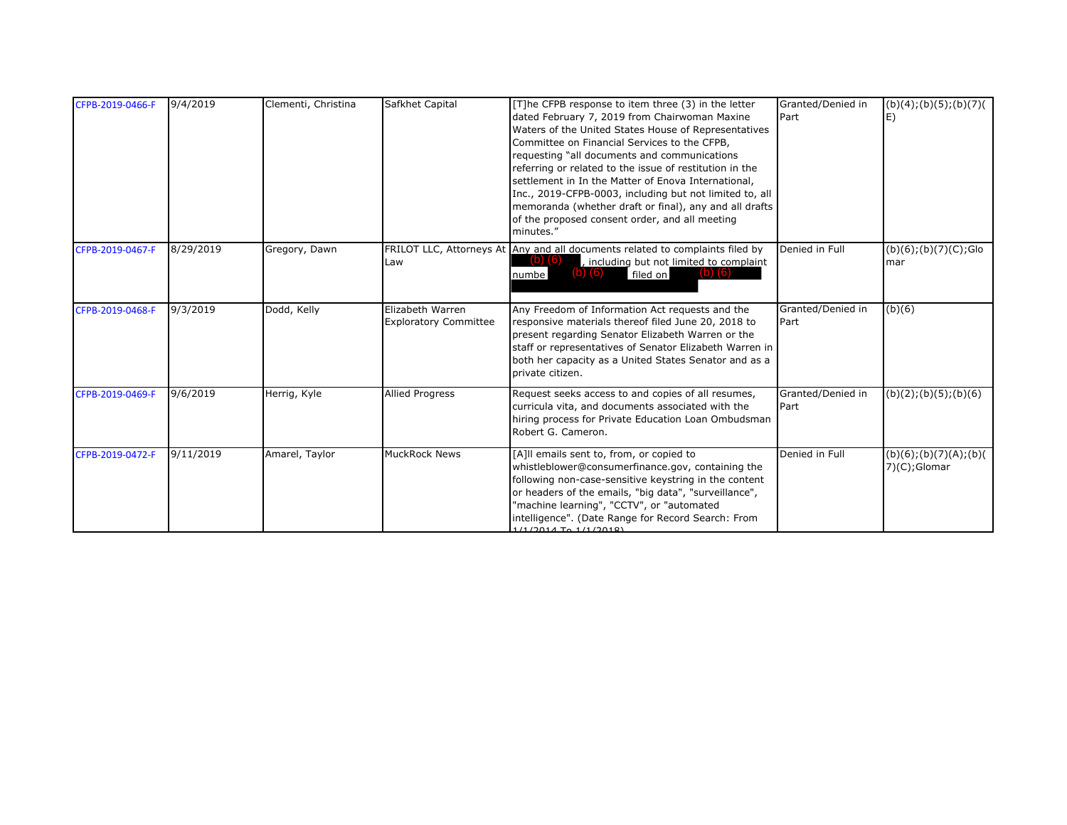| CFPB-2019-0466-F | 9/4/2019 | Clementi, Christina | Safkhet Capital | [T]he CFPB response to item three (3) in the letter dated February 7, 2019 from Chairwoman Maxine Waters of the United States House of Representatives Committee on Financial Services to the CFPB, requesting "all documents and communications referring or related to the issue of restitution in the settlement in In the Matter of Enova International, Inc., 2019-CFPB-0003, including but not limited to, all memoranda (whether draft or final), any and all drafts of the proposed consent order, and all meeting minutes." | Granted/Denied in Part | (b)(4);(b)(5);(b)(7)(E) |
|---|---|---|---|---|---|---|
| CFPB-2019-0467-F | 8/29/2019 | Gregory, Dawn | FRILOT LLC, Attorneys At Law | Any and all documents related to complaints filed by (b) (6), including but not limited to complaint numbe (b) (6) filed on (b) (6) | Denied in Full | (b)(6);(b)(7)(C);Glomar |
| CFPB-2019-0468-F | 9/3/2019 | Dodd, Kelly | Elizabeth Warren Exploratory Committee | Any Freedom of Information Act requests and the responsive materials thereof filed June 20, 2018 to present regarding Senator Elizabeth Warren or the staff or representatives of Senator Elizabeth Warren in both her capacity as a United States Senator and as a private citizen. | Granted/Denied in Part | (b)(6) |
| CFPB-2019-0469-F | 9/6/2019 | Herrig, Kyle | Allied Progress | Request seeks access to and copies of all resumes, curricula vita, and documents associated with the hiring process for Private Education Loan Ombudsman Robert G. Cameron. | Granted/Denied in Part | (b)(2);(b)(5);(b)(6) |
| CFPB-2019-0472-F | 9/11/2019 | Amarel, Taylor | MuckRock News | [A]ll emails sent to, from, or copied to whistleblower@consumerfinance.gov, containing the following non-case-sensitive keystring in the content or headers of the emails, "big data", "surveillance", "machine learning", "CCTV", or "automated intelligence". (Date Range for Record Search: From 1/1/2014 To 1/1/2018) | Denied in Full | (b)(6);(b)(7)(A);(b)(7)(C);Glomar |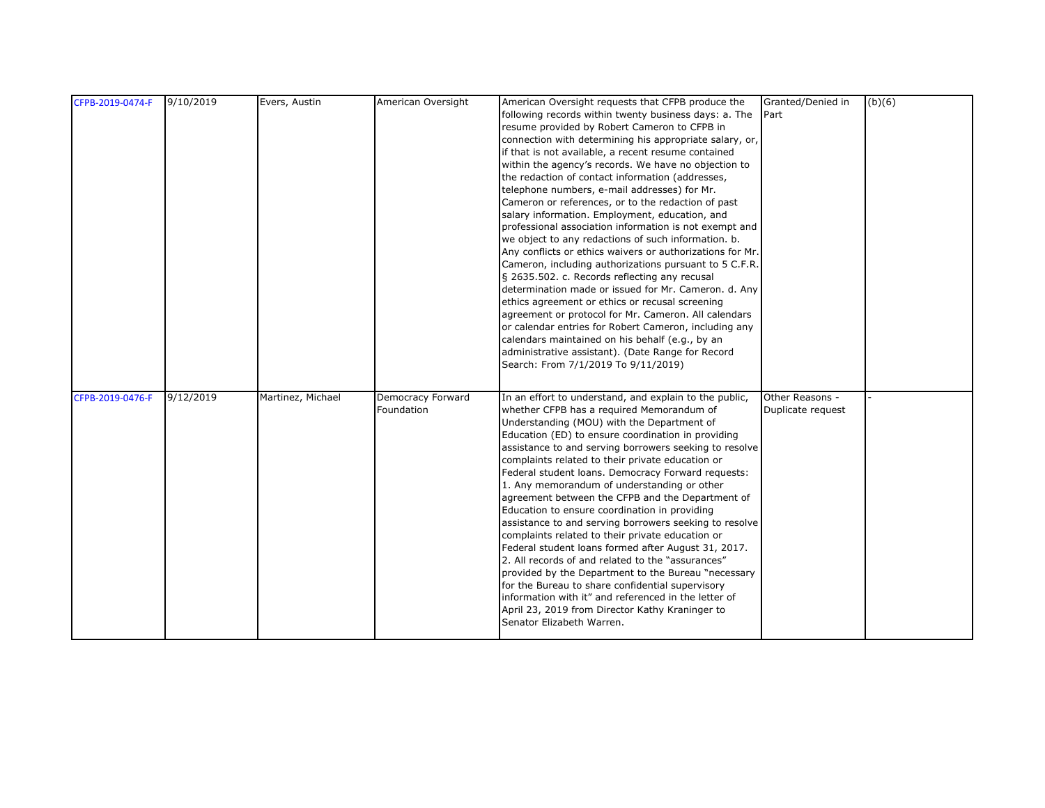| | | | | | | |
|---|---|---|---|---|---|---|
| CFPB-2019-0474-F | 9/10/2019 | Evers, Austin | American Oversight | American Oversight requests that CFPB produce the following records within twenty business days: a. The resume provided by Robert Cameron to CFPB in connection with determining his appropriate salary, or, if that is not available, a recent resume contained within the agency's records. We have no objection to the redaction of contact information (addresses, telephone numbers, e-mail addresses) for Mr. Cameron or references, or to the redaction of past salary information. Employment, education, and professional association information is not exempt and we object to any redactions of such information. b. Any conflicts or ethics waivers or authorizations for Mr. Cameron, including authorizations pursuant to 5 C.F.R. § 2635.502. c. Records reflecting any recusal determination made or issued for Mr. Cameron. d. Any ethics agreement or ethics or recusal screening agreement or protocol for Mr. Cameron. All calendars or calendar entries for Robert Cameron, including any calendars maintained on his behalf (e.g., by an administrative assistant). (Date Range for Record Search: From 7/1/2019 To 9/11/2019) | Granted/Denied in Part | (b)(6) |
| CFPB-2019-0476-F | 9/12/2019 | Martinez, Michael | Democracy Forward Foundation | In an effort to understand, and explain to the public, whether CFPB has a required Memorandum of Understanding (MOU) with the Department of Education (ED) to ensure coordination in providing assistance to and serving borrowers seeking to resolve complaints related to their private education or Federal student loans. Democracy Forward requests: 1. Any memorandum of understanding or other agreement between the CFPB and the Department of Education to ensure coordination in providing assistance to and serving borrowers seeking to resolve complaints related to their private education or Federal student loans formed after August 31, 2017. 2. All records of and related to the "assurances" provided by the Department to the Bureau "necessary for the Bureau to share confidential supervisory information with it" and referenced in the letter of April 23, 2019 from Director Kathy Kraninger to Senator Elizabeth Warren. | Other Reasons - Duplicate request | - |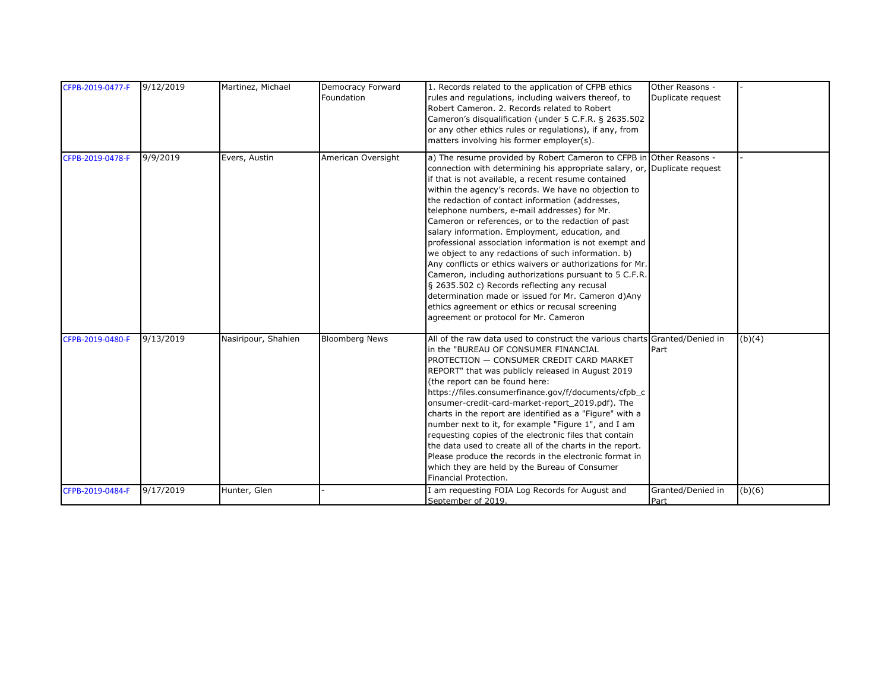| | | | | | | |
|---|---|---|---|---|---|---|
| CFPB-2019-0477-F | 9/12/2019 | Martinez, Michael | Democracy Forward Foundation | 1. Records related to the application of CFPB ethics rules and regulations, including waivers thereof, to Robert Cameron. 2. Records related to Robert Cameron's disqualification (under 5 C.F.R. § 2635.502 or any other ethics rules or regulations), if any, from matters involving his former employer(s). | Other Reasons - Duplicate request | - |
| CFPB-2019-0478-F | 9/9/2019 | Evers, Austin | American Oversight | a) The resume provided by Robert Cameron to CFPB in connection with determining his appropriate salary, or, if that is not available, a recent resume contained within the agency's records. We have no objection to the redaction of contact information (addresses, telephone numbers, e-mail addresses) for Mr. Cameron or references, or to the redaction of past salary information. Employment, education, and professional association information is not exempt and we object to any redactions of such information. b) Any conflicts or ethics waivers or authorizations for Mr. Cameron, including authorizations pursuant to 5 C.F.R. § 2635.502 c) Records reflecting any recusal determination made or issued for Mr. Cameron d)Any ethics agreement or ethics or recusal screening agreement or protocol for Mr. Cameron | Other Reasons - Duplicate request | - |
| CFPB-2019-0480-F | 9/13/2019 | Nasiripour, Shahien | Bloomberg News | All of the raw data used to construct the various charts in the "BUREAU OF CONSUMER FINANCIAL PROTECTION — CONSUMER CREDIT CARD MARKET REPORT" that was publicly released in August 2019 (the report can be found here: https://files.consumerfinance.gov/f/documents/cfpb_consumer-credit-card-market-report_2019.pdf). The charts in the report are identified as a "Figure" with a number next to it, for example "Figure 1", and I am requesting copies of the electronic files that contain the data used to create all of the charts in the report. Please produce the records in the electronic format in which they are held by the Bureau of Consumer Financial Protection. | Granted/Denied in Part | (b)(4) |
| CFPB-2019-0484-F | 9/17/2019 | Hunter, Glen | - | I am requesting FOIA Log Records for August and September of 2019. | Granted/Denied in Part | (b)(6) |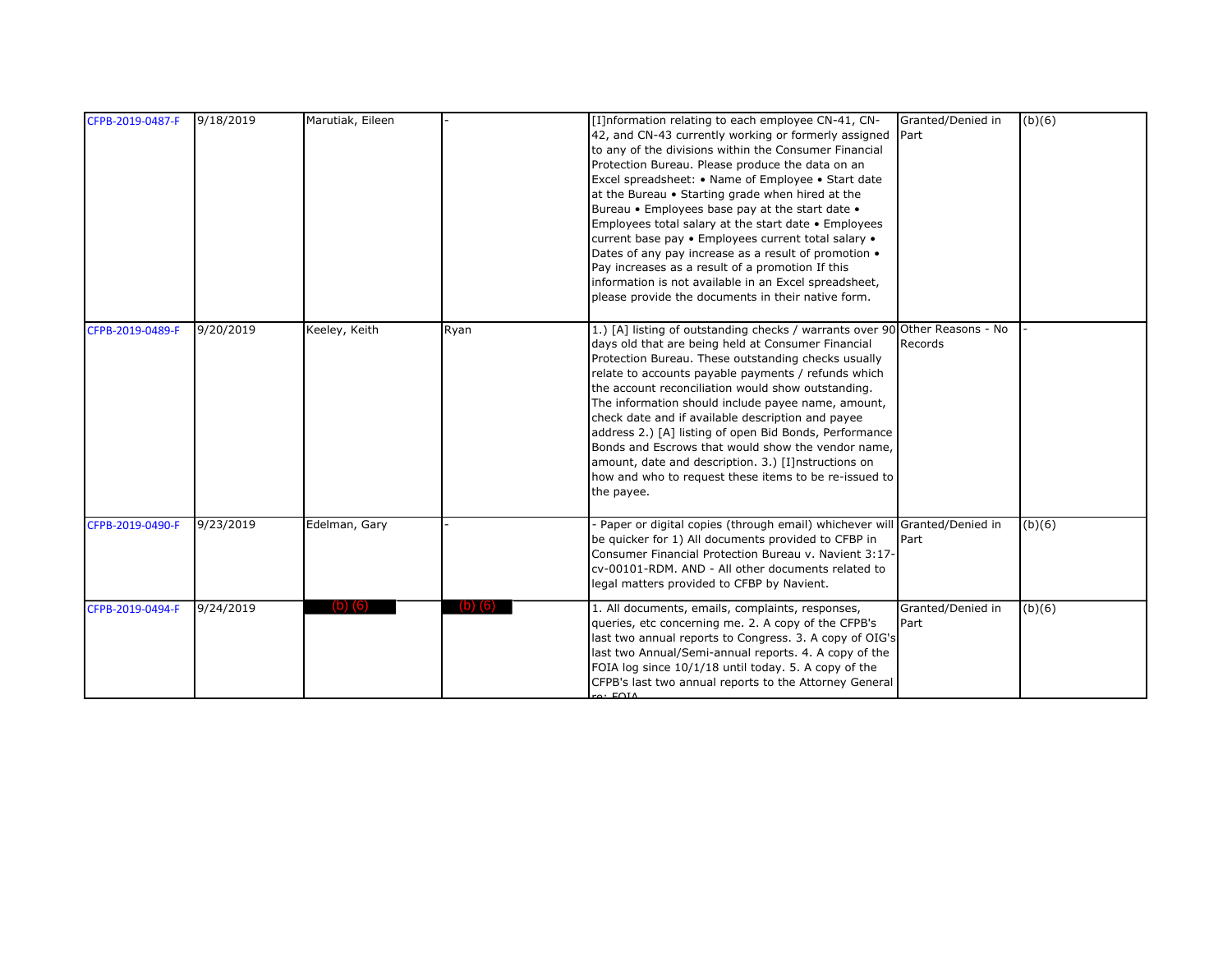| CFPB-2019-0487-F | 9/18/2019 | Marutiak, Eileen | - | [I]nformation relating to each employee CN-41, CN-42, and CN-43 currently working or formerly assigned to any of the divisions within the Consumer Financial Protection Bureau. Please produce the data on an Excel spreadsheet: • Name of Employee • Start date at the Bureau • Starting grade when hired at the Bureau • Employees base pay at the start date • Employees total salary at the start date • Employees current base pay • Employees current total salary • Dates of any pay increase as a result of promotion • Pay increases as a result of a promotion If this information is not available in an Excel spreadsheet, please provide the documents in their native form. | Granted/Denied in Part | (b)(6) |
|---|---|---|---|---|---|---|
| CFPB-2019-0489-F | 9/20/2019 | Keeley, Keith | Ryan | 1.) [A] listing of outstanding checks / warrants over 90 days old that are being held at Consumer Financial Protection Bureau. These outstanding checks usually relate to accounts payable payments / refunds which the account reconciliation would show outstanding. The information should include payee name, amount, check date and if available description and payee address 2.) [A] listing of open Bid Bonds, Performance Bonds and Escrows that would show the vendor name, amount, date and description. 3.) [I]nstructions on how and who to request these items to be re-issued to the payee. | Other Reasons - No Records | - |
| CFPB-2019-0490-F | 9/23/2019 | Edelman, Gary | - | - Paper or digital copies (through email) whichever will be quicker for 1) All documents provided to CFBP in Consumer Financial Protection Bureau v. Navient 3:17-cv-00101-RDM. AND - All other documents related to legal matters provided to CFBP by Navient. | Granted/Denied in Part | (b)(6) |
| CFPB-2019-0494-F | 9/24/2019 | (b) (6) | (b) (6) | 1. All documents, emails, complaints, responses, queries, etc concerning me. 2. A copy of the CFPB's last two annual reports to Congress. 3. A copy of OIG's last two Annual/Semi-annual reports. 4. A copy of the FOIA log since 10/1/18 until today. 5. A copy of the CFPB's last two annual reports to the Attorney General re: FOIA | Granted/Denied in Part | (b)(6) |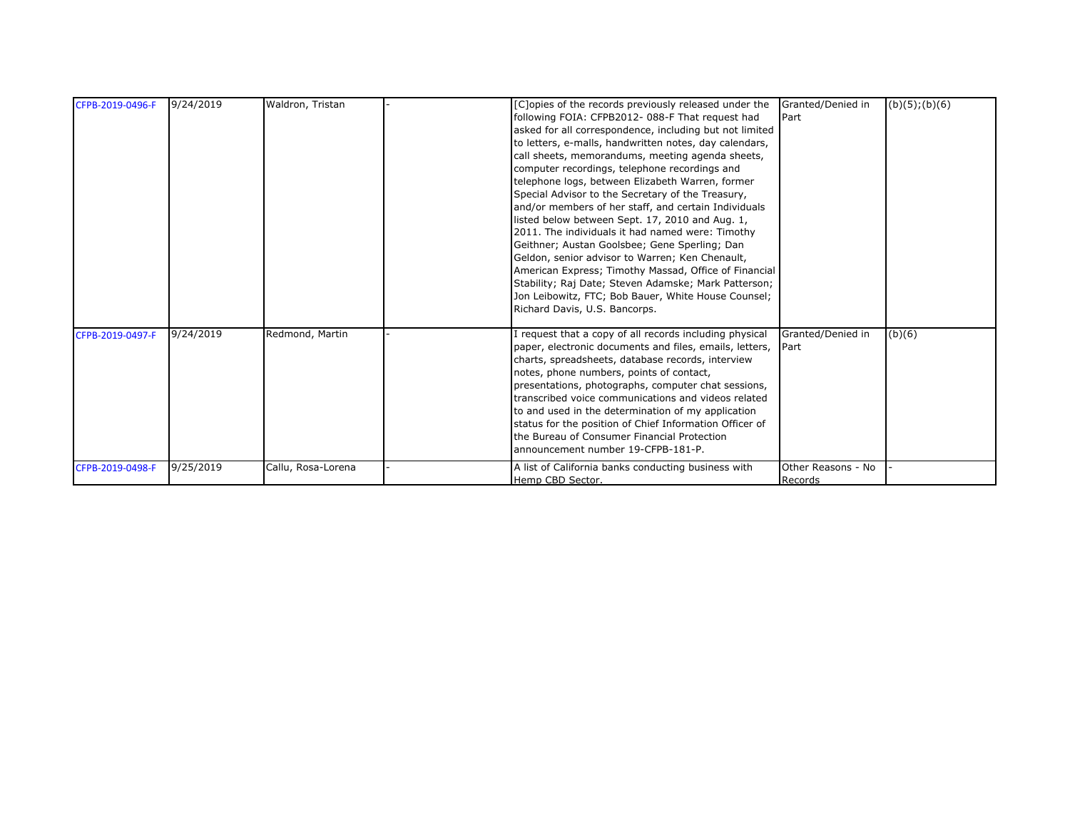| CFPB-2019-0496-F | 9/24/2019 | Waldron, Tristan | - | [C]opies of the records previously released under the following FOIA: CFPB2012- 088-F That request had asked for all correspondence, including but not limited to letters, e-malls, handwritten notes, day calendars, call sheets, memorandums, meeting agenda sheets, computer recordings, telephone recordings and telephone logs, between Elizabeth Warren, former Special Advisor to the Secretary of the Treasury, and/or members of her staff, and certain Individuals listed below between Sept. 17, 2010 and Aug. 1, 2011. The individuals it had named were: Timothy Geithner; Austan Goolsbee; Gene Sperling; Dan Geldon, senior advisor to Warren; Ken Chenault, American Express; Timothy Massad, Office of Financial Stability; Raj Date; Steven Adamske; Mark Patterson; Jon Leibowitz, FTC; Bob Bauer, White House Counsel; Richard Davis, U.S. Bancorps. | Granted/Denied in Part | (b)(5);(b)(6) |
|---|---|---|---|---|---|---|
| CFPB-2019-0497-F | 9/24/2019 | Redmond, Martin | - | I request that a copy of all records including physical paper, electronic documents and files, emails, letters, charts, spreadsheets, database records, interview notes, phone numbers, points of contact, presentations, photographs, computer chat sessions, transcribed voice communications and videos related to and used in the determination of my application status for the position of Chief Information Officer of the Bureau of Consumer Financial Protection announcement number 19-CFPB-181-P. | Granted/Denied in Part | (b)(6) |
| CFPB-2019-0498-F | 9/25/2019 | Callu, Rosa-Lorena | - | A list of California banks conducting business with Hemp CBD Sector. | Other Reasons - No Records | - |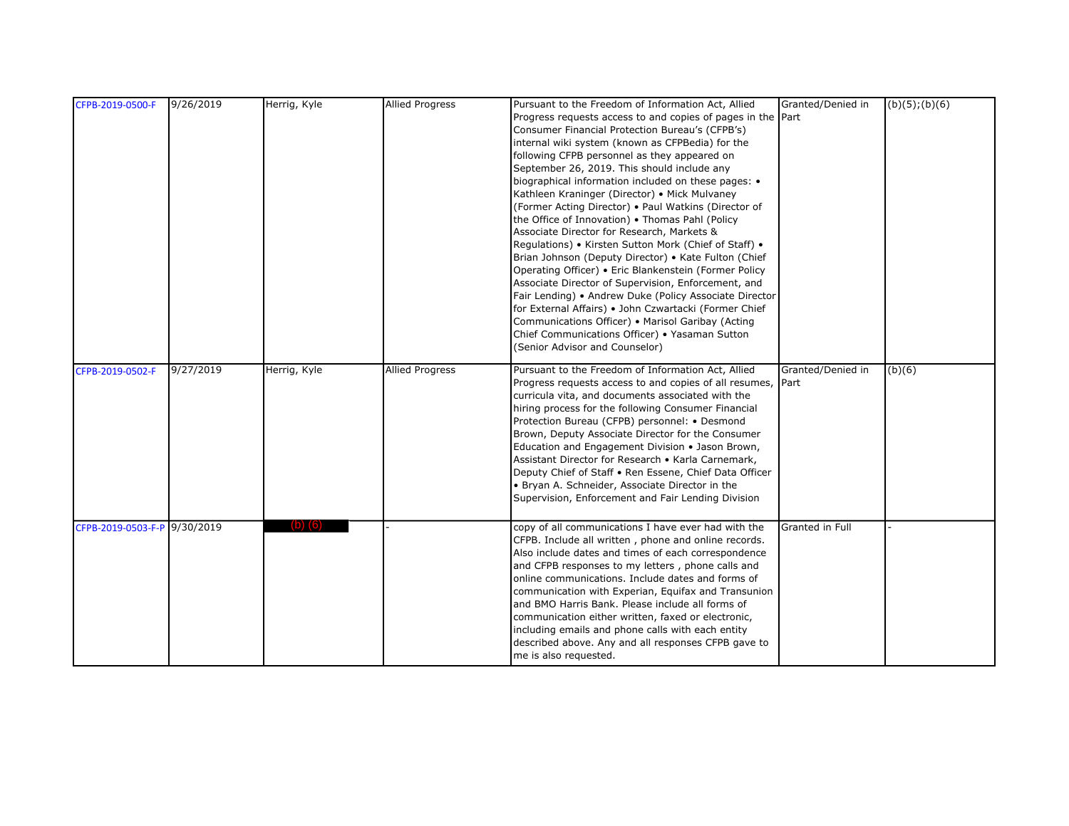| | | | | | | |
|---|---|---|---|---|---|---|
| CFPB-2019-0500-F | 9/26/2019 | Herrig, Kyle | Allied Progress | Pursuant to the Freedom of Information Act, Allied Progress requests access to and copies of pages in the Consumer Financial Protection Bureau's (CFPB's) internal wiki system (known as CFPBedia) for the following CFPB personnel as they appeared on September 26, 2019. This should include any biographical information included on these pages: • Kathleen Kraninger (Director) • Mick Mulvaney (Former Acting Director) • Paul Watkins (Director of the Office of Innovation) • Thomas Pahl (Policy Associate Director for Research, Markets & Regulations) • Kirsten Sutton Mork (Chief of Staff) • Brian Johnson (Deputy Director) • Kate Fulton (Chief Operating Officer) • Eric Blankenstein (Former Policy Associate Director of Supervision, Enforcement, and Fair Lending) • Andrew Duke (Policy Associate Director for External Affairs) • John Czwartacki (Former Chief Communications Officer) • Marisol Garibay (Acting Chief Communications Officer) • Yasaman Sutton (Senior Advisor and Counselor) | Granted/Denied in Part | (b)(5);(b)(6) |
| CFPB-2019-0502-F | 9/27/2019 | Herrig, Kyle | Allied Progress | Pursuant to the Freedom of Information Act, Allied Progress requests access to and copies of all resumes, curricula vita, and documents associated with the hiring process for the following Consumer Financial Protection Bureau (CFPB) personnel: • Desmond Brown, Deputy Associate Director for the Consumer Education and Engagement Division • Jason Brown, Assistant Director for Research • Karla Carnemark, Deputy Chief of Staff • Ren Essene, Chief Data Officer • Bryan A. Schneider, Associate Director in the Supervision, Enforcement and Fair Lending Division | Granted/Denied in Part | (b)(6) |
| CFPB-2019-0503-F-P | 9/30/2019 | (b) (6) | - | copy of all communications I have ever had with the CFPB. Include all written , phone and online records. Also include dates and times of each correspondence and CFPB responses to my letters , phone calls and online communications. Include dates and forms of communication with Experian, Equifax and Transunion and BMO Harris Bank. Please include all forms of communication either written, faxed or electronic, including emails and phone calls with each entity described above. Any and all responses CFPB gave to me is also requested. | Granted in Full | - |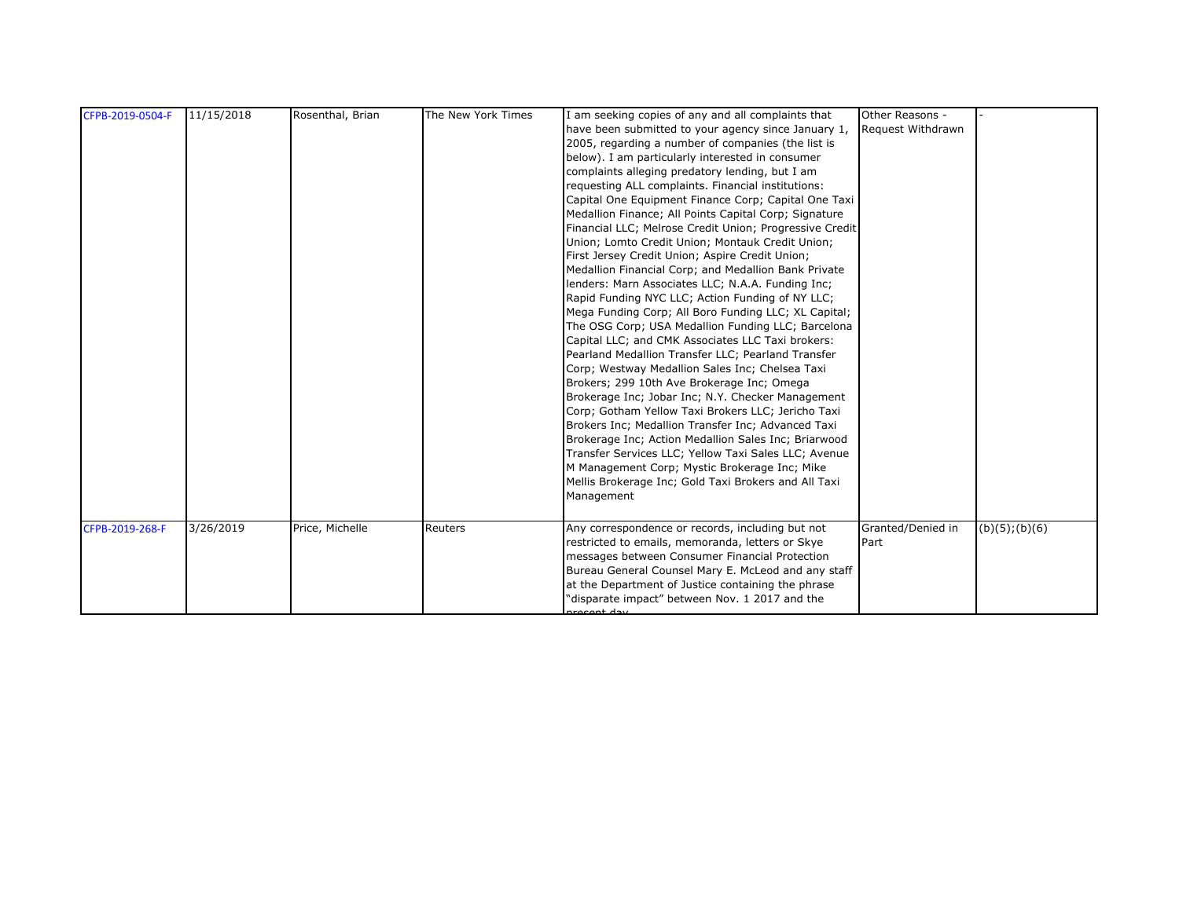| | | | | | | |
|---|---|---|---|---|---|---|
| CFPB-2019-0504-F | 11/15/2018 | Rosenthal, Brian | The New York Times | I am seeking copies of any and all complaints that have been submitted to your agency since January 1, 2005, regarding a number of companies (the list is below). I am particularly interested in consumer complaints alleging predatory lending, but I am requesting ALL complaints. Financial institutions: Capital One Equipment Finance Corp; Capital One Taxi Medallion Finance; All Points Capital Corp; Signature Financial LLC; Melrose Credit Union; Progressive Credit Union; Lomto Credit Union; Montauk Credit Union; First Jersey Credit Union; Aspire Credit Union; Medallion Financial Corp; and Medallion Bank Private lenders: Marn Associates LLC; N.A.A. Funding Inc; Rapid Funding NYC LLC; Action Funding of NY LLC; Mega Funding Corp; All Boro Funding LLC; XL Capital; The OSG Corp; USA Medallion Funding LLC; Barcelona Capital LLC; and CMK Associates LLC Taxi brokers: Pearland Medallion Transfer LLC; Pearland Transfer Corp; Westway Medallion Sales Inc; Chelsea Taxi Brokers; 299 10th Ave Brokerage Inc; Omega Brokerage Inc; Jobar Inc; N.Y. Checker Management Corp; Gotham Yellow Taxi Brokers LLC; Jericho Taxi Brokers Inc; Medallion Transfer Inc; Advanced Taxi Brokerage Inc; Action Medallion Sales Inc; Briarwood Transfer Services LLC; Yellow Taxi Sales LLC; Avenue M Management Corp; Mystic Brokerage Inc; Mike Mellis Brokerage Inc; Gold Taxi Brokers and All Taxi Management | Other Reasons - Request Withdrawn | - |
| CFPB-2019-268-F | 3/26/2019 | Price, Michelle | Reuters | Any correspondence or records, including but not restricted to emails, memoranda, letters or Skye messages between Consumer Financial Protection Bureau General Counsel Mary E. McLeod and any staff at the Department of Justice containing the phrase "disparate impact" between Nov. 1 2017 and the present day | Granted/Denied in Part | (b)(5);(b)(6) |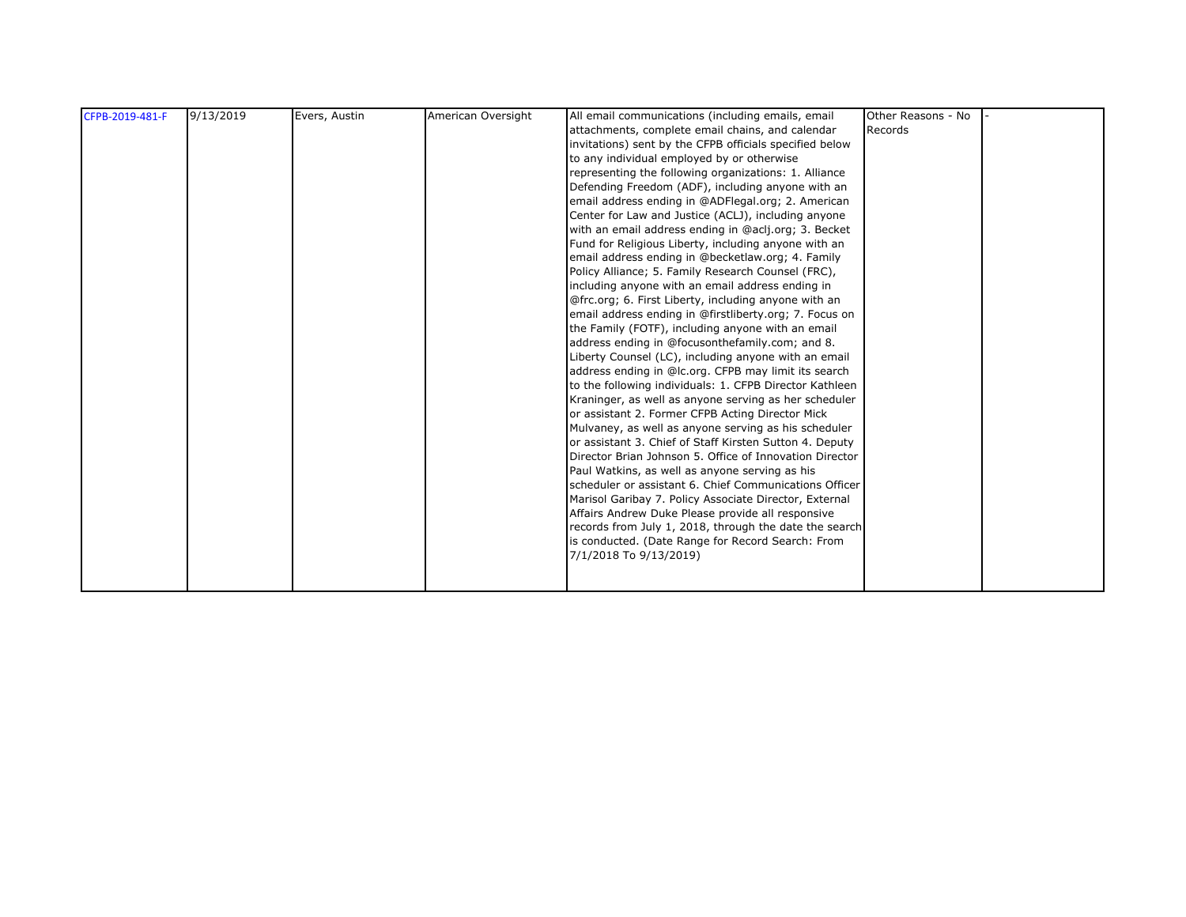| | | | | | | |
|---|---|---|---|---|---|---|
| CFPB-2019-481-F | 9/13/2019 | Evers, Austin | American Oversight | All email communications (including emails, email attachments, complete email chains, and calendar invitations) sent by the CFPB officials specified below to any individual employed by or otherwise representing the following organizations: 1. Alliance Defending Freedom (ADF), including anyone with an email address ending in @ADFlegal.org; 2. American Center for Law and Justice (ACLJ), including anyone with an email address ending in @aclj.org; 3. Becket Fund for Religious Liberty, including anyone with an email address ending in @becketlaw.org; 4. Family Policy Alliance; 5. Family Research Counsel (FRC), including anyone with an email address ending in @frc.org; 6. First Liberty, including anyone with an email address ending in @firstliberty.org; 7. Focus on the Family (FOTF), including anyone with an email address ending in @focusonthefamily.com; and 8. Liberty Counsel (LC), including anyone with an email address ending in @lc.org. CFPB may limit its search to the following individuals: 1. CFPB Director Kathleen Kraninger, as well as anyone serving as her scheduler or assistant 2. Former CFPB Acting Director Mick Mulvaney, as well as anyone serving as his scheduler or assistant 3. Chief of Staff Kirsten Sutton 4. Deputy Director Brian Johnson 5. Office of Innovation Director Paul Watkins, as well as anyone serving as his scheduler or assistant 6. Chief Communications Officer Marisol Garibay 7. Policy Associate Director, External Affairs Andrew Duke Please provide all responsive records from July 1, 2018, through the date the search is conducted. (Date Range for Record Search: From 7/1/2018 To 9/13/2019) | Other Reasons - No Records | - |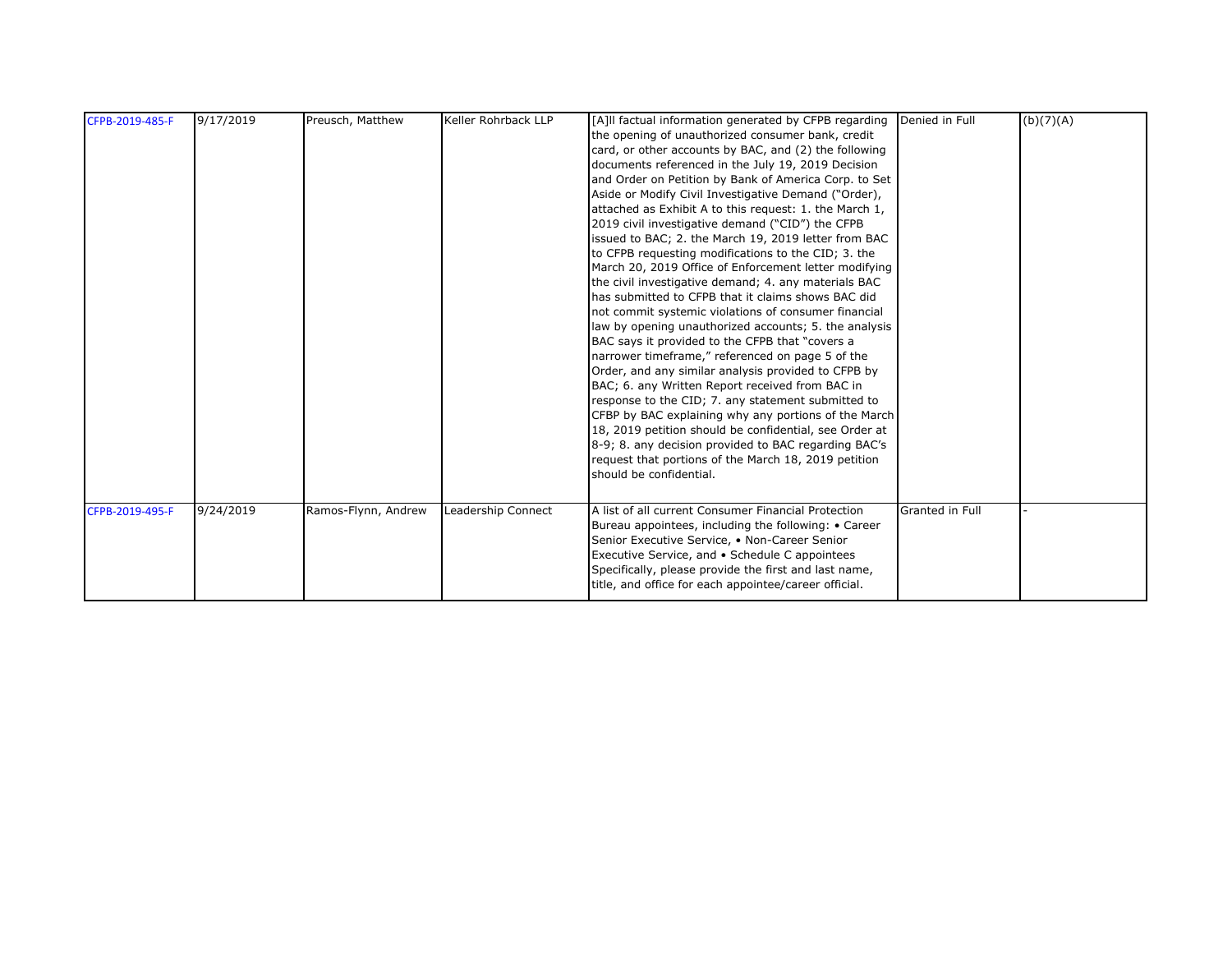| | | | | | | |
|---|---|---|---|---|---|---|
| CFPB-2019-485-F | 9/17/2019 | Preusch, Matthew | Keller Rohrback LLP | [A]ll factual information generated by CFPB regarding the opening of unauthorized consumer bank, credit card, or other accounts by BAC, and (2) the following documents referenced in the July 19, 2019 Decision and Order on Petition by Bank of America Corp. to Set Aside or Modify Civil Investigative Demand ("Order), attached as Exhibit A to this request: 1. the March 1, 2019 civil investigative demand ("CID") the CFPB issued to BAC; 2. the March 19, 2019 letter from BAC to CFPB requesting modifications to the CID; 3. the March 20, 2019 Office of Enforcement letter modifying the civil investigative demand; 4. any materials BAC has submitted to CFPB that it claims shows BAC did not commit systemic violations of consumer financial law by opening unauthorized accounts; 5. the analysis BAC says it provided to the CFPB that "covers a narrower timeframe," referenced on page 5 of the Order, and any similar analysis provided to CFPB by BAC; 6. any Written Report received from BAC in response to the CID; 7. any statement submitted to CFBP by BAC explaining why any portions of the March 18, 2019 petition should be confidential, see Order at 8-9; 8. any decision provided to BAC regarding BAC's request that portions of the March 18, 2019 petition should be confidential. | Denied in Full | (b)(7)(A) |
| CFPB-2019-495-F | 9/24/2019 | Ramos-Flynn, Andrew | Leadership Connect | A list of all current Consumer Financial Protection Bureau appointees, including the following: • Career Senior Executive Service, • Non-Career Senior Executive Service, and • Schedule C appointees Specifically, please provide the first and last name, title, and office for each appointee/career official. | Granted in Full | - |